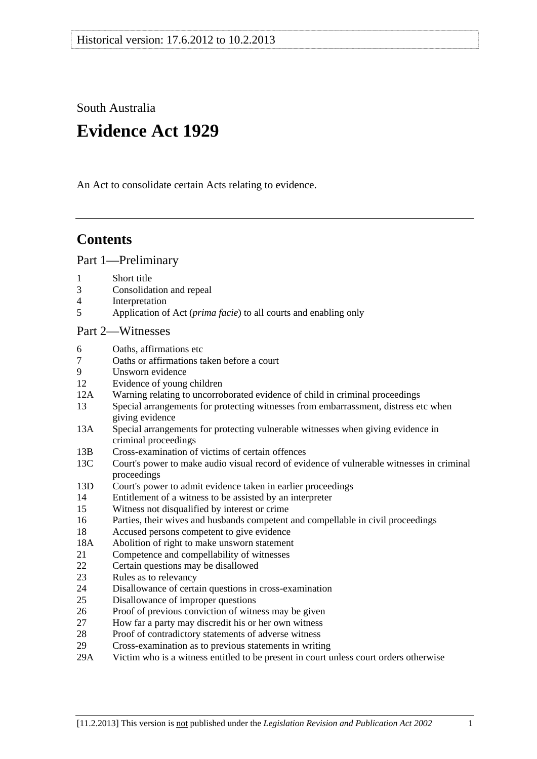Historical version: 17.6.2012 to 10.2.2013

South Australia

# Evidence Act 1929

An Act to consolidate certain Acts relating to evidence.

---

## Contents

### Part 1—Preliminary

1 Short title
3 Consolidation and repeal
4 Interpretation
5 Application of Act (*prima facie*) to all courts and enabling only

### Part 2—Witnesses

6 Oaths, affirmations etc
7 Oaths or affirmations taken before a court
9 Unsworn evidence
12 Evidence of young children
12A Warning relating to uncorroborated evidence of child in criminal proceedings
13 Special arrangements for protecting witnesses from embarrassment, distress etc when giving evidence
13A Special arrangements for protecting vulnerable witnesses when giving evidence in criminal proceedings
13B Cross-examination of victims of certain offences
13C Court's power to make audio visual record of evidence of vulnerable witnesses in criminal proceedings
13D Court's power to admit evidence taken in earlier proceedings
14 Entitlement of a witness to be assisted by an interpreter
15 Witness not disqualified by interest or crime
16 Parties, their wives and husbands competent and compellable in civil proceedings
18 Accused persons competent to give evidence
18A Abolition of right to make unsworn statement
21 Competence and compellability of witnesses
22 Certain questions may be disallowed
23 Rules as to relevancy
24 Disallowance of certain questions in cross-examination
25 Disallowance of improper questions
26 Proof of previous conviction of witness may be given
27 How far a party may discredit his or her own witness
28 Proof of contradictory statements of adverse witness
29 Cross-examination as to previous statements in writing
29A Victim who is a witness entitled to be present in court unless court orders otherwise

[11.2.2013] This version is not published under the *Legislation Revision and Publication Act 2002*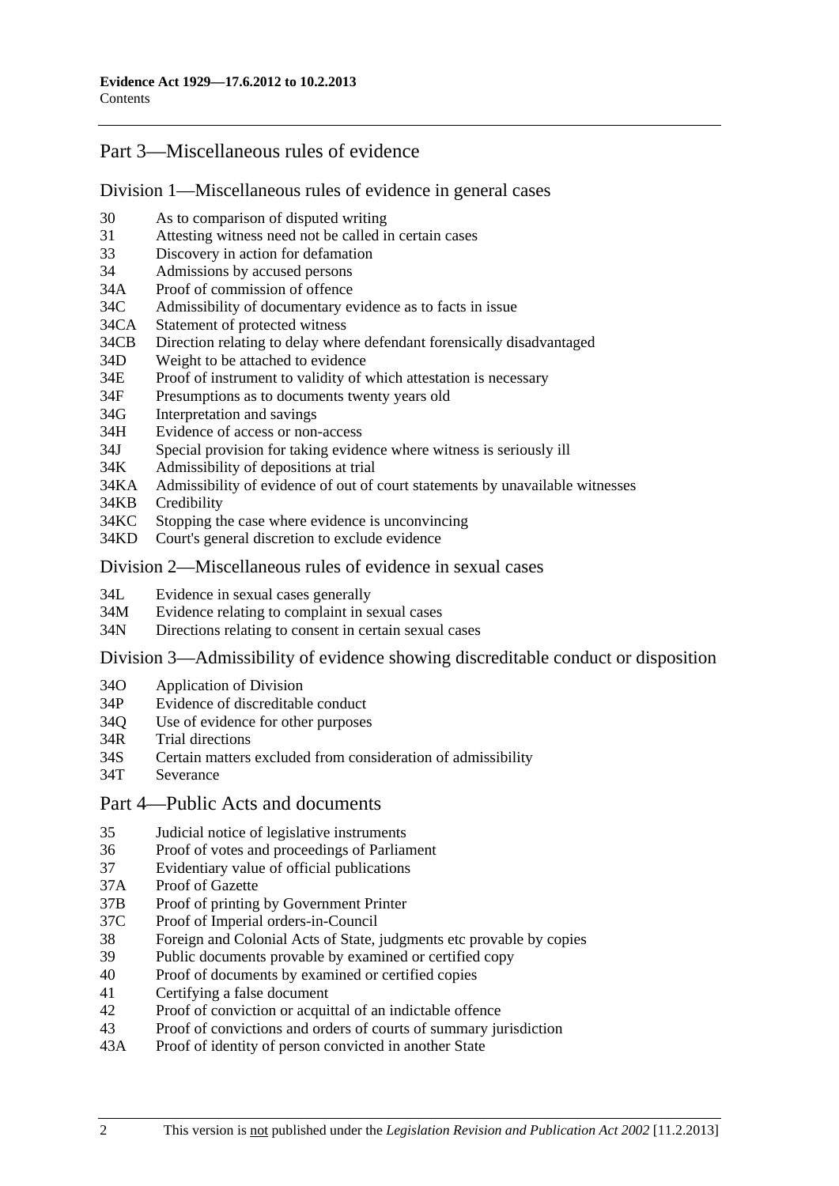## Part 3—Miscellaneous rules of evidence

### Division 1—Miscellaneous rules of evidence in general cases

30 As to comparison of disputed writing
31 Attesting witness need not be called in certain cases
33 Discovery in action for defamation
34 Admissions by accused persons
34A Proof of commission of offence
34C Admissibility of documentary evidence as to facts in issue
34CA Statement of protected witness
34CB Direction relating to delay where defendant forensically disadvantaged
34D Weight to be attached to evidence
34E Proof of instrument to validity of which attestation is necessary
34F Presumptions as to documents twenty years old
34G Interpretation and savings
34H Evidence of access or non-access
34J Special provision for taking evidence where witness is seriously ill
34K Admissibility of depositions at trial
34KA Admissibility of evidence of out of court statements by unavailable witnesses
34KB Credibility
34KC Stopping the case where evidence is unconvincing
34KD Court's general discretion to exclude evidence

### Division 2—Miscellaneous rules of evidence in sexual cases

34L Evidence in sexual cases generally
34M Evidence relating to complaint in sexual cases
34N Directions relating to consent in certain sexual cases

### Division 3—Admissibility of evidence showing discreditable conduct or disposition

34O Application of Division
34P Evidence of discreditable conduct
34Q Use of evidence for other purposes
34R Trial directions
34S Certain matters excluded from consideration of admissibility
34T Severance

## Part 4—Public Acts and documents

35 Judicial notice of legislative instruments
36 Proof of votes and proceedings of Parliament
37 Evidentiary value of official publications
37A Proof of Gazette
37B Proof of printing by Government Printer
37C Proof of Imperial orders-in-Council
38 Foreign and Colonial Acts of State, judgments etc provable by copies
39 Public documents provable by examined or certified copy
40 Proof of documents by examined or certified copies
41 Certifying a false document
42 Proof of conviction or acquittal of an indictable offence
43 Proof of convictions and orders of courts of summary jurisdiction
43A Proof of identity of person convicted in another State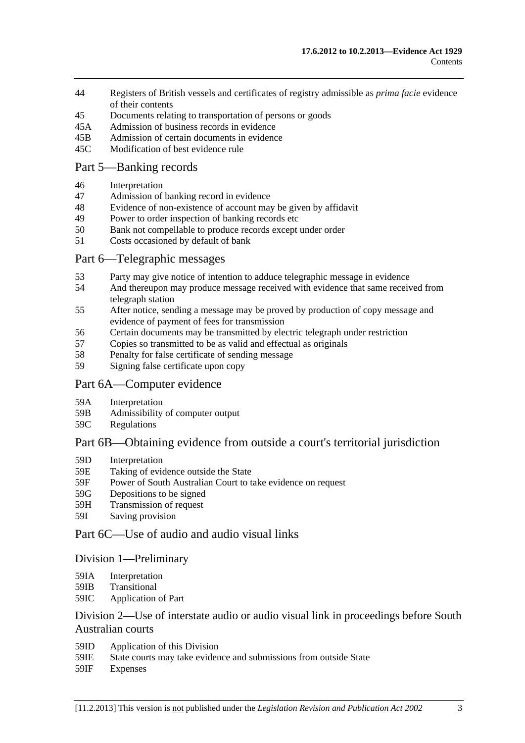44 Registers of British vessels and certificates of registry admissible as *prima facie* evidence of their contents
45 Documents relating to transportation of persons or goods
45A Admission of business records in evidence
45B Admission of certain documents in evidence
45C Modification of best evidence rule

## Part 5—Banking records

46 Interpretation
47 Admission of banking record in evidence
48 Evidence of non-existence of account may be given by affidavit
49 Power to order inspection of banking records etc
50 Bank not compellable to produce records except under order
51 Costs occasioned by default of bank

## Part 6—Telegraphic messages

53 Party may give notice of intention to adduce telegraphic message in evidence
54 And thereupon may produce message received with evidence that same received from telegraph station
55 After notice, sending a message may be proved by production of copy message and evidence of payment of fees for transmission
56 Certain documents may be transmitted by electric telegraph under restriction
57 Copies so transmitted to be as valid and effectual as originals
58 Penalty for false certificate of sending message
59 Signing false certificate upon copy

## Part 6A—Computer evidence

59A Interpretation
59B Admissibility of computer output
59C Regulations

## Part 6B—Obtaining evidence from outside a court's territorial jurisdiction

59D Interpretation
59E Taking of evidence outside the State
59F Power of South Australian Court to take evidence on request
59G Depositions to be signed
59H Transmission of request
59I Saving provision

## Part 6C—Use of audio and audio visual links

### Division 1—Preliminary

59IA Interpretation
59IB Transitional
59IC Application of Part

### Division 2—Use of interstate audio or audio visual link in proceedings before South Australian courts

59ID Application of this Division
59IE State courts may take evidence and submissions from outside State
59IF Expenses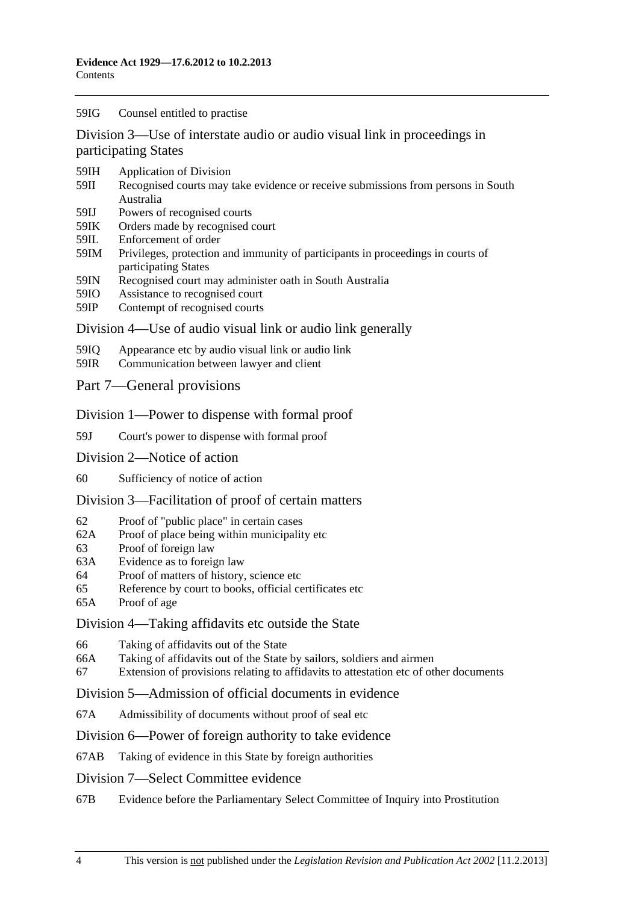59IG Counsel entitled to practise

## Division 3—Use of interstate audio or audio visual link in proceedings in participating States

59IH Application of Division

59II Recognised courts may take evidence or receive submissions from persons in South Australia

59IJ Powers of recognised courts

59IK Orders made by recognised court

59IL Enforcement of order

59IM Privileges, protection and immunity of participants in proceedings in courts of participating States

59IN Recognised court may administer oath in South Australia

59IO Assistance to recognised court

59IP Contempt of recognised courts

## Division 4—Use of audio visual link or audio link generally

59IQ Appearance etc by audio visual link or audio link

59IR Communication between lawyer and client

# Part 7—General provisions

## Division 1—Power to dispense with formal proof

59J Court's power to dispense with formal proof

## Division 2—Notice of action

60 Sufficiency of notice of action

## Division 3—Facilitation of proof of certain matters

62 Proof of "public place" in certain cases

62A Proof of place being within municipality etc

63 Proof of foreign law

63A Evidence as to foreign law

64 Proof of matters of history, science etc

65 Reference by court to books, official certificates etc

65A Proof of age

## Division 4—Taking affidavits etc outside the State

66 Taking of affidavits out of the State

66A Taking of affidavits out of the State by sailors, soldiers and airmen

67 Extension of provisions relating to affidavits to attestation etc of other documents

## Division 5—Admission of official documents in evidence

67A Admissibility of documents without proof of seal etc

## Division 6—Power of foreign authority to take evidence

67AB Taking of evidence in this State by foreign authorities

## Division 7—Select Committee evidence

67B Evidence before the Parliamentary Select Committee of Inquiry into Prostitution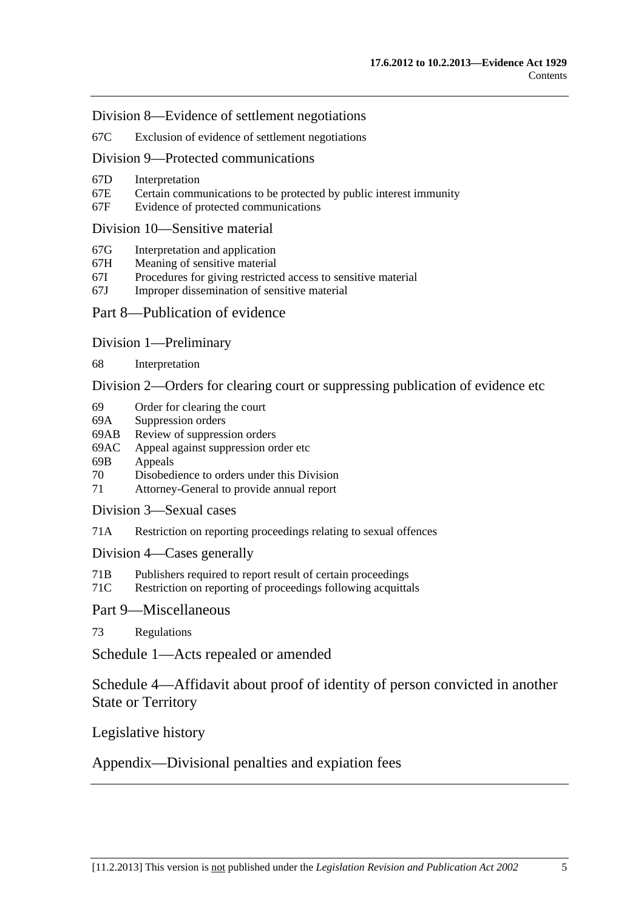Division 8—Evidence of settlement negotiations

67C Exclusion of evidence of settlement negotiations

Division 9—Protected communications

67D Interpretation
67E Certain communications to be protected by public interest immunity
67F Evidence of protected communications

Division 10—Sensitive material

67G Interpretation and application
67H Meaning of sensitive material
67I Procedures for giving restricted access to sensitive material
67J Improper dissemination of sensitive material

Part 8—Publication of evidence

Division 1—Preliminary

68 Interpretation

Division 2—Orders for clearing court or suppressing publication of evidence etc

69 Order for clearing the court
69A Suppression orders
69AB Review of suppression orders
69AC Appeal against suppression order etc
69B Appeals
70 Disobedience to orders under this Division
71 Attorney-General to provide annual report

Division 3—Sexual cases

71A Restriction on reporting proceedings relating to sexual offences

Division 4—Cases generally

71B Publishers required to report result of certain proceedings
71C Restriction on reporting of proceedings following acquittals

Part 9—Miscellaneous

73 Regulations

Schedule 1—Acts repealed or amended

Schedule 4—Affidavit about proof of identity of person convicted in another State or Territory

Legislative history

Appendix—Divisional penalties and expiation fees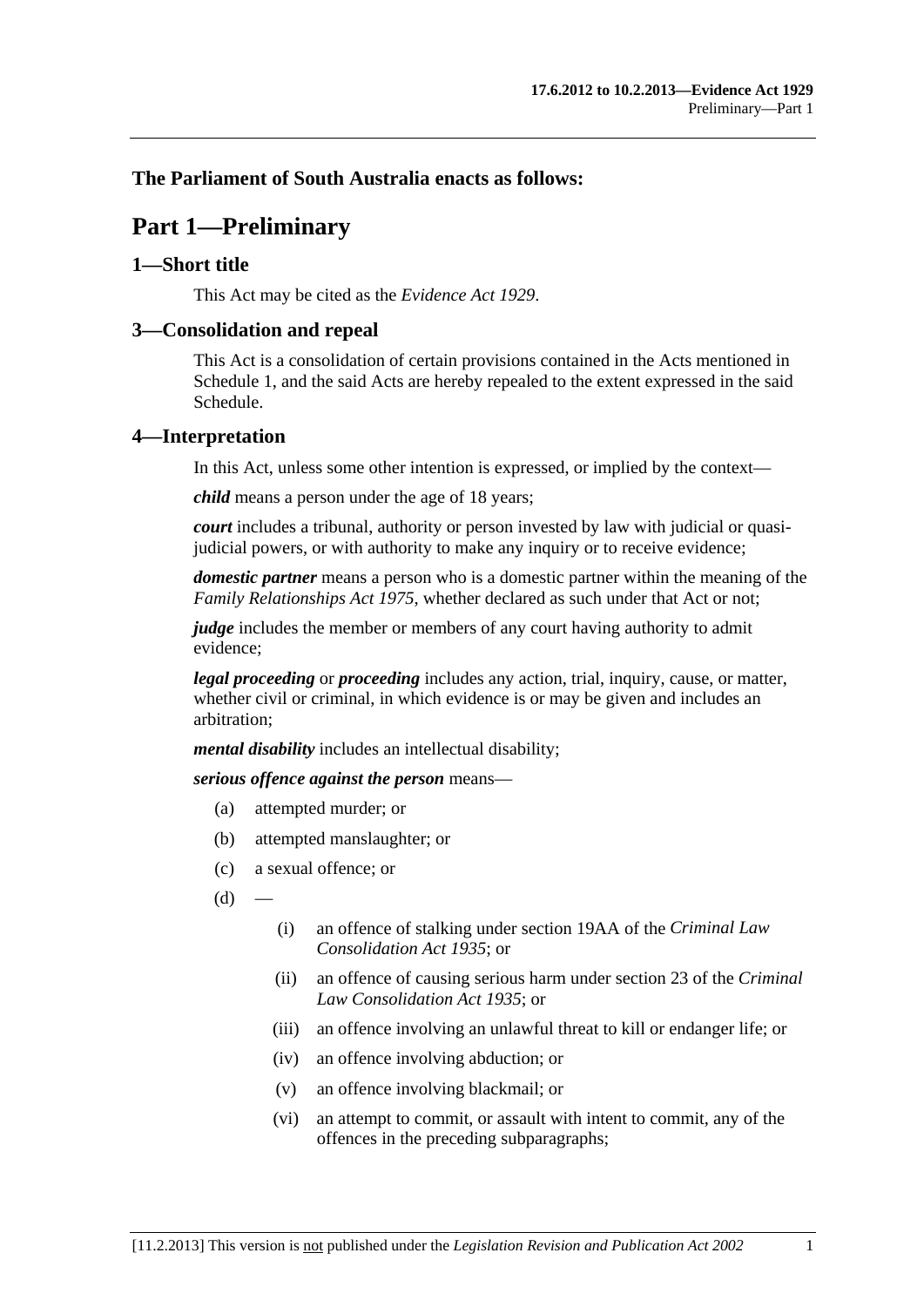**The Parliament of South Australia enacts as follows:**

# Part 1—Preliminary

## 1—Short title

This Act may be cited as the *Evidence Act 1929*.

## 3—Consolidation and repeal

This Act is a consolidation of certain provisions contained in the Acts mentioned in Schedule 1, and the said Acts are hereby repealed to the extent expressed in the said Schedule.

## 4—Interpretation

In this Act, unless some other intention is expressed, or implied by the context—

***child*** means a person under the age of 18 years;

***court*** includes a tribunal, authority or person invested by law with judicial or quasi-judicial powers, or with authority to make any inquiry or to receive evidence;

***domestic partner*** means a person who is a domestic partner within the meaning of the *Family Relationships Act 1975*, whether declared as such under that Act or not;

***judge*** includes the member or members of any court having authority to admit evidence;

***legal proceeding*** or ***proceeding*** includes any action, trial, inquiry, cause, or matter, whether civil or criminal, in which evidence is or may be given and includes an arbitration;

***mental disability*** includes an intellectual disability;

***serious offence against the person*** means—

(a) attempted murder; or

(b) attempted manslaughter; or

(c) a sexual offence; or

(d) —

(i) an offence of stalking under section 19AA of the *Criminal Law Consolidation Act 1935*; or

(ii) an offence of causing serious harm under section 23 of the *Criminal Law Consolidation Act 1935*; or

(iii) an offence involving an unlawful threat to kill or endanger life; or

(iv) an offence involving abduction; or

(v) an offence involving blackmail; or

(vi) an attempt to commit, or assault with intent to commit, any of the offences in the preceding subparagraphs;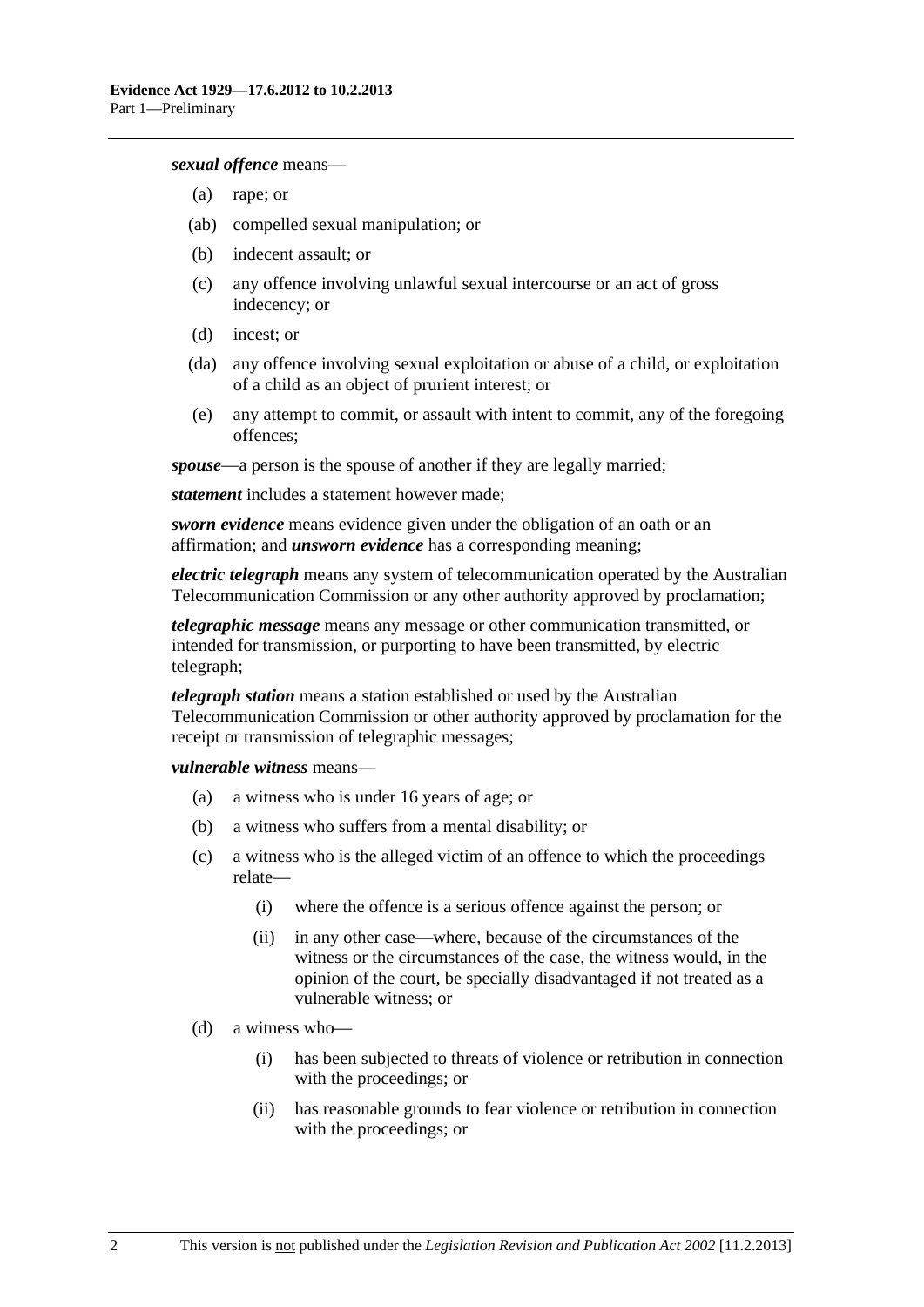***sexual offence*** means—

- (a) rape; or
- (ab) compelled sexual manipulation; or
- (b) indecent assault; or
- (c) any offence involving unlawful sexual intercourse or an act of gross indecency; or
- (d) incest; or
- (da) any offence involving sexual exploitation or abuse of a child, or exploitation of a child as an object of prurient interest; or
- (e) any attempt to commit, or assault with intent to commit, any of the foregoing offences;

***spouse***—a person is the spouse of another if they are legally married;

***statement*** includes a statement however made;

***sworn evidence*** means evidence given under the obligation of an oath or an affirmation; and ***unsworn evidence*** has a corresponding meaning;

***electric telegraph*** means any system of telecommunication operated by the Australian Telecommunication Commission or any other authority approved by proclamation;

***telegraphic message*** means any message or other communication transmitted, or intended for transmission, or purporting to have been transmitted, by electric telegraph;

***telegraph station*** means a station established or used by the Australian Telecommunication Commission or other authority approved by proclamation for the receipt or transmission of telegraphic messages;

***vulnerable witness*** means—

- (a) a witness who is under 16 years of age; or
- (b) a witness who suffers from a mental disability; or
- (c) a witness who is the alleged victim of an offence to which the proceedings relate—
  - (i) where the offence is a serious offence against the person; or
  - (ii) in any other case—where, because of the circumstances of the witness or the circumstances of the case, the witness would, in the opinion of the court, be specially disadvantaged if not treated as a vulnerable witness; or
- (d) a witness who—
  - (i) has been subjected to threats of violence or retribution in connection with the proceedings; or
  - (ii) has reasonable grounds to fear violence or retribution in connection with the proceedings; or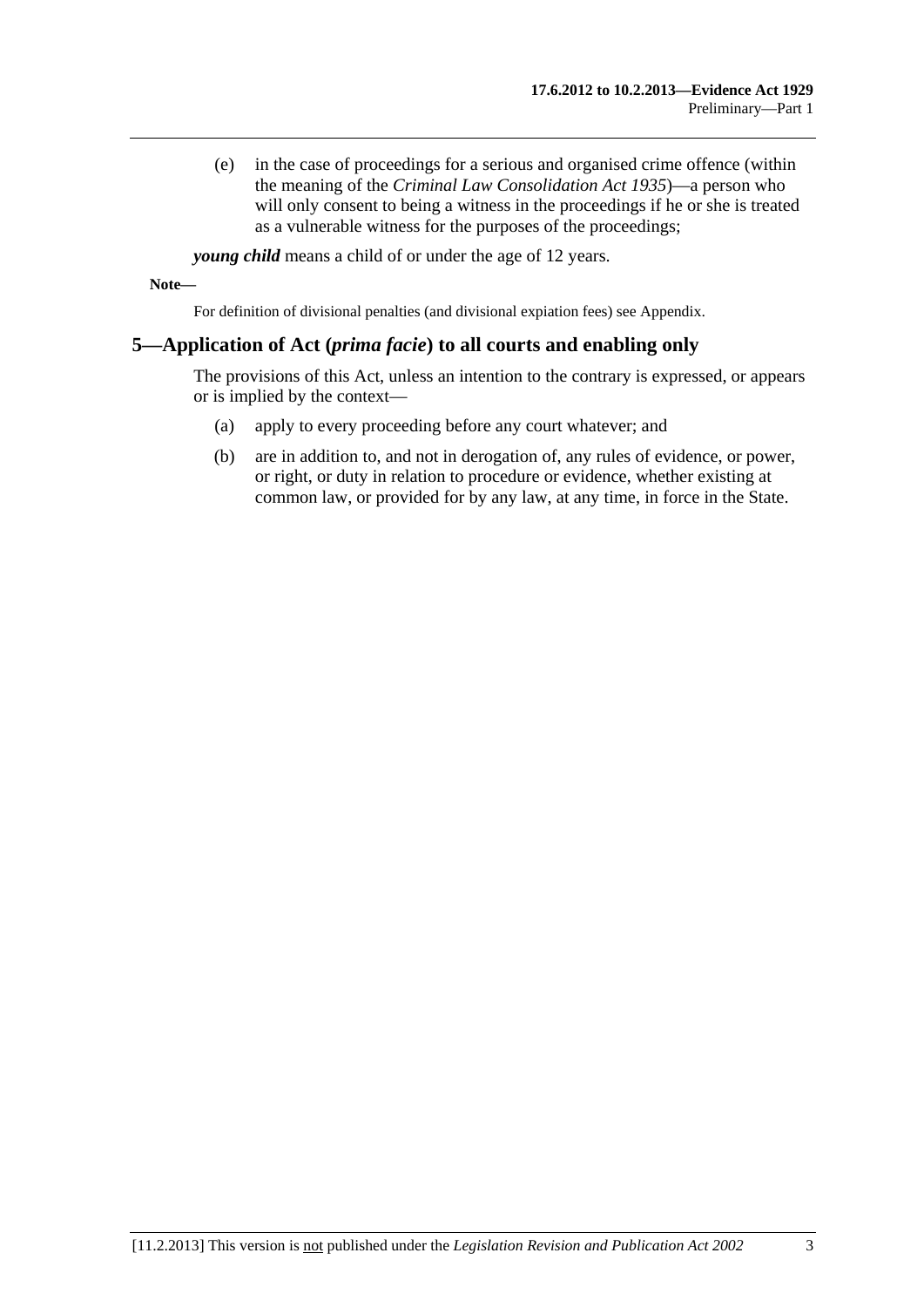(e) in the case of proceedings for a serious and organised crime offence (within the meaning of the *Criminal Law Consolidation Act 1935*)—a person who will only consent to being a witness in the proceedings if he or she is treated as a vulnerable witness for the purposes of the proceedings;

***young child*** means a child of or under the age of 12 years.

**Note—**

For definition of divisional penalties (and divisional expiation fees) see Appendix.

## 5—Application of Act (*prima facie*) to all courts and enabling only

The provisions of this Act, unless an intention to the contrary is expressed, or appears or is implied by the context—

(a) apply to every proceeding before any court whatever; and

(b) are in addition to, and not in derogation of, any rules of evidence, or power, or right, or duty in relation to procedure or evidence, whether existing at common law, or provided for by any law, at any time, in force in the State.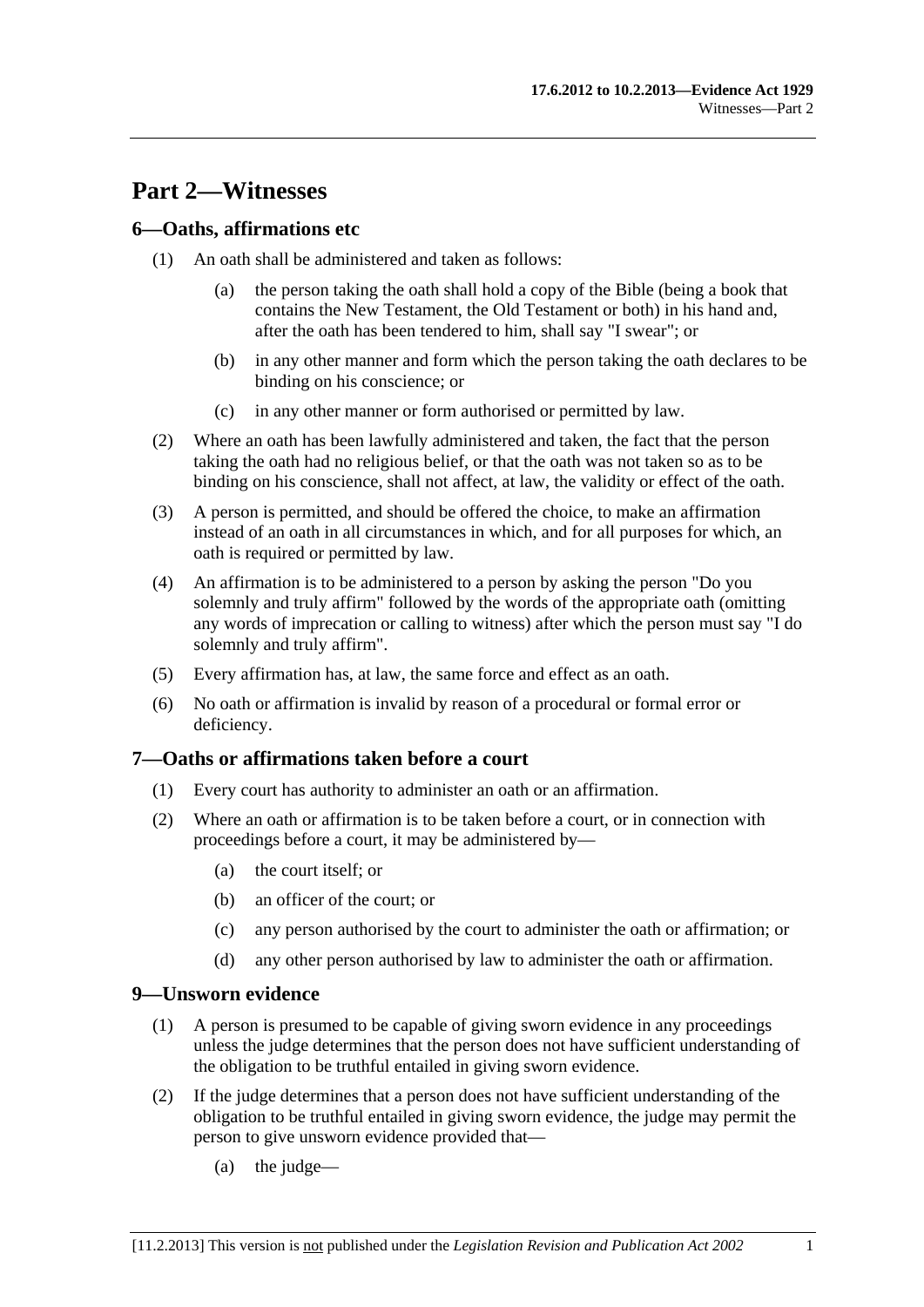# Part 2—Witnesses

## 6—Oaths, affirmations etc

(1) An oath shall be administered and taken as follows:

(a) the person taking the oath shall hold a copy of the Bible (being a book that contains the New Testament, the Old Testament or both) in his hand and, after the oath has been tendered to him, shall say "I swear"; or

(b) in any other manner and form which the person taking the oath declares to be binding on his conscience; or

(c) in any other manner or form authorised or permitted by law.

(2) Where an oath has been lawfully administered and taken, the fact that the person taking the oath had no religious belief, or that the oath was not taken so as to be binding on his conscience, shall not affect, at law, the validity or effect of the oath.

(3) A person is permitted, and should be offered the choice, to make an affirmation instead of an oath in all circumstances in which, and for all purposes for which, an oath is required or permitted by law.

(4) An affirmation is to be administered to a person by asking the person "Do you solemnly and truly affirm" followed by the words of the appropriate oath (omitting any words of imprecation or calling to witness) after which the person must say "I do solemnly and truly affirm".

(5) Every affirmation has, at law, the same force and effect as an oath.

(6) No oath or affirmation is invalid by reason of a procedural or formal error or deficiency.

## 7—Oaths or affirmations taken before a court

(1) Every court has authority to administer an oath or an affirmation.

(2) Where an oath or affirmation is to be taken before a court, or in connection with proceedings before a court, it may be administered by—

(a) the court itself; or

(b) an officer of the court; or

(c) any person authorised by the court to administer the oath or affirmation; or

(d) any other person authorised by law to administer the oath or affirmation.

## 9—Unsworn evidence

(1) A person is presumed to be capable of giving sworn evidence in any proceedings unless the judge determines that the person does not have sufficient understanding of the obligation to be truthful entailed in giving sworn evidence.

(2) If the judge determines that a person does not have sufficient understanding of the obligation to be truthful entailed in giving sworn evidence, the judge may permit the person to give unsworn evidence provided that—

(a) the judge—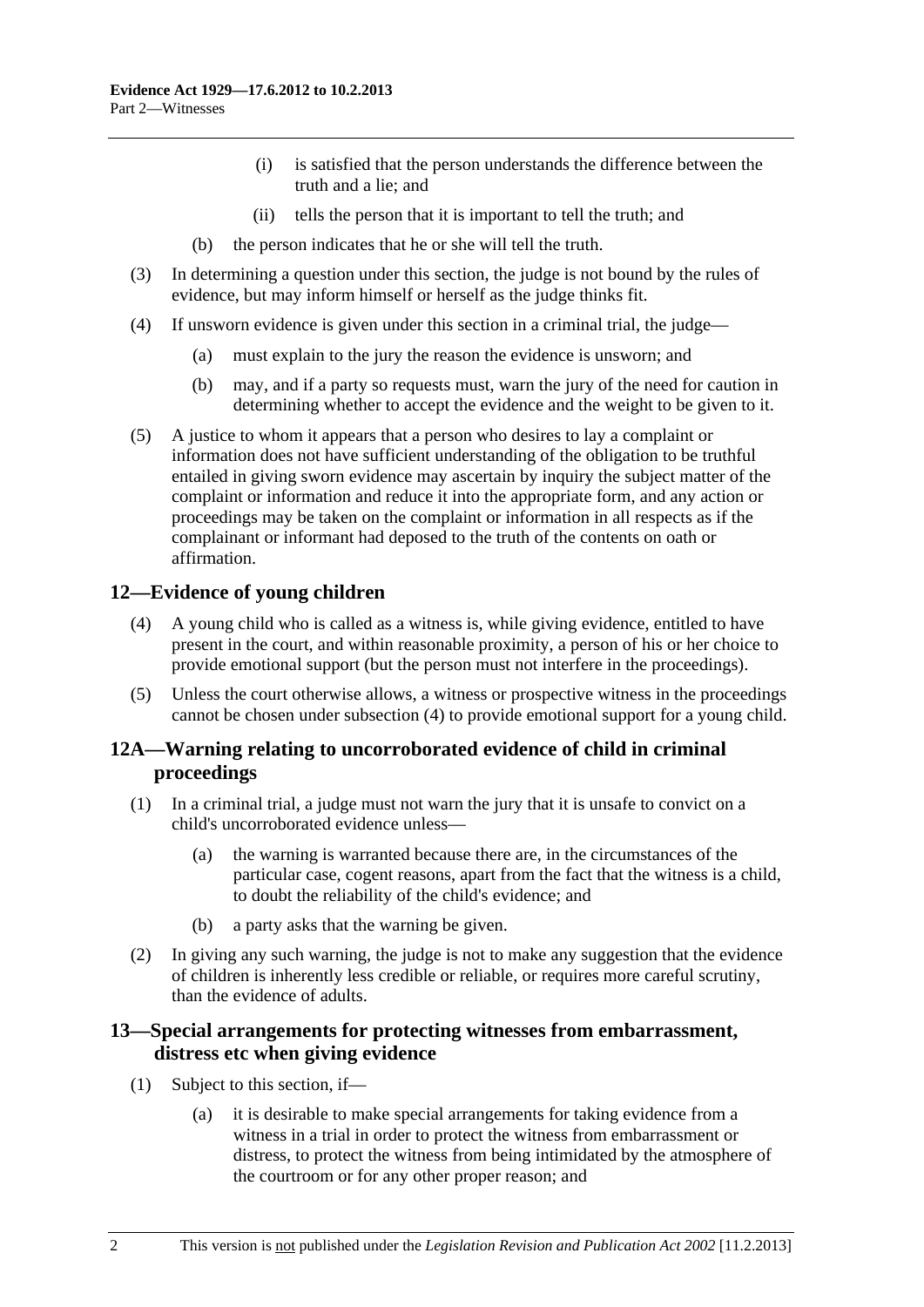(i) is satisfied that the person understands the difference between the truth and a lie; and

(ii) tells the person that it is important to tell the truth; and

(b) the person indicates that he or she will tell the truth.

(3) In determining a question under this section, the judge is not bound by the rules of evidence, but may inform himself or herself as the judge thinks fit.

(4) If unsworn evidence is given under this section in a criminal trial, the judge—

(a) must explain to the jury the reason the evidence is unsworn; and

(b) may, and if a party so requests must, warn the jury of the need for caution in determining whether to accept the evidence and the weight to be given to it.

(5) A justice to whom it appears that a person who desires to lay a complaint or information does not have sufficient understanding of the obligation to be truthful entailed in giving sworn evidence may ascertain by inquiry the subject matter of the complaint or information and reduce it into the appropriate form, and any action or proceedings may be taken on the complaint or information in all respects as if the complainant or informant had deposed to the truth of the contents on oath or affirmation.

## 12—Evidence of young children

(4) A young child who is called as a witness is, while giving evidence, entitled to have present in the court, and within reasonable proximity, a person of his or her choice to provide emotional support (but the person must not interfere in the proceedings).

(5) Unless the court otherwise allows, a witness or prospective witness in the proceedings cannot be chosen under subsection (4) to provide emotional support for a young child.

## 12A—Warning relating to uncorroborated evidence of child in criminal proceedings

(1) In a criminal trial, a judge must not warn the jury that it is unsafe to convict on a child's uncorroborated evidence unless—

(a) the warning is warranted because there are, in the circumstances of the particular case, cogent reasons, apart from the fact that the witness is a child, to doubt the reliability of the child's evidence; and

(b) a party asks that the warning be given.

(2) In giving any such warning, the judge is not to make any suggestion that the evidence of children is inherently less credible or reliable, or requires more careful scrutiny, than the evidence of adults.

## 13—Special arrangements for protecting witnesses from embarrassment, distress etc when giving evidence

(1) Subject to this section, if—

(a) it is desirable to make special arrangements for taking evidence from a witness in a trial in order to protect the witness from embarrassment or distress, to protect the witness from being intimidated by the atmosphere of the courtroom or for any other proper reason; and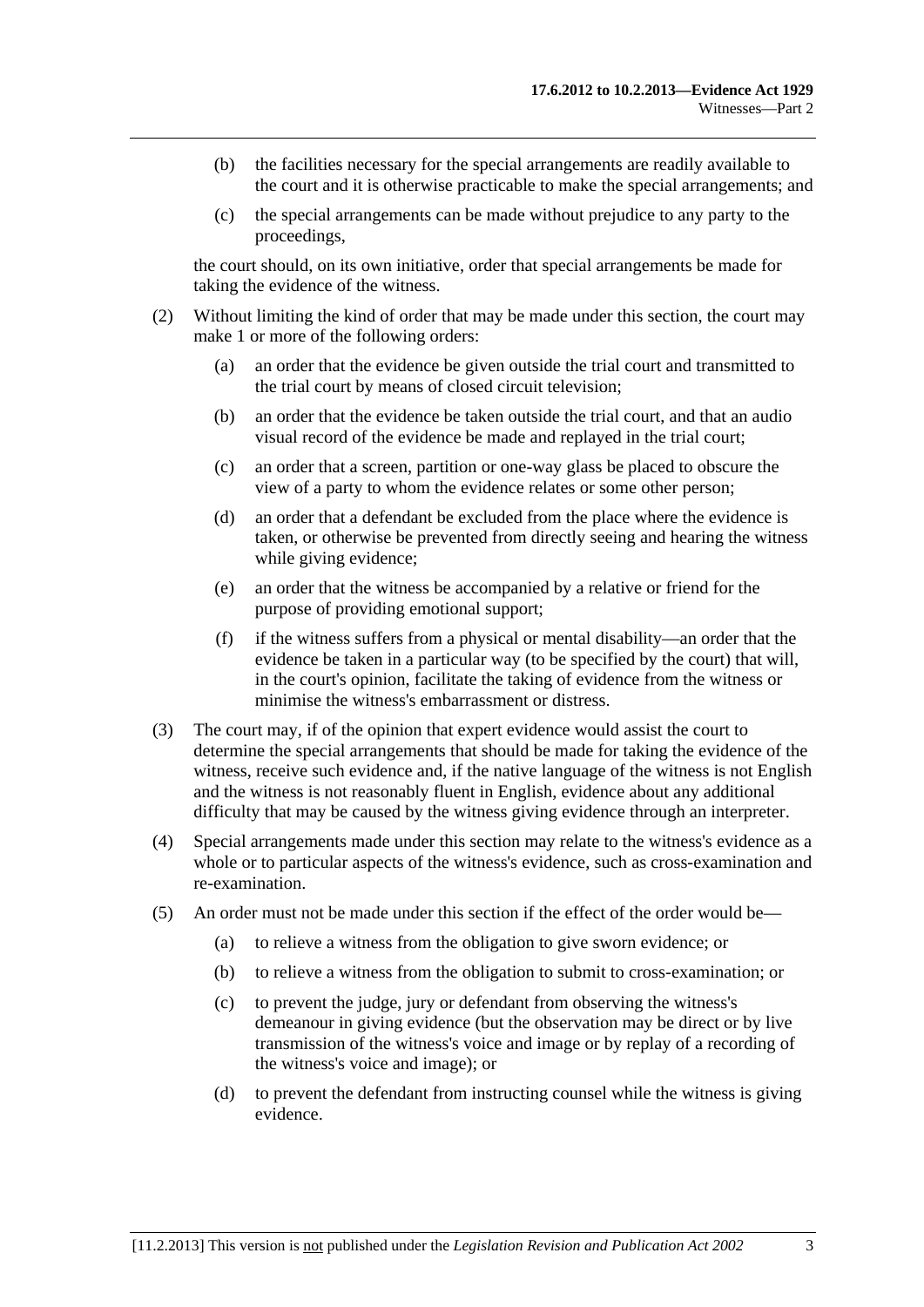(b) the facilities necessary for the special arrangements are readily available to the court and it is otherwise practicable to make the special arrangements; and

(c) the special arrangements can be made without prejudice to any party to the proceedings,

the court should, on its own initiative, order that special arrangements be made for taking the evidence of the witness.

(2) Without limiting the kind of order that may be made under this section, the court may make 1 or more of the following orders:

(a) an order that the evidence be given outside the trial court and transmitted to the trial court by means of closed circuit television;

(b) an order that the evidence be taken outside the trial court, and that an audio visual record of the evidence be made and replayed in the trial court;

(c) an order that a screen, partition or one-way glass be placed to obscure the view of a party to whom the evidence relates or some other person;

(d) an order that a defendant be excluded from the place where the evidence is taken, or otherwise be prevented from directly seeing and hearing the witness while giving evidence;

(e) an order that the witness be accompanied by a relative or friend for the purpose of providing emotional support;

(f) if the witness suffers from a physical or mental disability—an order that the evidence be taken in a particular way (to be specified by the court) that will, in the court's opinion, facilitate the taking of evidence from the witness or minimise the witness's embarrassment or distress.

(3) The court may, if of the opinion that expert evidence would assist the court to determine the special arrangements that should be made for taking the evidence of the witness, receive such evidence and, if the native language of the witness is not English and the witness is not reasonably fluent in English, evidence about any additional difficulty that may be caused by the witness giving evidence through an interpreter.

(4) Special arrangements made under this section may relate to the witness's evidence as a whole or to particular aspects of the witness's evidence, such as cross-examination and re-examination.

(5) An order must not be made under this section if the effect of the order would be—

(a) to relieve a witness from the obligation to give sworn evidence; or

(b) to relieve a witness from the obligation to submit to cross-examination; or

(c) to prevent the judge, jury or defendant from observing the witness's demeanour in giving evidence (but the observation may be direct or by live transmission of the witness's voice and image or by replay of a recording of the witness's voice and image); or

(d) to prevent the defendant from instructing counsel while the witness is giving evidence.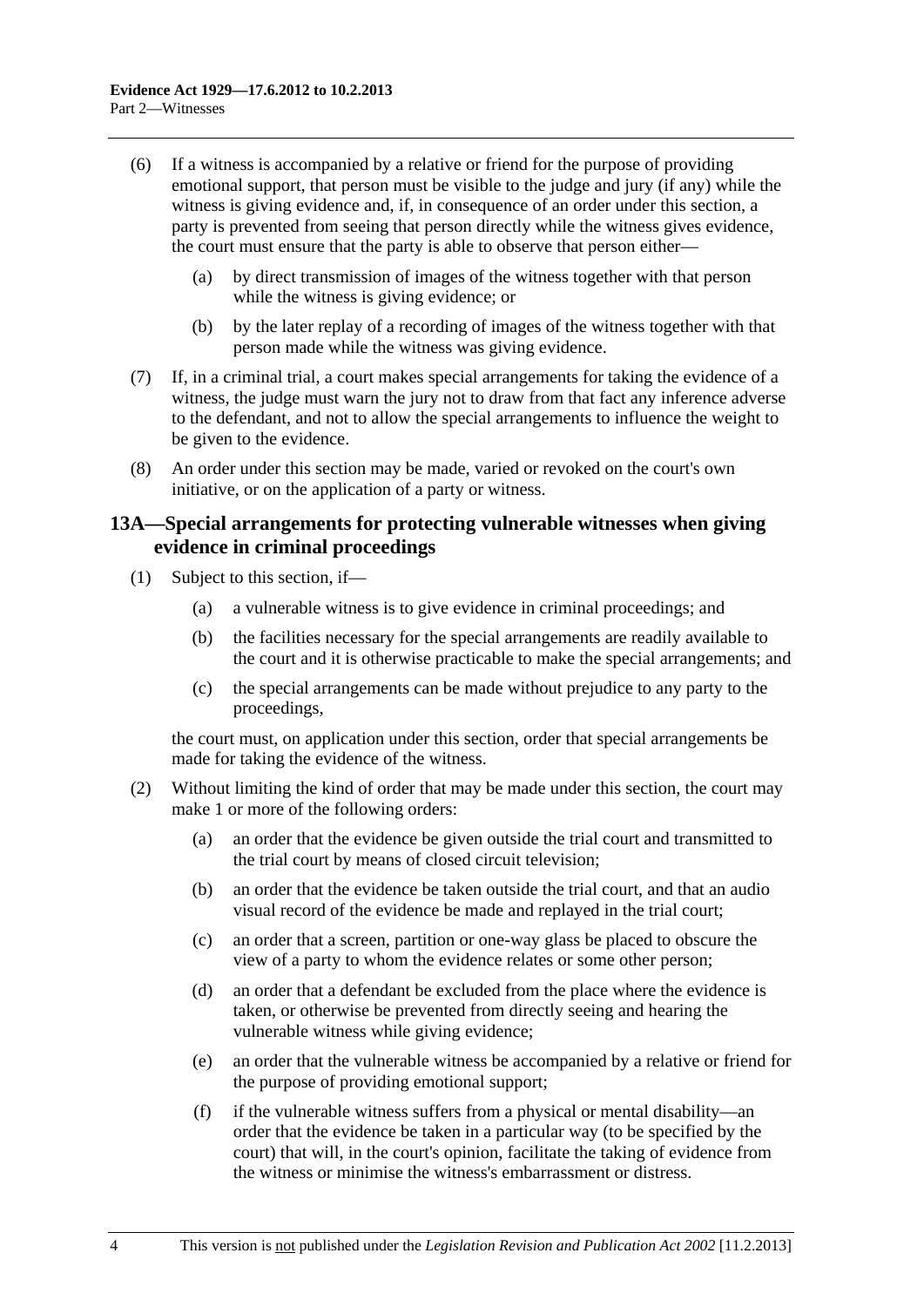(6) If a witness is accompanied by a relative or friend for the purpose of providing emotional support, that person must be visible to the judge and jury (if any) while the witness is giving evidence and, if, in consequence of an order under this section, a party is prevented from seeing that person directly while the witness gives evidence, the court must ensure that the party is able to observe that person either—

(a) by direct transmission of images of the witness together with that person while the witness is giving evidence; or

(b) by the later replay of a recording of images of the witness together with that person made while the witness was giving evidence.

(7) If, in a criminal trial, a court makes special arrangements for taking the evidence of a witness, the judge must warn the jury not to draw from that fact any inference adverse to the defendant, and not to allow the special arrangements to influence the weight to be given to the evidence.

(8) An order under this section may be made, varied or revoked on the court's own initiative, or on the application of a party or witness.

## 13A—Special arrangements for protecting vulnerable witnesses when giving evidence in criminal proceedings

(1) Subject to this section, if—

(a) a vulnerable witness is to give evidence in criminal proceedings; and

(b) the facilities necessary for the special arrangements are readily available to the court and it is otherwise practicable to make the special arrangements; and

(c) the special arrangements can be made without prejudice to any party to the proceedings,

the court must, on application under this section, order that special arrangements be made for taking the evidence of the witness.

(2) Without limiting the kind of order that may be made under this section, the court may make 1 or more of the following orders:

(a) an order that the evidence be given outside the trial court and transmitted to the trial court by means of closed circuit television;

(b) an order that the evidence be taken outside the trial court, and that an audio visual record of the evidence be made and replayed in the trial court;

(c) an order that a screen, partition or one-way glass be placed to obscure the view of a party to whom the evidence relates or some other person;

(d) an order that a defendant be excluded from the place where the evidence is taken, or otherwise be prevented from directly seeing and hearing the vulnerable witness while giving evidence;

(e) an order that the vulnerable witness be accompanied by a relative or friend for the purpose of providing emotional support;

(f) if the vulnerable witness suffers from a physical or mental disability—an order that the evidence be taken in a particular way (to be specified by the court) that will, in the court's opinion, facilitate the taking of evidence from the witness or minimise the witness's embarrassment or distress.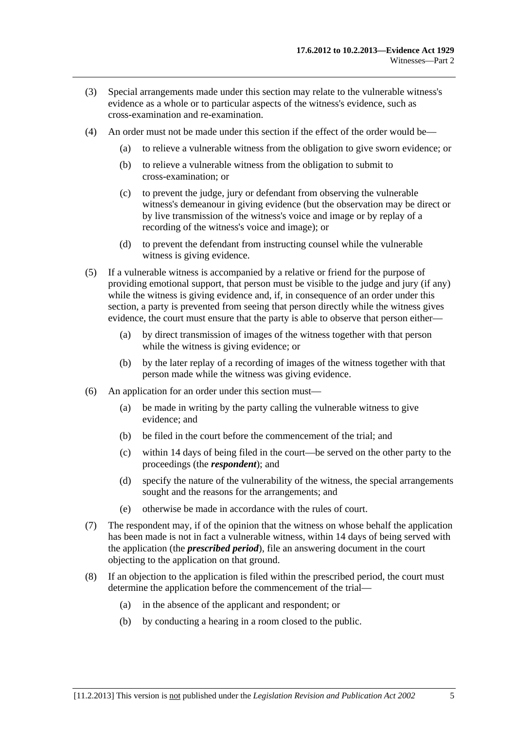(3) Special arrangements made under this section may relate to the vulnerable witness's evidence as a whole or to particular aspects of the witness's evidence, such as cross-examination and re-examination.

(4) An order must not be made under this section if the effect of the order would be—

(a) to relieve a vulnerable witness from the obligation to give sworn evidence; or

(b) to relieve a vulnerable witness from the obligation to submit to cross-examination; or

(c) to prevent the judge, jury or defendant from observing the vulnerable witness's demeanour in giving evidence (but the observation may be direct or by live transmission of the witness's voice and image or by replay of a recording of the witness's voice and image); or

(d) to prevent the defendant from instructing counsel while the vulnerable witness is giving evidence.

(5) If a vulnerable witness is accompanied by a relative or friend for the purpose of providing emotional support, that person must be visible to the judge and jury (if any) while the witness is giving evidence and, if, in consequence of an order under this section, a party is prevented from seeing that person directly while the witness gives evidence, the court must ensure that the party is able to observe that person either—

(a) by direct transmission of images of the witness together with that person while the witness is giving evidence; or

(b) by the later replay of a recording of images of the witness together with that person made while the witness was giving evidence.

(6) An application for an order under this section must—

(a) be made in writing by the party calling the vulnerable witness to give evidence; and

(b) be filed in the court before the commencement of the trial; and

(c) within 14 days of being filed in the court—be served on the other party to the proceedings (the ***respondent***); and

(d) specify the nature of the vulnerability of the witness, the special arrangements sought and the reasons for the arrangements; and

(e) otherwise be made in accordance with the rules of court.

(7) The respondent may, if of the opinion that the witness on whose behalf the application has been made is not in fact a vulnerable witness, within 14 days of being served with the application (the ***prescribed period***), file an answering document in the court objecting to the application on that ground.

(8) If an objection to the application is filed within the prescribed period, the court must determine the application before the commencement of the trial—

(a) in the absence of the applicant and respondent; or

(b) by conducting a hearing in a room closed to the public.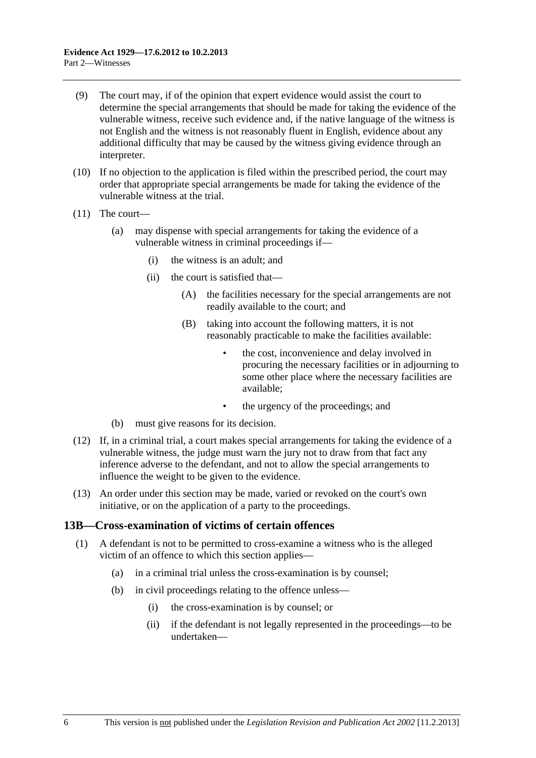(9) The court may, if of the opinion that expert evidence would assist the court to determine the special arrangements that should be made for taking the evidence of the vulnerable witness, receive such evidence and, if the native language of the witness is not English and the witness is not reasonably fluent in English, evidence about any additional difficulty that may be caused by the witness giving evidence through an interpreter.

(10) If no objection to the application is filed within the prescribed period, the court may order that appropriate special arrangements be made for taking the evidence of the vulnerable witness at the trial.

(11) The court—

- (a) may dispense with special arrangements for taking the evidence of a vulnerable witness in criminal proceedings if—
  - (i) the witness is an adult; and
  - (ii) the court is satisfied that—
    - (A) the facilities necessary for the special arrangements are not readily available to the court; and
    - (B) taking into account the following matters, it is not reasonably practicable to make the facilities available:
      - the cost, inconvenience and delay involved in procuring the necessary facilities or in adjourning to some other place where the necessary facilities are available;
      - the urgency of the proceedings; and
- (b) must give reasons for its decision.

(12) If, in a criminal trial, a court makes special arrangements for taking the evidence of a vulnerable witness, the judge must warn the jury not to draw from that fact any inference adverse to the defendant, and not to allow the special arrangements to influence the weight to be given to the evidence.

(13) An order under this section may be made, varied or revoked on the court's own initiative, or on the application of a party to the proceedings.

## 13B—Cross-examination of victims of certain offences

(1) A defendant is not to be permitted to cross-examine a witness who is the alleged victim of an offence to which this section applies—

- (a) in a criminal trial unless the cross-examination is by counsel;
- (b) in civil proceedings relating to the offence unless—
  - (i) the cross-examination is by counsel; or
  - (ii) if the defendant is not legally represented in the proceedings—to be undertaken—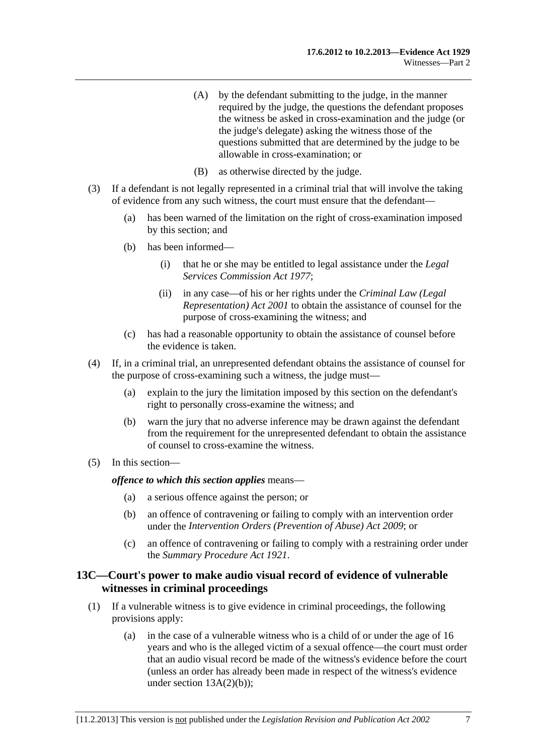(A) by the defendant submitting to the judge, in the manner required by the judge, the questions the defendant proposes the witness be asked in cross-examination and the judge (or the judge's delegate) asking the witness those of the questions submitted that are determined by the judge to be allowable in cross-examination; or

(B) as otherwise directed by the judge.

(3) If a defendant is not legally represented in a criminal trial that will involve the taking of evidence from any such witness, the court must ensure that the defendant—

(a) has been warned of the limitation on the right of cross-examination imposed by this section; and

(b) has been informed—

(i) that he or she may be entitled to legal assistance under the *Legal Services Commission Act 1977*;

(ii) in any case—of his or her rights under the *Criminal Law (Legal Representation) Act 2001* to obtain the assistance of counsel for the purpose of cross-examining the witness; and

(c) has had a reasonable opportunity to obtain the assistance of counsel before the evidence is taken.

(4) If, in a criminal trial, an unrepresented defendant obtains the assistance of counsel for the purpose of cross-examining such a witness, the judge must—

(a) explain to the jury the limitation imposed by this section on the defendant's right to personally cross-examine the witness; and

(b) warn the jury that no adverse inference may be drawn against the defendant from the requirement for the unrepresented defendant to obtain the assistance of counsel to cross-examine the witness.

(5) In this section—

***offence to which this section applies*** means—

(a) a serious offence against the person; or

(b) an offence of contravening or failing to comply with an intervention order under the *Intervention Orders (Prevention of Abuse) Act 2009*; or

(c) an offence of contravening or failing to comply with a restraining order under the *Summary Procedure Act 1921*.

## 13C—Court's power to make audio visual record of evidence of vulnerable witnesses in criminal proceedings

(1) If a vulnerable witness is to give evidence in criminal proceedings, the following provisions apply:

(a) in the case of a vulnerable witness who is a child of or under the age of 16 years and who is the alleged victim of a sexual offence—the court must order that an audio visual record be made of the witness's evidence before the court (unless an order has already been made in respect of the witness's evidence under section 13A(2)(b));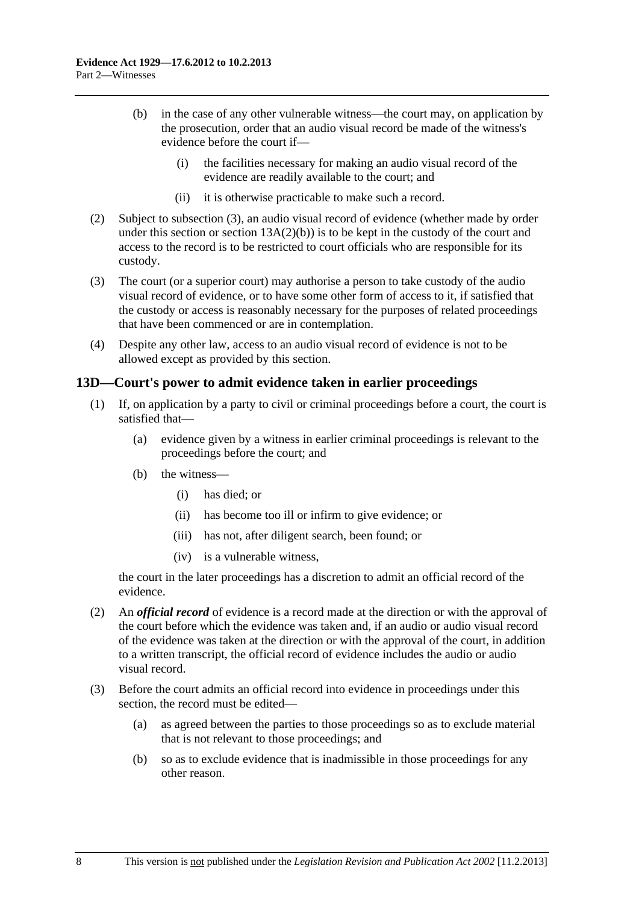(b) in the case of any other vulnerable witness—the court may, on application by the prosecution, order that an audio visual record be made of the witness's evidence before the court if—

(i) the facilities necessary for making an audio visual record of the evidence are readily available to the court; and

(ii) it is otherwise practicable to make such a record.

(2) Subject to subsection (3), an audio visual record of evidence (whether made by order under this section or section 13A(2)(b)) is to be kept in the custody of the court and access to the record is to be restricted to court officials who are responsible for its custody.

(3) The court (or a superior court) may authorise a person to take custody of the audio visual record of evidence, or to have some other form of access to it, if satisfied that the custody or access is reasonably necessary for the purposes of related proceedings that have been commenced or are in contemplation.

(4) Despite any other law, access to an audio visual record of evidence is not to be allowed except as provided by this section.

## 13D—Court's power to admit evidence taken in earlier proceedings

(1) If, on application by a party to civil or criminal proceedings before a court, the court is satisfied that—

(a) evidence given by a witness in earlier criminal proceedings is relevant to the proceedings before the court; and

(b) the witness—

(i) has died; or

(ii) has become too ill or infirm to give evidence; or

(iii) has not, after diligent search, been found; or

(iv) is a vulnerable witness,

the court in the later proceedings has a discretion to admit an official record of the evidence.

(2) An ***official record*** of evidence is a record made at the direction or with the approval of the court before which the evidence was taken and, if an audio or audio visual record of the evidence was taken at the direction or with the approval of the court, in addition to a written transcript, the official record of evidence includes the audio or audio visual record.

(3) Before the court admits an official record into evidence in proceedings under this section, the record must be edited—

(a) as agreed between the parties to those proceedings so as to exclude material that is not relevant to those proceedings; and

(b) so as to exclude evidence that is inadmissible in those proceedings for any other reason.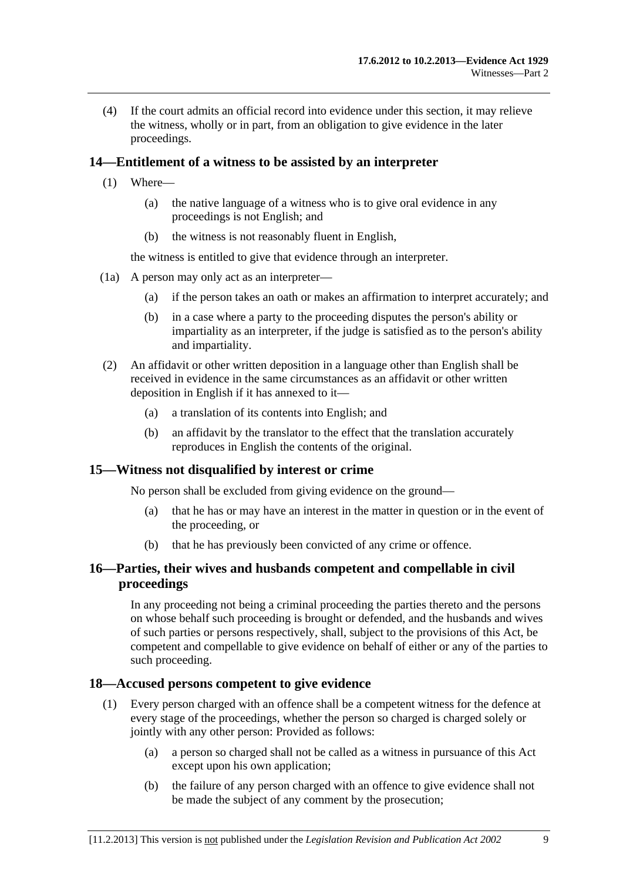(4) If the court admits an official record into evidence under this section, it may relieve the witness, wholly or in part, from an obligation to give evidence in the later proceedings.

## 14—Entitlement of a witness to be assisted by an interpreter

(1) Where—

(a) the native language of a witness who is to give oral evidence in any proceedings is not English; and

(b) the witness is not reasonably fluent in English,

the witness is entitled to give that evidence through an interpreter.

(1a) A person may only act as an interpreter—

(a) if the person takes an oath or makes an affirmation to interpret accurately; and

(b) in a case where a party to the proceeding disputes the person's ability or impartiality as an interpreter, if the judge is satisfied as to the person's ability and impartiality.

(2) An affidavit or other written deposition in a language other than English shall be received in evidence in the same circumstances as an affidavit or other written deposition in English if it has annexed to it—

(a) a translation of its contents into English; and

(b) an affidavit by the translator to the effect that the translation accurately reproduces in English the contents of the original.

## 15—Witness not disqualified by interest or crime

No person shall be excluded from giving evidence on the ground—

(a) that he has or may have an interest in the matter in question or in the event of the proceeding, or

(b) that he has previously been convicted of any crime or offence.

## 16—Parties, their wives and husbands competent and compellable in civil proceedings

In any proceeding not being a criminal proceeding the parties thereto and the persons on whose behalf such proceeding is brought or defended, and the husbands and wives of such parties or persons respectively, shall, subject to the provisions of this Act, be competent and compellable to give evidence on behalf of either or any of the parties to such proceeding.

## 18—Accused persons competent to give evidence

(1) Every person charged with an offence shall be a competent witness for the defence at every stage of the proceedings, whether the person so charged is charged solely or jointly with any other person: Provided as follows:

(a) a person so charged shall not be called as a witness in pursuance of this Act except upon his own application;

(b) the failure of any person charged with an offence to give evidence shall not be made the subject of any comment by the prosecution;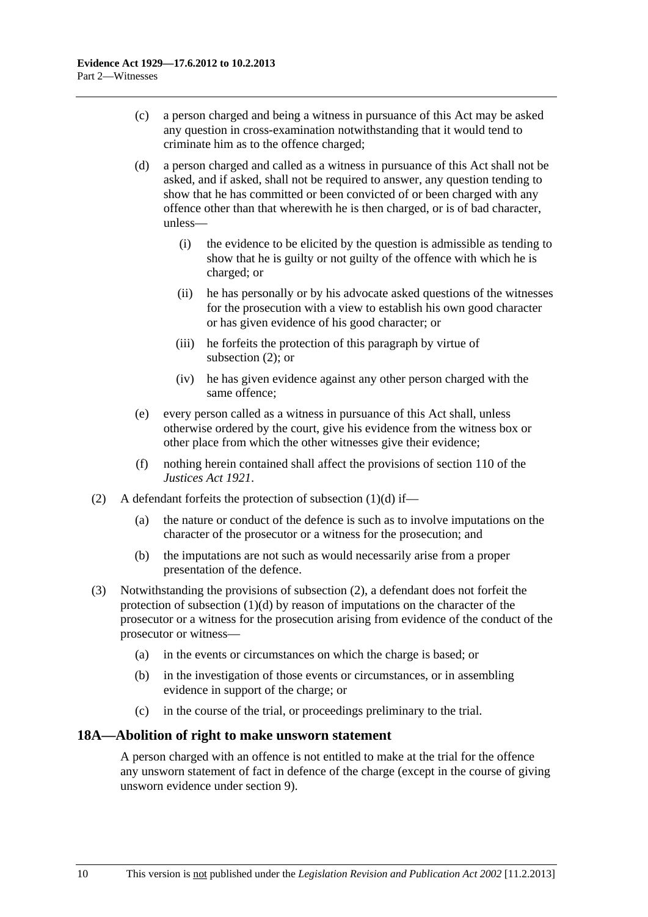(c) a person charged and being a witness in pursuance of this Act may be asked any question in cross-examination notwithstanding that it would tend to criminate him as to the offence charged;

(d) a person charged and called as a witness in pursuance of this Act shall not be asked, and if asked, shall not be required to answer, any question tending to show that he has committed or been convicted of or been charged with any offence other than that wherewith he is then charged, or is of bad character, unless—

(i) the evidence to be elicited by the question is admissible as tending to show that he is guilty or not guilty of the offence with which he is charged; or

(ii) he has personally or by his advocate asked questions of the witnesses for the prosecution with a view to establish his own good character or has given evidence of his good character; or

(iii) he forfeits the protection of this paragraph by virtue of subsection (2); or

(iv) he has given evidence against any other person charged with the same offence;

(e) every person called as a witness in pursuance of this Act shall, unless otherwise ordered by the court, give his evidence from the witness box or other place from which the other witnesses give their evidence;

(f) nothing herein contained shall affect the provisions of section 110 of the *Justices Act 1921*.

(2) A defendant forfeits the protection of subsection (1)(d) if—

(a) the nature or conduct of the defence is such as to involve imputations on the character of the prosecutor or a witness for the prosecution; and

(b) the imputations are not such as would necessarily arise from a proper presentation of the defence.

(3) Notwithstanding the provisions of subsection (2), a defendant does not forfeit the protection of subsection (1)(d) by reason of imputations on the character of the prosecutor or a witness for the prosecution arising from evidence of the conduct of the prosecutor or witness—

(a) in the events or circumstances on which the charge is based; or

(b) in the investigation of those events or circumstances, or in assembling evidence in support of the charge; or

(c) in the course of the trial, or proceedings preliminary to the trial.

## 18A—Abolition of right to make unsworn statement

A person charged with an offence is not entitled to make at the trial for the offence any unsworn statement of fact in defence of the charge (except in the course of giving unsworn evidence under section 9).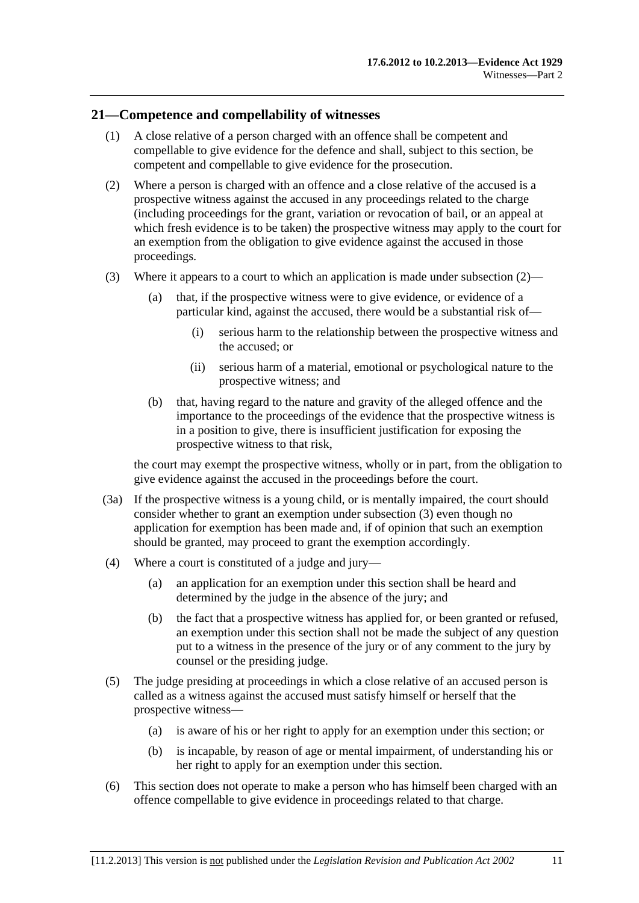## 21—Competence and compellability of witnesses

(1) A close relative of a person charged with an offence shall be competent and compellable to give evidence for the defence and shall, subject to this section, be competent and compellable to give evidence for the prosecution.

(2) Where a person is charged with an offence and a close relative of the accused is a prospective witness against the accused in any proceedings related to the charge (including proceedings for the grant, variation or revocation of bail, or an appeal at which fresh evidence is to be taken) the prospective witness may apply to the court for an exemption from the obligation to give evidence against the accused in those proceedings.

(3) Where it appears to a court to which an application is made under subsection (2)—

- (a) that, if the prospective witness were to give evidence, or evidence of a particular kind, against the accused, there would be a substantial risk of—
  - (i) serious harm to the relationship between the prospective witness and the accused; or
  - (ii) serious harm of a material, emotional or psychological nature to the prospective witness; and
- (b) that, having regard to the nature and gravity of the alleged offence and the importance to the proceedings of the evidence that the prospective witness is in a position to give, there is insufficient justification for exposing the prospective witness to that risk,

the court may exempt the prospective witness, wholly or in part, from the obligation to give evidence against the accused in the proceedings before the court.

(3a) If the prospective witness is a young child, or is mentally impaired, the court should consider whether to grant an exemption under subsection (3) even though no application for exemption has been made and, if of opinion that such an exemption should be granted, may proceed to grant the exemption accordingly.

(4) Where a court is constituted of a judge and jury—

- (a) an application for an exemption under this section shall be heard and determined by the judge in the absence of the jury; and
- (b) the fact that a prospective witness has applied for, or been granted or refused, an exemption under this section shall not be made the subject of any question put to a witness in the presence of the jury or of any comment to the jury by counsel or the presiding judge.

(5) The judge presiding at proceedings in which a close relative of an accused person is called as a witness against the accused must satisfy himself or herself that the prospective witness—

- (a) is aware of his or her right to apply for an exemption under this section; or
- (b) is incapable, by reason of age or mental impairment, of understanding his or her right to apply for an exemption under this section.

(6) This section does not operate to make a person who has himself been charged with an offence compellable to give evidence in proceedings related to that charge.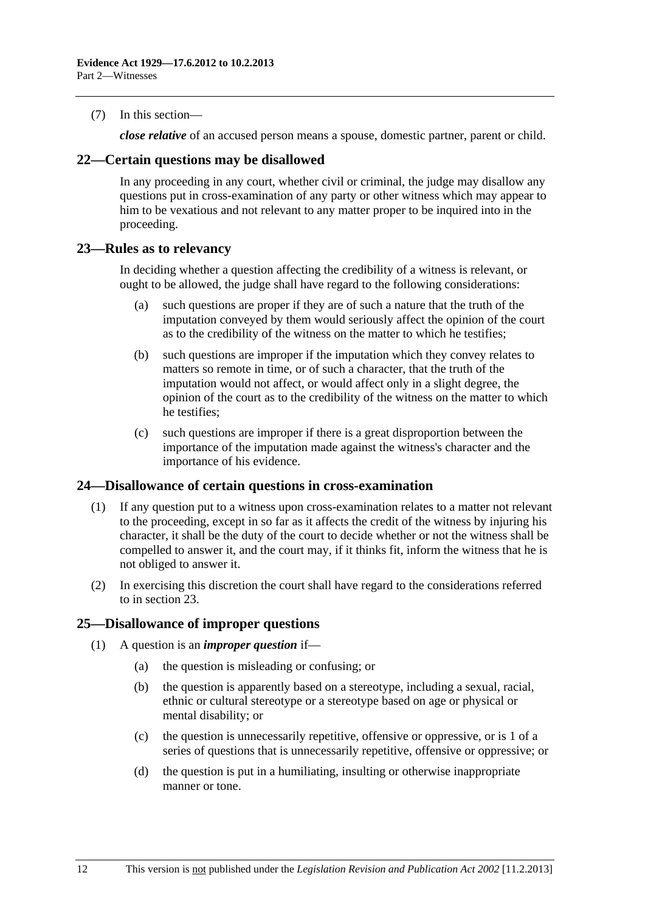(7) In this section—

***close relative*** of an accused person means a spouse, domestic partner, parent or child.

## 22—Certain questions may be disallowed

In any proceeding in any court, whether civil or criminal, the judge may disallow any questions put in cross-examination of any party or other witness which may appear to him to be vexatious and not relevant to any matter proper to be inquired into in the proceeding.

## 23—Rules as to relevancy

In deciding whether a question affecting the credibility of a witness is relevant, or ought to be allowed, the judge shall have regard to the following considerations:

(a) such questions are proper if they are of such a nature that the truth of the imputation conveyed by them would seriously affect the opinion of the court as to the credibility of the witness on the matter to which he testifies;

(b) such questions are improper if the imputation which they convey relates to matters so remote in time, or of such a character, that the truth of the imputation would not affect, or would affect only in a slight degree, the opinion of the court as to the credibility of the witness on the matter to which he testifies;

(c) such questions are improper if there is a great disproportion between the importance of the imputation made against the witness's character and the importance of his evidence.

## 24—Disallowance of certain questions in cross-examination

(1) If any question put to a witness upon cross-examination relates to a matter not relevant to the proceeding, except in so far as it affects the credit of the witness by injuring his character, it shall be the duty of the court to decide whether or not the witness shall be compelled to answer it, and the court may, if it thinks fit, inform the witness that he is not obliged to answer it.

(2) In exercising this discretion the court shall have regard to the considerations referred to in section 23.

## 25—Disallowance of improper questions

(1) A question is an ***improper question*** if—

(a) the question is misleading or confusing; or

(b) the question is apparently based on a stereotype, including a sexual, racial, ethnic or cultural stereotype or a stereotype based on age or physical or mental disability; or

(c) the question is unnecessarily repetitive, offensive or oppressive, or is 1 of a series of questions that is unnecessarily repetitive, offensive or oppressive; or

(d) the question is put in a humiliating, insulting or otherwise inappropriate manner or tone.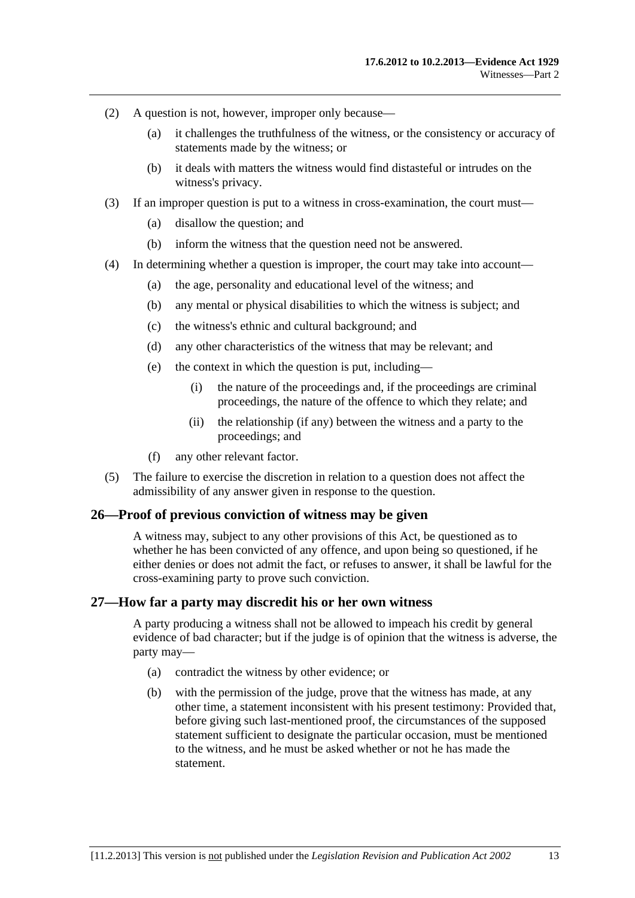(2) A question is not, however, improper only because—

(a) it challenges the truthfulness of the witness, or the consistency or accuracy of statements made by the witness; or

(b) it deals with matters the witness would find distasteful or intrudes on the witness's privacy.

(3) If an improper question is put to a witness in cross-examination, the court must—

(a) disallow the question; and

(b) inform the witness that the question need not be answered.

(4) In determining whether a question is improper, the court may take into account—

(a) the age, personality and educational level of the witness; and

(b) any mental or physical disabilities to which the witness is subject; and

(c) the witness's ethnic and cultural background; and

(d) any other characteristics of the witness that may be relevant; and

(e) the context in which the question is put, including—

(i) the nature of the proceedings and, if the proceedings are criminal proceedings, the nature of the offence to which they relate; and

(ii) the relationship (if any) between the witness and a party to the proceedings; and

(f) any other relevant factor.

(5) The failure to exercise the discretion in relation to a question does not affect the admissibility of any answer given in response to the question.

## 26—Proof of previous conviction of witness may be given

A witness may, subject to any other provisions of this Act, be questioned as to whether he has been convicted of any offence, and upon being so questioned, if he either denies or does not admit the fact, or refuses to answer, it shall be lawful for the cross-examining party to prove such conviction.

## 27—How far a party may discredit his or her own witness

A party producing a witness shall not be allowed to impeach his credit by general evidence of bad character; but if the judge is of opinion that the witness is adverse, the party may—

(a) contradict the witness by other evidence; or

(b) with the permission of the judge, prove that the witness has made, at any other time, a statement inconsistent with his present testimony: Provided that, before giving such last-mentioned proof, the circumstances of the supposed statement sufficient to designate the particular occasion, must be mentioned to the witness, and he must be asked whether or not he has made the statement.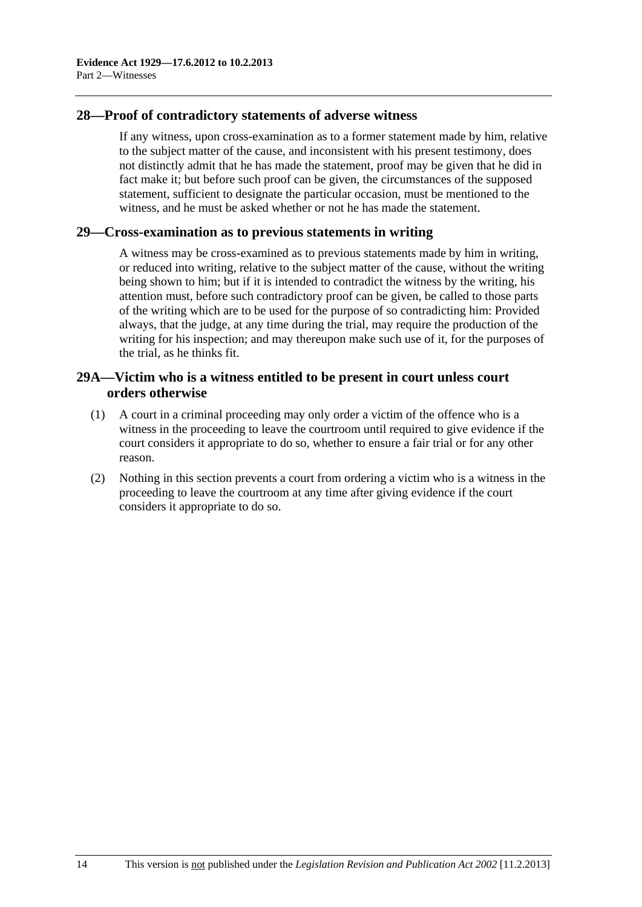## 28—Proof of contradictory statements of adverse witness

If any witness, upon cross-examination as to a former statement made by him, relative to the subject matter of the cause, and inconsistent with his present testimony, does not distinctly admit that he has made the statement, proof may be given that he did in fact make it; but before such proof can be given, the circumstances of the supposed statement, sufficient to designate the particular occasion, must be mentioned to the witness, and he must be asked whether or not he has made the statement.

## 29—Cross-examination as to previous statements in writing

A witness may be cross-examined as to previous statements made by him in writing, or reduced into writing, relative to the subject matter of the cause, without the writing being shown to him; but if it is intended to contradict the witness by the writing, his attention must, before such contradictory proof can be given, be called to those parts of the writing which are to be used for the purpose of so contradicting him: Provided always, that the judge, at any time during the trial, may require the production of the writing for his inspection; and may thereupon make such use of it, for the purposes of the trial, as he thinks fit.

## 29A—Victim who is a witness entitled to be present in court unless court orders otherwise

(1) A court in a criminal proceeding may only order a victim of the offence who is a witness in the proceeding to leave the courtroom until required to give evidence if the court considers it appropriate to do so, whether to ensure a fair trial or for any other reason.

(2) Nothing in this section prevents a court from ordering a victim who is a witness in the proceeding to leave the courtroom at any time after giving evidence if the court considers it appropriate to do so.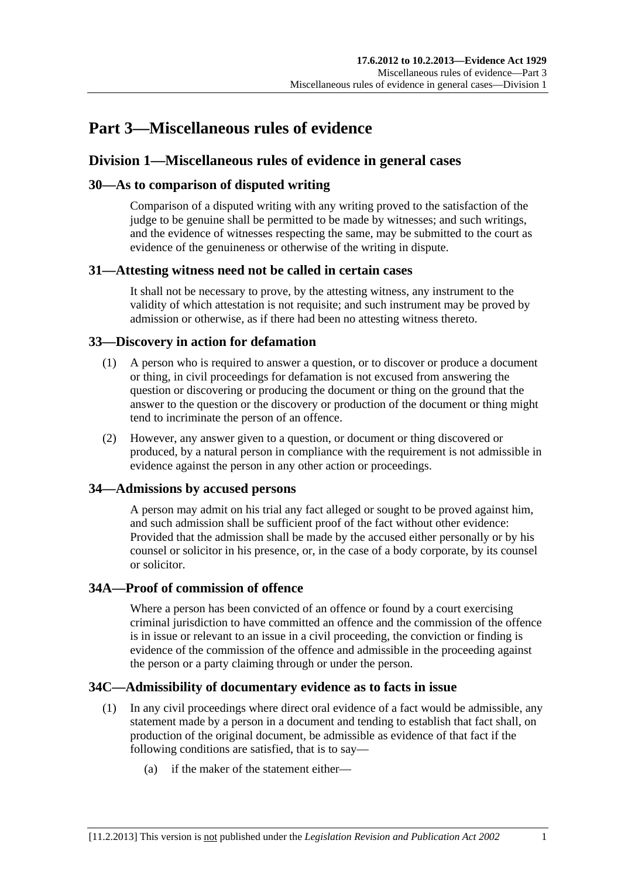# Part 3—Miscellaneous rules of evidence

## Division 1—Miscellaneous rules of evidence in general cases

### 30—As to comparison of disputed writing

Comparison of a disputed writing with any writing proved to the satisfaction of the judge to be genuine shall be permitted to be made by witnesses; and such writings, and the evidence of witnesses respecting the same, may be submitted to the court as evidence of the genuineness or otherwise of the writing in dispute.

### 31—Attesting witness need not be called in certain cases

It shall not be necessary to prove, by the attesting witness, any instrument to the validity of which attestation is not requisite; and such instrument may be proved by admission or otherwise, as if there had been no attesting witness thereto.

### 33—Discovery in action for defamation

(1) A person who is required to answer a question, or to discover or produce a document or thing, in civil proceedings for defamation is not excused from answering the question or discovering or producing the document or thing on the ground that the answer to the question or the discovery or production of the document or thing might tend to incriminate the person of an offence.

(2) However, any answer given to a question, or document or thing discovered or produced, by a natural person in compliance with the requirement is not admissible in evidence against the person in any other action or proceedings.

### 34—Admissions by accused persons

A person may admit on his trial any fact alleged or sought to be proved against him, and such admission shall be sufficient proof of the fact without other evidence: Provided that the admission shall be made by the accused either personally or by his counsel or solicitor in his presence, or, in the case of a body corporate, by its counsel or solicitor.

### 34A—Proof of commission of offence

Where a person has been convicted of an offence or found by a court exercising criminal jurisdiction to have committed an offence and the commission of the offence is in issue or relevant to an issue in a civil proceeding, the conviction or finding is evidence of the commission of the offence and admissible in the proceeding against the person or a party claiming through or under the person.

### 34C—Admissibility of documentary evidence as to facts in issue

(1) In any civil proceedings where direct oral evidence of a fact would be admissible, any statement made by a person in a document and tending to establish that fact shall, on production of the original document, be admissible as evidence of that fact if the following conditions are satisfied, that is to say—

(a) if the maker of the statement either—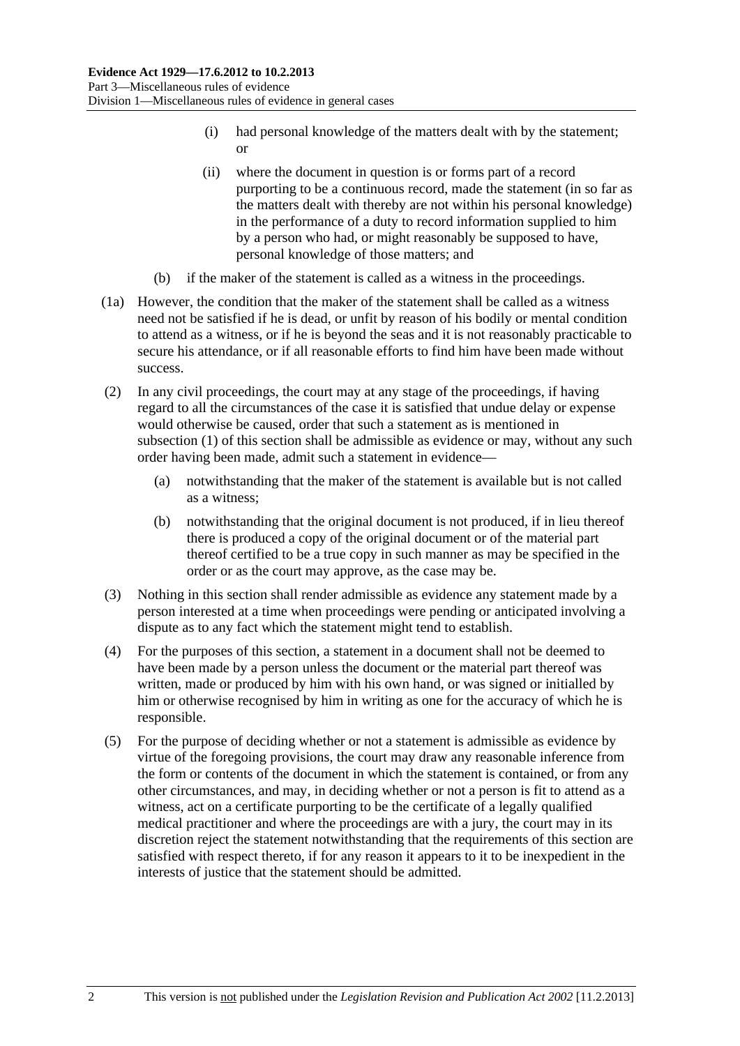(i) had personal knowledge of the matters dealt with by the statement; or

(ii) where the document in question is or forms part of a record purporting to be a continuous record, made the statement (in so far as the matters dealt with thereby are not within his personal knowledge) in the performance of a duty to record information supplied to him by a person who had, or might reasonably be supposed to have, personal knowledge of those matters; and

(b) if the maker of the statement is called as a witness in the proceedings.

(1a) However, the condition that the maker of the statement shall be called as a witness need not be satisfied if he is dead, or unfit by reason of his bodily or mental condition to attend as a witness, or if he is beyond the seas and it is not reasonably practicable to secure his attendance, or if all reasonable efforts to find him have been made without success.

(2) In any civil proceedings, the court may at any stage of the proceedings, if having regard to all the circumstances of the case it is satisfied that undue delay or expense would otherwise be caused, order that such a statement as is mentioned in subsection (1) of this section shall be admissible as evidence or may, without any such order having been made, admit such a statement in evidence—

(a) notwithstanding that the maker of the statement is available but is not called as a witness;

(b) notwithstanding that the original document is not produced, if in lieu thereof there is produced a copy of the original document or of the material part thereof certified to be a true copy in such manner as may be specified in the order or as the court may approve, as the case may be.

(3) Nothing in this section shall render admissible as evidence any statement made by a person interested at a time when proceedings were pending or anticipated involving a dispute as to any fact which the statement might tend to establish.

(4) For the purposes of this section, a statement in a document shall not be deemed to have been made by a person unless the document or the material part thereof was written, made or produced by him with his own hand, or was signed or initialled by him or otherwise recognised by him in writing as one for the accuracy of which he is responsible.

(5) For the purpose of deciding whether or not a statement is admissible as evidence by virtue of the foregoing provisions, the court may draw any reasonable inference from the form or contents of the document in which the statement is contained, or from any other circumstances, and may, in deciding whether or not a person is fit to attend as a witness, act on a certificate purporting to be the certificate of a legally qualified medical practitioner and where the proceedings are with a jury, the court may in its discretion reject the statement notwithstanding that the requirements of this section are satisfied with respect thereto, if for any reason it appears to it to be inexpedient in the interests of justice that the statement should be admitted.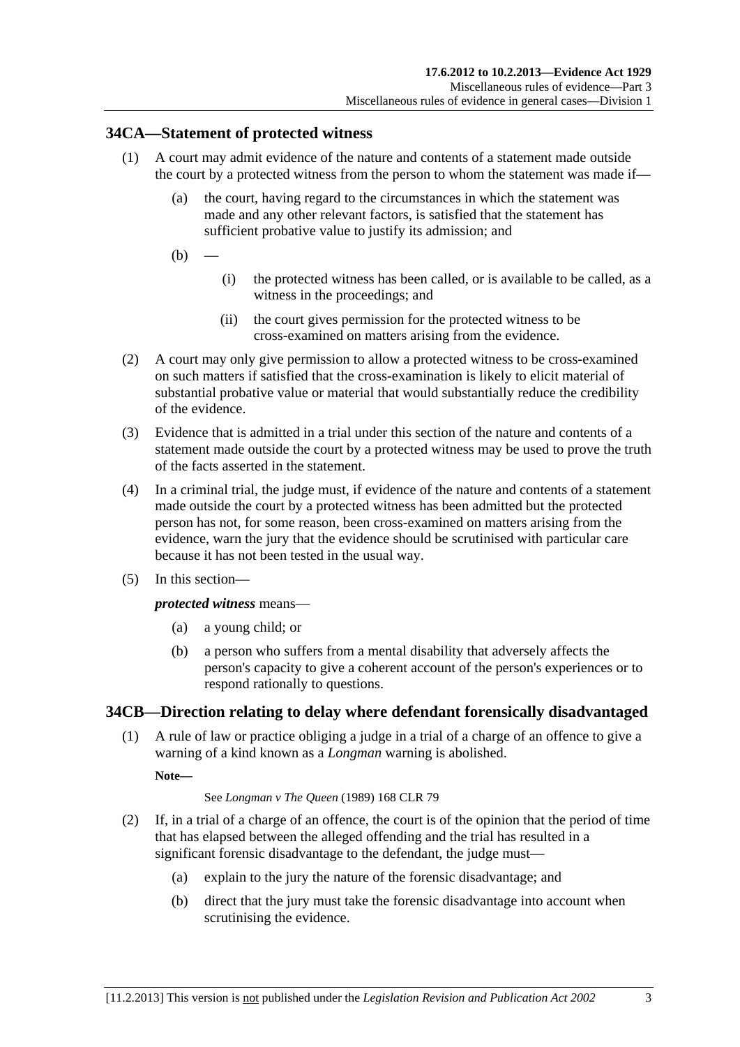## 34CA—Statement of protected witness

(1) A court may admit evidence of the nature and contents of a statement made outside the court by a protected witness from the person to whom the statement was made if—

(a) the court, having regard to the circumstances in which the statement was made and any other relevant factors, is satisfied that the statement has sufficient probative value to justify its admission; and

(b) —

(i) the protected witness has been called, or is available to be called, as a witness in the proceedings; and

(ii) the court gives permission for the protected witness to be cross-examined on matters arising from the evidence.

(2) A court may only give permission to allow a protected witness to be cross-examined on such matters if satisfied that the cross-examination is likely to elicit material of substantial probative value or material that would substantially reduce the credibility of the evidence.

(3) Evidence that is admitted in a trial under this section of the nature and contents of a statement made outside the court by a protected witness may be used to prove the truth of the facts asserted in the statement.

(4) In a criminal trial, the judge must, if evidence of the nature and contents of a statement made outside the court by a protected witness has been admitted but the protected person has not, for some reason, been cross-examined on matters arising from the evidence, warn the jury that the evidence should be scrutinised with particular care because it has not been tested in the usual way.

(5) In this section—

***protected witness*** means—

(a) a young child; or

(b) a person who suffers from a mental disability that adversely affects the person's capacity to give a coherent account of the person's experiences or to respond rationally to questions.

## 34CB—Direction relating to delay where defendant forensically disadvantaged

(1) A rule of law or practice obliging a judge in a trial of a charge of an offence to give a warning of a kind known as a *Longman* warning is abolished.

**Note—**

See *Longman v The Queen* (1989) 168 CLR 79

(2) If, in a trial of a charge of an offence, the court is of the opinion that the period of time that has elapsed between the alleged offending and the trial has resulted in a significant forensic disadvantage to the defendant, the judge must—

(a) explain to the jury the nature of the forensic disadvantage; and

(b) direct that the jury must take the forensic disadvantage into account when scrutinising the evidence.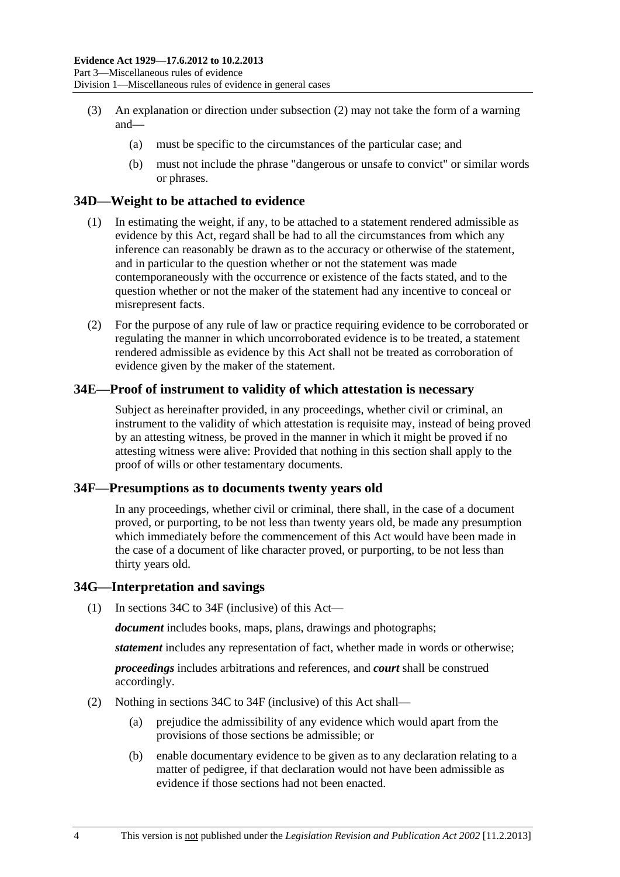(3) An explanation or direction under subsection (2) may not take the form of a warning and—

(a) must be specific to the circumstances of the particular case; and

(b) must not include the phrase "dangerous or unsafe to convict" or similar words or phrases.

## 34D—Weight to be attached to evidence

(1) In estimating the weight, if any, to be attached to a statement rendered admissible as evidence by this Act, regard shall be had to all the circumstances from which any inference can reasonably be drawn as to the accuracy or otherwise of the statement, and in particular to the question whether or not the statement was made contemporaneously with the occurrence or existence of the facts stated, and to the question whether or not the maker of the statement had any incentive to conceal or misrepresent facts.

(2) For the purpose of any rule of law or practice requiring evidence to be corroborated or regulating the manner in which uncorroborated evidence is to be treated, a statement rendered admissible as evidence by this Act shall not be treated as corroboration of evidence given by the maker of the statement.

## 34E—Proof of instrument to validity of which attestation is necessary

Subject as hereinafter provided, in any proceedings, whether civil or criminal, an instrument to the validity of which attestation is requisite may, instead of being proved by an attesting witness, be proved in the manner in which it might be proved if no attesting witness were alive: Provided that nothing in this section shall apply to the proof of wills or other testamentary documents.

## 34F—Presumptions as to documents twenty years old

In any proceedings, whether civil or criminal, there shall, in the case of a document proved, or purporting, to be not less than twenty years old, be made any presumption which immediately before the commencement of this Act would have been made in the case of a document of like character proved, or purporting, to be not less than thirty years old.

## 34G—Interpretation and savings

(1) In sections 34C to 34F (inclusive) of this Act—

***document*** includes books, maps, plans, drawings and photographs;

***statement*** includes any representation of fact, whether made in words or otherwise;

***proceedings*** includes arbitrations and references, and ***court*** shall be construed accordingly.

(2) Nothing in sections 34C to 34F (inclusive) of this Act shall—

(a) prejudice the admissibility of any evidence which would apart from the provisions of those sections be admissible; or

(b) enable documentary evidence to be given as to any declaration relating to a matter of pedigree, if that declaration would not have been admissible as evidence if those sections had not been enacted.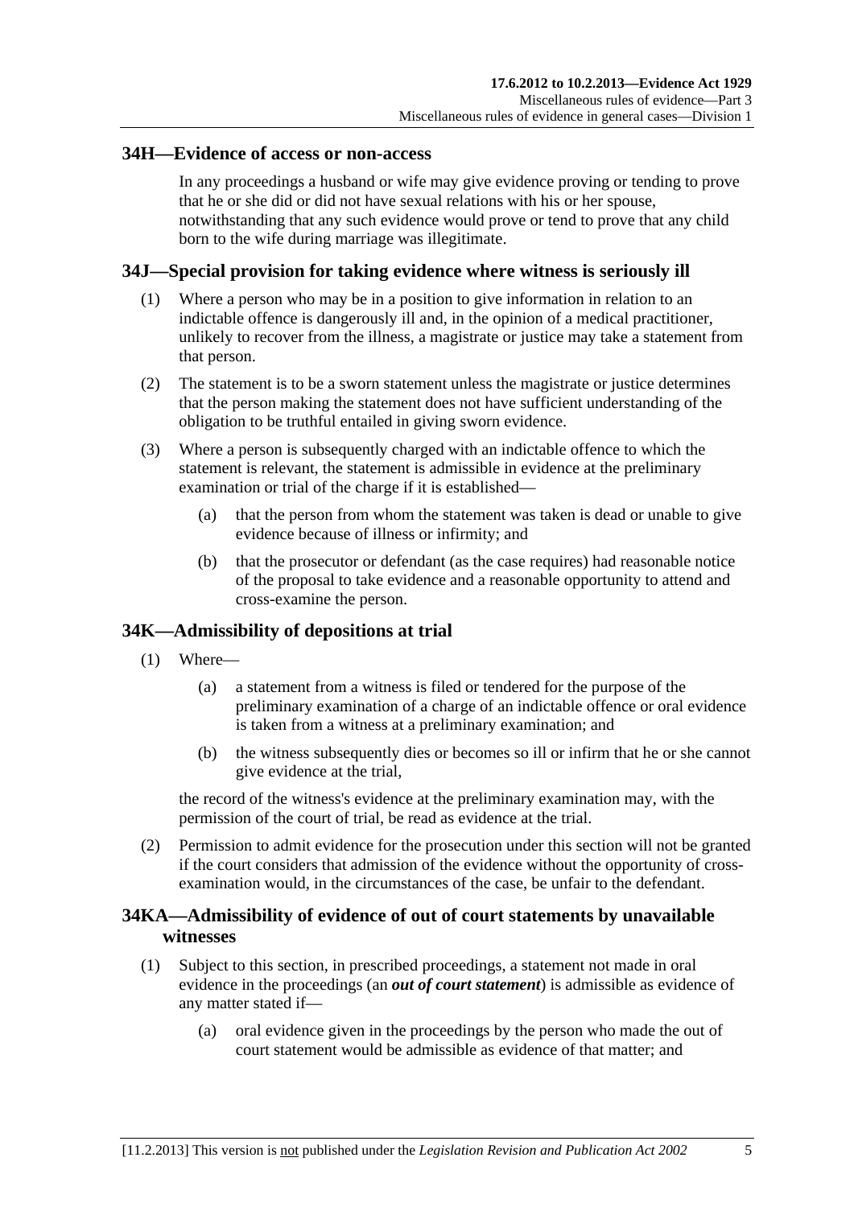## 34H—Evidence of access or non-access

In any proceedings a husband or wife may give evidence proving or tending to prove that he or she did or did not have sexual relations with his or her spouse, notwithstanding that any such evidence would prove or tend to prove that any child born to the wife during marriage was illegitimate.

## 34J—Special provision for taking evidence where witness is seriously ill

(1) Where a person who may be in a position to give information in relation to an indictable offence is dangerously ill and, in the opinion of a medical practitioner, unlikely to recover from the illness, a magistrate or justice may take a statement from that person.

(2) The statement is to be a sworn statement unless the magistrate or justice determines that the person making the statement does not have sufficient understanding of the obligation to be truthful entailed in giving sworn evidence.

(3) Where a person is subsequently charged with an indictable offence to which the statement is relevant, the statement is admissible in evidence at the preliminary examination or trial of the charge if it is established—

(a) that the person from whom the statement was taken is dead or unable to give evidence because of illness or infirmity; and

(b) that the prosecutor or defendant (as the case requires) had reasonable notice of the proposal to take evidence and a reasonable opportunity to attend and cross-examine the person.

## 34K—Admissibility of depositions at trial

(1) Where—

(a) a statement from a witness is filed or tendered for the purpose of the preliminary examination of a charge of an indictable offence or oral evidence is taken from a witness at a preliminary examination; and

(b) the witness subsequently dies or becomes so ill or infirm that he or she cannot give evidence at the trial,

the record of the witness's evidence at the preliminary examination may, with the permission of the court of trial, be read as evidence at the trial.

(2) Permission to admit evidence for the prosecution under this section will not be granted if the court considers that admission of the evidence without the opportunity of cross-examination would, in the circumstances of the case, be unfair to the defendant.

## 34KA—Admissibility of evidence of out of court statements by unavailable witnesses

(1) Subject to this section, in prescribed proceedings, a statement not made in oral evidence in the proceedings (an ***out of court statement***) is admissible as evidence of any matter stated if—

(a) oral evidence given in the proceedings by the person who made the out of court statement would be admissible as evidence of that matter; and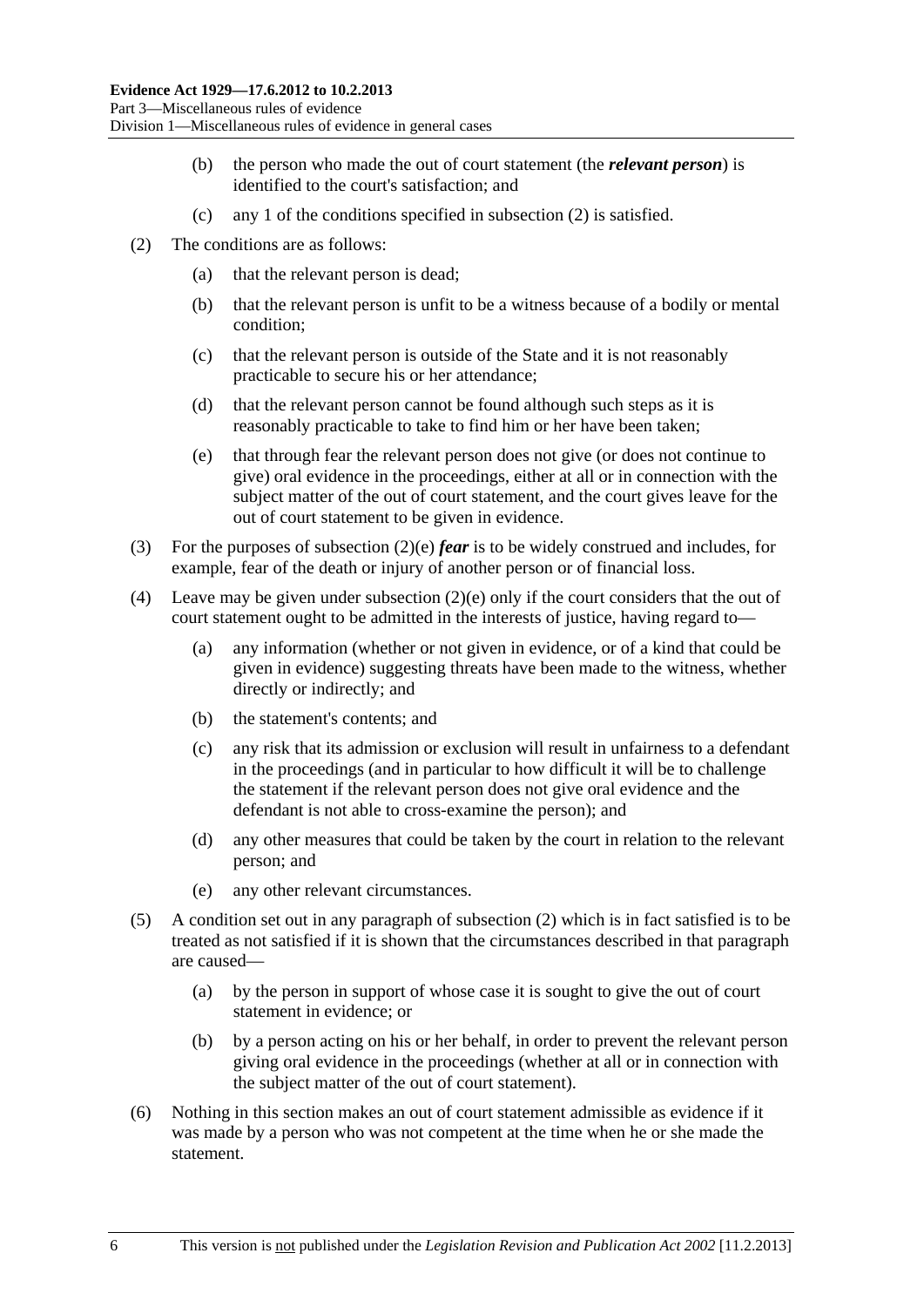(b) the person who made the out of court statement (the ***relevant person***) is identified to the court's satisfaction; and

(c) any 1 of the conditions specified in subsection (2) is satisfied.

(2) The conditions are as follows:

(a) that the relevant person is dead;

(b) that the relevant person is unfit to be a witness because of a bodily or mental condition;

(c) that the relevant person is outside of the State and it is not reasonably practicable to secure his or her attendance;

(d) that the relevant person cannot be found although such steps as it is reasonably practicable to take to find him or her have been taken;

(e) that through fear the relevant person does not give (or does not continue to give) oral evidence in the proceedings, either at all or in connection with the subject matter of the out of court statement, and the court gives leave for the out of court statement to be given in evidence.

(3) For the purposes of subsection (2)(e) ***fear*** is to be widely construed and includes, for example, fear of the death or injury of another person or of financial loss.

(4) Leave may be given under subsection (2)(e) only if the court considers that the out of court statement ought to be admitted in the interests of justice, having regard to—

(a) any information (whether or not given in evidence, or of a kind that could be given in evidence) suggesting threats have been made to the witness, whether directly or indirectly; and

(b) the statement's contents; and

(c) any risk that its admission or exclusion will result in unfairness to a defendant in the proceedings (and in particular to how difficult it will be to challenge the statement if the relevant person does not give oral evidence and the defendant is not able to cross-examine the person); and

(d) any other measures that could be taken by the court in relation to the relevant person; and

(e) any other relevant circumstances.

(5) A condition set out in any paragraph of subsection (2) which is in fact satisfied is to be treated as not satisfied if it is shown that the circumstances described in that paragraph are caused—

(a) by the person in support of whose case it is sought to give the out of court statement in evidence; or

(b) by a person acting on his or her behalf, in order to prevent the relevant person giving oral evidence in the proceedings (whether at all or in connection with the subject matter of the out of court statement).

(6) Nothing in this section makes an out of court statement admissible as evidence if it was made by a person who was not competent at the time when he or she made the statement.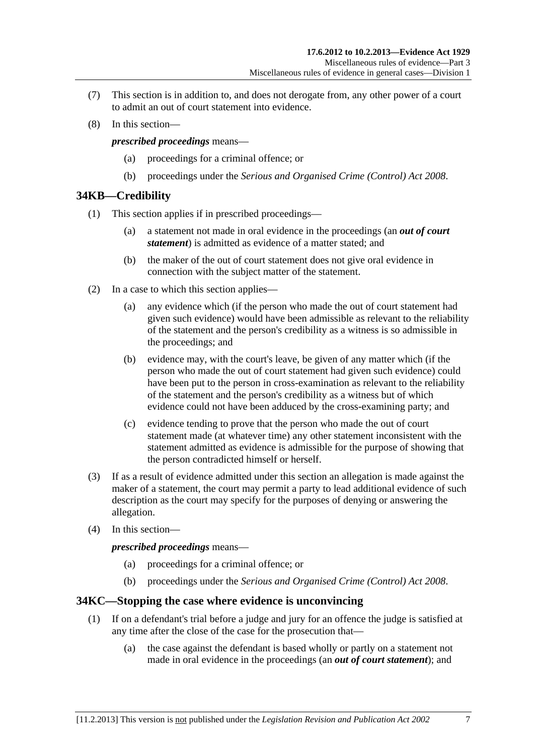(7) This section is in addition to, and does not derogate from, any other power of a court to admit an out of court statement into evidence.

(8) In this section—

***prescribed proceedings*** means—

(a) proceedings for a criminal offence; or

(b) proceedings under the *Serious and Organised Crime (Control) Act 2008*.

## 34KB—Credibility

(1) This section applies if in prescribed proceedings—

(a) a statement not made in oral evidence in the proceedings (an ***out of court statement***) is admitted as evidence of a matter stated; and

(b) the maker of the out of court statement does not give oral evidence in connection with the subject matter of the statement.

(2) In a case to which this section applies—

(a) any evidence which (if the person who made the out of court statement had given such evidence) would have been admissible as relevant to the reliability of the statement and the person's credibility as a witness is so admissible in the proceedings; and

(b) evidence may, with the court's leave, be given of any matter which (if the person who made the out of court statement had given such evidence) could have been put to the person in cross-examination as relevant to the reliability of the statement and the person's credibility as a witness but of which evidence could not have been adduced by the cross-examining party; and

(c) evidence tending to prove that the person who made the out of court statement made (at whatever time) any other statement inconsistent with the statement admitted as evidence is admissible for the purpose of showing that the person contradicted himself or herself.

(3) If as a result of evidence admitted under this section an allegation is made against the maker of a statement, the court may permit a party to lead additional evidence of such description as the court may specify for the purposes of denying or answering the allegation.

(4) In this section—

***prescribed proceedings*** means—

(a) proceedings for a criminal offence; or

(b) proceedings under the *Serious and Organised Crime (Control) Act 2008*.

## 34KC—Stopping the case where evidence is unconvincing

(1) If on a defendant's trial before a judge and jury for an offence the judge is satisfied at any time after the close of the case for the prosecution that—

(a) the case against the defendant is based wholly or partly on a statement not made in oral evidence in the proceedings (an ***out of court statement***); and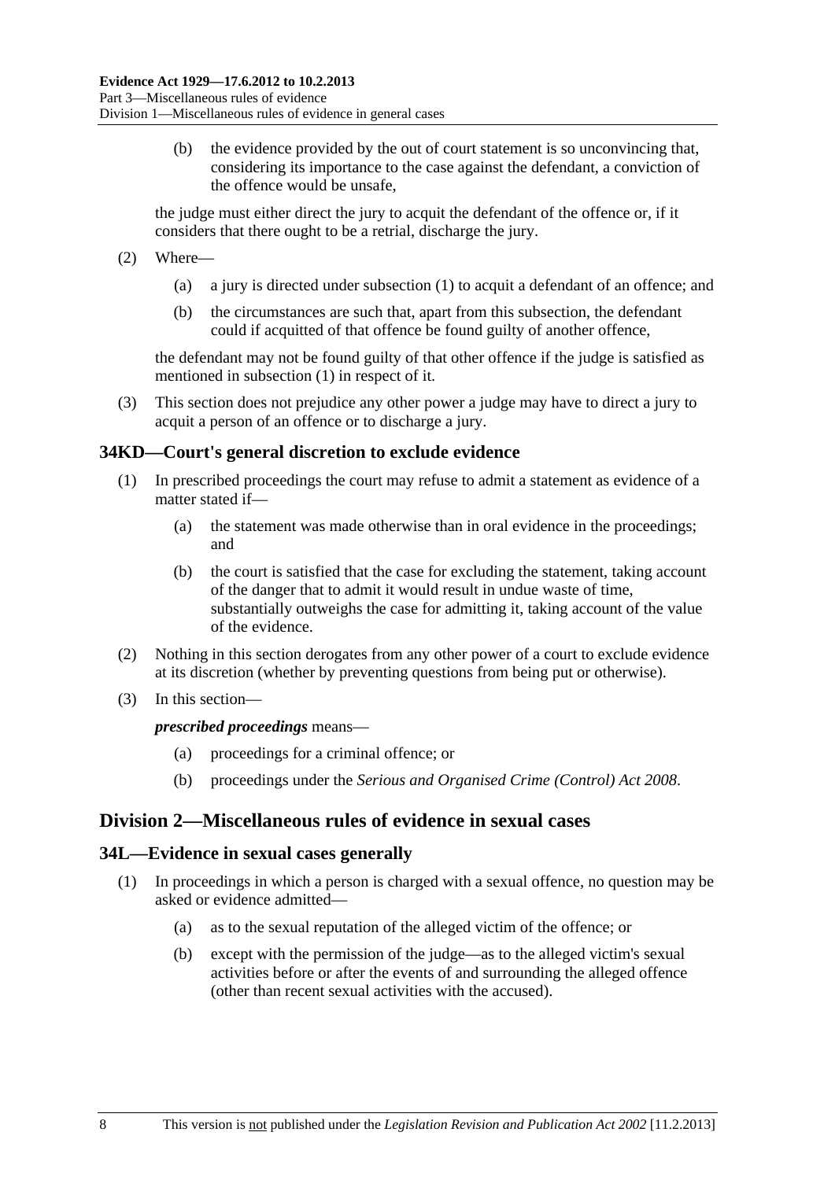(b) the evidence provided by the out of court statement is so unconvincing that, considering its importance to the case against the defendant, a conviction of the offence would be unsafe,

the judge must either direct the jury to acquit the defendant of the offence or, if it considers that there ought to be a retrial, discharge the jury.

(2) Where—

(a) a jury is directed under subsection (1) to acquit a defendant of an offence; and

(b) the circumstances are such that, apart from this subsection, the defendant could if acquitted of that offence be found guilty of another offence,

the defendant may not be found guilty of that other offence if the judge is satisfied as mentioned in subsection (1) in respect of it.

(3) This section does not prejudice any other power a judge may have to direct a jury to acquit a person of an offence or to discharge a jury.

### 34KD—Court's general discretion to exclude evidence

(1) In prescribed proceedings the court may refuse to admit a statement as evidence of a matter stated if—

(a) the statement was made otherwise than in oral evidence in the proceedings; and

(b) the court is satisfied that the case for excluding the statement, taking account of the danger that to admit it would result in undue waste of time, substantially outweighs the case for admitting it, taking account of the value of the evidence.

(2) Nothing in this section derogates from any other power of a court to exclude evidence at its discretion (whether by preventing questions from being put or otherwise).

(3) In this section—

***prescribed proceedings*** means—

(a) proceedings for a criminal offence; or

(b) proceedings under the *Serious and Organised Crime (Control) Act 2008*.

## Division 2—Miscellaneous rules of evidence in sexual cases

### 34L—Evidence in sexual cases generally

(1) In proceedings in which a person is charged with a sexual offence, no question may be asked or evidence admitted—

(a) as to the sexual reputation of the alleged victim of the offence; or

(b) except with the permission of the judge—as to the alleged victim's sexual activities before or after the events of and surrounding the alleged offence (other than recent sexual activities with the accused).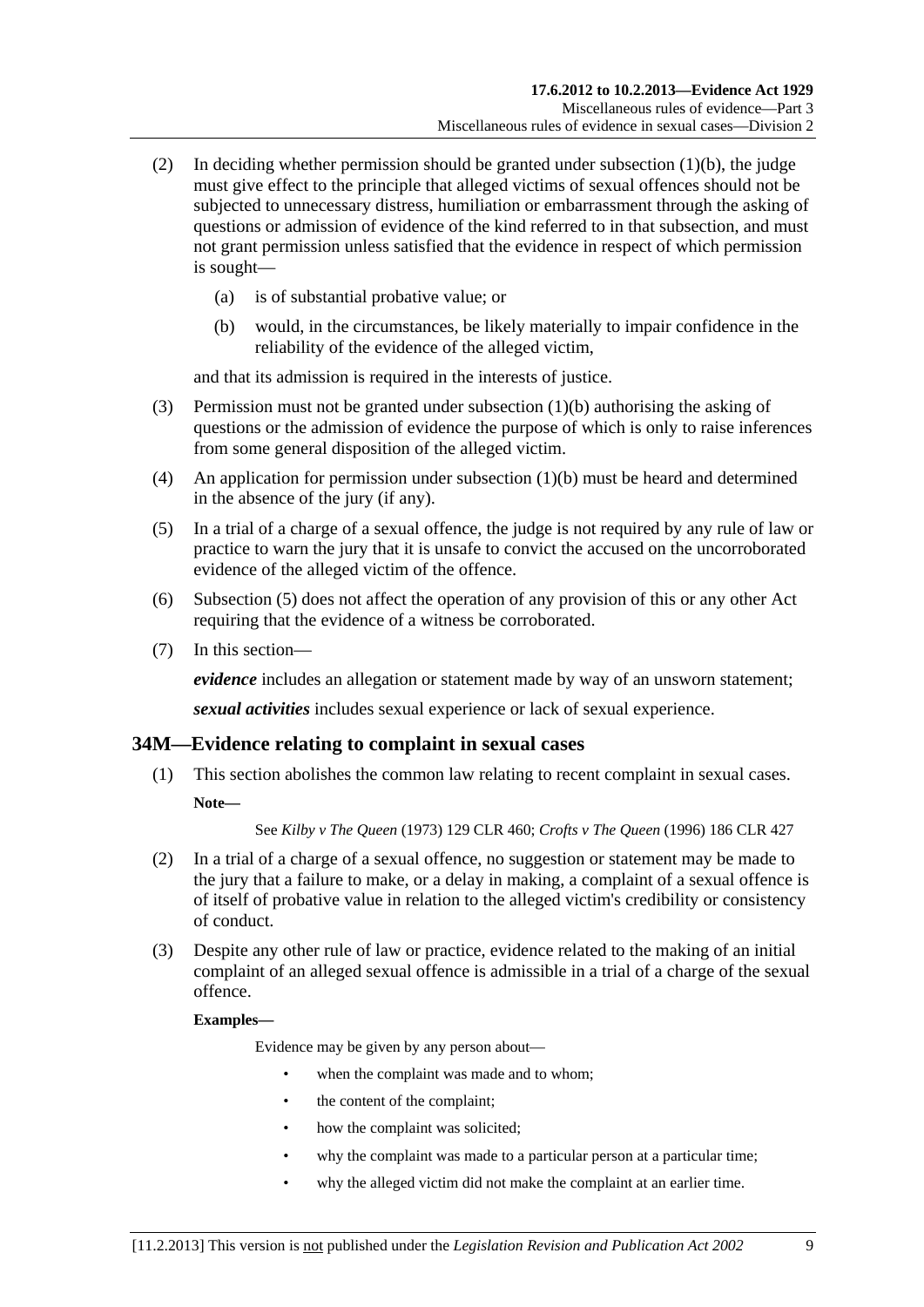(2) In deciding whether permission should be granted under subsection (1)(b), the judge must give effect to the principle that alleged victims of sexual offences should not be subjected to unnecessary distress, humiliation or embarrassment through the asking of questions or admission of evidence of the kind referred to in that subsection, and must not grant permission unless satisfied that the evidence in respect of which permission is sought—

  (a) is of substantial probative value; or

  (b) would, in the circumstances, be likely materially to impair confidence in the reliability of the evidence of the alleged victim,

and that its admission is required in the interests of justice.

(3) Permission must not be granted under subsection (1)(b) authorising the asking of questions or the admission of evidence the purpose of which is only to raise inferences from some general disposition of the alleged victim.

(4) An application for permission under subsection (1)(b) must be heard and determined in the absence of the jury (if any).

(5) In a trial of a charge of a sexual offence, the judge is not required by any rule of law or practice to warn the jury that it is unsafe to convict the accused on the uncorroborated evidence of the alleged victim of the offence.

(6) Subsection (5) does not affect the operation of any provision of this or any other Act requiring that the evidence of a witness be corroborated.

(7) In this section—

***evidence*** includes an allegation or statement made by way of an unsworn statement;

***sexual activities*** includes sexual experience or lack of sexual experience.

## 34M—Evidence relating to complaint in sexual cases

(1) This section abolishes the common law relating to recent complaint in sexual cases.

**Note—**

See *Kilby v The Queen* (1973) 129 CLR 460; *Crofts v The Queen* (1996) 186 CLR 427

(2) In a trial of a charge of a sexual offence, no suggestion or statement may be made to the jury that a failure to make, or a delay in making, a complaint of a sexual offence is of itself of probative value in relation to the alleged victim's credibility or consistency of conduct.

(3) Despite any other rule of law or practice, evidence related to the making of an initial complaint of an alleged sexual offence is admissible in a trial of a charge of the sexual offence.

**Examples—**

Evidence may be given by any person about—

- when the complaint was made and to whom;
- the content of the complaint;
- how the complaint was solicited;
- why the complaint was made to a particular person at a particular time;
- why the alleged victim did not make the complaint at an earlier time.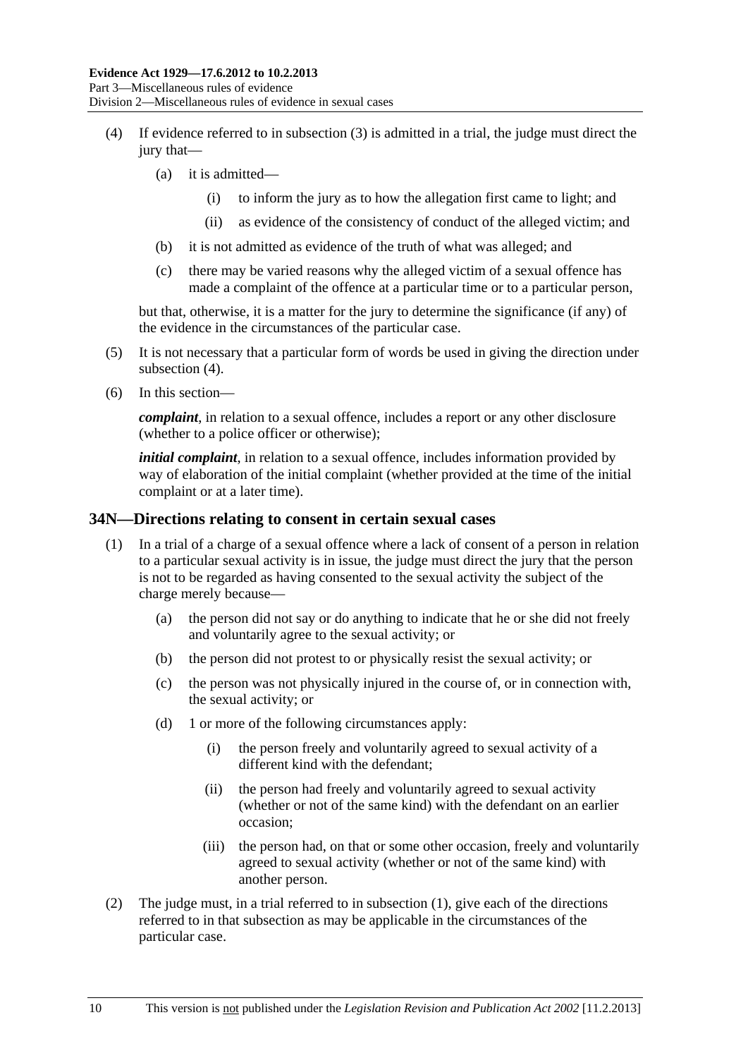(4) If evidence referred to in subsection (3) is admitted in a trial, the judge must direct the jury that—

(a) it is admitted—

(i) to inform the jury as to how the allegation first came to light; and

(ii) as evidence of the consistency of conduct of the alleged victim; and

(b) it is not admitted as evidence of the truth of what was alleged; and

(c) there may be varied reasons why the alleged victim of a sexual offence has made a complaint of the offence at a particular time or to a particular person,

but that, otherwise, it is a matter for the jury to determine the significance (if any) of the evidence in the circumstances of the particular case.

(5) It is not necessary that a particular form of words be used in giving the direction under subsection (4).

(6) In this section—

***complaint***, in relation to a sexual offence, includes a report or any other disclosure (whether to a police officer or otherwise);

***initial complaint***, in relation to a sexual offence, includes information provided by way of elaboration of the initial complaint (whether provided at the time of the initial complaint or at a later time).

## 34N—Directions relating to consent in certain sexual cases

(1) In a trial of a charge of a sexual offence where a lack of consent of a person in relation to a particular sexual activity is in issue, the judge must direct the jury that the person is not to be regarded as having consented to the sexual activity the subject of the charge merely because—

(a) the person did not say or do anything to indicate that he or she did not freely and voluntarily agree to the sexual activity; or

(b) the person did not protest to or physically resist the sexual activity; or

(c) the person was not physically injured in the course of, or in connection with, the sexual activity; or

(d) 1 or more of the following circumstances apply:

(i) the person freely and voluntarily agreed to sexual activity of a different kind with the defendant;

(ii) the person had freely and voluntarily agreed to sexual activity (whether or not of the same kind) with the defendant on an earlier occasion;

(iii) the person had, on that or some other occasion, freely and voluntarily agreed to sexual activity (whether or not of the same kind) with another person.

(2) The judge must, in a trial referred to in subsection (1), give each of the directions referred to in that subsection as may be applicable in the circumstances of the particular case.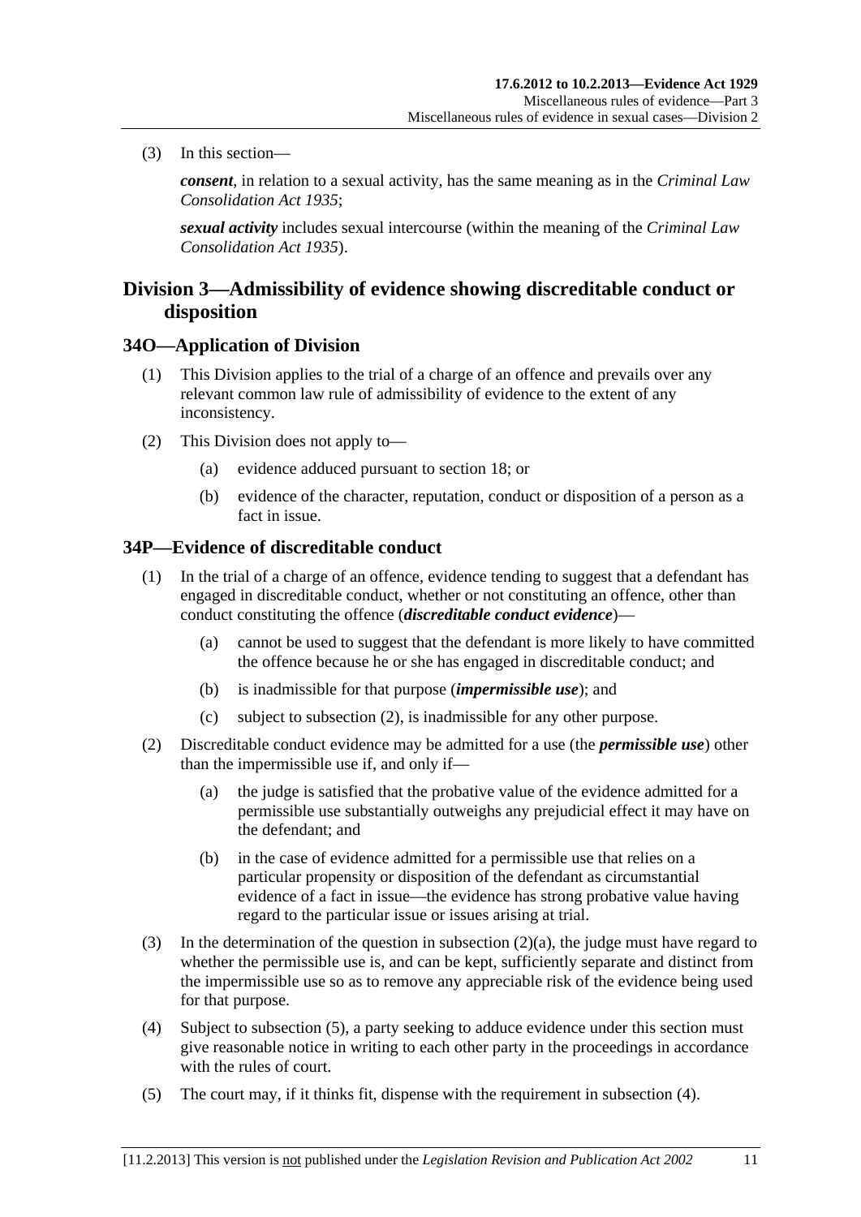(3) In this section—

***consent***, in relation to a sexual activity, has the same meaning as in the *Criminal Law Consolidation Act 1935*;

***sexual activity*** includes sexual intercourse (within the meaning of the *Criminal Law Consolidation Act 1935*).

## Division 3—Admissibility of evidence showing discreditable conduct or disposition

### 34O—Application of Division

(1) This Division applies to the trial of a charge of an offence and prevails over any relevant common law rule of admissibility of evidence to the extent of any inconsistency.

(2) This Division does not apply to—

(a) evidence adduced pursuant to section 18; or

(b) evidence of the character, reputation, conduct or disposition of a person as a fact in issue.

### 34P—Evidence of discreditable conduct

(1) In the trial of a charge of an offence, evidence tending to suggest that a defendant has engaged in discreditable conduct, whether or not constituting an offence, other than conduct constituting the offence (***discreditable conduct evidence***)—

(a) cannot be used to suggest that the defendant is more likely to have committed the offence because he or she has engaged in discreditable conduct; and

(b) is inadmissible for that purpose (***impermissible use***); and

(c) subject to subsection (2), is inadmissible for any other purpose.

(2) Discreditable conduct evidence may be admitted for a use (the ***permissible use***) other than the impermissible use if, and only if—

(a) the judge is satisfied that the probative value of the evidence admitted for a permissible use substantially outweighs any prejudicial effect it may have on the defendant; and

(b) in the case of evidence admitted for a permissible use that relies on a particular propensity or disposition of the defendant as circumstantial evidence of a fact in issue—the evidence has strong probative value having regard to the particular issue or issues arising at trial.

(3) In the determination of the question in subsection (2)(a), the judge must have regard to whether the permissible use is, and can be kept, sufficiently separate and distinct from the impermissible use so as to remove any appreciable risk of the evidence being used for that purpose.

(4) Subject to subsection (5), a party seeking to adduce evidence under this section must give reasonable notice in writing to each other party in the proceedings in accordance with the rules of court.

(5) The court may, if it thinks fit, dispense with the requirement in subsection (4).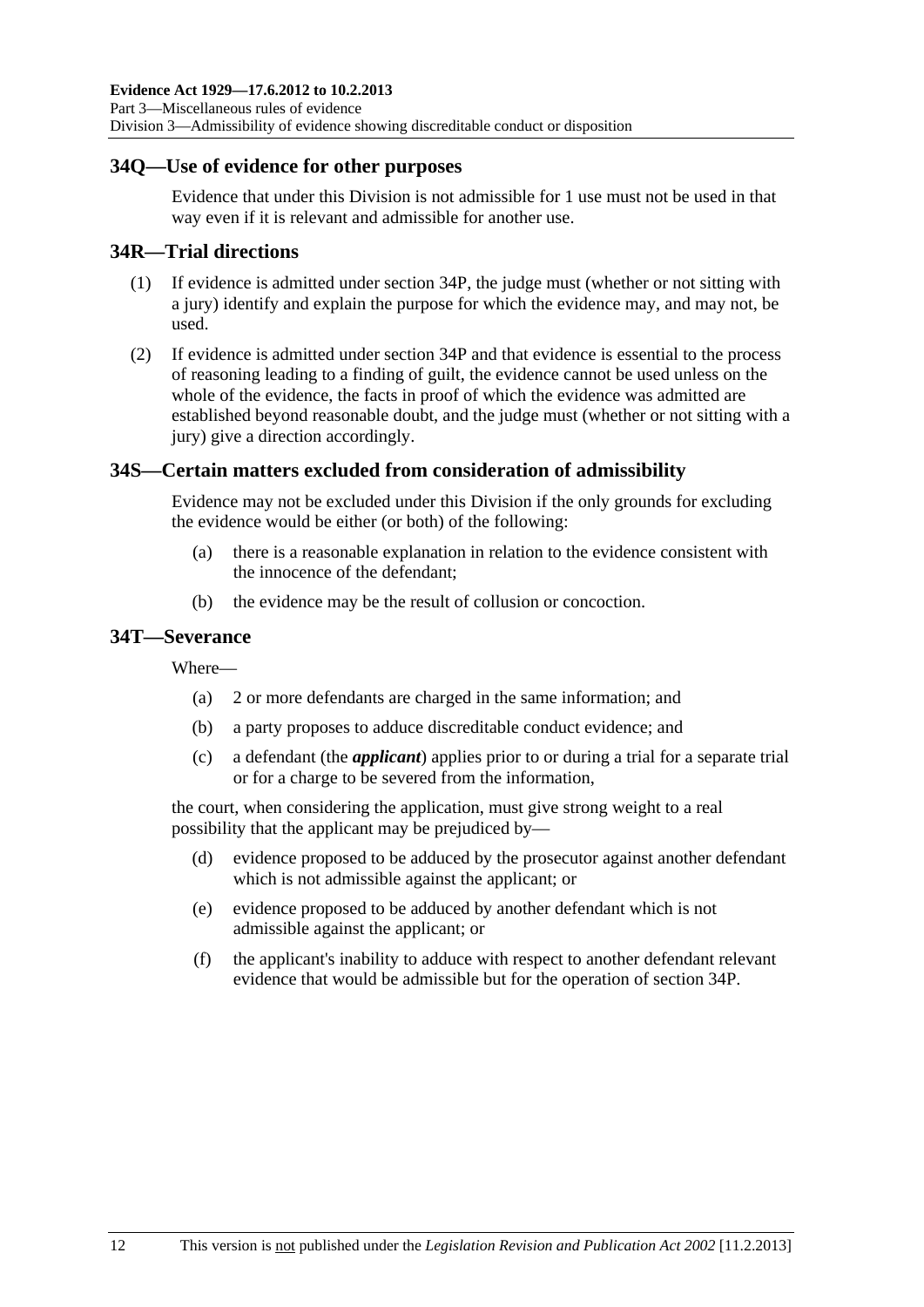## 34Q—Use of evidence for other purposes

Evidence that under this Division is not admissible for 1 use must not be used in that way even if it is relevant and admissible for another use.

## 34R—Trial directions

(1) If evidence is admitted under section 34P, the judge must (whether or not sitting with a jury) identify and explain the purpose for which the evidence may, and may not, be used.

(2) If evidence is admitted under section 34P and that evidence is essential to the process of reasoning leading to a finding of guilt, the evidence cannot be used unless on the whole of the evidence, the facts in proof of which the evidence was admitted are established beyond reasonable doubt, and the judge must (whether or not sitting with a jury) give a direction accordingly.

## 34S—Certain matters excluded from consideration of admissibility

Evidence may not be excluded under this Division if the only grounds for excluding the evidence would be either (or both) of the following:

(a) there is a reasonable explanation in relation to the evidence consistent with the innocence of the defendant;

(b) the evidence may be the result of collusion or concoction.

## 34T—Severance

Where—

(a) 2 or more defendants are charged in the same information; and

(b) a party proposes to adduce discreditable conduct evidence; and

(c) a defendant (the ***applicant***) applies prior to or during a trial for a separate trial or for a charge to be severed from the information,

the court, when considering the application, must give strong weight to a real possibility that the applicant may be prejudiced by—

(d) evidence proposed to be adduced by the prosecutor against another defendant which is not admissible against the applicant; or

(e) evidence proposed to be adduced by another defendant which is not admissible against the applicant; or

(f) the applicant's inability to adduce with respect to another defendant relevant evidence that would be admissible but for the operation of section 34P.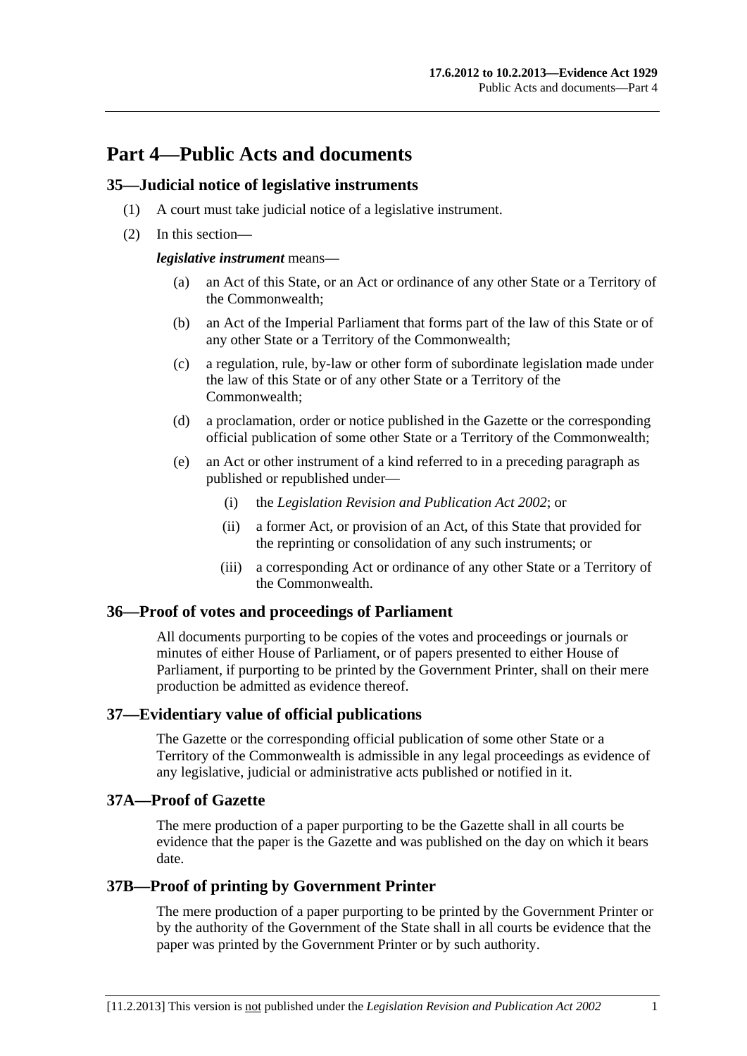# Part 4—Public Acts and documents

## 35—Judicial notice of legislative instruments

(1) A court must take judicial notice of a legislative instrument.

(2) In this section—

***legislative instrument*** means—

(a) an Act of this State, or an Act or ordinance of any other State or a Territory of the Commonwealth;

(b) an Act of the Imperial Parliament that forms part of the law of this State or of any other State or a Territory of the Commonwealth;

(c) a regulation, rule, by-law or other form of subordinate legislation made under the law of this State or of any other State or a Territory of the Commonwealth;

(d) a proclamation, order or notice published in the Gazette or the corresponding official publication of some other State or a Territory of the Commonwealth;

(e) an Act or other instrument of a kind referred to in a preceding paragraph as published or republished under—

(i) the *Legislation Revision and Publication Act 2002*; or

(ii) a former Act, or provision of an Act, of this State that provided for the reprinting or consolidation of any such instruments; or

(iii) a corresponding Act or ordinance of any other State or a Territory of the Commonwealth.

## 36—Proof of votes and proceedings of Parliament

All documents purporting to be copies of the votes and proceedings or journals or minutes of either House of Parliament, or of papers presented to either House of Parliament, if purporting to be printed by the Government Printer, shall on their mere production be admitted as evidence thereof.

## 37—Evidentiary value of official publications

The Gazette or the corresponding official publication of some other State or a Territory of the Commonwealth is admissible in any legal proceedings as evidence of any legislative, judicial or administrative acts published or notified in it.

## 37A—Proof of Gazette

The mere production of a paper purporting to be the Gazette shall in all courts be evidence that the paper is the Gazette and was published on the day on which it bears date.

## 37B—Proof of printing by Government Printer

The mere production of a paper purporting to be printed by the Government Printer or by the authority of the Government of the State shall in all courts be evidence that the paper was printed by the Government Printer or by such authority.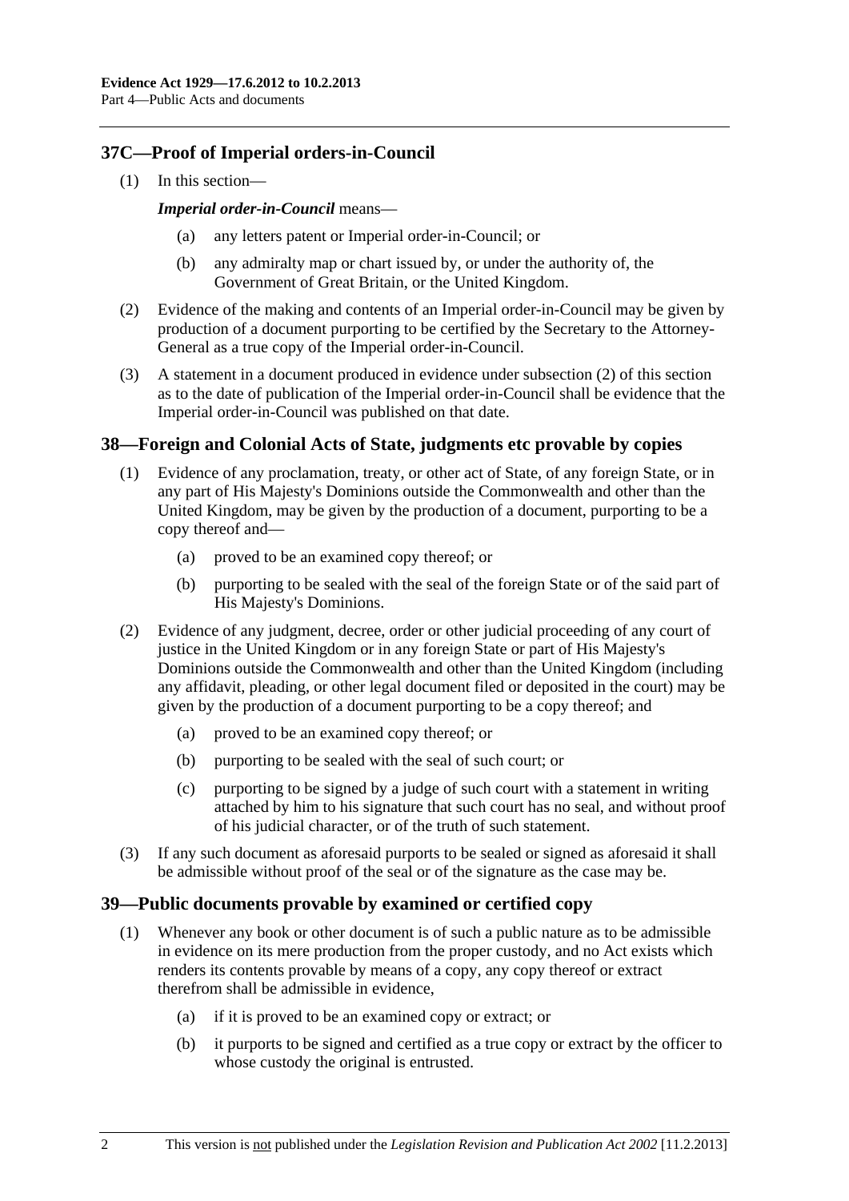## 37C—Proof of Imperial orders-in-Council

(1) In this section—

***Imperial order-in-Council*** means—

(a) any letters patent or Imperial order-in-Council; or

(b) any admiralty map or chart issued by, or under the authority of, the Government of Great Britain, or the United Kingdom.

(2) Evidence of the making and contents of an Imperial order-in-Council may be given by production of a document purporting to be certified by the Secretary to the Attorney-General as a true copy of the Imperial order-in-Council.

(3) A statement in a document produced in evidence under subsection (2) of this section as to the date of publication of the Imperial order-in-Council shall be evidence that the Imperial order-in-Council was published on that date.

## 38—Foreign and Colonial Acts of State, judgments etc provable by copies

(1) Evidence of any proclamation, treaty, or other act of State, of any foreign State, or in any part of His Majesty's Dominions outside the Commonwealth and other than the United Kingdom, may be given by the production of a document, purporting to be a copy thereof and—

(a) proved to be an examined copy thereof; or

(b) purporting to be sealed with the seal of the foreign State or of the said part of His Majesty's Dominions.

(2) Evidence of any judgment, decree, order or other judicial proceeding of any court of justice in the United Kingdom or in any foreign State or part of His Majesty's Dominions outside the Commonwealth and other than the United Kingdom (including any affidavit, pleading, or other legal document filed or deposited in the court) may be given by the production of a document purporting to be a copy thereof; and

(a) proved to be an examined copy thereof; or

(b) purporting to be sealed with the seal of such court; or

(c) purporting to be signed by a judge of such court with a statement in writing attached by him to his signature that such court has no seal, and without proof of his judicial character, or of the truth of such statement.

(3) If any such document as aforesaid purports to be sealed or signed as aforesaid it shall be admissible without proof of the seal or of the signature as the case may be.

## 39—Public documents provable by examined or certified copy

(1) Whenever any book or other document is of such a public nature as to be admissible in evidence on its mere production from the proper custody, and no Act exists which renders its contents provable by means of a copy, any copy thereof or extract therefrom shall be admissible in evidence,

(a) if it is proved to be an examined copy or extract; or

(b) it purports to be signed and certified as a true copy or extract by the officer to whose custody the original is entrusted.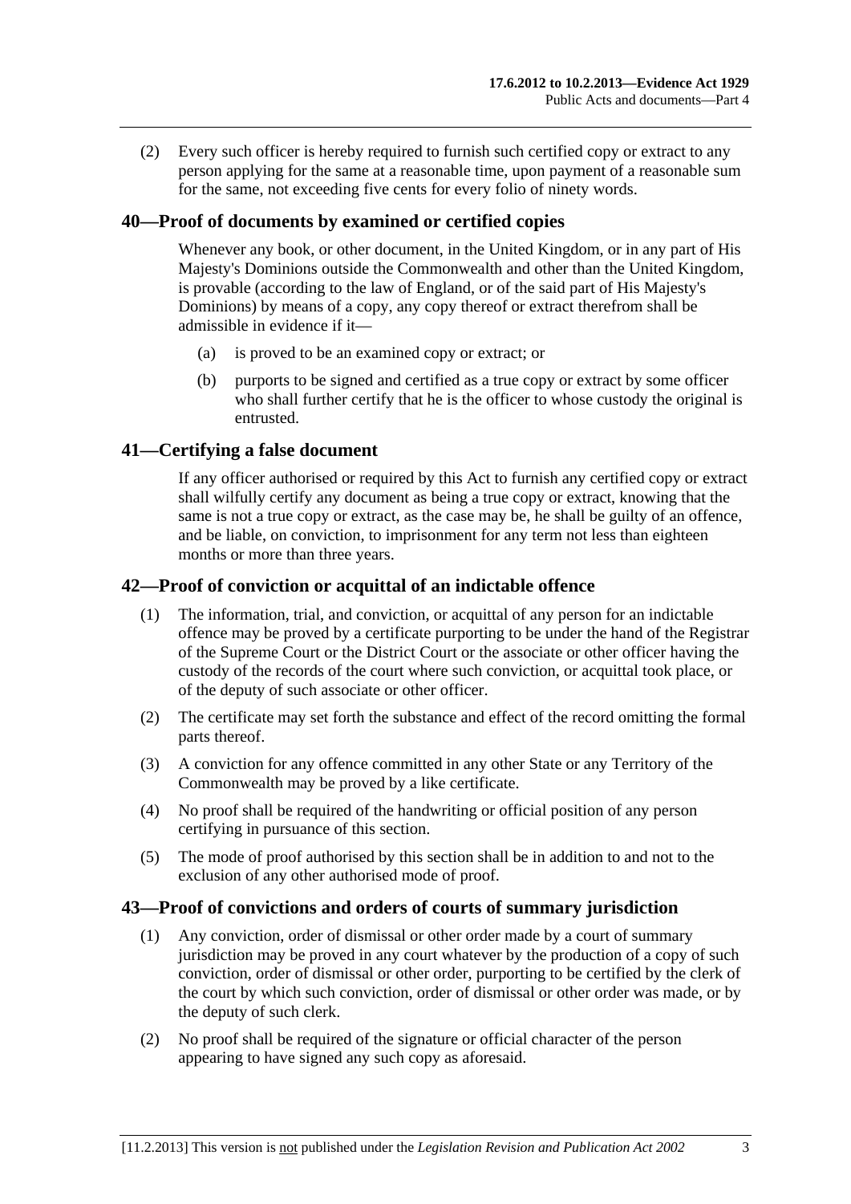(2) Every such officer is hereby required to furnish such certified copy or extract to any person applying for the same at a reasonable time, upon payment of a reasonable sum for the same, not exceeding five cents for every folio of ninety words.

## 40—Proof of documents by examined or certified copies

Whenever any book, or other document, in the United Kingdom, or in any part of His Majesty's Dominions outside the Commonwealth and other than the United Kingdom, is provable (according to the law of England, or of the said part of His Majesty's Dominions) by means of a copy, any copy thereof or extract therefrom shall be admissible in evidence if it—

(a) is proved to be an examined copy or extract; or

(b) purports to be signed and certified as a true copy or extract by some officer who shall further certify that he is the officer to whose custody the original is entrusted.

## 41—Certifying a false document

If any officer authorised or required by this Act to furnish any certified copy or extract shall wilfully certify any document as being a true copy or extract, knowing that the same is not a true copy or extract, as the case may be, he shall be guilty of an offence, and be liable, on conviction, to imprisonment for any term not less than eighteen months or more than three years.

## 42—Proof of conviction or acquittal of an indictable offence

(1) The information, trial, and conviction, or acquittal of any person for an indictable offence may be proved by a certificate purporting to be under the hand of the Registrar of the Supreme Court or the District Court or the associate or other officer having the custody of the records of the court where such conviction, or acquittal took place, or of the deputy of such associate or other officer.

(2) The certificate may set forth the substance and effect of the record omitting the formal parts thereof.

(3) A conviction for any offence committed in any other State or any Territory of the Commonwealth may be proved by a like certificate.

(4) No proof shall be required of the handwriting or official position of any person certifying in pursuance of this section.

(5) The mode of proof authorised by this section shall be in addition to and not to the exclusion of any other authorised mode of proof.

## 43—Proof of convictions and orders of courts of summary jurisdiction

(1) Any conviction, order of dismissal or other order made by a court of summary jurisdiction may be proved in any court whatever by the production of a copy of such conviction, order of dismissal or other order, purporting to be certified by the clerk of the court by which such conviction, order of dismissal or other order was made, or by the deputy of such clerk.

(2) No proof shall be required of the signature or official character of the person appearing to have signed any such copy as aforesaid.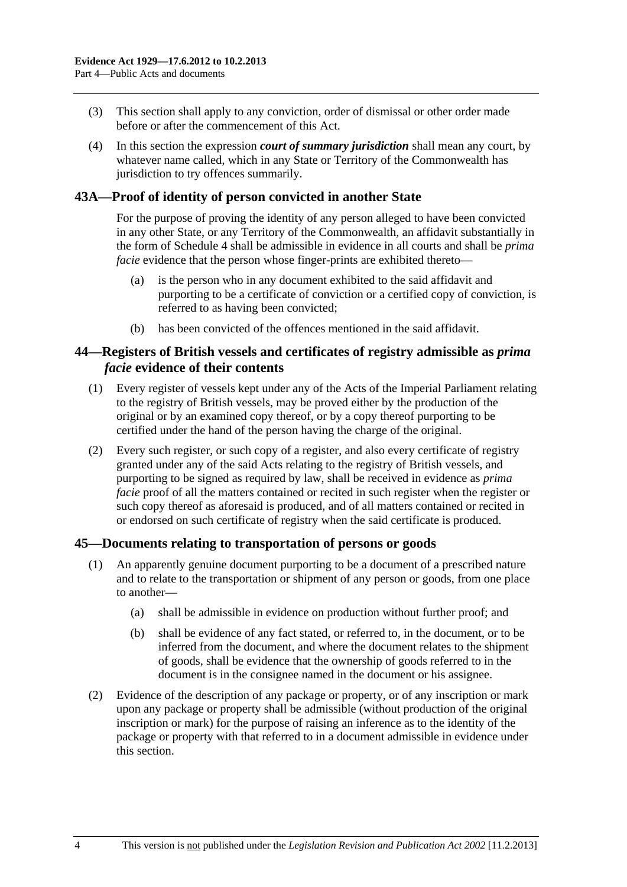(3) This section shall apply to any conviction, order of dismissal or other order made before or after the commencement of this Act.

(4) In this section the expression ***court of summary jurisdiction*** shall mean any court, by whatever name called, which in any State or Territory of the Commonwealth has jurisdiction to try offences summarily.

## 43A—Proof of identity of person convicted in another State

For the purpose of proving the identity of any person alleged to have been convicted in any other State, or any Territory of the Commonwealth, an affidavit substantially in the form of Schedule 4 shall be admissible in evidence in all courts and shall be *prima facie* evidence that the person whose finger-prints are exhibited thereto—

(a) is the person who in any document exhibited to the said affidavit and purporting to be a certificate of conviction or a certified copy of conviction, is referred to as having been convicted;

(b) has been convicted of the offences mentioned in the said affidavit.

## 44—Registers of British vessels and certificates of registry admissible as *prima facie* evidence of their contents

(1) Every register of vessels kept under any of the Acts of the Imperial Parliament relating to the registry of British vessels, may be proved either by the production of the original or by an examined copy thereof, or by a copy thereof purporting to be certified under the hand of the person having the charge of the original.

(2) Every such register, or such copy of a register, and also every certificate of registry granted under any of the said Acts relating to the registry of British vessels, and purporting to be signed as required by law, shall be received in evidence as *prima facie* proof of all the matters contained or recited in such register when the register or such copy thereof as aforesaid is produced, and of all matters contained or recited in or endorsed on such certificate of registry when the said certificate is produced.

## 45—Documents relating to transportation of persons or goods

(1) An apparently genuine document purporting to be a document of a prescribed nature and to relate to the transportation or shipment of any person or goods, from one place to another—

(a) shall be admissible in evidence on production without further proof; and

(b) shall be evidence of any fact stated, or referred to, in the document, or to be inferred from the document, and where the document relates to the shipment of goods, shall be evidence that the ownership of goods referred to in the document is in the consignee named in the document or his assignee.

(2) Evidence of the description of any package or property, or of any inscription or mark upon any package or property shall be admissible (without production of the original inscription or mark) for the purpose of raising an inference as to the identity of the package or property with that referred to in a document admissible in evidence under this section.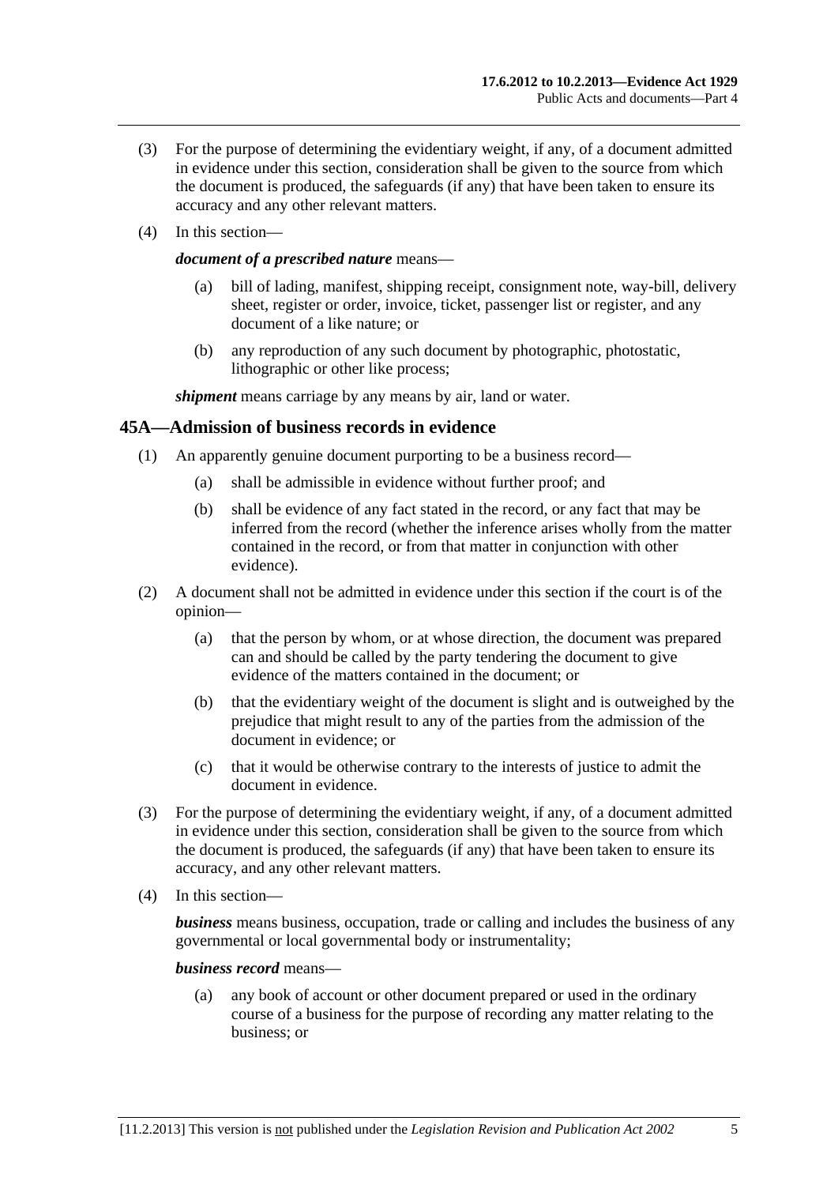(3) For the purpose of determining the evidentiary weight, if any, of a document admitted in evidence under this section, consideration shall be given to the source from which the document is produced, the safeguards (if any) that have been taken to ensure its accuracy and any other relevant matters.

(4) In this section—

***document of a prescribed nature*** means—

(a) bill of lading, manifest, shipping receipt, consignment note, way-bill, delivery sheet, register or order, invoice, ticket, passenger list or register, and any document of a like nature; or

(b) any reproduction of any such document by photographic, photostatic, lithographic or other like process;

***shipment*** means carriage by any means by air, land or water.

## 45A—Admission of business records in evidence

(1) An apparently genuine document purporting to be a business record—

(a) shall be admissible in evidence without further proof; and

(b) shall be evidence of any fact stated in the record, or any fact that may be inferred from the record (whether the inference arises wholly from the matter contained in the record, or from that matter in conjunction with other evidence).

(2) A document shall not be admitted in evidence under this section if the court is of the opinion—

(a) that the person by whom, or at whose direction, the document was prepared can and should be called by the party tendering the document to give evidence of the matters contained in the document; or

(b) that the evidentiary weight of the document is slight and is outweighed by the prejudice that might result to any of the parties from the admission of the document in evidence; or

(c) that it would be otherwise contrary to the interests of justice to admit the document in evidence.

(3) For the purpose of determining the evidentiary weight, if any, of a document admitted in evidence under this section, consideration shall be given to the source from which the document is produced, the safeguards (if any) that have been taken to ensure its accuracy, and any other relevant matters.

(4) In this section—

***business*** means business, occupation, trade or calling and includes the business of any governmental or local governmental body or instrumentality;

***business record*** means—

(a) any book of account or other document prepared or used in the ordinary course of a business for the purpose of recording any matter relating to the business; or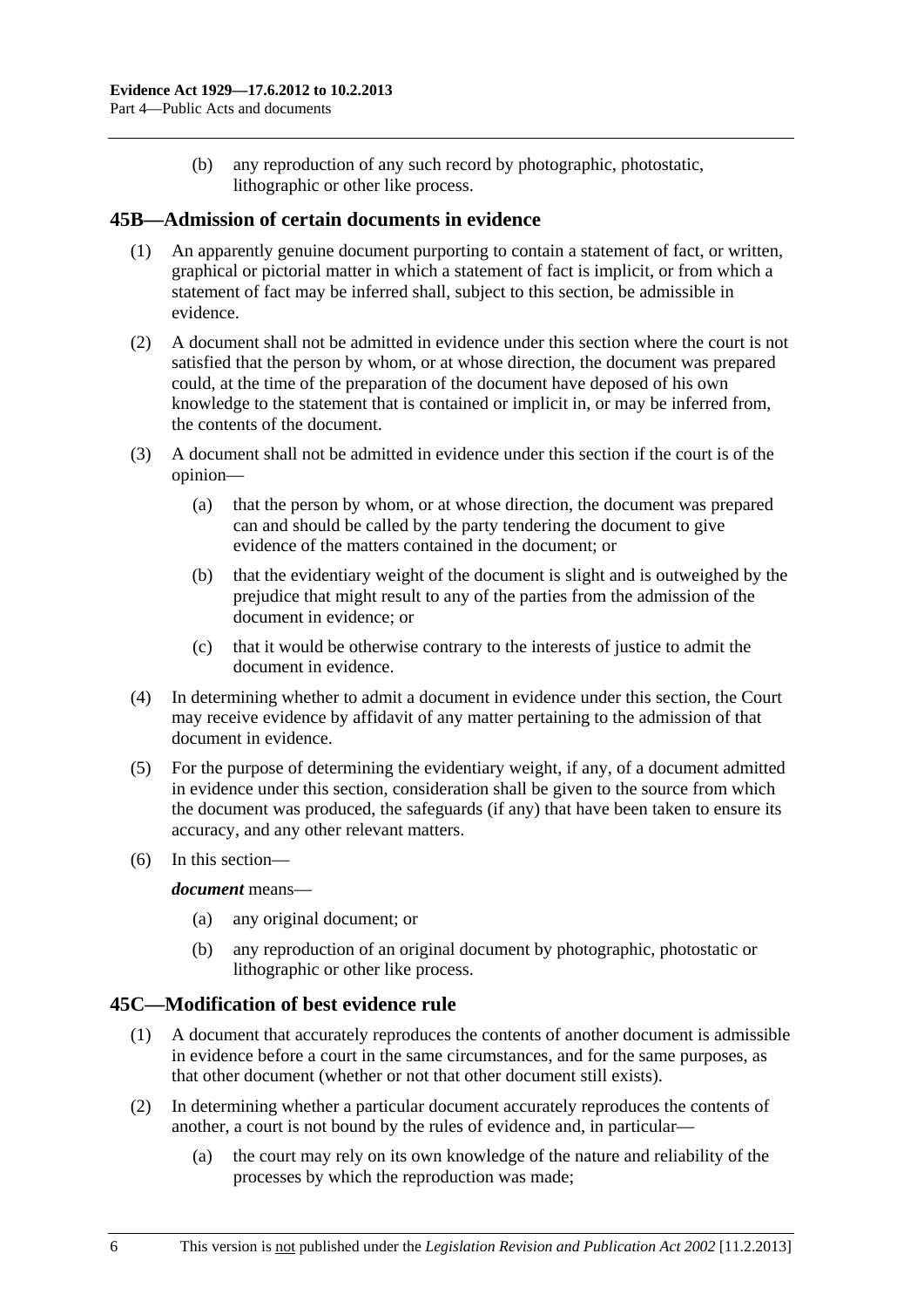(b) any reproduction of any such record by photographic, photostatic, lithographic or other like process.

## 45B—Admission of certain documents in evidence

(1) An apparently genuine document purporting to contain a statement of fact, or written, graphical or pictorial matter in which a statement of fact is implicit, or from which a statement of fact may be inferred shall, subject to this section, be admissible in evidence.

(2) A document shall not be admitted in evidence under this section where the court is not satisfied that the person by whom, or at whose direction, the document was prepared could, at the time of the preparation of the document have deposed of his own knowledge to the statement that is contained or implicit in, or may be inferred from, the contents of the document.

(3) A document shall not be admitted in evidence under this section if the court is of the opinion—

(a) that the person by whom, or at whose direction, the document was prepared can and should be called by the party tendering the document to give evidence of the matters contained in the document; or

(b) that the evidentiary weight of the document is slight and is outweighed by the prejudice that might result to any of the parties from the admission of the document in evidence; or

(c) that it would be otherwise contrary to the interests of justice to admit the document in evidence.

(4) In determining whether to admit a document in evidence under this section, the Court may receive evidence by affidavit of any matter pertaining to the admission of that document in evidence.

(5) For the purpose of determining the evidentiary weight, if any, of a document admitted in evidence under this section, consideration shall be given to the source from which the document was produced, the safeguards (if any) that have been taken to ensure its accuracy, and any other relevant matters.

(6) In this section—

***document*** means—

(a) any original document; or

(b) any reproduction of an original document by photographic, photostatic or lithographic or other like process.

## 45C—Modification of best evidence rule

(1) A document that accurately reproduces the contents of another document is admissible in evidence before a court in the same circumstances, and for the same purposes, as that other document (whether or not that other document still exists).

(2) In determining whether a particular document accurately reproduces the contents of another, a court is not bound by the rules of evidence and, in particular—

(a) the court may rely on its own knowledge of the nature and reliability of the processes by which the reproduction was made;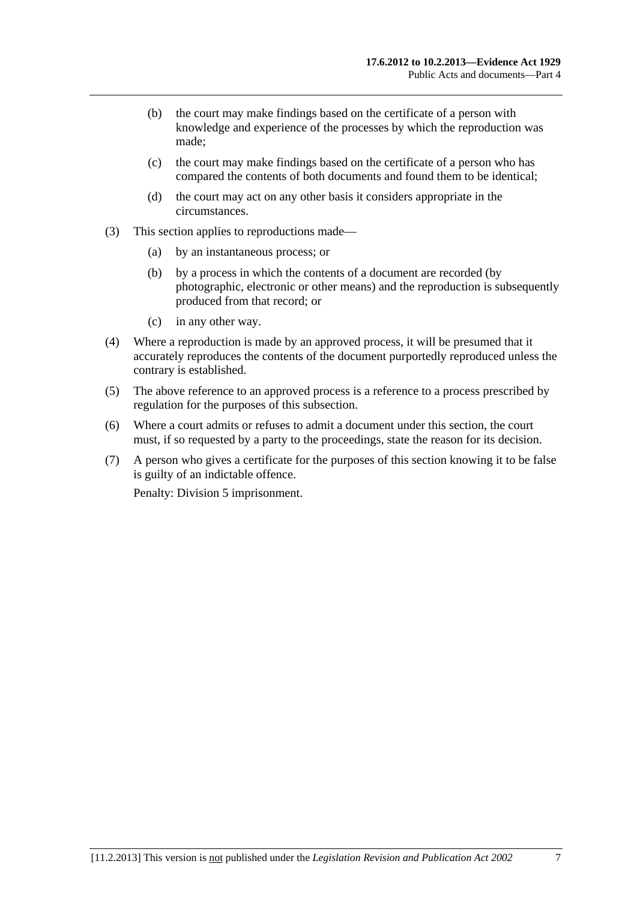(b) the court may make findings based on the certificate of a person with knowledge and experience of the processes by which the reproduction was made;

(c) the court may make findings based on the certificate of a person who has compared the contents of both documents and found them to be identical;

(d) the court may act on any other basis it considers appropriate in the circumstances.

(3) This section applies to reproductions made—

(a) by an instantaneous process; or

(b) by a process in which the contents of a document are recorded (by photographic, electronic or other means) and the reproduction is subsequently produced from that record; or

(c) in any other way.

(4) Where a reproduction is made by an approved process, it will be presumed that it accurately reproduces the contents of the document purportedly reproduced unless the contrary is established.

(5) The above reference to an approved process is a reference to a process prescribed by regulation for the purposes of this subsection.

(6) Where a court admits or refuses to admit a document under this section, the court must, if so requested by a party to the proceedings, state the reason for its decision.

(7) A person who gives a certificate for the purposes of this section knowing it to be false is guilty of an indictable offence.

Penalty: Division 5 imprisonment.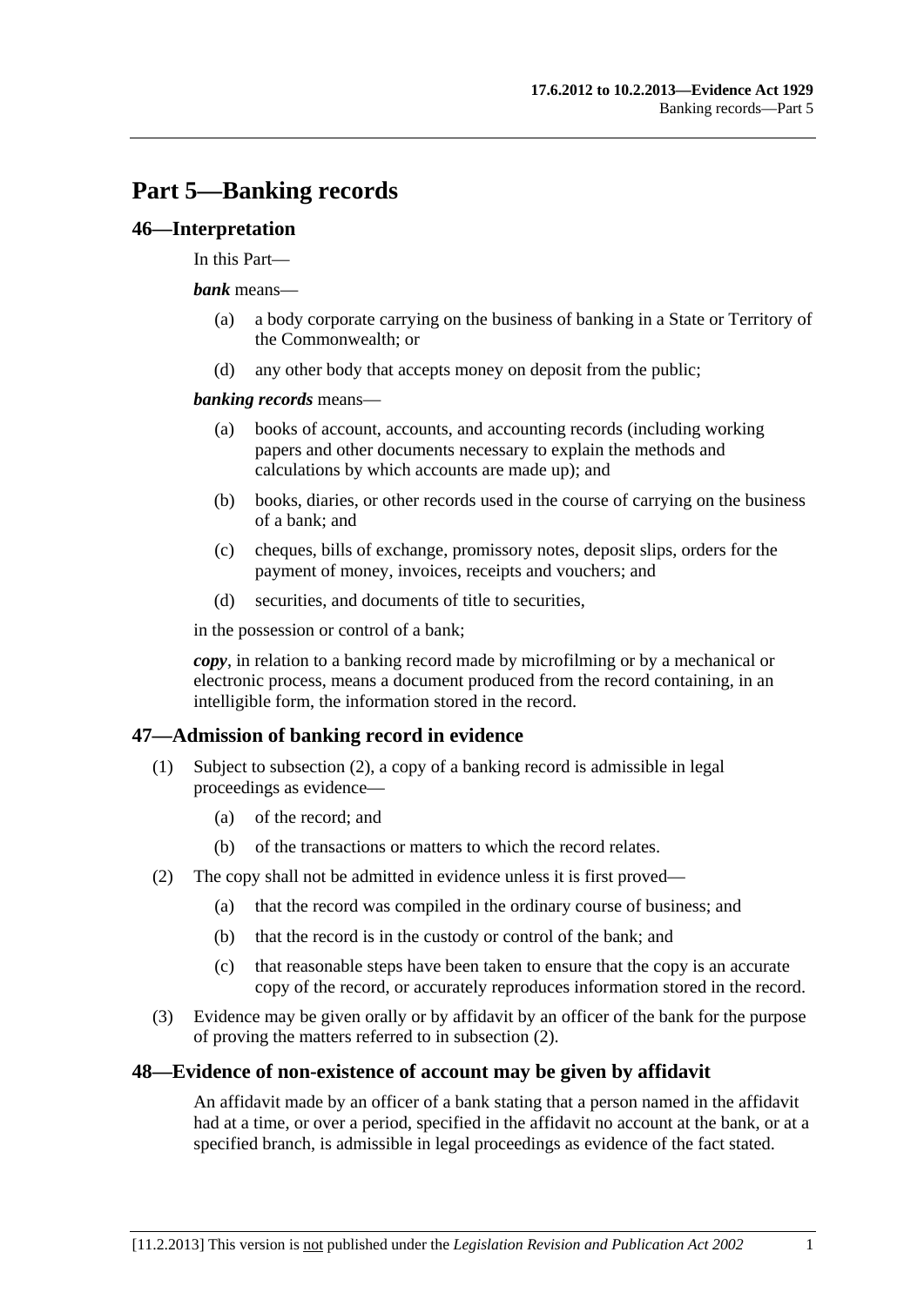# Part 5—Banking records

## 46—Interpretation

In this Part—

***bank*** means—

(a) a body corporate carrying on the business of banking in a State or Territory of the Commonwealth; or

(d) any other body that accepts money on deposit from the public;

***banking records*** means—

(a) books of account, accounts, and accounting records (including working papers and other documents necessary to explain the methods and calculations by which accounts are made up); and

(b) books, diaries, or other records used in the course of carrying on the business of a bank; and

(c) cheques, bills of exchange, promissory notes, deposit slips, orders for the payment of money, invoices, receipts and vouchers; and

(d) securities, and documents of title to securities,

in the possession or control of a bank;

***copy***, in relation to a banking record made by microfilming or by a mechanical or electronic process, means a document produced from the record containing, in an intelligible form, the information stored in the record.

## 47—Admission of banking record in evidence

(1) Subject to subsection (2), a copy of a banking record is admissible in legal proceedings as evidence—

(a) of the record; and

(b) of the transactions or matters to which the record relates.

(2) The copy shall not be admitted in evidence unless it is first proved—

(a) that the record was compiled in the ordinary course of business; and

(b) that the record is in the custody or control of the bank; and

(c) that reasonable steps have been taken to ensure that the copy is an accurate copy of the record, or accurately reproduces information stored in the record.

(3) Evidence may be given orally or by affidavit by an officer of the bank for the purpose of proving the matters referred to in subsection (2).

## 48—Evidence of non-existence of account may be given by affidavit

An affidavit made by an officer of a bank stating that a person named in the affidavit had at a time, or over a period, specified in the affidavit no account at the bank, or at a specified branch, is admissible in legal proceedings as evidence of the fact stated.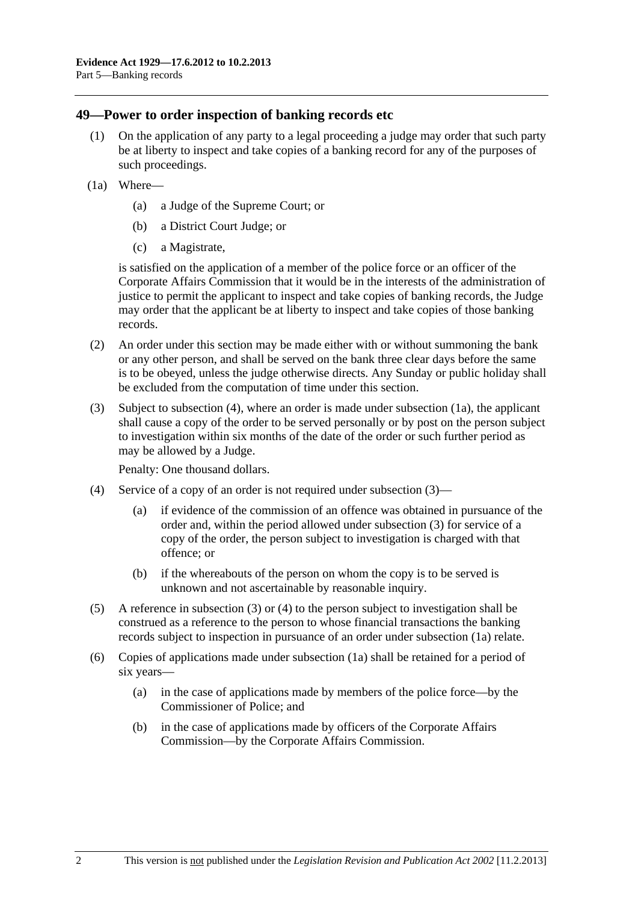## 49—Power to order inspection of banking records etc

(1) On the application of any party to a legal proceeding a judge may order that such party be at liberty to inspect and take copies of a banking record for any of the purposes of such proceedings.

(1a) Where—

(a) a Judge of the Supreme Court; or

(b) a District Court Judge; or

(c) a Magistrate,

is satisfied on the application of a member of the police force or an officer of the Corporate Affairs Commission that it would be in the interests of the administration of justice to permit the applicant to inspect and take copies of banking records, the Judge may order that the applicant be at liberty to inspect and take copies of those banking records.

(2) An order under this section may be made either with or without summoning the bank or any other person, and shall be served on the bank three clear days before the same is to be obeyed, unless the judge otherwise directs. Any Sunday or public holiday shall be excluded from the computation of time under this section.

(3) Subject to subsection (4), where an order is made under subsection (1a), the applicant shall cause a copy of the order to be served personally or by post on the person subject to investigation within six months of the date of the order or such further period as may be allowed by a Judge.

Penalty: One thousand dollars.

(4) Service of a copy of an order is not required under subsection (3)—

(a) if evidence of the commission of an offence was obtained in pursuance of the order and, within the period allowed under subsection (3) for service of a copy of the order, the person subject to investigation is charged with that offence; or

(b) if the whereabouts of the person on whom the copy is to be served is unknown and not ascertainable by reasonable inquiry.

(5) A reference in subsection (3) or (4) to the person subject to investigation shall be construed as a reference to the person to whose financial transactions the banking records subject to inspection in pursuance of an order under subsection (1a) relate.

(6) Copies of applications made under subsection (1a) shall be retained for a period of six years—

(a) in the case of applications made by members of the police force—by the Commissioner of Police; and

(b) in the case of applications made by officers of the Corporate Affairs Commission—by the Corporate Affairs Commission.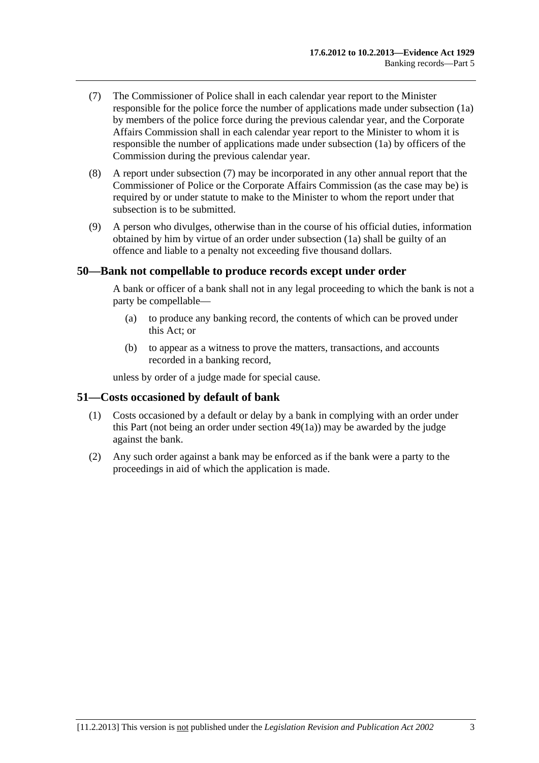(7) The Commissioner of Police shall in each calendar year report to the Minister responsible for the police force the number of applications made under subsection (1a) by members of the police force during the previous calendar year, and the Corporate Affairs Commission shall in each calendar year report to the Minister to whom it is responsible the number of applications made under subsection (1a) by officers of the Commission during the previous calendar year.

(8) A report under subsection (7) may be incorporated in any other annual report that the Commissioner of Police or the Corporate Affairs Commission (as the case may be) is required by or under statute to make to the Minister to whom the report under that subsection is to be submitted.

(9) A person who divulges, otherwise than in the course of his official duties, information obtained by him by virtue of an order under subsection (1a) shall be guilty of an offence and liable to a penalty not exceeding five thousand dollars.

## 50—Bank not compellable to produce records except under order

A bank or officer of a bank shall not in any legal proceeding to which the bank is not a party be compellable—

(a) to produce any banking record, the contents of which can be proved under this Act; or

(b) to appear as a witness to prove the matters, transactions, and accounts recorded in a banking record,

unless by order of a judge made for special cause.

## 51—Costs occasioned by default of bank

(1) Costs occasioned by a default or delay by a bank in complying with an order under this Part (not being an order under section 49(1a)) may be awarded by the judge against the bank.

(2) Any such order against a bank may be enforced as if the bank were a party to the proceedings in aid of which the application is made.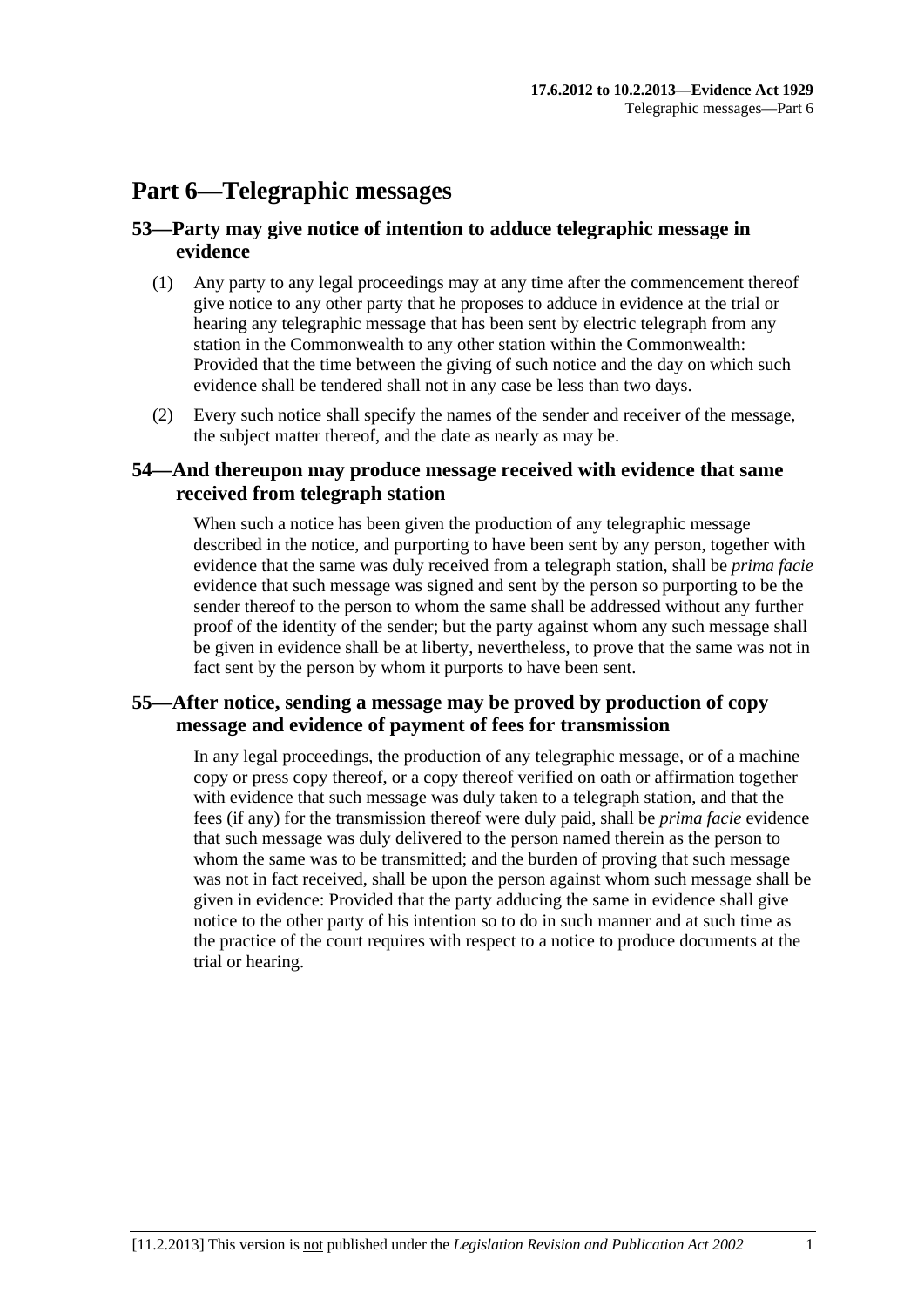# Part 6—Telegraphic messages

## 53—Party may give notice of intention to adduce telegraphic message in evidence

(1) Any party to any legal proceedings may at any time after the commencement thereof give notice to any other party that he proposes to adduce in evidence at the trial or hearing any telegraphic message that has been sent by electric telegraph from any station in the Commonwealth to any other station within the Commonwealth: Provided that the time between the giving of such notice and the day on which such evidence shall be tendered shall not in any case be less than two days.

(2) Every such notice shall specify the names of the sender and receiver of the message, the subject matter thereof, and the date as nearly as may be.

## 54—And thereupon may produce message received with evidence that same received from telegraph station

When such a notice has been given the production of any telegraphic message described in the notice, and purporting to have been sent by any person, together with evidence that the same was duly received from a telegraph station, shall be *prima facie* evidence that such message was signed and sent by the person so purporting to be the sender thereof to the person to whom the same shall be addressed without any further proof of the identity of the sender; but the party against whom any such message shall be given in evidence shall be at liberty, nevertheless, to prove that the same was not in fact sent by the person by whom it purports to have been sent.

## 55—After notice, sending a message may be proved by production of copy message and evidence of payment of fees for transmission

In any legal proceedings, the production of any telegraphic message, or of a machine copy or press copy thereof, or a copy thereof verified on oath or affirmation together with evidence that such message was duly taken to a telegraph station, and that the fees (if any) for the transmission thereof were duly paid, shall be *prima facie* evidence that such message was duly delivered to the person named therein as the person to whom the same was to be transmitted; and the burden of proving that such message was not in fact received, shall be upon the person against whom such message shall be given in evidence: Provided that the party adducing the same in evidence shall give notice to the other party of his intention so to do in such manner and at such time as the practice of the court requires with respect to a notice to produce documents at the trial or hearing.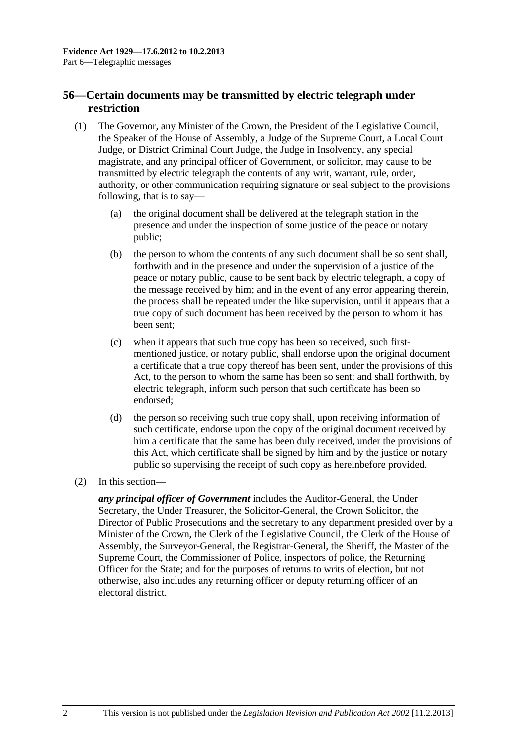## 56—Certain documents may be transmitted by electric telegraph under restriction

(1) The Governor, any Minister of the Crown, the President of the Legislative Council, the Speaker of the House of Assembly, a Judge of the Supreme Court, a Local Court Judge, or District Criminal Court Judge, the Judge in Insolvency, any special magistrate, and any principal officer of Government, or solicitor, may cause to be transmitted by electric telegraph the contents of any writ, warrant, rule, order, authority, or other communication requiring signature or seal subject to the provisions following, that is to say—

(a) the original document shall be delivered at the telegraph station in the presence and under the inspection of some justice of the peace or notary public;

(b) the person to whom the contents of any such document shall be so sent shall, forthwith and in the presence and under the supervision of a justice of the peace or notary public, cause to be sent back by electric telegraph, a copy of the message received by him; and in the event of any error appearing therein, the process shall be repeated under the like supervision, until it appears that a true copy of such document has been received by the person to whom it has been sent;

(c) when it appears that such true copy has been so received, such first-mentioned justice, or notary public, shall endorse upon the original document a certificate that a true copy thereof has been sent, under the provisions of this Act, to the person to whom the same has been so sent; and shall forthwith, by electric telegraph, inform such person that such certificate has been so endorsed;

(d) the person so receiving such true copy shall, upon receiving information of such certificate, endorse upon the copy of the original document received by him a certificate that the same has been duly received, under the provisions of this Act, which certificate shall be signed by him and by the justice or notary public so supervising the receipt of such copy as hereinbefore provided.

(2) In this section—

***any principal officer of Government*** includes the Auditor-General, the Under Secretary, the Under Treasurer, the Solicitor-General, the Crown Solicitor, the Director of Public Prosecutions and the secretary to any department presided over by a Minister of the Crown, the Clerk of the Legislative Council, the Clerk of the House of Assembly, the Surveyor-General, the Registrar-General, the Sheriff, the Master of the Supreme Court, the Commissioner of Police, inspectors of police, the Returning Officer for the State; and for the purposes of returns to writs of election, but not otherwise, also includes any returning officer or deputy returning officer of an electoral district.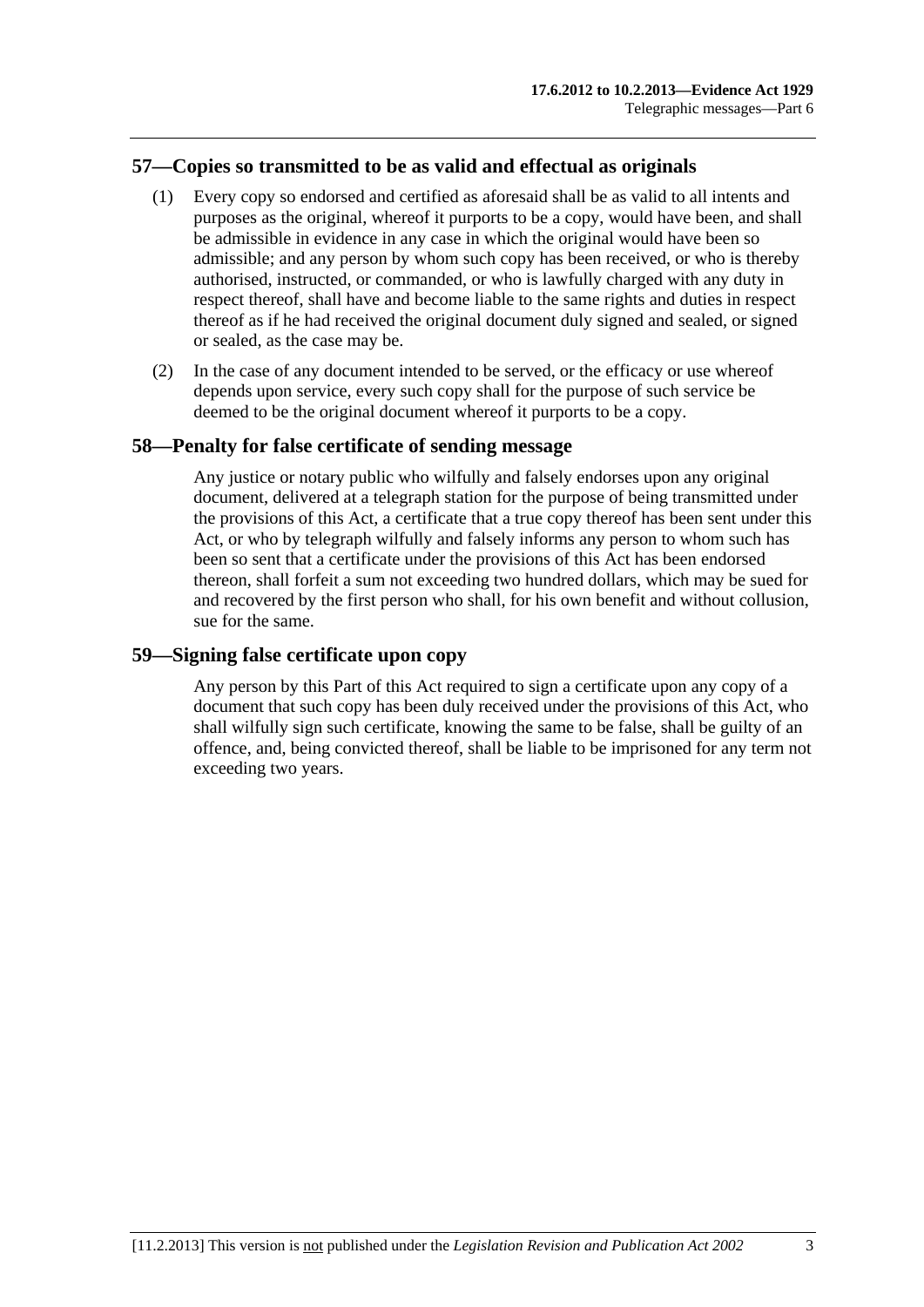## 57—Copies so transmitted to be as valid and effectual as originals

(1) Every copy so endorsed and certified as aforesaid shall be as valid to all intents and purposes as the original, whereof it purports to be a copy, would have been, and shall be admissible in evidence in any case in which the original would have been so admissible; and any person by whom such copy has been received, or who is thereby authorised, instructed, or commanded, or who is lawfully charged with any duty in respect thereof, shall have and become liable to the same rights and duties in respect thereof as if he had received the original document duly signed and sealed, or signed or sealed, as the case may be.

(2) In the case of any document intended to be served, or the efficacy or use whereof depends upon service, every such copy shall for the purpose of such service be deemed to be the original document whereof it purports to be a copy.

## 58—Penalty for false certificate of sending message

Any justice or notary public who wilfully and falsely endorses upon any original document, delivered at a telegraph station for the purpose of being transmitted under the provisions of this Act, a certificate that a true copy thereof has been sent under this Act, or who by telegraph wilfully and falsely informs any person to whom such has been so sent that a certificate under the provisions of this Act has been endorsed thereon, shall forfeit a sum not exceeding two hundred dollars, which may be sued for and recovered by the first person who shall, for his own benefit and without collusion, sue for the same.

## 59—Signing false certificate upon copy

Any person by this Part of this Act required to sign a certificate upon any copy of a document that such copy has been duly received under the provisions of this Act, who shall wilfully sign such certificate, knowing the same to be false, shall be guilty of an offence, and, being convicted thereof, shall be liable to be imprisoned for any term not exceeding two years.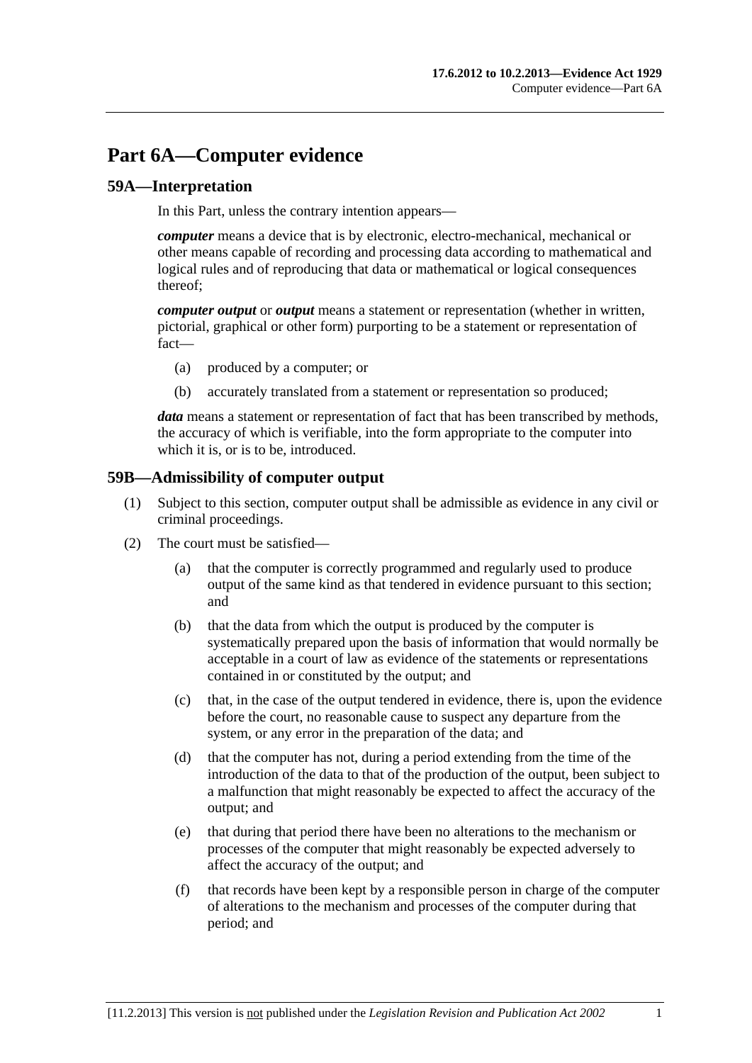# Part 6A—Computer evidence

## 59A—Interpretation

In this Part, unless the contrary intention appears—

***computer*** means a device that is by electronic, electro-mechanical, mechanical or other means capable of recording and processing data according to mathematical and logical rules and of reproducing that data or mathematical or logical consequences thereof;

***computer output*** or ***output*** means a statement or representation (whether in written, pictorial, graphical or other form) purporting to be a statement or representation of fact—

- (a) produced by a computer; or
- (b) accurately translated from a statement or representation so produced;

***data*** means a statement or representation of fact that has been transcribed by methods, the accuracy of which is verifiable, into the form appropriate to the computer into which it is, or is to be, introduced.

## 59B—Admissibility of computer output

(1) Subject to this section, computer output shall be admissible as evidence in any civil or criminal proceedings.

(2) The court must be satisfied—

- (a) that the computer is correctly programmed and regularly used to produce output of the same kind as that tendered in evidence pursuant to this section; and
- (b) that the data from which the output is produced by the computer is systematically prepared upon the basis of information that would normally be acceptable in a court of law as evidence of the statements or representations contained in or constituted by the output; and
- (c) that, in the case of the output tendered in evidence, there is, upon the evidence before the court, no reasonable cause to suspect any departure from the system, or any error in the preparation of the data; and
- (d) that the computer has not, during a period extending from the time of the introduction of the data to that of the production of the output, been subject to a malfunction that might reasonably be expected to affect the accuracy of the output; and
- (e) that during that period there have been no alterations to the mechanism or processes of the computer that might reasonably be expected adversely to affect the accuracy of the output; and
- (f) that records have been kept by a responsible person in charge of the computer of alterations to the mechanism and processes of the computer during that period; and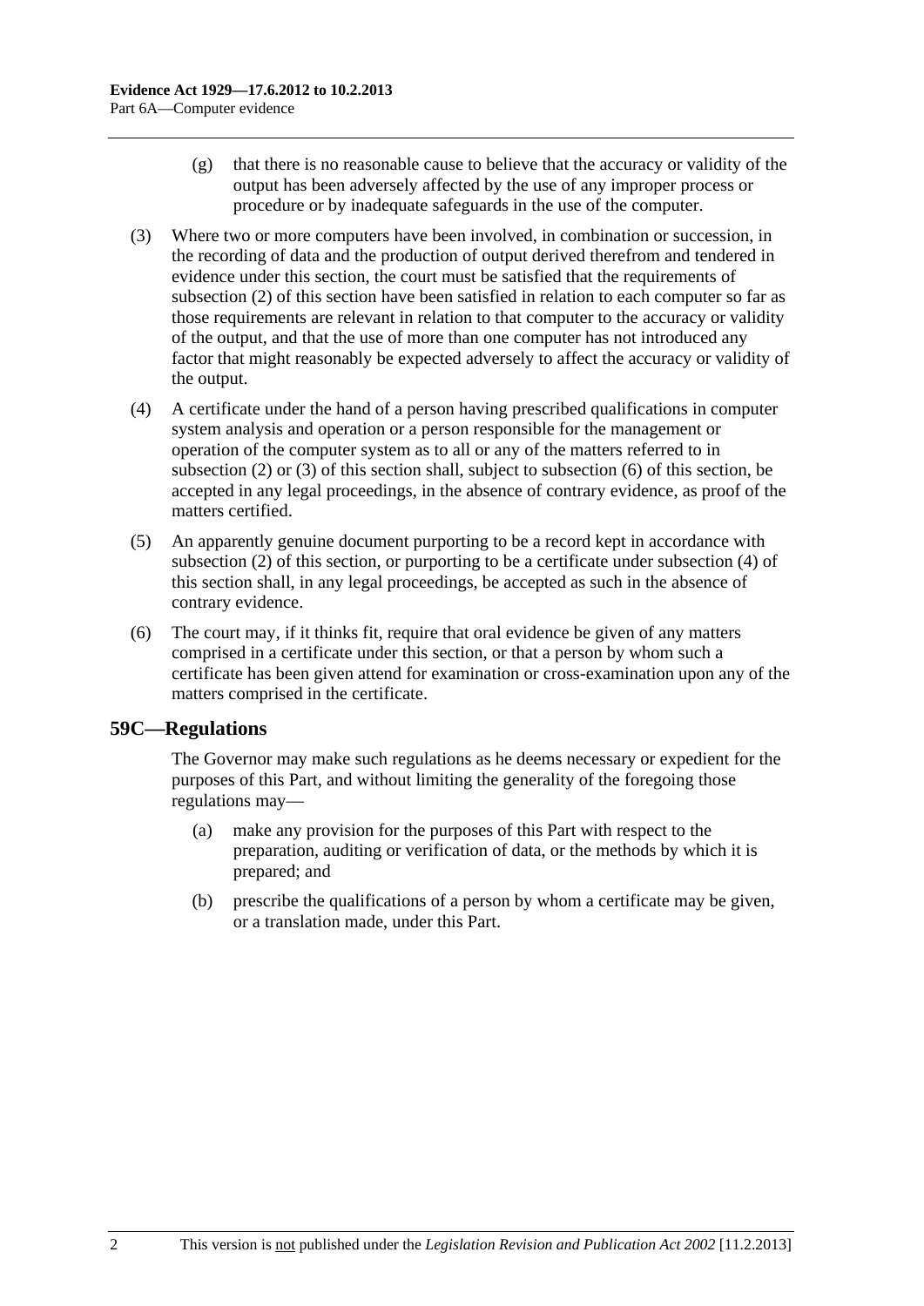(g) that there is no reasonable cause to believe that the accuracy or validity of the output has been adversely affected by the use of any improper process or procedure or by inadequate safeguards in the use of the computer.

(3) Where two or more computers have been involved, in combination or succession, in the recording of data and the production of output derived therefrom and tendered in evidence under this section, the court must be satisfied that the requirements of subsection (2) of this section have been satisfied in relation to each computer so far as those requirements are relevant in relation to that computer to the accuracy or validity of the output, and that the use of more than one computer has not introduced any factor that might reasonably be expected adversely to affect the accuracy or validity of the output.

(4) A certificate under the hand of a person having prescribed qualifications in computer system analysis and operation or a person responsible for the management or operation of the computer system as to all or any of the matters referred to in subsection (2) or (3) of this section shall, subject to subsection (6) of this section, be accepted in any legal proceedings, in the absence of contrary evidence, as proof of the matters certified.

(5) An apparently genuine document purporting to be a record kept in accordance with subsection (2) of this section, or purporting to be a certificate under subsection (4) of this section shall, in any legal proceedings, be accepted as such in the absence of contrary evidence.

(6) The court may, if it thinks fit, require that oral evidence be given of any matters comprised in a certificate under this section, or that a person by whom such a certificate has been given attend for examination or cross-examination upon any of the matters comprised in the certificate.

## 59C—Regulations

The Governor may make such regulations as he deems necessary or expedient for the purposes of this Part, and without limiting the generality of the foregoing those regulations may—

(a) make any provision for the purposes of this Part with respect to the preparation, auditing or verification of data, or the methods by which it is prepared; and

(b) prescribe the qualifications of a person by whom a certificate may be given, or a translation made, under this Part.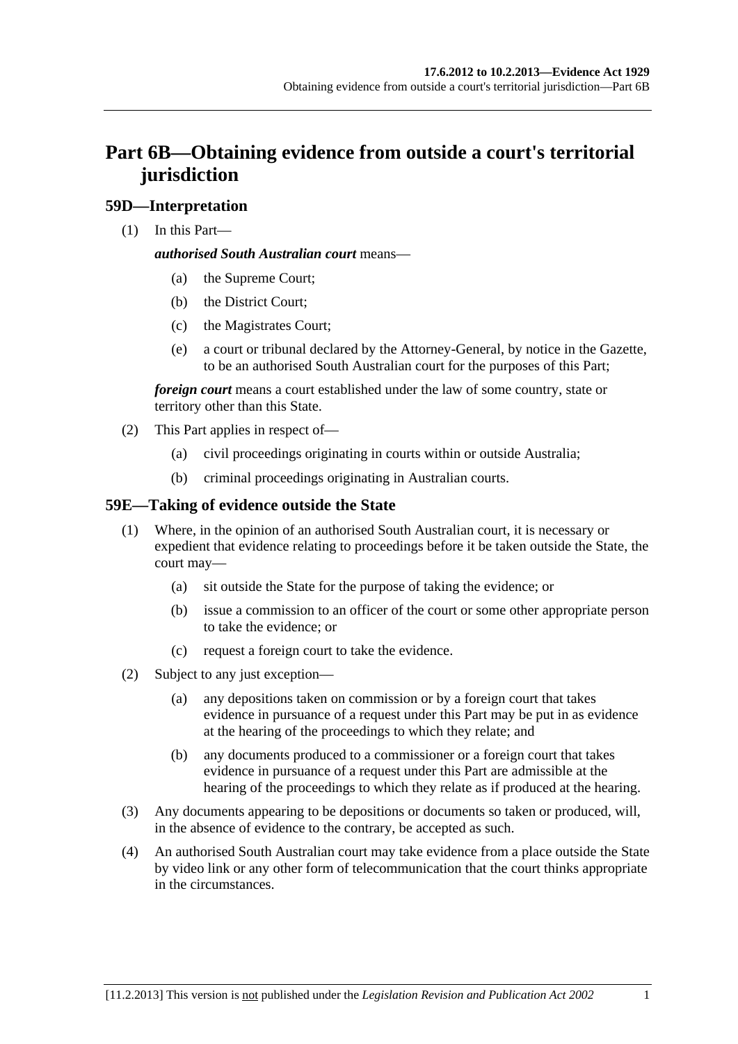# Part 6B—Obtaining evidence from outside a court's territorial jurisdiction

## 59D—Interpretation

(1) In this Part—

***authorised South Australian court*** means—

- (a) the Supreme Court;
- (b) the District Court;
- (c) the Magistrates Court;
- (e) a court or tribunal declared by the Attorney-General, by notice in the Gazette, to be an authorised South Australian court for the purposes of this Part;

***foreign court*** means a court established under the law of some country, state or territory other than this State.

(2) This Part applies in respect of—

- (a) civil proceedings originating in courts within or outside Australia;
- (b) criminal proceedings originating in Australian courts.

## 59E—Taking of evidence outside the State

(1) Where, in the opinion of an authorised South Australian court, it is necessary or expedient that evidence relating to proceedings before it be taken outside the State, the court may—

- (a) sit outside the State for the purpose of taking the evidence; or
- (b) issue a commission to an officer of the court or some other appropriate person to take the evidence; or
- (c) request a foreign court to take the evidence.

(2) Subject to any just exception—

- (a) any depositions taken on commission or by a foreign court that takes evidence in pursuance of a request under this Part may be put in as evidence at the hearing of the proceedings to which they relate; and
- (b) any documents produced to a commissioner or a foreign court that takes evidence in pursuance of a request under this Part are admissible at the hearing of the proceedings to which they relate as if produced at the hearing.

(3) Any documents appearing to be depositions or documents so taken or produced, will, in the absence of evidence to the contrary, be accepted as such.

(4) An authorised South Australian court may take evidence from a place outside the State by video link or any other form of telecommunication that the court thinks appropriate in the circumstances.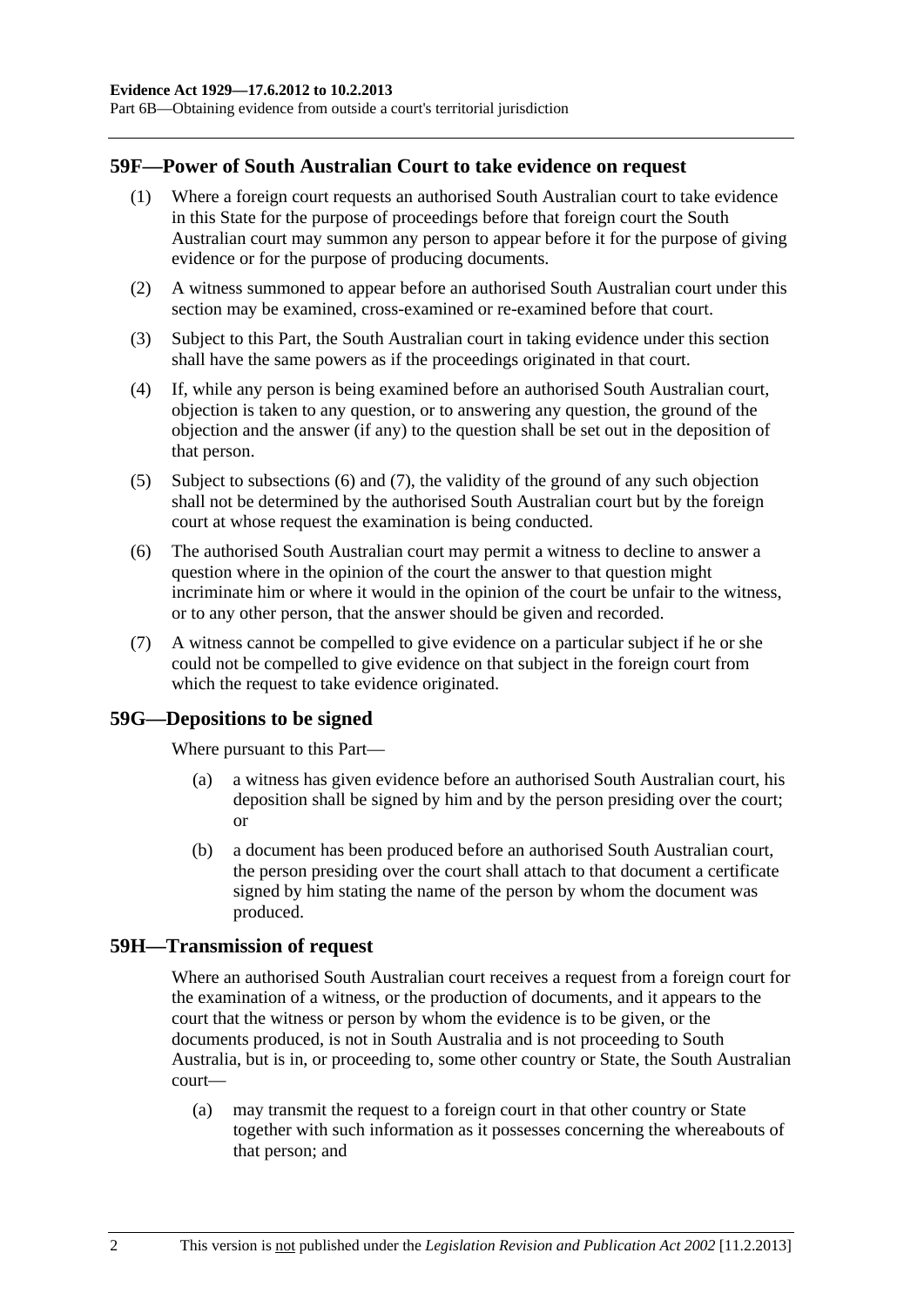## 59F—Power of South Australian Court to take evidence on request

(1) Where a foreign court requests an authorised South Australian court to take evidence in this State for the purpose of proceedings before that foreign court the South Australian court may summon any person to appear before it for the purpose of giving evidence or for the purpose of producing documents.

(2) A witness summoned to appear before an authorised South Australian court under this section may be examined, cross-examined or re-examined before that court.

(3) Subject to this Part, the South Australian court in taking evidence under this section shall have the same powers as if the proceedings originated in that court.

(4) If, while any person is being examined before an authorised South Australian court, objection is taken to any question, or to answering any question, the ground of the objection and the answer (if any) to the question shall be set out in the deposition of that person.

(5) Subject to subsections (6) and (7), the validity of the ground of any such objection shall not be determined by the authorised South Australian court but by the foreign court at whose request the examination is being conducted.

(6) The authorised South Australian court may permit a witness to decline to answer a question where in the opinion of the court the answer to that question might incriminate him or where it would in the opinion of the court be unfair to the witness, or to any other person, that the answer should be given and recorded.

(7) A witness cannot be compelled to give evidence on a particular subject if he or she could not be compelled to give evidence on that subject in the foreign court from which the request to take evidence originated.

## 59G—Depositions to be signed

Where pursuant to this Part—

(a) a witness has given evidence before an authorised South Australian court, his deposition shall be signed by him and by the person presiding over the court; or

(b) a document has been produced before an authorised South Australian court, the person presiding over the court shall attach to that document a certificate signed by him stating the name of the person by whom the document was produced.

## 59H—Transmission of request

Where an authorised South Australian court receives a request from a foreign court for the examination of a witness, or the production of documents, and it appears to the court that the witness or person by whom the evidence is to be given, or the documents produced, is not in South Australia and is not proceeding to South Australia, but is in, or proceeding to, some other country or State, the South Australian court—

(a) may transmit the request to a foreign court in that other country or State together with such information as it possesses concerning the whereabouts of that person; and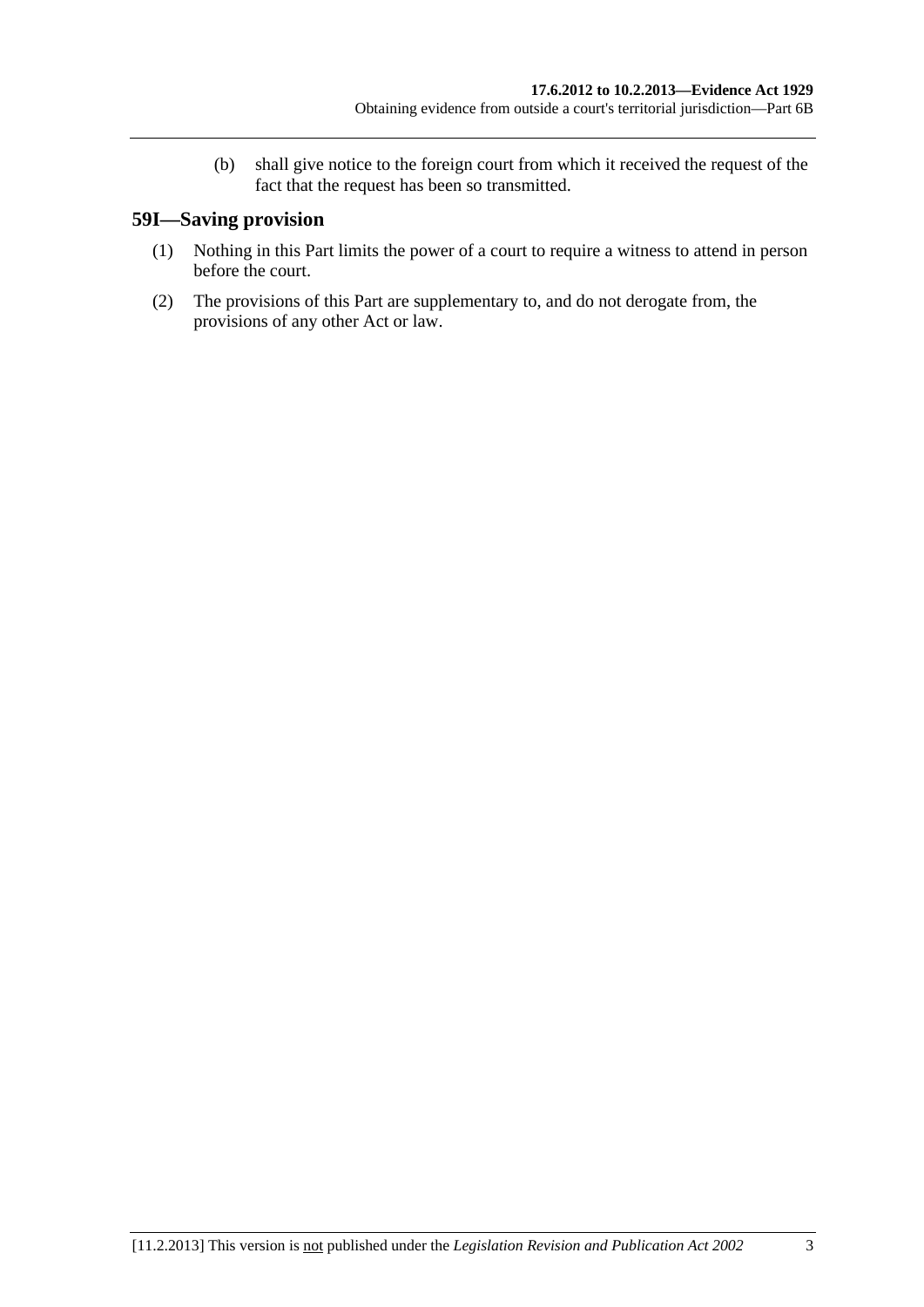(b) shall give notice to the foreign court from which it received the request of the fact that the request has been so transmitted.

## 59I—Saving provision

(1) Nothing in this Part limits the power of a court to require a witness to attend in person before the court.

(2) The provisions of this Part are supplementary to, and do not derogate from, the provisions of any other Act or law.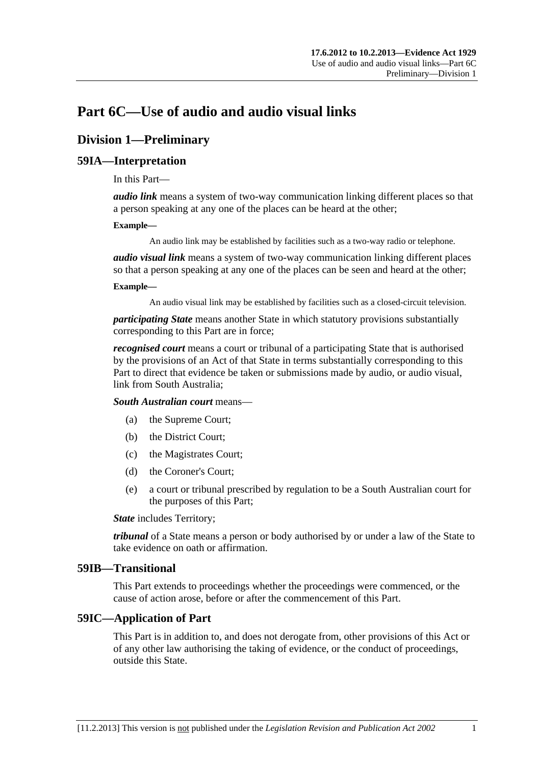# Part 6C—Use of audio and audio visual links

## Division 1—Preliminary

### 59IA—Interpretation

In this Part—

***audio link*** means a system of two-way communication linking different places so that a person speaking at any one of the places can be heard at the other;

**Example—**

An audio link may be established by facilities such as a two-way radio or telephone.

***audio visual link*** means a system of two-way communication linking different places so that a person speaking at any one of the places can be seen and heard at the other;

**Example—**

An audio visual link may be established by facilities such as a closed-circuit television.

***participating State*** means another State in which statutory provisions substantially corresponding to this Part are in force;

***recognised court*** means a court or tribunal of a participating State that is authorised by the provisions of an Act of that State in terms substantially corresponding to this Part to direct that evidence be taken or submissions made by audio, or audio visual, link from South Australia;

***South Australian court*** means—

- (a) the Supreme Court;
- (b) the District Court;
- (c) the Magistrates Court;
- (d) the Coroner's Court;
- (e) a court or tribunal prescribed by regulation to be a South Australian court for the purposes of this Part;

***State*** includes Territory;

***tribunal*** of a State means a person or body authorised by or under a law of the State to take evidence on oath or affirmation.

### 59IB—Transitional

This Part extends to proceedings whether the proceedings were commenced, or the cause of action arose, before or after the commencement of this Part.

### 59IC—Application of Part

This Part is in addition to, and does not derogate from, other provisions of this Act or of any other law authorising the taking of evidence, or the conduct of proceedings, outside this State.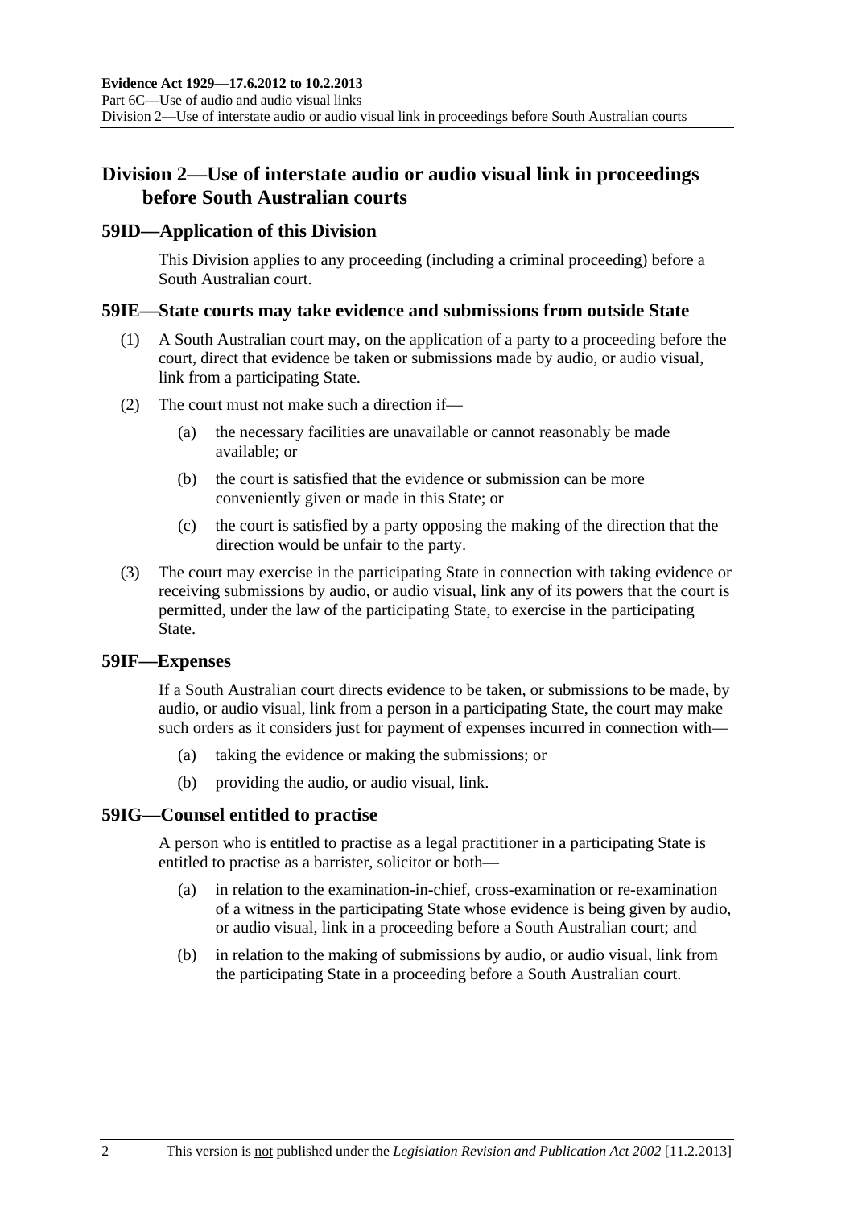## Division 2—Use of interstate audio or audio visual link in proceedings before South Australian courts

### 59ID—Application of this Division

This Division applies to any proceeding (including a criminal proceeding) before a South Australian court.

### 59IE—State courts may take evidence and submissions from outside State

(1) A South Australian court may, on the application of a party to a proceeding before the court, direct that evidence be taken or submissions made by audio, or audio visual, link from a participating State.

(2) The court must not make such a direction if—

- (a) the necessary facilities are unavailable or cannot reasonably be made available; or
- (b) the court is satisfied that the evidence or submission can be more conveniently given or made in this State; or
- (c) the court is satisfied by a party opposing the making of the direction that the direction would be unfair to the party.

(3) The court may exercise in the participating State in connection with taking evidence or receiving submissions by audio, or audio visual, link any of its powers that the court is permitted, under the law of the participating State, to exercise in the participating State.

### 59IF—Expenses

If a South Australian court directs evidence to be taken, or submissions to be made, by audio, or audio visual, link from a person in a participating State, the court may make such orders as it considers just for payment of expenses incurred in connection with—

- (a) taking the evidence or making the submissions; or
- (b) providing the audio, or audio visual, link.

### 59IG—Counsel entitled to practise

A person who is entitled to practise as a legal practitioner in a participating State is entitled to practise as a barrister, solicitor or both—

- (a) in relation to the examination-in-chief, cross-examination or re-examination of a witness in the participating State whose evidence is being given by audio, or audio visual, link in a proceeding before a South Australian court; and
- (b) in relation to the making of submissions by audio, or audio visual, link from the participating State in a proceeding before a South Australian court.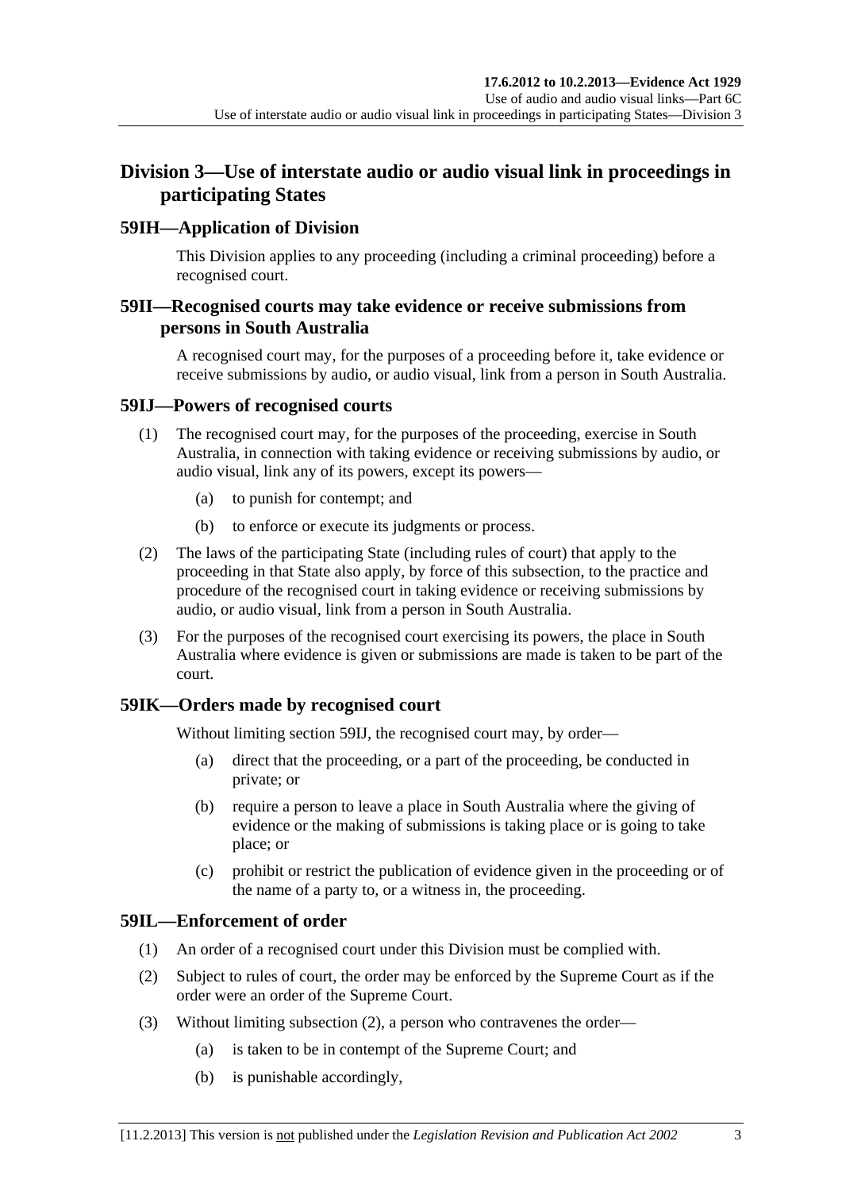## Division 3—Use of interstate audio or audio visual link in proceedings in participating States

### 59IH—Application of Division

This Division applies to any proceeding (including a criminal proceeding) before a recognised court.

### 59II—Recognised courts may take evidence or receive submissions from persons in South Australia

A recognised court may, for the purposes of a proceeding before it, take evidence or receive submissions by audio, or audio visual, link from a person in South Australia.

### 59IJ—Powers of recognised courts

(1) The recognised court may, for the purposes of the proceeding, exercise in South Australia, in connection with taking evidence or receiving submissions by audio, or audio visual, link any of its powers, except its powers—

(a) to punish for contempt; and

(b) to enforce or execute its judgments or process.

(2) The laws of the participating State (including rules of court) that apply to the proceeding in that State also apply, by force of this subsection, to the practice and procedure of the recognised court in taking evidence or receiving submissions by audio, or audio visual, link from a person in South Australia.

(3) For the purposes of the recognised court exercising its powers, the place in South Australia where evidence is given or submissions are made is taken to be part of the court.

### 59IK—Orders made by recognised court

Without limiting section 59IJ, the recognised court may, by order—

(a) direct that the proceeding, or a part of the proceeding, be conducted in private; or

(b) require a person to leave a place in South Australia where the giving of evidence or the making of submissions is taking place or is going to take place; or

(c) prohibit or restrict the publication of evidence given in the proceeding or of the name of a party to, or a witness in, the proceeding.

### 59IL—Enforcement of order

(1) An order of a recognised court under this Division must be complied with.

(2) Subject to rules of court, the order may be enforced by the Supreme Court as if the order were an order of the Supreme Court.

(3) Without limiting subsection (2), a person who contravenes the order—

(a) is taken to be in contempt of the Supreme Court; and

(b) is punishable accordingly,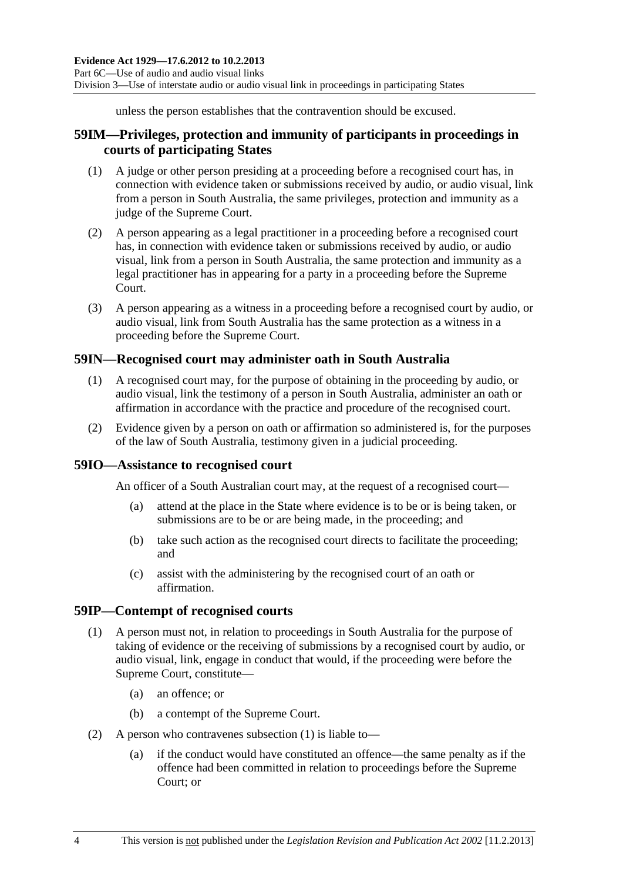unless the person establishes that the contravention should be excused.

## 59IM—Privileges, protection and immunity of participants in proceedings in courts of participating States

(1) A judge or other person presiding at a proceeding before a recognised court has, in connection with evidence taken or submissions received by audio, or audio visual, link from a person in South Australia, the same privileges, protection and immunity as a judge of the Supreme Court.

(2) A person appearing as a legal practitioner in a proceeding before a recognised court has, in connection with evidence taken or submissions received by audio, or audio visual, link from a person in South Australia, the same protection and immunity as a legal practitioner has in appearing for a party in a proceeding before the Supreme Court.

(3) A person appearing as a witness in a proceeding before a recognised court by audio, or audio visual, link from South Australia has the same protection as a witness in a proceeding before the Supreme Court.

## 59IN—Recognised court may administer oath in South Australia

(1) A recognised court may, for the purpose of obtaining in the proceeding by audio, or audio visual, link the testimony of a person in South Australia, administer an oath or affirmation in accordance with the practice and procedure of the recognised court.

(2) Evidence given by a person on oath or affirmation so administered is, for the purposes of the law of South Australia, testimony given in a judicial proceeding.

## 59IO—Assistance to recognised court

An officer of a South Australian court may, at the request of a recognised court—

(a) attend at the place in the State where evidence is to be or is being taken, or submissions are to be or are being made, in the proceeding; and

(b) take such action as the recognised court directs to facilitate the proceeding; and

(c) assist with the administering by the recognised court of an oath or affirmation.

## 59IP—Contempt of recognised courts

(1) A person must not, in relation to proceedings in South Australia for the purpose of taking of evidence or the receiving of submissions by a recognised court by audio, or audio visual, link, engage in conduct that would, if the proceeding were before the Supreme Court, constitute—

(a) an offence; or

(b) a contempt of the Supreme Court.

(2) A person who contravenes subsection (1) is liable to—

(a) if the conduct would have constituted an offence—the same penalty as if the offence had been committed in relation to proceedings before the Supreme Court; or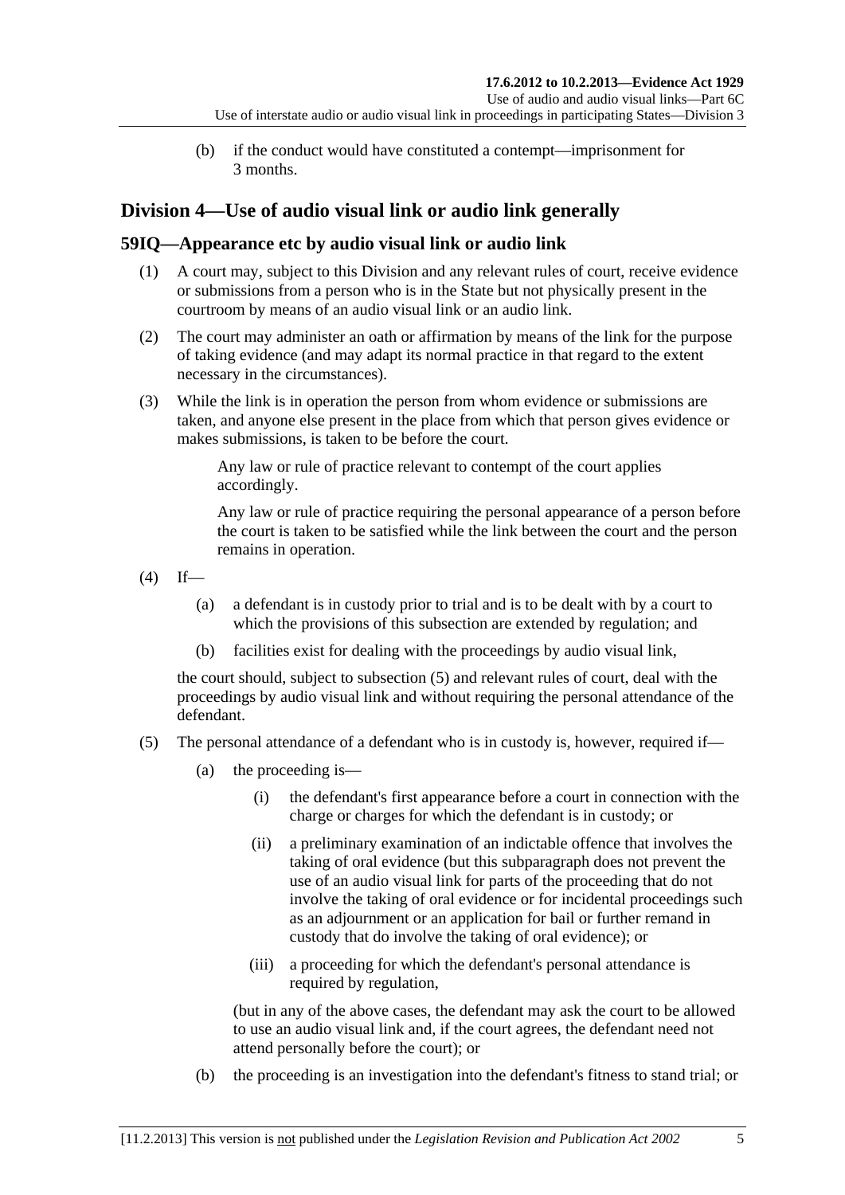(b) if the conduct would have constituted a contempt—imprisonment for 3 months.

## Division 4—Use of audio visual link or audio link generally

### 59IQ—Appearance etc by audio visual link or audio link

(1) A court may, subject to this Division and any relevant rules of court, receive evidence or submissions from a person who is in the State but not physically present in the courtroom by means of an audio visual link or an audio link.

(2) The court may administer an oath or affirmation by means of the link for the purpose of taking evidence (and may adapt its normal practice in that regard to the extent necessary in the circumstances).

(3) While the link is in operation the person from whom evidence or submissions are taken, and anyone else present in the place from which that person gives evidence or makes submissions, is taken to be before the court.

Any law or rule of practice relevant to contempt of the court applies accordingly.

Any law or rule of practice requiring the personal appearance of a person before the court is taken to be satisfied while the link between the court and the person remains in operation.

(4) If—

(a) a defendant is in custody prior to trial and is to be dealt with by a court to which the provisions of this subsection are extended by regulation; and

(b) facilities exist for dealing with the proceedings by audio visual link,

the court should, subject to subsection (5) and relevant rules of court, deal with the proceedings by audio visual link and without requiring the personal attendance of the defendant.

(5) The personal attendance of a defendant who is in custody is, however, required if—

(a) the proceeding is—

(i) the defendant's first appearance before a court in connection with the charge or charges for which the defendant is in custody; or

(ii) a preliminary examination of an indictable offence that involves the taking of oral evidence (but this subparagraph does not prevent the use of an audio visual link for parts of the proceeding that do not involve the taking of oral evidence or for incidental proceedings such as an adjournment or an application for bail or further remand in custody that do involve the taking of oral evidence); or

(iii) a proceeding for which the defendant's personal attendance is required by regulation,

(but in any of the above cases, the defendant may ask the court to be allowed to use an audio visual link and, if the court agrees, the defendant need not attend personally before the court); or

(b) the proceeding is an investigation into the defendant's fitness to stand trial; or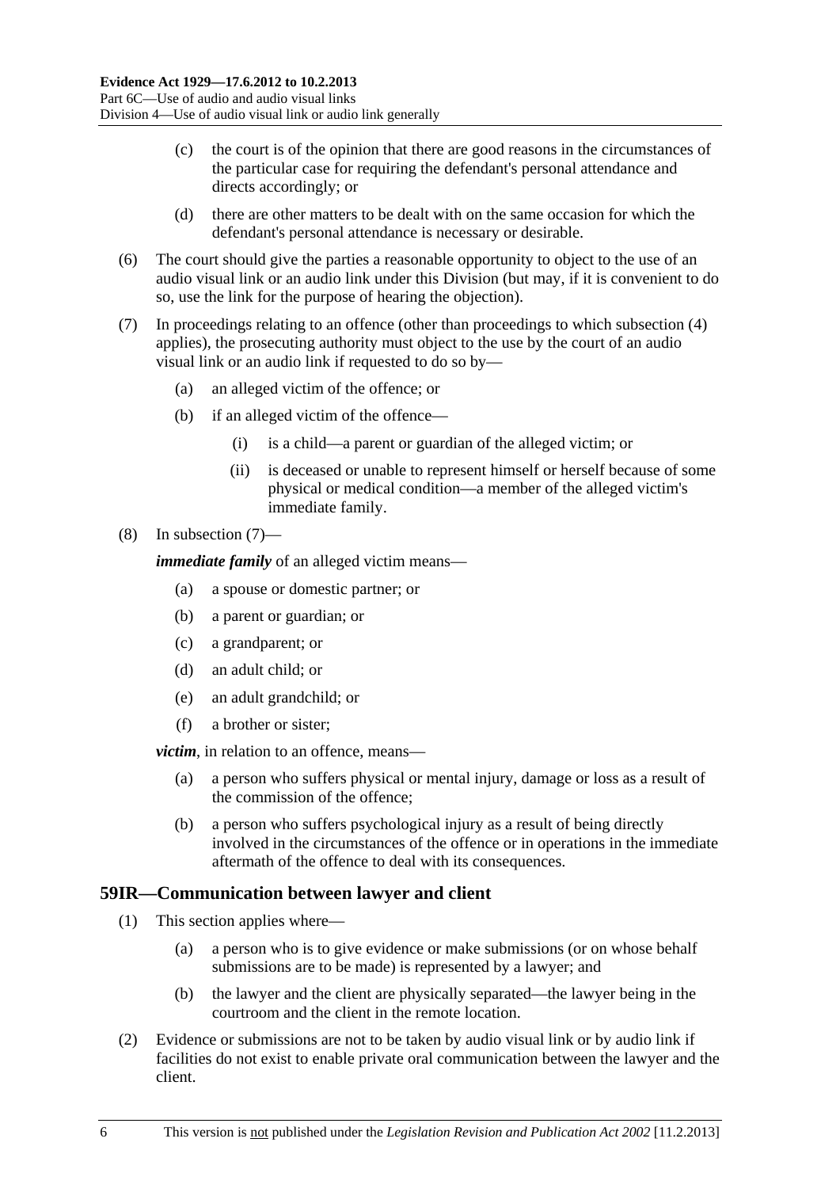(c) the court is of the opinion that there are good reasons in the circumstances of the particular case for requiring the defendant's personal attendance and directs accordingly; or

(d) there are other matters to be dealt with on the same occasion for which the defendant's personal attendance is necessary or desirable.

(6) The court should give the parties a reasonable opportunity to object to the use of an audio visual link or an audio link under this Division (but may, if it is convenient to do so, use the link for the purpose of hearing the objection).

(7) In proceedings relating to an offence (other than proceedings to which subsection (4) applies), the prosecuting authority must object to the use by the court of an audio visual link or an audio link if requested to do so by—

(a) an alleged victim of the offence; or

(b) if an alleged victim of the offence—

(i) is a child—a parent or guardian of the alleged victim; or

(ii) is deceased or unable to represent himself or herself because of some physical or medical condition—a member of the alleged victim's immediate family.

(8) In subsection (7)—

***immediate family*** of an alleged victim means—

(a) a spouse or domestic partner; or

(b) a parent or guardian; or

(c) a grandparent; or

(d) an adult child; or

(e) an adult grandchild; or

(f) a brother or sister;

***victim***, in relation to an offence, means—

(a) a person who suffers physical or mental injury, damage or loss as a result of the commission of the offence;

(b) a person who suffers psychological injury as a result of being directly involved in the circumstances of the offence or in operations in the immediate aftermath of the offence to deal with its consequences.

## 59IR—Communication between lawyer and client

(1) This section applies where—

(a) a person who is to give evidence or make submissions (or on whose behalf submissions are to be made) is represented by a lawyer; and

(b) the lawyer and the client are physically separated—the lawyer being in the courtroom and the client in the remote location.

(2) Evidence or submissions are not to be taken by audio visual link or by audio link if facilities do not exist to enable private oral communication between the lawyer and the client.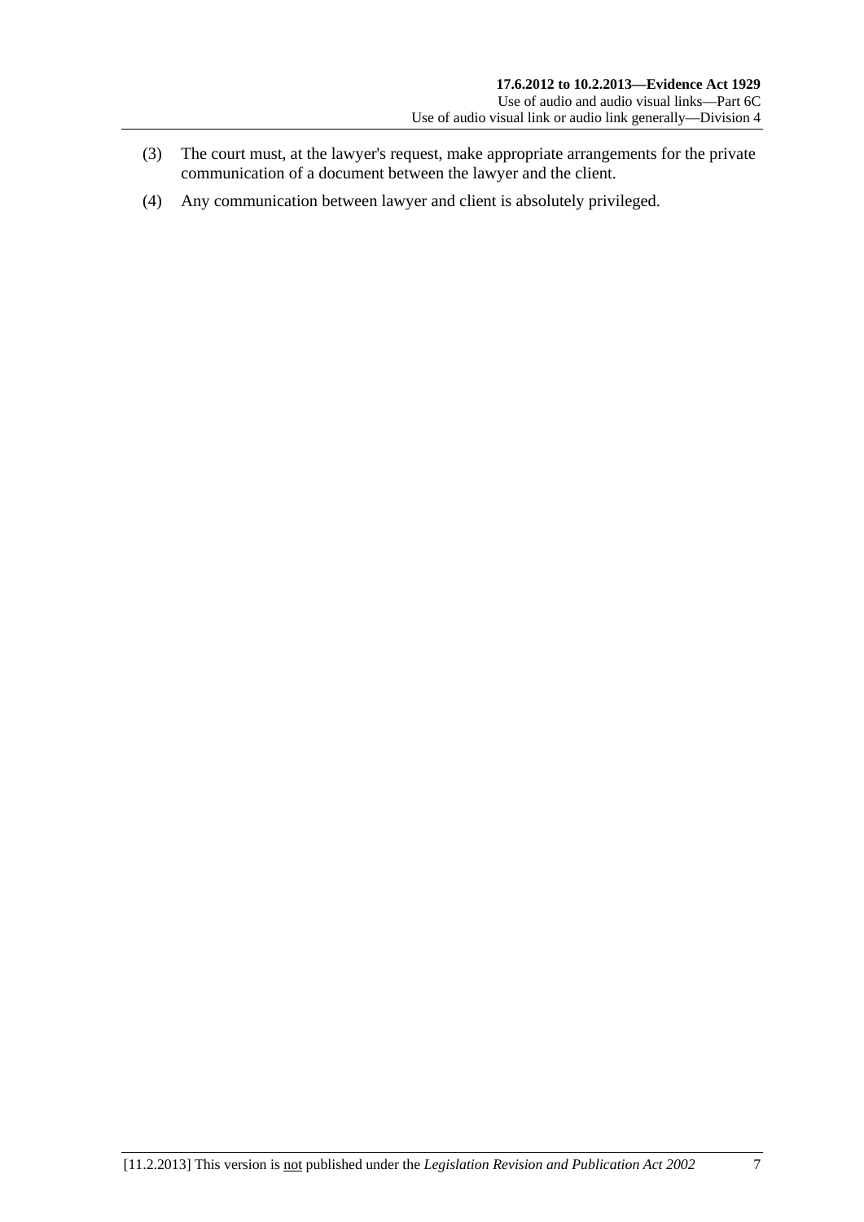(3) The court must, at the lawyer's request, make appropriate arrangements for the private communication of a document between the lawyer and the client.

(4) Any communication between lawyer and client is absolutely privileged.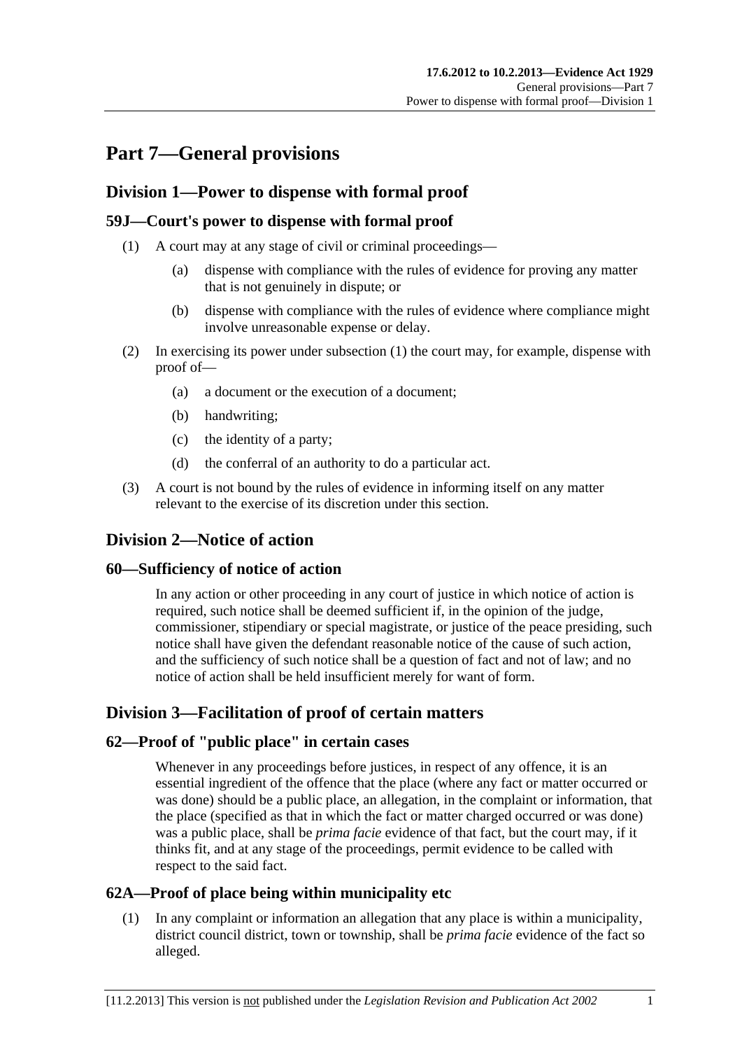# Part 7—General provisions

## Division 1—Power to dispense with formal proof

### 59J—Court's power to dispense with formal proof

(1) A court may at any stage of civil or criminal proceedings—

(a) dispense with compliance with the rules of evidence for proving any matter that is not genuinely in dispute; or

(b) dispense with compliance with the rules of evidence where compliance might involve unreasonable expense or delay.

(2) In exercising its power under subsection (1) the court may, for example, dispense with proof of—

(a) a document or the execution of a document;

(b) handwriting;

(c) the identity of a party;

(d) the conferral of an authority to do a particular act.

(3) A court is not bound by the rules of evidence in informing itself on any matter relevant to the exercise of its discretion under this section.

## Division 2—Notice of action

### 60—Sufficiency of notice of action

In any action or other proceeding in any court of justice in which notice of action is required, such notice shall be deemed sufficient if, in the opinion of the judge, commissioner, stipendiary or special magistrate, or justice of the peace presiding, such notice shall have given the defendant reasonable notice of the cause of such action, and the sufficiency of such notice shall be a question of fact and not of law; and no notice of action shall be held insufficient merely for want of form.

## Division 3—Facilitation of proof of certain matters

### 62—Proof of "public place" in certain cases

Whenever in any proceedings before justices, in respect of any offence, it is an essential ingredient of the offence that the place (where any fact or matter occurred or was done) should be a public place, an allegation, in the complaint or information, that the place (specified as that in which the fact or matter charged occurred or was done) was a public place, shall be *prima facie* evidence of that fact, but the court may, if it thinks fit, and at any stage of the proceedings, permit evidence to be called with respect to the said fact.

### 62A—Proof of place being within municipality etc

(1) In any complaint or information an allegation that any place is within a municipality, district council district, town or township, shall be *prima facie* evidence of the fact so alleged.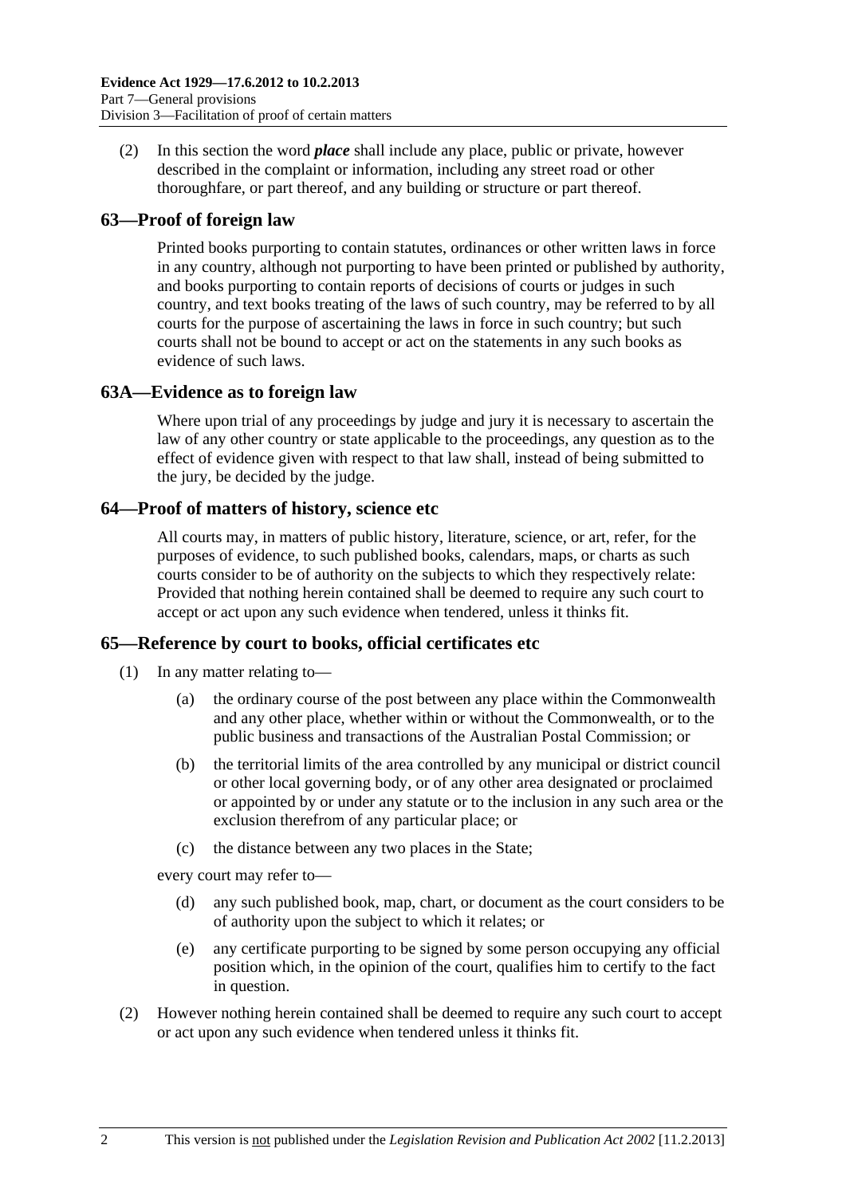(2) In this section the word ***place*** shall include any place, public or private, however described in the complaint or information, including any street road or other thoroughfare, or part thereof, and any building or structure or part thereof.

## 63—Proof of foreign law

Printed books purporting to contain statutes, ordinances or other written laws in force in any country, although not purporting to have been printed or published by authority, and books purporting to contain reports of decisions of courts or judges in such country, and text books treating of the laws of such country, may be referred to by all courts for the purpose of ascertaining the laws in force in such country; but such courts shall not be bound to accept or act on the statements in any such books as evidence of such laws.

## 63A—Evidence as to foreign law

Where upon trial of any proceedings by judge and jury it is necessary to ascertain the law of any other country or state applicable to the proceedings, any question as to the effect of evidence given with respect to that law shall, instead of being submitted to the jury, be decided by the judge.

## 64—Proof of matters of history, science etc

All courts may, in matters of public history, literature, science, or art, refer, for the purposes of evidence, to such published books, calendars, maps, or charts as such courts consider to be of authority on the subjects to which they respectively relate: Provided that nothing herein contained shall be deemed to require any such court to accept or act upon any such evidence when tendered, unless it thinks fit.

## 65—Reference by court to books, official certificates etc

(1) In any matter relating to—

(a) the ordinary course of the post between any place within the Commonwealth and any other place, whether within or without the Commonwealth, or to the public business and transactions of the Australian Postal Commission; or

(b) the territorial limits of the area controlled by any municipal or district council or other local governing body, or of any other area designated or proclaimed or appointed by or under any statute or to the inclusion in any such area or the exclusion therefrom of any particular place; or

(c) the distance between any two places in the State;

every court may refer to—

(d) any such published book, map, chart, or document as the court considers to be of authority upon the subject to which it relates; or

(e) any certificate purporting to be signed by some person occupying any official position which, in the opinion of the court, qualifies him to certify to the fact in question.

(2) However nothing herein contained shall be deemed to require any such court to accept or act upon any such evidence when tendered unless it thinks fit.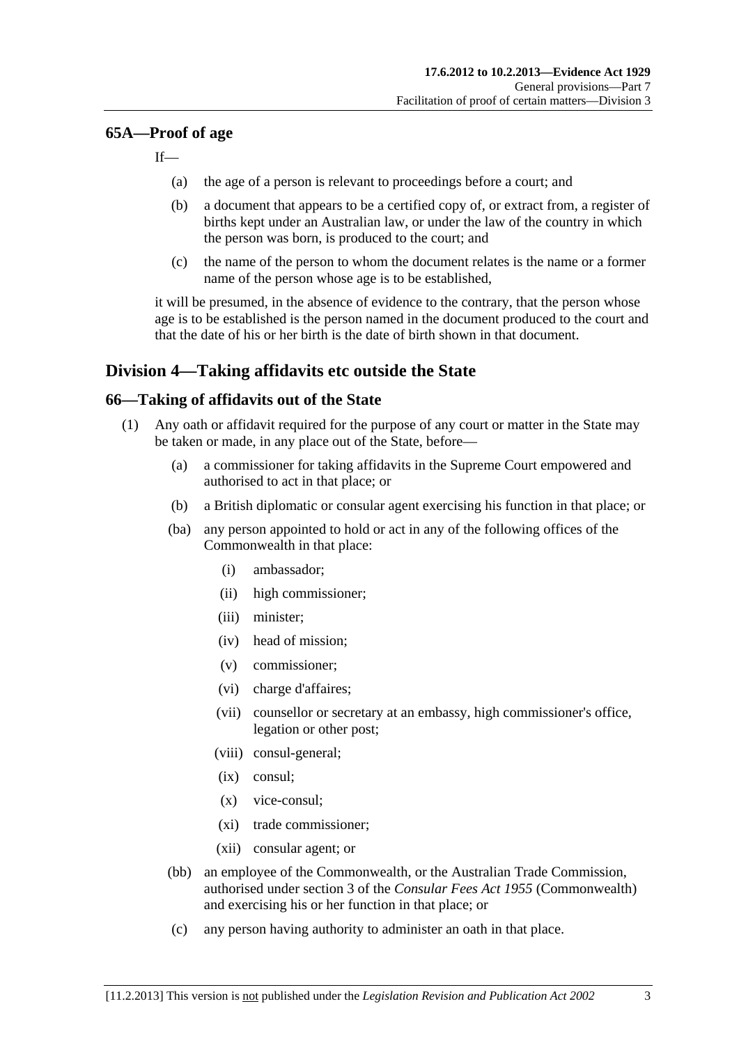## 65A—Proof of age

If—

(a) the age of a person is relevant to proceedings before a court; and

(b) a document that appears to be a certified copy of, or extract from, a register of births kept under an Australian law, or under the law of the country in which the person was born, is produced to the court; and

(c) the name of the person to whom the document relates is the name or a former name of the person whose age is to be established,

it will be presumed, in the absence of evidence to the contrary, that the person whose age is to be established is the person named in the document produced to the court and that the date of his or her birth is the date of birth shown in that document.

# Division 4—Taking affidavits etc outside the State

## 66—Taking of affidavits out of the State

(1) Any oath or affidavit required for the purpose of any court or matter in the State may be taken or made, in any place out of the State, before—

(a) a commissioner for taking affidavits in the Supreme Court empowered and authorised to act in that place; or

(b) a British diplomatic or consular agent exercising his function in that place; or

(ba) any person appointed to hold or act in any of the following offices of the Commonwealth in that place:

(i) ambassador;

(ii) high commissioner;

(iii) minister;

(iv) head of mission;

(v) commissioner;

(vi) charge d'affaires;

(vii) counsellor or secretary at an embassy, high commissioner's office, legation or other post;

(viii) consul-general;

(ix) consul;

(x) vice-consul;

(xi) trade commissioner;

(xii) consular agent; or

(bb) an employee of the Commonwealth, or the Australian Trade Commission, authorised under section 3 of the *Consular Fees Act 1955* (Commonwealth) and exercising his or her function in that place; or

(c) any person having authority to administer an oath in that place.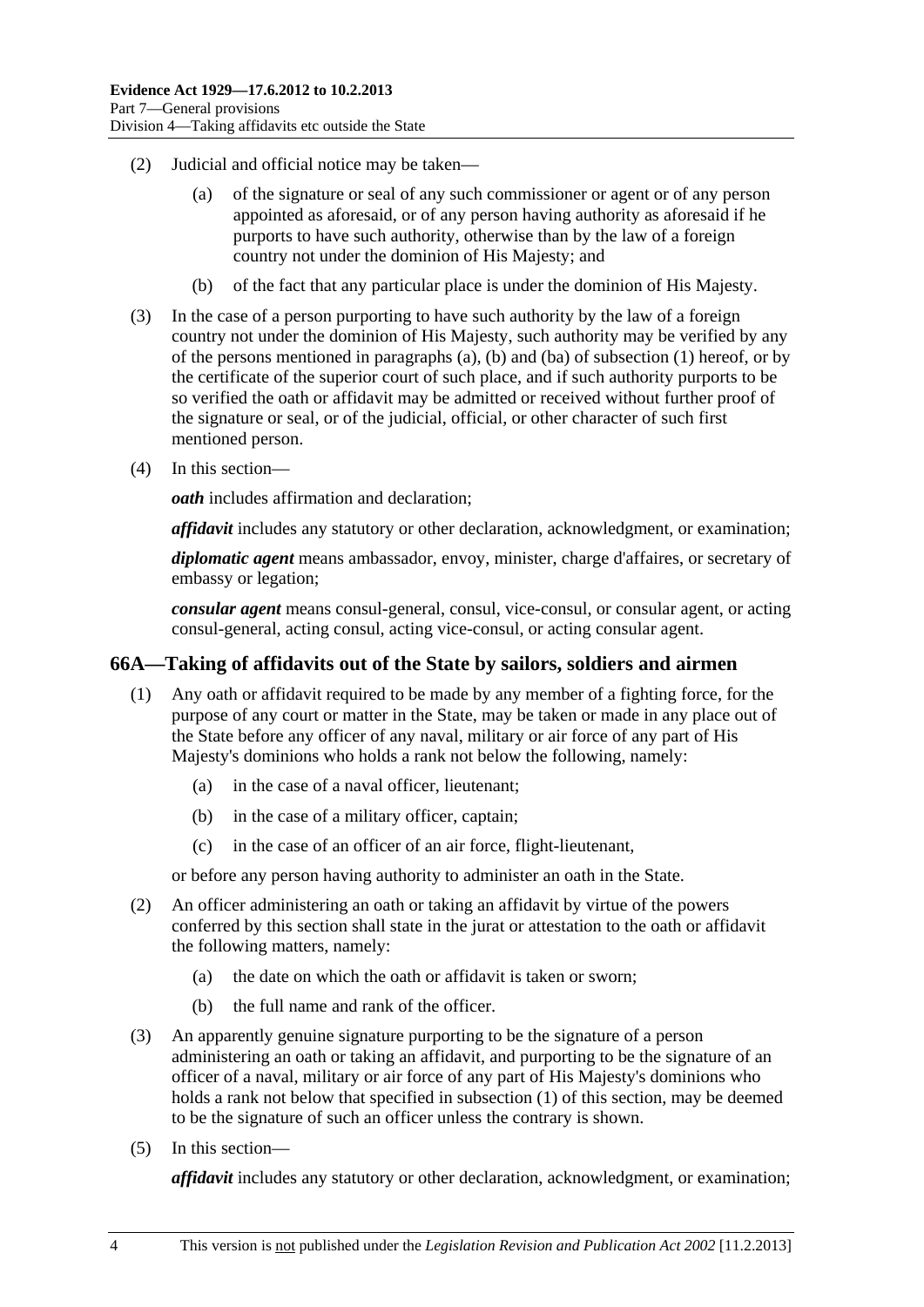(2) Judicial and official notice may be taken—

    (a) of the signature or seal of any such commissioner or agent or of any person appointed as aforesaid, or of any person having authority as aforesaid if he purports to have such authority, otherwise than by the law of a foreign country not under the dominion of His Majesty; and

    (b) of the fact that any particular place is under the dominion of His Majesty.

(3) In the case of a person purporting to have such authority by the law of a foreign country not under the dominion of His Majesty, such authority may be verified by any of the persons mentioned in paragraphs (a), (b) and (ba) of subsection (1) hereof, or by the certificate of the superior court of such place, and if such authority purports to be so verified the oath or affidavit may be admitted or received without further proof of the signature or seal, or of the judicial, official, or other character of such first mentioned person.

(4) In this section—

***oath*** includes affirmation and declaration;

***affidavit*** includes any statutory or other declaration, acknowledgment, or examination;

***diplomatic agent*** means ambassador, envoy, minister, charge d'affaires, or secretary of embassy or legation;

***consular agent*** means consul-general, consul, vice-consul, or consular agent, or acting consul-general, acting consul, acting vice-consul, or acting consular agent.

## 66A—Taking of affidavits out of the State by sailors, soldiers and airmen

(1) Any oath or affidavit required to be made by any member of a fighting force, for the purpose of any court or matter in the State, may be taken or made in any place out of the State before any officer of any naval, military or air force of any part of His Majesty's dominions who holds a rank not below the following, namely:

    (a) in the case of a naval officer, lieutenant;

    (b) in the case of a military officer, captain;

    (c) in the case of an officer of an air force, flight-lieutenant,

or before any person having authority to administer an oath in the State.

(2) An officer administering an oath or taking an affidavit by virtue of the powers conferred by this section shall state in the jurat or attestation to the oath or affidavit the following matters, namely:

    (a) the date on which the oath or affidavit is taken or sworn;

    (b) the full name and rank of the officer.

(3) An apparently genuine signature purporting to be the signature of a person administering an oath or taking an affidavit, and purporting to be the signature of an officer of a naval, military or air force of any part of His Majesty's dominions who holds a rank not below that specified in subsection (1) of this section, may be deemed to be the signature of such an officer unless the contrary is shown.

(5) In this section—

***affidavit*** includes any statutory or other declaration, acknowledgment, or examination;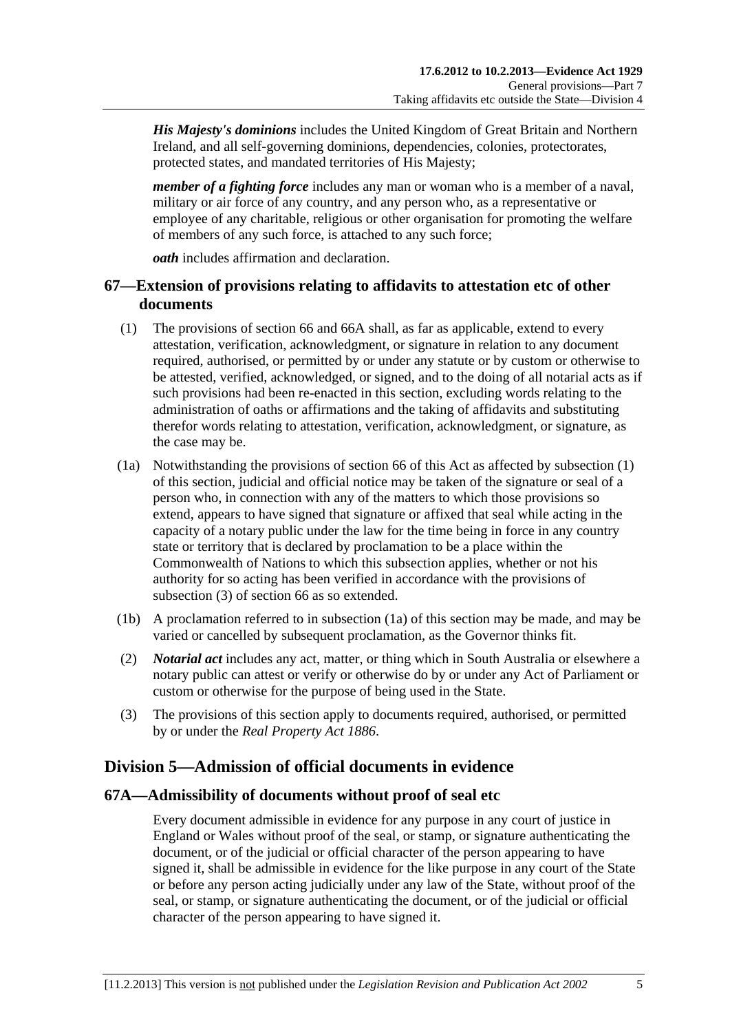***His Majesty's dominions*** includes the United Kingdom of Great Britain and Northern Ireland, and all self-governing dominions, dependencies, colonies, protectorates, protected states, and mandated territories of His Majesty;

***member of a fighting force*** includes any man or woman who is a member of a naval, military or air force of any country, and any person who, as a representative or employee of any charitable, religious or other organisation for promoting the welfare of members of any such force, is attached to any such force;

***oath*** includes affirmation and declaration.

### 67—Extension of provisions relating to affidavits to attestation etc of other documents

(1) The provisions of section 66 and 66A shall, as far as applicable, extend to every attestation, verification, acknowledgment, or signature in relation to any document required, authorised, or permitted by or under any statute or by custom or otherwise to be attested, verified, acknowledged, or signed, and to the doing of all notarial acts as if such provisions had been re-enacted in this section, excluding words relating to the administration of oaths or affirmations and the taking of affidavits and substituting therefor words relating to attestation, verification, acknowledgment, or signature, as the case may be.

(1a) Notwithstanding the provisions of section 66 of this Act as affected by subsection (1) of this section, judicial and official notice may be taken of the signature or seal of a person who, in connection with any of the matters to which those provisions so extend, appears to have signed that signature or affixed that seal while acting in the capacity of a notary public under the law for the time being in force in any country state or territory that is declared by proclamation to be a place within the Commonwealth of Nations to which this subsection applies, whether or not his authority for so acting has been verified in accordance with the provisions of subsection (3) of section 66 as so extended.

(1b) A proclamation referred to in subsection (1a) of this section may be made, and may be varied or cancelled by subsequent proclamation, as the Governor thinks fit.

(2) ***Notarial act*** includes any act, matter, or thing which in South Australia or elsewhere a notary public can attest or verify or otherwise do by or under any Act of Parliament or custom or otherwise for the purpose of being used in the State.

(3) The provisions of this section apply to documents required, authorised, or permitted by or under the *Real Property Act 1886*.

## Division 5—Admission of official documents in evidence

### 67A—Admissibility of documents without proof of seal etc

Every document admissible in evidence for any purpose in any court of justice in England or Wales without proof of the seal, or stamp, or signature authenticating the document, or of the judicial or official character of the person appearing to have signed it, shall be admissible in evidence for the like purpose in any court of the State or before any person acting judicially under any law of the State, without proof of the seal, or stamp, or signature authenticating the document, or of the judicial or official character of the person appearing to have signed it.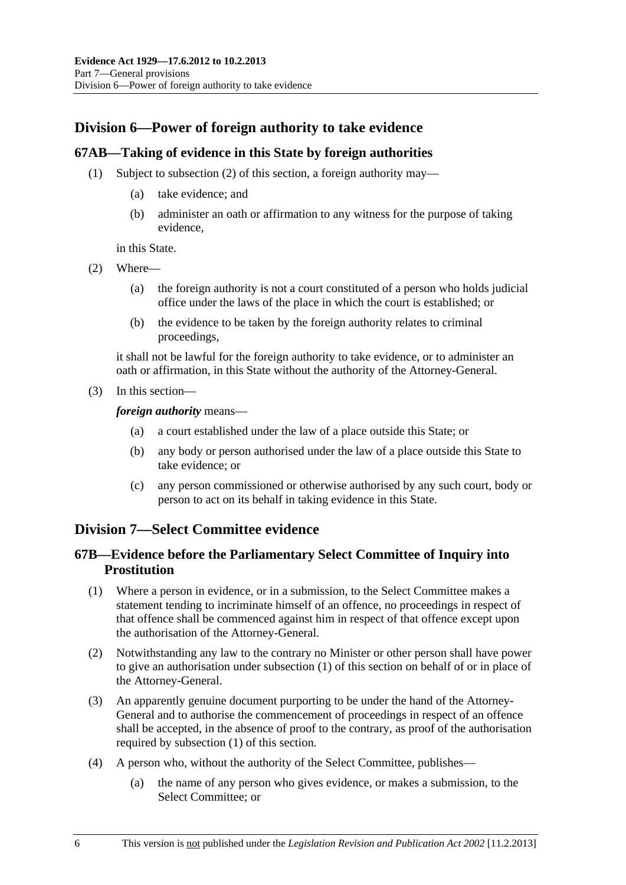## Division 6—Power of foreign authority to take evidence

### 67AB—Taking of evidence in this State by foreign authorities

(1) Subject to subsection (2) of this section, a foreign authority may—

- (a) take evidence; and
- (b) administer an oath or affirmation to any witness for the purpose of taking evidence,

in this State.

(2) Where—

- (a) the foreign authority is not a court constituted of a person who holds judicial office under the laws of the place in which the court is established; or
- (b) the evidence to be taken by the foreign authority relates to criminal proceedings,

it shall not be lawful for the foreign authority to take evidence, or to administer an oath or affirmation, in this State without the authority of the Attorney-General.

(3) In this section—

***foreign authority*** means—

- (a) a court established under the law of a place outside this State; or
- (b) any body or person authorised under the law of a place outside this State to take evidence; or
- (c) any person commissioned or otherwise authorised by any such court, body or person to act on its behalf in taking evidence in this State.

## Division 7—Select Committee evidence

### 67B—Evidence before the Parliamentary Select Committee of Inquiry into Prostitution

(1) Where a person in evidence, or in a submission, to the Select Committee makes a statement tending to incriminate himself of an offence, no proceedings in respect of that offence shall be commenced against him in respect of that offence except upon the authorisation of the Attorney-General.

(2) Notwithstanding any law to the contrary no Minister or other person shall have power to give an authorisation under subsection (1) of this section on behalf of or in place of the Attorney-General.

(3) An apparently genuine document purporting to be under the hand of the Attorney-General and to authorise the commencement of proceedings in respect of an offence shall be accepted, in the absence of proof to the contrary, as proof of the authorisation required by subsection (1) of this section.

(4) A person who, without the authority of the Select Committee, publishes—

- (a) the name of any person who gives evidence, or makes a submission, to the Select Committee; or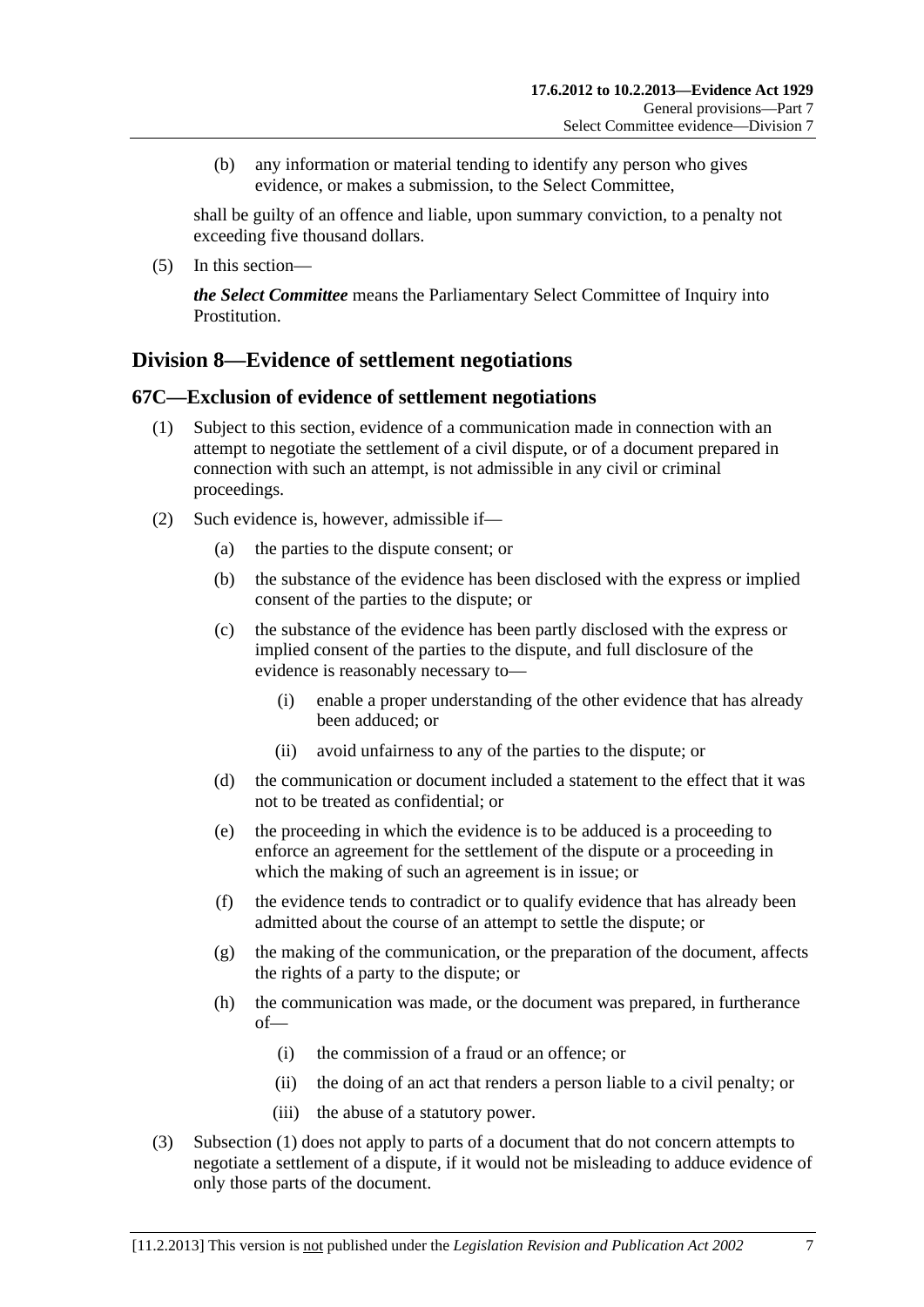(b) any information or material tending to identify any person who gives evidence, or makes a submission, to the Select Committee,

shall be guilty of an offence and liable, upon summary conviction, to a penalty not exceeding five thousand dollars.

(5) In this section—

***the Select Committee*** means the Parliamentary Select Committee of Inquiry into Prostitution.

## Division 8—Evidence of settlement negotiations

### 67C—Exclusion of evidence of settlement negotiations

(1) Subject to this section, evidence of a communication made in connection with an attempt to negotiate the settlement of a civil dispute, or of a document prepared in connection with such an attempt, is not admissible in any civil or criminal proceedings.

(2) Such evidence is, however, admissible if—

- (a) the parties to the dispute consent; or
- (b) the substance of the evidence has been disclosed with the express or implied consent of the parties to the dispute; or
- (c) the substance of the evidence has been partly disclosed with the express or implied consent of the parties to the dispute, and full disclosure of the evidence is reasonably necessary to—
  - (i) enable a proper understanding of the other evidence that has already been adduced; or
  - (ii) avoid unfairness to any of the parties to the dispute; or
- (d) the communication or document included a statement to the effect that it was not to be treated as confidential; or
- (e) the proceeding in which the evidence is to be adduced is a proceeding to enforce an agreement for the settlement of the dispute or a proceeding in which the making of such an agreement is in issue; or
- (f) the evidence tends to contradict or to qualify evidence that has already been admitted about the course of an attempt to settle the dispute; or
- (g) the making of the communication, or the preparation of the document, affects the rights of a party to the dispute; or
- (h) the communication was made, or the document was prepared, in furtherance of—
  - (i) the commission of a fraud or an offence; or
  - (ii) the doing of an act that renders a person liable to a civil penalty; or
  - (iii) the abuse of a statutory power.

(3) Subsection (1) does not apply to parts of a document that do not concern attempts to negotiate a settlement of a dispute, if it would not be misleading to adduce evidence of only those parts of the document.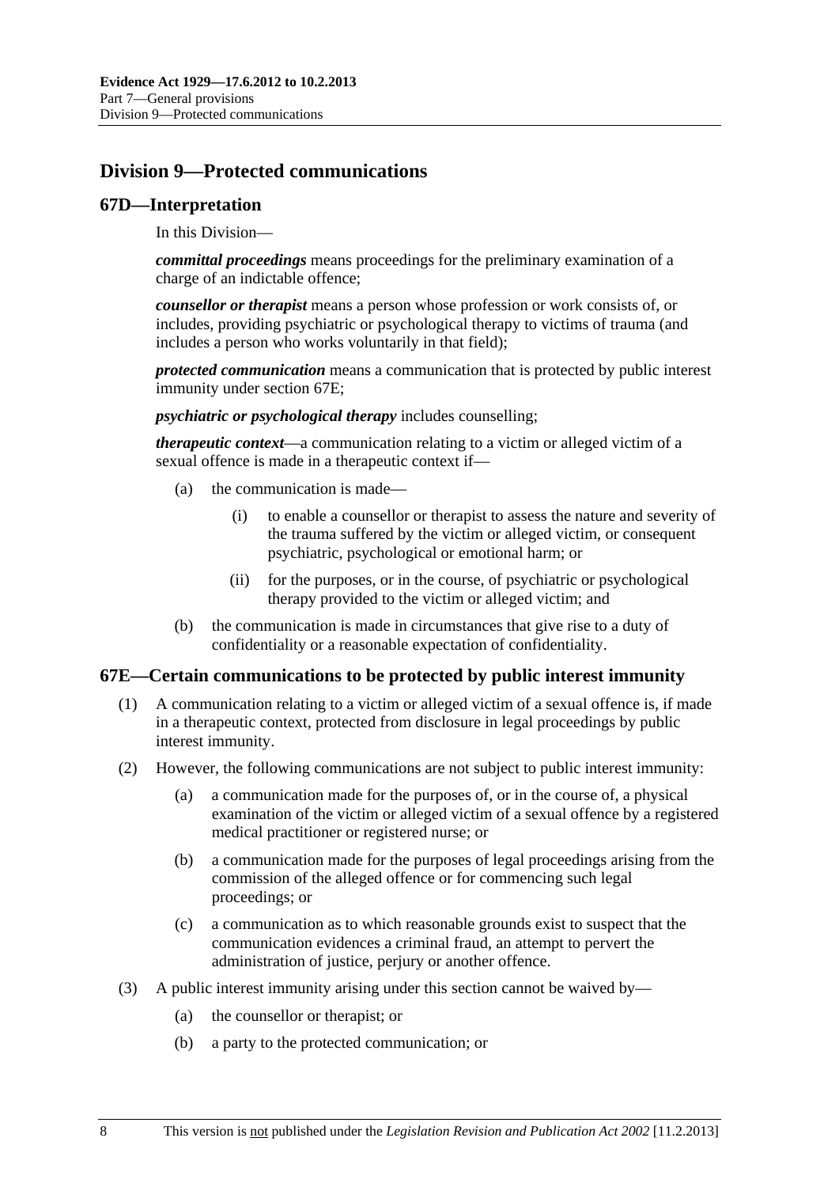## Division 9—Protected communications

### 67D—Interpretation

In this Division—

***committal proceedings*** means proceedings for the preliminary examination of a charge of an indictable offence;

***counsellor or therapist*** means a person whose profession or work consists of, or includes, providing psychiatric or psychological therapy to victims of trauma (and includes a person who works voluntarily in that field);

***protected communication*** means a communication that is protected by public interest immunity under section 67E;

***psychiatric or psychological therapy*** includes counselling;

***therapeutic context***—a communication relating to a victim or alleged victim of a sexual offence is made in a therapeutic context if—

- (a) the communication is made—
  - (i) to enable a counsellor or therapist to assess the nature and severity of the trauma suffered by the victim or alleged victim, or consequent psychiatric, psychological or emotional harm; or
  - (ii) for the purposes, or in the course, of psychiatric or psychological therapy provided to the victim or alleged victim; and
- (b) the communication is made in circumstances that give rise to a duty of confidentiality or a reasonable expectation of confidentiality.

### 67E—Certain communications to be protected by public interest immunity

(1) A communication relating to a victim or alleged victim of a sexual offence is, if made in a therapeutic context, protected from disclosure in legal proceedings by public interest immunity.

(2) However, the following communications are not subject to public interest immunity:

- (a) a communication made for the purposes of, or in the course of, a physical examination of the victim or alleged victim of a sexual offence by a registered medical practitioner or registered nurse; or
- (b) a communication made for the purposes of legal proceedings arising from the commission of the alleged offence or for commencing such legal proceedings; or
- (c) a communication as to which reasonable grounds exist to suspect that the communication evidences a criminal fraud, an attempt to pervert the administration of justice, perjury or another offence.

(3) A public interest immunity arising under this section cannot be waived by—

- (a) the counsellor or therapist; or
- (b) a party to the protected communication; or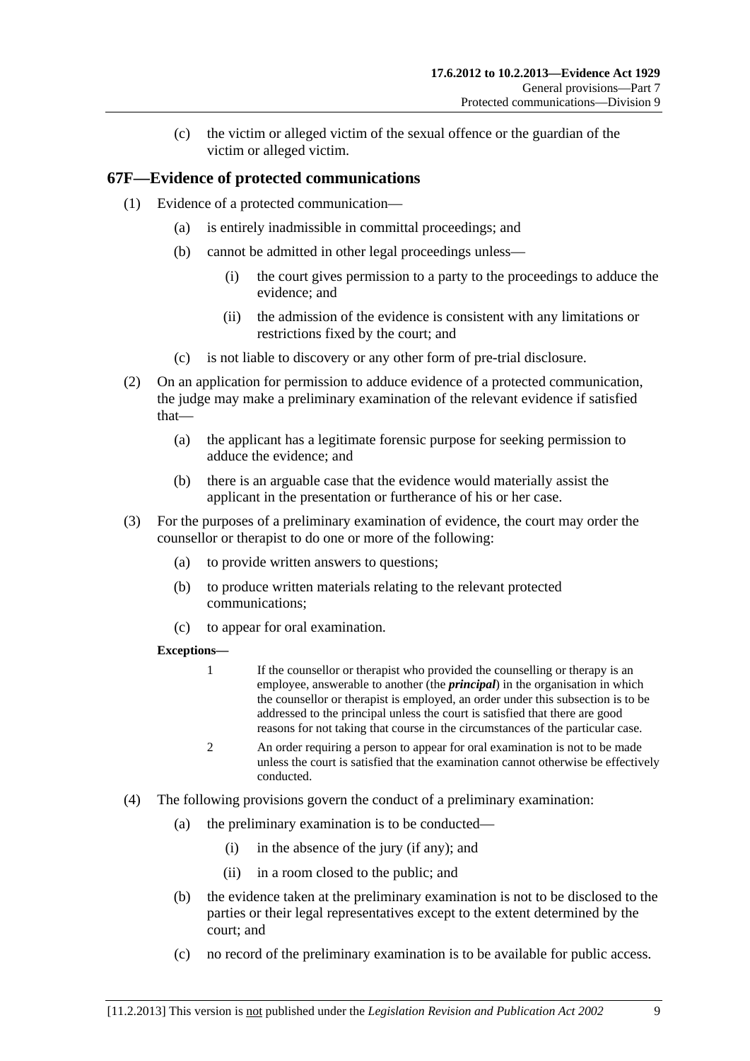(c) the victim or alleged victim of the sexual offence or the guardian of the victim or alleged victim.

## 67F—Evidence of protected communications

(1) Evidence of a protected communication—

(a) is entirely inadmissible in committal proceedings; and

(b) cannot be admitted in other legal proceedings unless—

(i) the court gives permission to a party to the proceedings to adduce the evidence; and

(ii) the admission of the evidence is consistent with any limitations or restrictions fixed by the court; and

(c) is not liable to discovery or any other form of pre-trial disclosure.

(2) On an application for permission to adduce evidence of a protected communication, the judge may make a preliminary examination of the relevant evidence if satisfied that—

(a) the applicant has a legitimate forensic purpose for seeking permission to adduce the evidence; and

(b) there is an arguable case that the evidence would materially assist the applicant in the presentation or furtherance of his or her case.

(3) For the purposes of a preliminary examination of evidence, the court may order the counsellor or therapist to do one or more of the following:

(a) to provide written answers to questions;

(b) to produce written materials relating to the relevant protected communications;

(c) to appear for oral examination.

**Exceptions—**

1 If the counsellor or therapist who provided the counselling or therapy is an employee, answerable to another (the ***principal***) in the organisation in which the counsellor or therapist is employed, an order under this subsection is to be addressed to the principal unless the court is satisfied that there are good reasons for not taking that course in the circumstances of the particular case.

2 An order requiring a person to appear for oral examination is not to be made unless the court is satisfied that the examination cannot otherwise be effectively conducted.

(4) The following provisions govern the conduct of a preliminary examination:

(a) the preliminary examination is to be conducted—

(i) in the absence of the jury (if any); and

(ii) in a room closed to the public; and

(b) the evidence taken at the preliminary examination is not to be disclosed to the parties or their legal representatives except to the extent determined by the court; and

(c) no record of the preliminary examination is to be available for public access.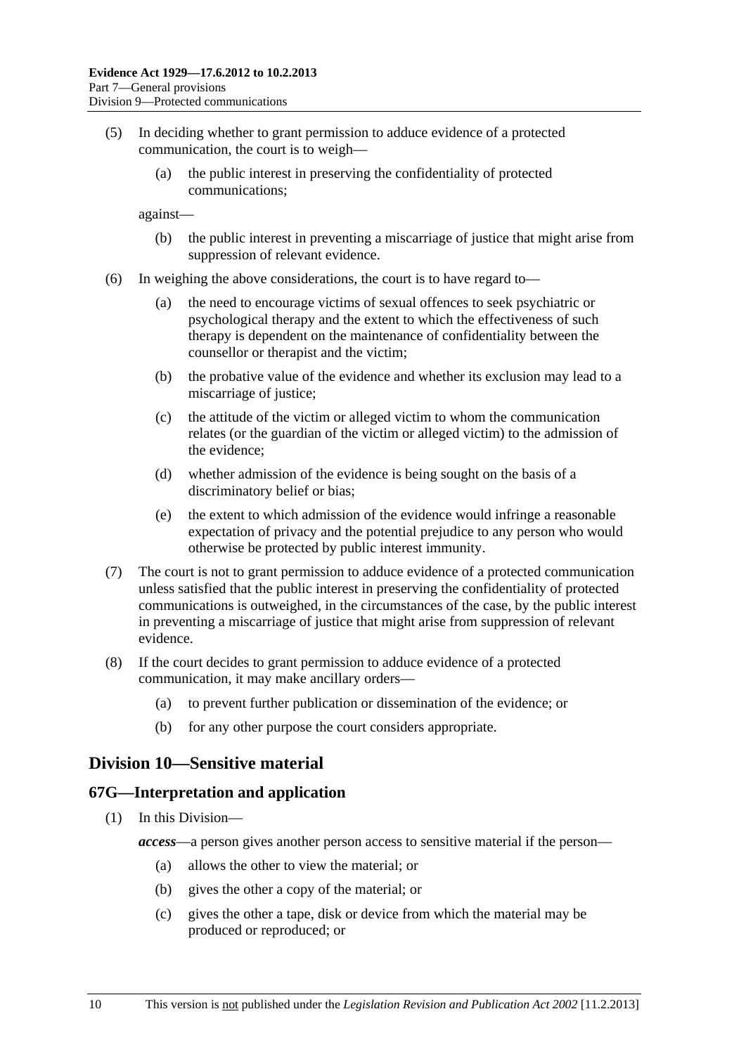(5) In deciding whether to grant permission to adduce evidence of a protected communication, the court is to weigh—

  (a) the public interest in preserving the confidentiality of protected communications;

against—

  (b) the public interest in preventing a miscarriage of justice that might arise from suppression of relevant evidence.

(6) In weighing the above considerations, the court is to have regard to—

  (a) the need to encourage victims of sexual offences to seek psychiatric or psychological therapy and the extent to which the effectiveness of such therapy is dependent on the maintenance of confidentiality between the counsellor or therapist and the victim;

  (b) the probative value of the evidence and whether its exclusion may lead to a miscarriage of justice;

  (c) the attitude of the victim or alleged victim to whom the communication relates (or the guardian of the victim or alleged victim) to the admission of the evidence;

  (d) whether admission of the evidence is being sought on the basis of a discriminatory belief or bias;

  (e) the extent to which admission of the evidence would infringe a reasonable expectation of privacy and the potential prejudice to any person who would otherwise be protected by public interest immunity.

(7) The court is not to grant permission to adduce evidence of a protected communication unless satisfied that the public interest in preserving the confidentiality of protected communications is outweighed, in the circumstances of the case, by the public interest in preventing a miscarriage of justice that might arise from suppression of relevant evidence.

(8) If the court decides to grant permission to adduce evidence of a protected communication, it may make ancillary orders—

  (a) to prevent further publication or dissemination of the evidence; or

  (b) for any other purpose the court considers appropriate.

## Division 10—Sensitive material

### 67G—Interpretation and application

(1) In this Division—

***access***—a person gives another person access to sensitive material if the person—

  (a) allows the other to view the material; or

  (b) gives the other a copy of the material; or

  (c) gives the other a tape, disk or device from which the material may be produced or reproduced; or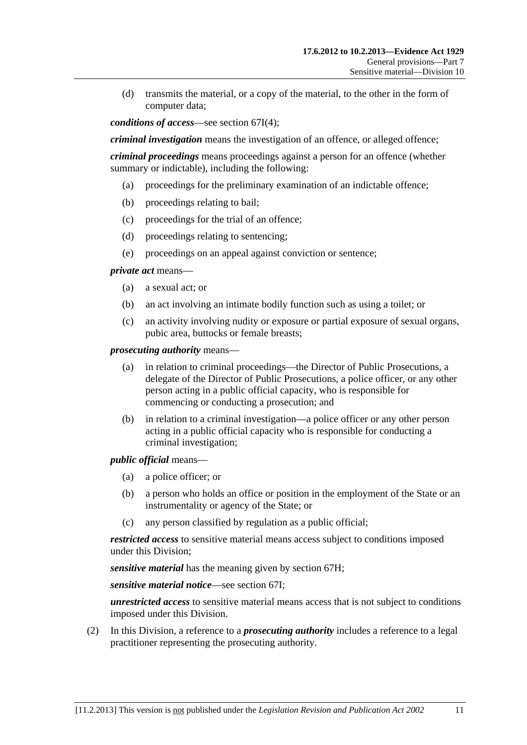(d) transmits the material, or a copy of the material, to the other in the form of computer data;

***conditions of access***—see section 67I(4);

***criminal investigation*** means the investigation of an offence, or alleged offence;

***criminal proceedings*** means proceedings against a person for an offence (whether summary or indictable), including the following:

(a) proceedings for the preliminary examination of an indictable offence;

(b) proceedings relating to bail;

(c) proceedings for the trial of an offence;

(d) proceedings relating to sentencing;

(e) proceedings on an appeal against conviction or sentence;

***private act*** means—

(a) a sexual act; or

(b) an act involving an intimate bodily function such as using a toilet; or

(c) an activity involving nudity or exposure or partial exposure of sexual organs, pubic area, buttocks or female breasts;

***prosecuting authority*** means—

(a) in relation to criminal proceedings—the Director of Public Prosecutions, a delegate of the Director of Public Prosecutions, a police officer, or any other person acting in a public official capacity, who is responsible for commencing or conducting a prosecution; and

(b) in relation to a criminal investigation—a police officer or any other person acting in a public official capacity who is responsible for conducting a criminal investigation;

***public official*** means—

(a) a police officer; or

(b) a person who holds an office or position in the employment of the State or an instrumentality or agency of the State; or

(c) any person classified by regulation as a public official;

***restricted access*** to sensitive material means access subject to conditions imposed under this Division;

***sensitive material*** has the meaning given by section 67H;

***sensitive material notice***—see section 67I;

***unrestricted access*** to sensitive material means access that is not subject to conditions imposed under this Division.

(2) In this Division, a reference to a ***prosecuting authority*** includes a reference to a legal practitioner representing the prosecuting authority.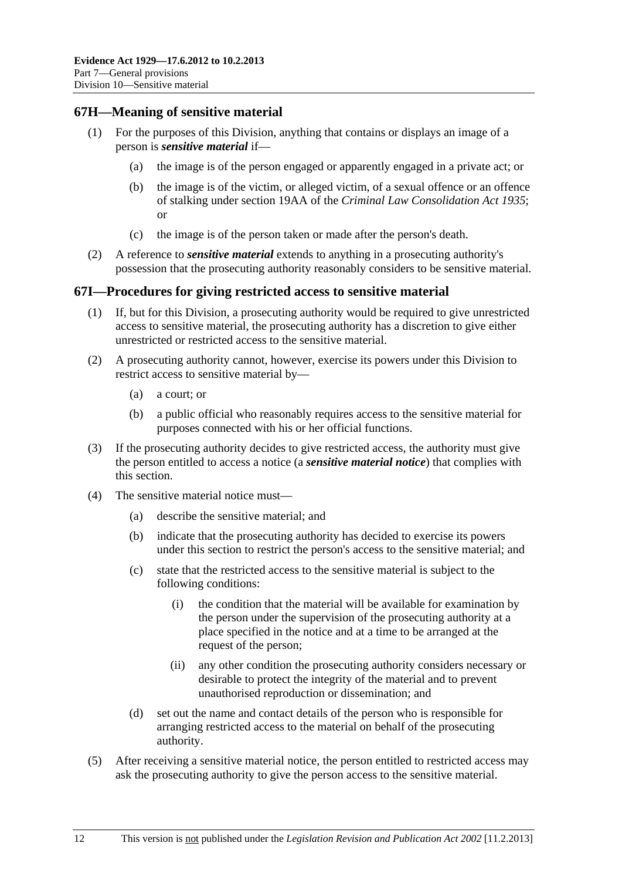## 67H—Meaning of sensitive material

(1) For the purposes of this Division, anything that contains or displays an image of a person is ***sensitive material*** if—

(a) the image is of the person engaged or apparently engaged in a private act; or

(b) the image is of the victim, or alleged victim, of a sexual offence or an offence of stalking under section 19AA of the *Criminal Law Consolidation Act 1935*; or

(c) the image is of the person taken or made after the person's death.

(2) A reference to ***sensitive material*** extends to anything in a prosecuting authority's possession that the prosecuting authority reasonably considers to be sensitive material.

## 67I—Procedures for giving restricted access to sensitive material

(1) If, but for this Division, a prosecuting authority would be required to give unrestricted access to sensitive material, the prosecuting authority has a discretion to give either unrestricted or restricted access to the sensitive material.

(2) A prosecuting authority cannot, however, exercise its powers under this Division to restrict access to sensitive material by—

(a) a court; or

(b) a public official who reasonably requires access to the sensitive material for purposes connected with his or her official functions.

(3) If the prosecuting authority decides to give restricted access, the authority must give the person entitled to access a notice (a ***sensitive material notice***) that complies with this section.

(4) The sensitive material notice must—

(a) describe the sensitive material; and

(b) indicate that the prosecuting authority has decided to exercise its powers under this section to restrict the person's access to the sensitive material; and

(c) state that the restricted access to the sensitive material is subject to the following conditions:

(i) the condition that the material will be available for examination by the person under the supervision of the prosecuting authority at a place specified in the notice and at a time to be arranged at the request of the person;

(ii) any other condition the prosecuting authority considers necessary or desirable to protect the integrity of the material and to prevent unauthorised reproduction or dissemination; and

(d) set out the name and contact details of the person who is responsible for arranging restricted access to the material on behalf of the prosecuting authority.

(5) After receiving a sensitive material notice, the person entitled to restricted access may ask the prosecuting authority to give the person access to the sensitive material.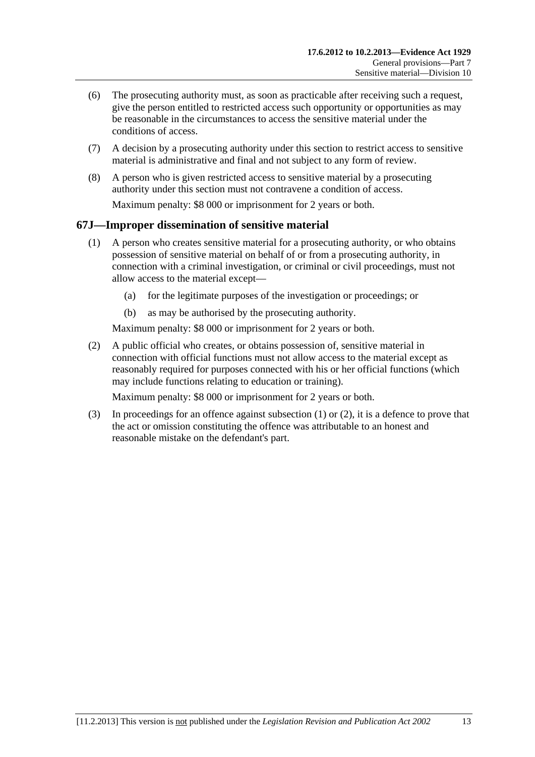(6) The prosecuting authority must, as soon as practicable after receiving such a request, give the person entitled to restricted access such opportunity or opportunities as may be reasonable in the circumstances to access the sensitive material under the conditions of access.

(7) A decision by a prosecuting authority under this section to restrict access to sensitive material is administrative and final and not subject to any form of review.

(8) A person who is given restricted access to sensitive material by a prosecuting authority under this section must not contravene a condition of access.

Maximum penalty: $8 000 or imprisonment for 2 years or both.

## 67J—Improper dissemination of sensitive material

(1) A person who creates sensitive material for a prosecuting authority, or who obtains possession of sensitive material on behalf of or from a prosecuting authority, in connection with a criminal investigation, or criminal or civil proceedings, must not allow access to the material except—

(a) for the legitimate purposes of the investigation or proceedings; or

(b) as may be authorised by the prosecuting authority.

Maximum penalty: $8 000 or imprisonment for 2 years or both.

(2) A public official who creates, or obtains possession of, sensitive material in connection with official functions must not allow access to the material except as reasonably required for purposes connected with his or her official functions (which may include functions relating to education or training).

Maximum penalty: $8 000 or imprisonment for 2 years or both.

(3) In proceedings for an offence against subsection (1) or (2), it is a defence to prove that the act or omission constituting the offence was attributable to an honest and reasonable mistake on the defendant's part.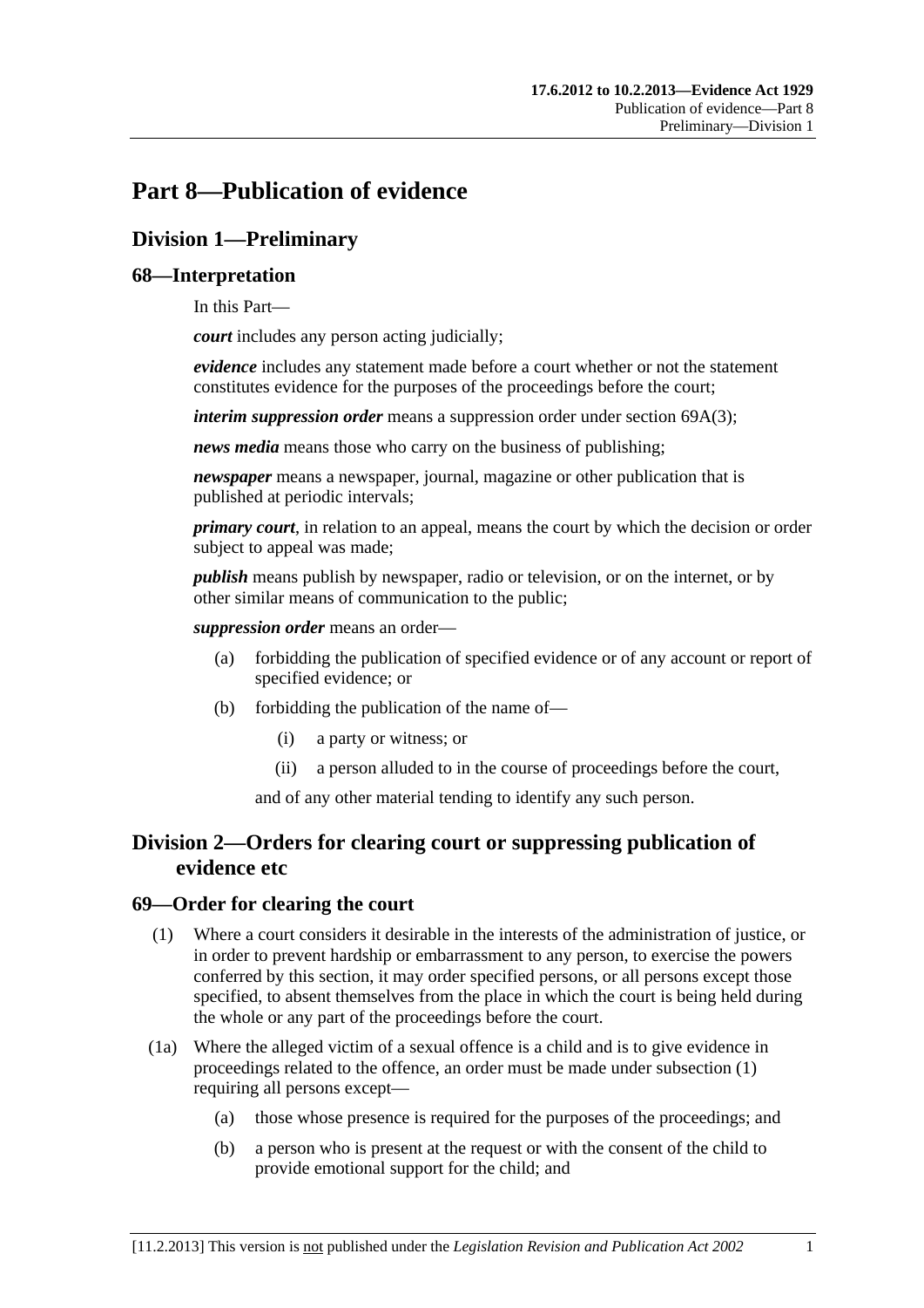# Part 8—Publication of evidence

## Division 1—Preliminary

### 68—Interpretation

In this Part—

***court*** includes any person acting judicially;

***evidence*** includes any statement made before a court whether or not the statement constitutes evidence for the purposes of the proceedings before the court;

***interim suppression order*** means a suppression order under section 69A(3);

***news media*** means those who carry on the business of publishing;

***newspaper*** means a newspaper, journal, magazine or other publication that is published at periodic intervals;

***primary court***, in relation to an appeal, means the court by which the decision or order subject to appeal was made;

***publish*** means publish by newspaper, radio or television, or on the internet, or by other similar means of communication to the public;

***suppression order*** means an order—

- (a) forbidding the publication of specified evidence or of any account or report of specified evidence; or
- (b) forbidding the publication of the name of—
  - (i) a party or witness; or
  - (ii) a person alluded to in the course of proceedings before the court,

  and of any other material tending to identify any such person.

## Division 2—Orders for clearing court or suppressing publication of evidence etc

### 69—Order for clearing the court

(1) Where a court considers it desirable in the interests of the administration of justice, or in order to prevent hardship or embarrassment to any person, to exercise the powers conferred by this section, it may order specified persons, or all persons except those specified, to absent themselves from the place in which the court is being held during the whole or any part of the proceedings before the court.

(1a) Where the alleged victim of a sexual offence is a child and is to give evidence in proceedings related to the offence, an order must be made under subsection (1) requiring all persons except—

- (a) those whose presence is required for the purposes of the proceedings; and
- (b) a person who is present at the request or with the consent of the child to provide emotional support for the child; and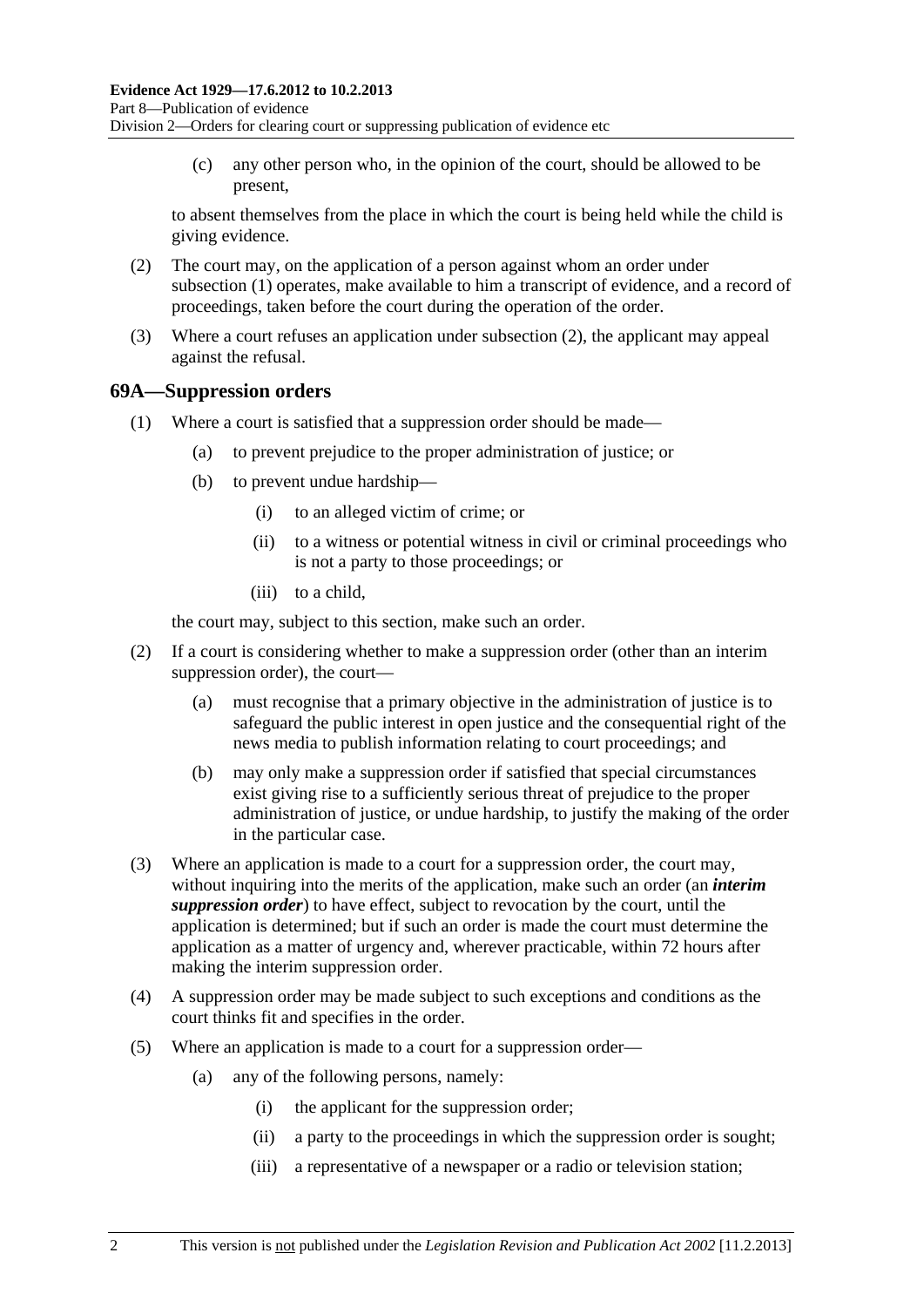(c) any other person who, in the opinion of the court, should be allowed to be present,

to absent themselves from the place in which the court is being held while the child is giving evidence.

(2) The court may, on the application of a person against whom an order under subsection (1) operates, make available to him a transcript of evidence, and a record of proceedings, taken before the court during the operation of the order.

(3) Where a court refuses an application under subsection (2), the applicant may appeal against the refusal.

## 69A—Suppression orders

(1) Where a court is satisfied that a suppression order should be made—

(a) to prevent prejudice to the proper administration of justice; or

(b) to prevent undue hardship—

(i) to an alleged victim of crime; or

(ii) to a witness or potential witness in civil or criminal proceedings who is not a party to those proceedings; or

(iii) to a child,

the court may, subject to this section, make such an order.

(2) If a court is considering whether to make a suppression order (other than an interim suppression order), the court—

(a) must recognise that a primary objective in the administration of justice is to safeguard the public interest in open justice and the consequential right of the news media to publish information relating to court proceedings; and

(b) may only make a suppression order if satisfied that special circumstances exist giving rise to a sufficiently serious threat of prejudice to the proper administration of justice, or undue hardship, to justify the making of the order in the particular case.

(3) Where an application is made to a court for a suppression order, the court may, without inquiring into the merits of the application, make such an order (an ***interim suppression order***) to have effect, subject to revocation by the court, until the application is determined; but if such an order is made the court must determine the application as a matter of urgency and, wherever practicable, within 72 hours after making the interim suppression order.

(4) A suppression order may be made subject to such exceptions and conditions as the court thinks fit and specifies in the order.

(5) Where an application is made to a court for a suppression order—

(a) any of the following persons, namely:

(i) the applicant for the suppression order;

(ii) a party to the proceedings in which the suppression order is sought;

(iii) a representative of a newspaper or a radio or television station;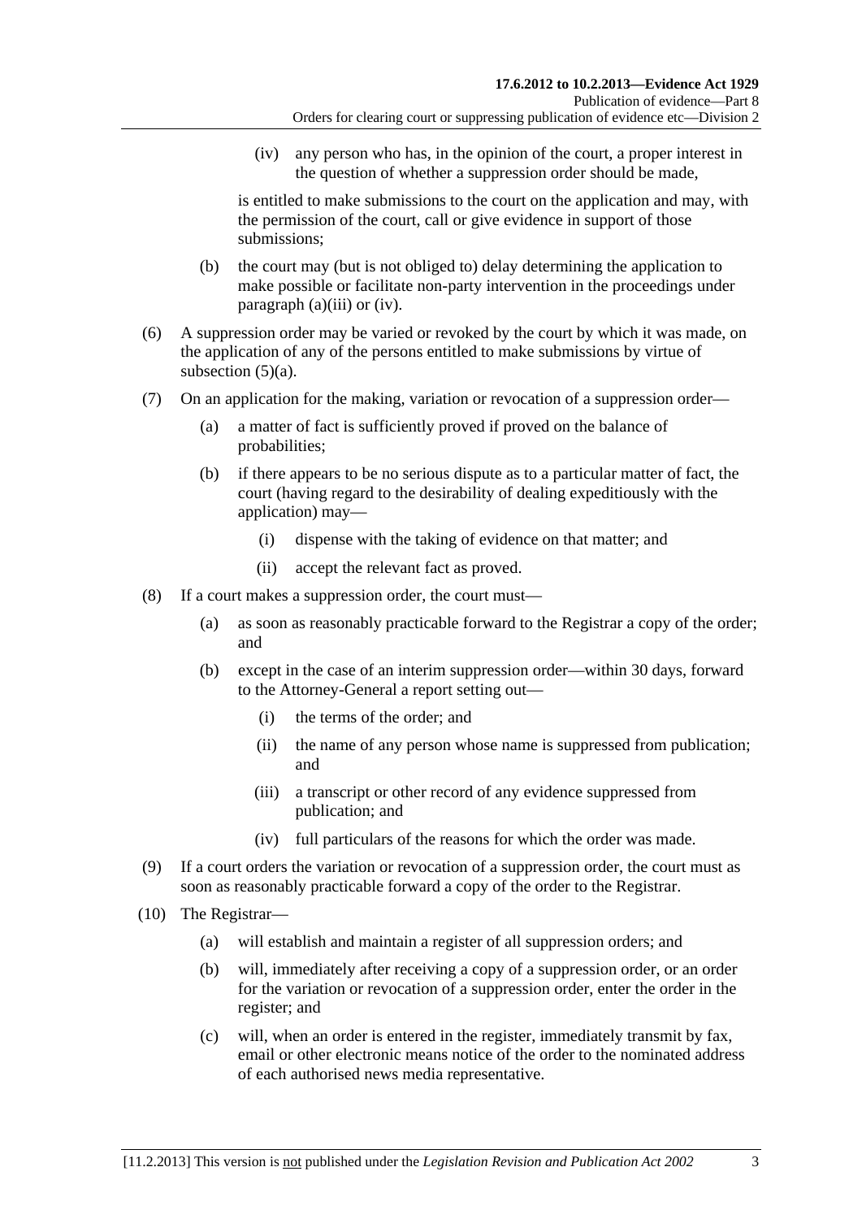(iv) any person who has, in the opinion of the court, a proper interest in the question of whether a suppression order should be made,

is entitled to make submissions to the court on the application and may, with the permission of the court, call or give evidence in support of those submissions;

(b) the court may (but is not obliged to) delay determining the application to make possible or facilitate non-party intervention in the proceedings under paragraph (a)(iii) or (iv).

(6) A suppression order may be varied or revoked by the court by which it was made, on the application of any of the persons entitled to make submissions by virtue of subsection (5)(a).

(7) On an application for the making, variation or revocation of a suppression order—

(a) a matter of fact is sufficiently proved if proved on the balance of probabilities;

(b) if there appears to be no serious dispute as to a particular matter of fact, the court (having regard to the desirability of dealing expeditiously with the application) may—

(i) dispense with the taking of evidence on that matter; and

(ii) accept the relevant fact as proved.

(8) If a court makes a suppression order, the court must—

(a) as soon as reasonably practicable forward to the Registrar a copy of the order; and

(b) except in the case of an interim suppression order—within 30 days, forward to the Attorney-General a report setting out—

(i) the terms of the order; and

(ii) the name of any person whose name is suppressed from publication; and

(iii) a transcript or other record of any evidence suppressed from publication; and

(iv) full particulars of the reasons for which the order was made.

(9) If a court orders the variation or revocation of a suppression order, the court must as soon as reasonably practicable forward a copy of the order to the Registrar.

(10) The Registrar—

(a) will establish and maintain a register of all suppression orders; and

(b) will, immediately after receiving a copy of a suppression order, or an order for the variation or revocation of a suppression order, enter the order in the register; and

(c) will, when an order is entered in the register, immediately transmit by fax, email or other electronic means notice of the order to the nominated address of each authorised news media representative.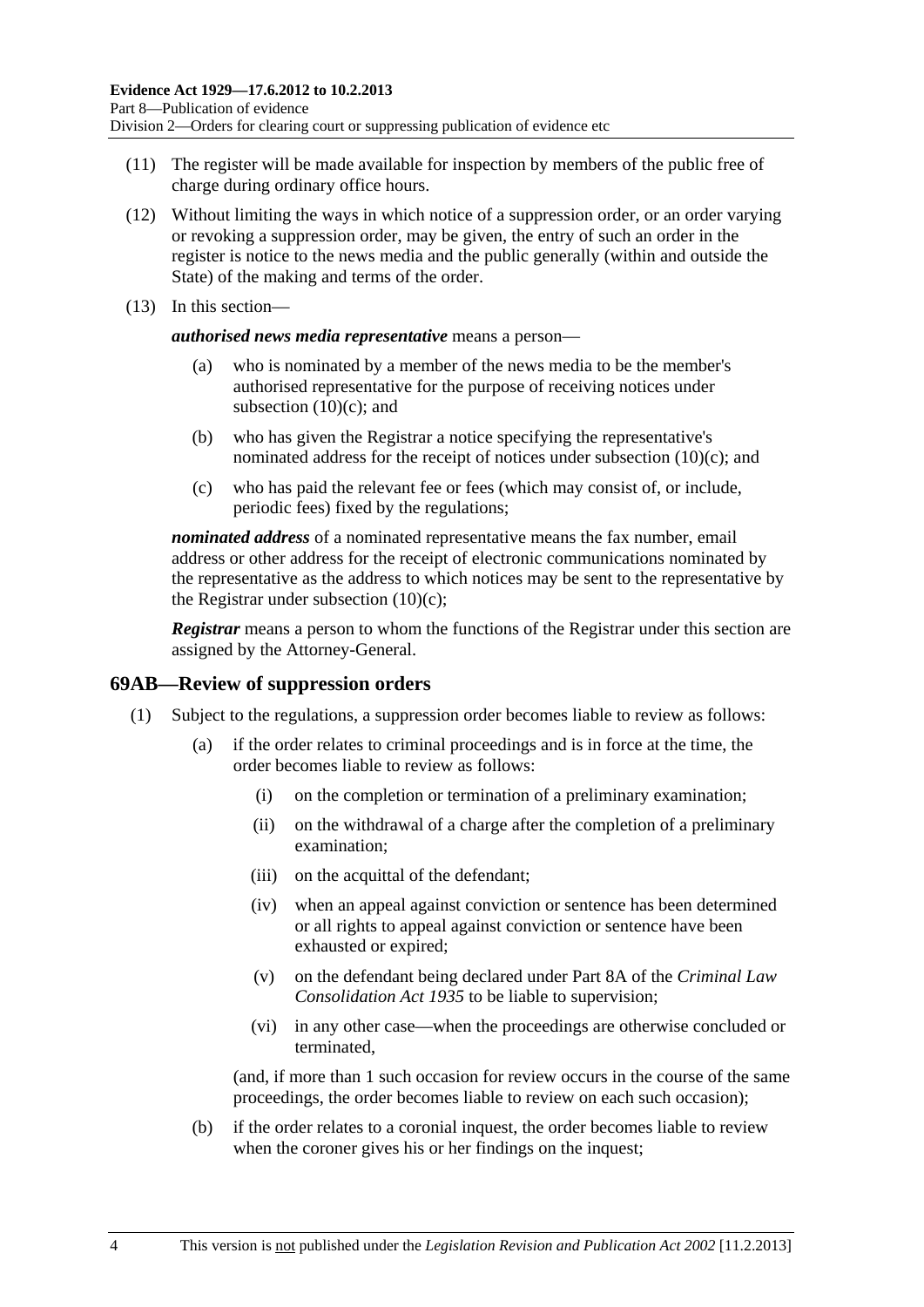(11) The register will be made available for inspection by members of the public free of charge during ordinary office hours.

(12) Without limiting the ways in which notice of a suppression order, or an order varying or revoking a suppression order, may be given, the entry of such an order in the register is notice to the news media and the public generally (within and outside the State) of the making and terms of the order.

(13) In this section—

***authorised news media representative*** means a person—

(a) who is nominated by a member of the news media to be the member's authorised representative for the purpose of receiving notices under subsection (10)(c); and

(b) who has given the Registrar a notice specifying the representative's nominated address for the receipt of notices under subsection (10)(c); and

(c) who has paid the relevant fee or fees (which may consist of, or include, periodic fees) fixed by the regulations;

***nominated address*** of a nominated representative means the fax number, email address or other address for the receipt of electronic communications nominated by the representative as the address to which notices may be sent to the representative by the Registrar under subsection (10)(c);

***Registrar*** means a person to whom the functions of the Registrar under this section are assigned by the Attorney-General.

## 69AB—Review of suppression orders

(1) Subject to the regulations, a suppression order becomes liable to review as follows:

(a) if the order relates to criminal proceedings and is in force at the time, the order becomes liable to review as follows:

(i) on the completion or termination of a preliminary examination;

(ii) on the withdrawal of a charge after the completion of a preliminary examination;

(iii) on the acquittal of the defendant;

(iv) when an appeal against conviction or sentence has been determined or all rights to appeal against conviction or sentence have been exhausted or expired;

(v) on the defendant being declared under Part 8A of the *Criminal Law Consolidation Act 1935* to be liable to supervision;

(vi) in any other case—when the proceedings are otherwise concluded or terminated,

(and, if more than 1 such occasion for review occurs in the course of the same proceedings, the order becomes liable to review on each such occasion);

(b) if the order relates to a coronial inquest, the order becomes liable to review when the coroner gives his or her findings on the inquest;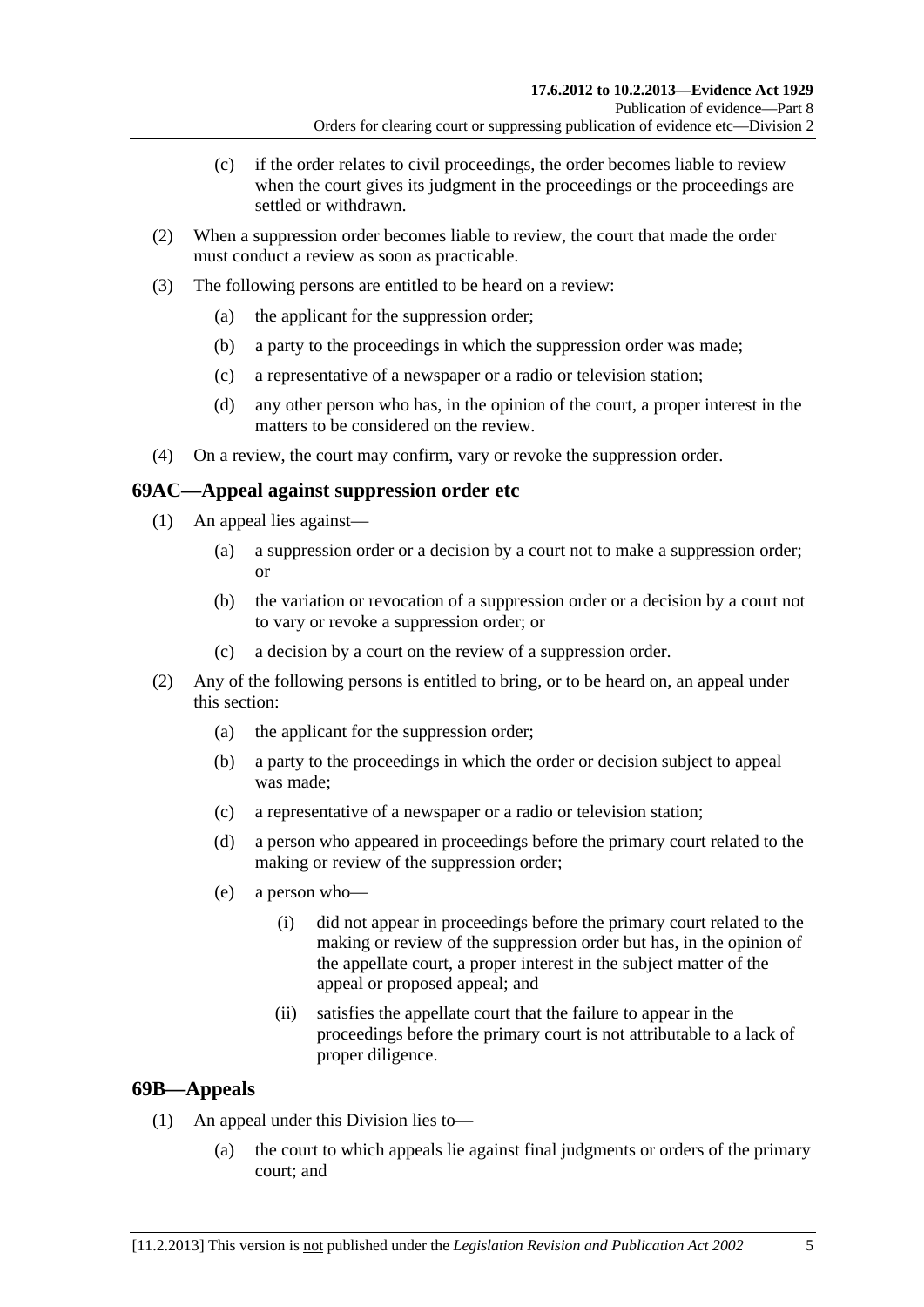(c) if the order relates to civil proceedings, the order becomes liable to review when the court gives its judgment in the proceedings or the proceedings are settled or withdrawn.

(2) When a suppression order becomes liable to review, the court that made the order must conduct a review as soon as practicable.

(3) The following persons are entitled to be heard on a review:

(a) the applicant for the suppression order;

(b) a party to the proceedings in which the suppression order was made;

(c) a representative of a newspaper or a radio or television station;

(d) any other person who has, in the opinion of the court, a proper interest in the matters to be considered on the review.

(4) On a review, the court may confirm, vary or revoke the suppression order.

## 69AC—Appeal against suppression order etc

(1) An appeal lies against—

(a) a suppression order or a decision by a court not to make a suppression order; or

(b) the variation or revocation of a suppression order or a decision by a court not to vary or revoke a suppression order; or

(c) a decision by a court on the review of a suppression order.

(2) Any of the following persons is entitled to bring, or to be heard on, an appeal under this section:

(a) the applicant for the suppression order;

(b) a party to the proceedings in which the order or decision subject to appeal was made;

(c) a representative of a newspaper or a radio or television station;

(d) a person who appeared in proceedings before the primary court related to the making or review of the suppression order;

(e) a person who—

(i) did not appear in proceedings before the primary court related to the making or review of the suppression order but has, in the opinion of the appellate court, a proper interest in the subject matter of the appeal or proposed appeal; and

(ii) satisfies the appellate court that the failure to appear in the proceedings before the primary court is not attributable to a lack of proper diligence.

## 69B—Appeals

(1) An appeal under this Division lies to—

(a) the court to which appeals lie against final judgments or orders of the primary court; and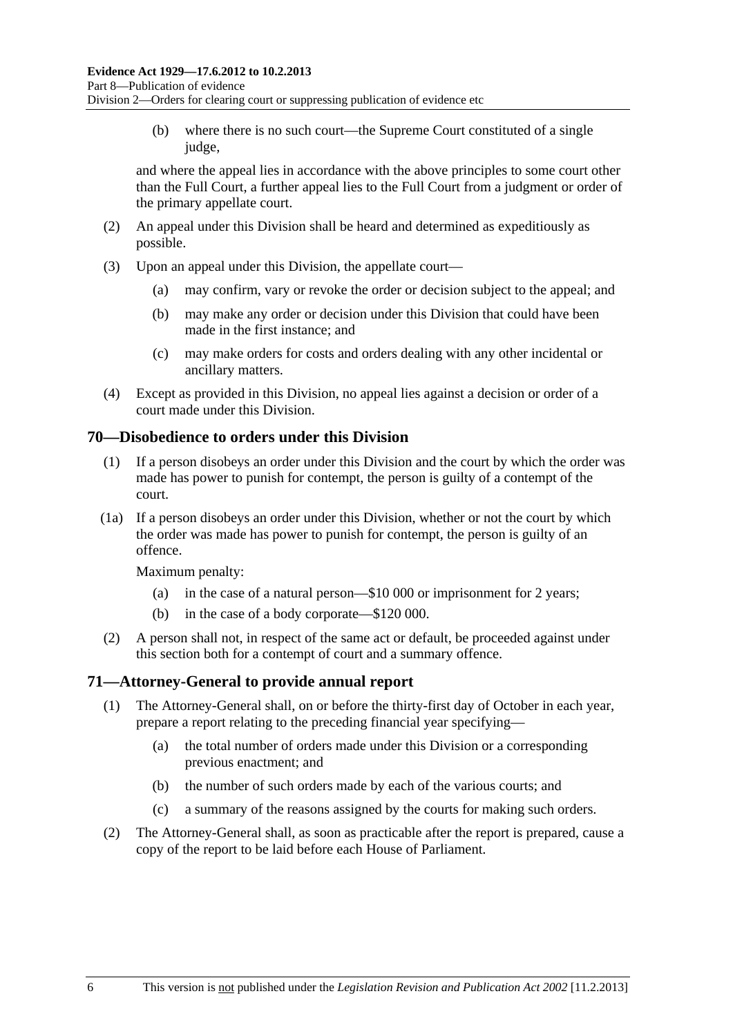(b) where there is no such court—the Supreme Court constituted of a single judge,

and where the appeal lies in accordance with the above principles to some court other than the Full Court, a further appeal lies to the Full Court from a judgment or order of the primary appellate court.

(2) An appeal under this Division shall be heard and determined as expeditiously as possible.

(3) Upon an appeal under this Division, the appellate court—

(a) may confirm, vary or revoke the order or decision subject to the appeal; and

(b) may make any order or decision under this Division that could have been made in the first instance; and

(c) may make orders for costs and orders dealing with any other incidental or ancillary matters.

(4) Except as provided in this Division, no appeal lies against a decision or order of a court made under this Division.

## 70—Disobedience to orders under this Division

(1) If a person disobeys an order under this Division and the court by which the order was made has power to punish for contempt, the person is guilty of a contempt of the court.

(1a) If a person disobeys an order under this Division, whether or not the court by which the order was made has power to punish for contempt, the person is guilty of an offence.

Maximum penalty:

(a) in the case of a natural person—$10 000 or imprisonment for 2 years;

(b) in the case of a body corporate—$120 000.

(2) A person shall not, in respect of the same act or default, be proceeded against under this section both for a contempt of court and a summary offence.

## 71—Attorney-General to provide annual report

(1) The Attorney-General shall, on or before the thirty-first day of October in each year, prepare a report relating to the preceding financial year specifying—

(a) the total number of orders made under this Division or a corresponding previous enactment; and

(b) the number of such orders made by each of the various courts; and

(c) a summary of the reasons assigned by the courts for making such orders.

(2) The Attorney-General shall, as soon as practicable after the report is prepared, cause a copy of the report to be laid before each House of Parliament.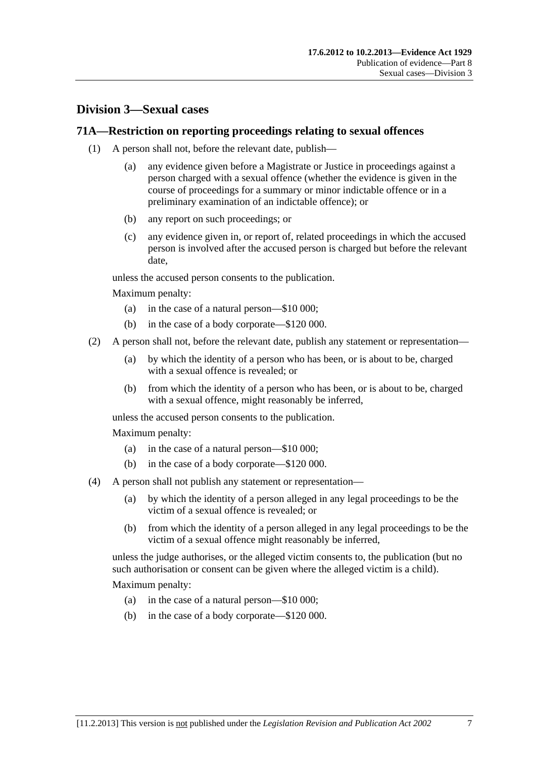## Division 3—Sexual cases

### 71A—Restriction on reporting proceedings relating to sexual offences

(1) A person shall not, before the relevant date, publish—

- (a) any evidence given before a Magistrate or Justice in proceedings against a person charged with a sexual offence (whether the evidence is given in the course of proceedings for a summary or minor indictable offence or in a preliminary examination of an indictable offence); or
- (b) any report on such proceedings; or
- (c) any evidence given in, or report of, related proceedings in which the accused person is involved after the accused person is charged but before the relevant date,

unless the accused person consents to the publication.

Maximum penalty:

- (a) in the case of a natural person—$10 000;
- (b) in the case of a body corporate—$120 000.

(2) A person shall not, before the relevant date, publish any statement or representation—

- (a) by which the identity of a person who has been, or is about to be, charged with a sexual offence is revealed; or
- (b) from which the identity of a person who has been, or is about to be, charged with a sexual offence, might reasonably be inferred,

unless the accused person consents to the publication.

Maximum penalty:

- (a) in the case of a natural person—$10 000;
- (b) in the case of a body corporate—$120 000.

(4) A person shall not publish any statement or representation—

- (a) by which the identity of a person alleged in any legal proceedings to be the victim of a sexual offence is revealed; or
- (b) from which the identity of a person alleged in any legal proceedings to be the victim of a sexual offence might reasonably be inferred,

unless the judge authorises, or the alleged victim consents to, the publication (but no such authorisation or consent can be given where the alleged victim is a child).

Maximum penalty:

- (a) in the case of a natural person—$10 000;
- (b) in the case of a body corporate—$120 000.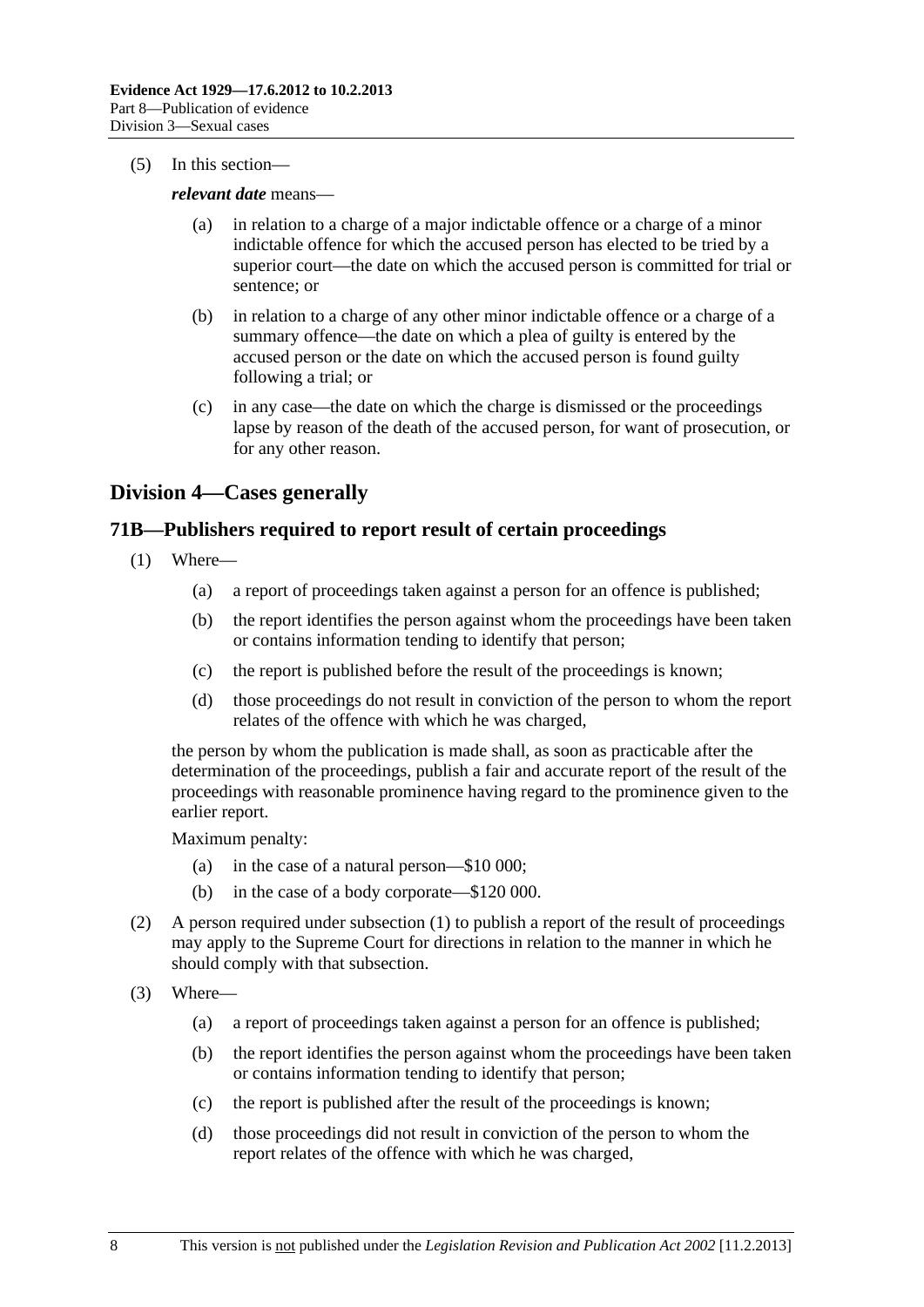(5) In this section—

***relevant date*** means—

(a) in relation to a charge of a major indictable offence or a charge of a minor indictable offence for which the accused person has elected to be tried by a superior court—the date on which the accused person is committed for trial or sentence; or

(b) in relation to a charge of any other minor indictable offence or a charge of a summary offence—the date on which a plea of guilty is entered by the accused person or the date on which the accused person is found guilty following a trial; or

(c) in any case—the date on which the charge is dismissed or the proceedings lapse by reason of the death of the accused person, for want of prosecution, or for any other reason.

## Division 4—Cases generally

### 71B—Publishers required to report result of certain proceedings

(1) Where—

(a) a report of proceedings taken against a person for an offence is published;

(b) the report identifies the person against whom the proceedings have been taken or contains information tending to identify that person;

(c) the report is published before the result of the proceedings is known;

(d) those proceedings do not result in conviction of the person to whom the report relates of the offence with which he was charged,

the person by whom the publication is made shall, as soon as practicable after the determination of the proceedings, publish a fair and accurate report of the result of the proceedings with reasonable prominence having regard to the prominence given to the earlier report.

Maximum penalty:

(a) in the case of a natural person—$10 000;

(b) in the case of a body corporate—$120 000.

(2) A person required under subsection (1) to publish a report of the result of proceedings may apply to the Supreme Court for directions in relation to the manner in which he should comply with that subsection.

(3) Where—

(a) a report of proceedings taken against a person for an offence is published;

(b) the report identifies the person against whom the proceedings have been taken or contains information tending to identify that person;

(c) the report is published after the result of the proceedings is known;

(d) those proceedings did not result in conviction of the person to whom the report relates of the offence with which he was charged,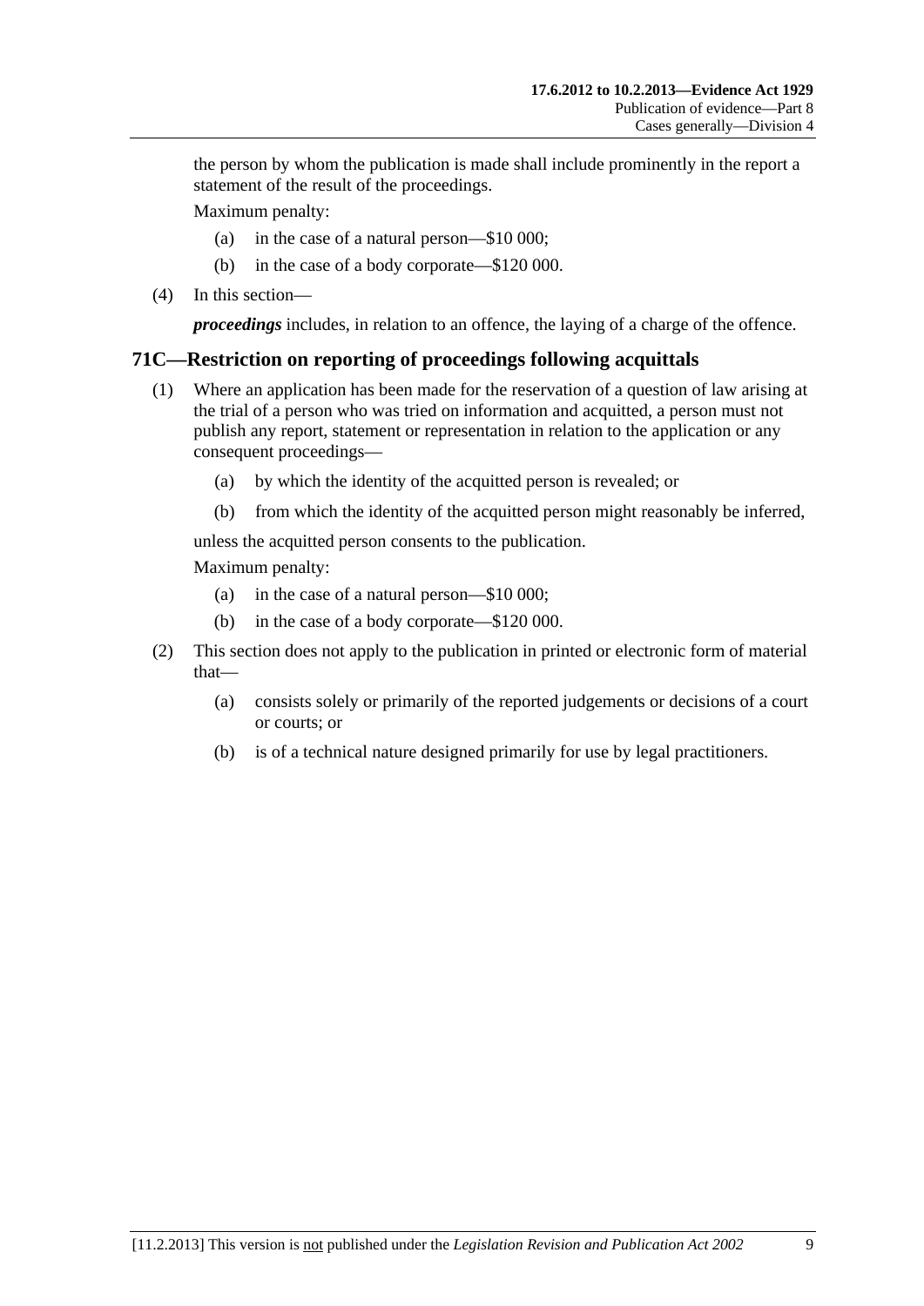the person by whom the publication is made shall include prominently in the report a statement of the result of the proceedings.

Maximum penalty:

(a) in the case of a natural person—$10 000;

(b) in the case of a body corporate—$120 000.

(4) In this section—

***proceedings*** includes, in relation to an offence, the laying of a charge of the offence.

## 71C—Restriction on reporting of proceedings following acquittals

(1) Where an application has been made for the reservation of a question of law arising at the trial of a person who was tried on information and acquitted, a person must not publish any report, statement or representation in relation to the application or any consequent proceedings—

(a) by which the identity of the acquitted person is revealed; or

(b) from which the identity of the acquitted person might reasonably be inferred,

unless the acquitted person consents to the publication.

Maximum penalty:

(a) in the case of a natural person—$10 000;

(b) in the case of a body corporate—$120 000.

(2) This section does not apply to the publication in printed or electronic form of material that—

(a) consists solely or primarily of the reported judgements or decisions of a court or courts; or

(b) is of a technical nature designed primarily for use by legal practitioners.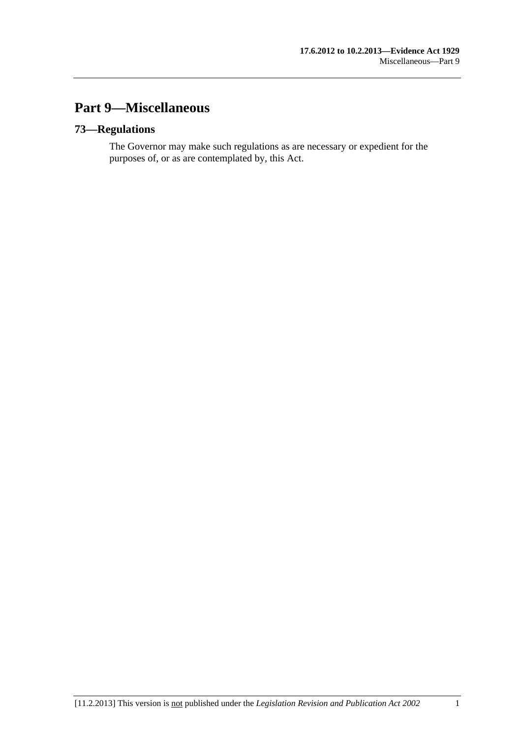# Part 9—Miscellaneous

## 73—Regulations

The Governor may make such regulations as are necessary or expedient for the purposes of, or as are contemplated by, this Act.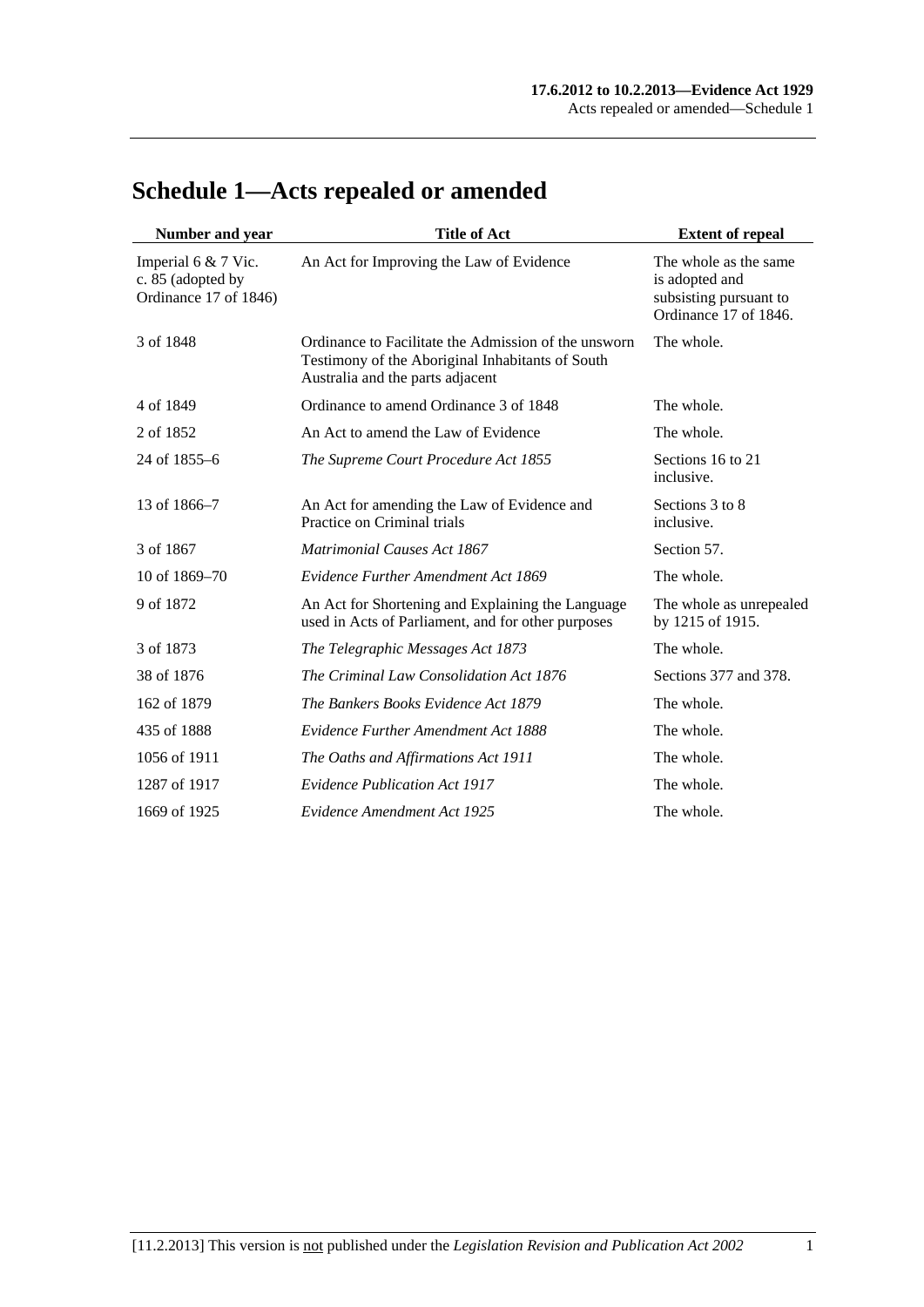# Schedule 1—Acts repealed or amended

| Number and year | Title of Act | Extent of repeal |
|---|---|---|
| Imperial 6 & 7 Vic. c. 85 (adopted by Ordinance 17 of 1846) | An Act for Improving the Law of Evidence | The whole as the same is adopted and subsisting pursuant to Ordinance 17 of 1846. |
| 3 of 1848 | Ordinance to Facilitate the Admission of the unsworn Testimony of the Aboriginal Inhabitants of South Australia and the parts adjacent | The whole. |
| 4 of 1849 | Ordinance to amend Ordinance 3 of 1848 | The whole. |
| 2 of 1852 | An Act to amend the Law of Evidence | The whole. |
| 24 of 1855–6 | *The Supreme Court Procedure Act 1855* | Sections 16 to 21 inclusive. |
| 13 of 1866–7 | An Act for amending the Law of Evidence and Practice on Criminal trials | Sections 3 to 8 inclusive. |
| 3 of 1867 | *Matrimonial Causes Act 1867* | Section 57. |
| 10 of 1869–70 | *Evidence Further Amendment Act 1869* | The whole. |
| 9 of 1872 | An Act for Shortening and Explaining the Language used in Acts of Parliament, and for other purposes | The whole as unrepealed by 1215 of 1915. |
| 3 of 1873 | *The Telegraphic Messages Act 1873* | The whole. |
| 38 of 1876 | *The Criminal Law Consolidation Act 1876* | Sections 377 and 378. |
| 162 of 1879 | *The Bankers Books Evidence Act 1879* | The whole. |
| 435 of 1888 | *Evidence Further Amendment Act 1888* | The whole. |
| 1056 of 1911 | *The Oaths and Affirmations Act 1911* | The whole. |
| 1287 of 1917 | *Evidence Publication Act 1917* | The whole. |
| 1669 of 1925 | *Evidence Amendment Act 1925* | The whole. |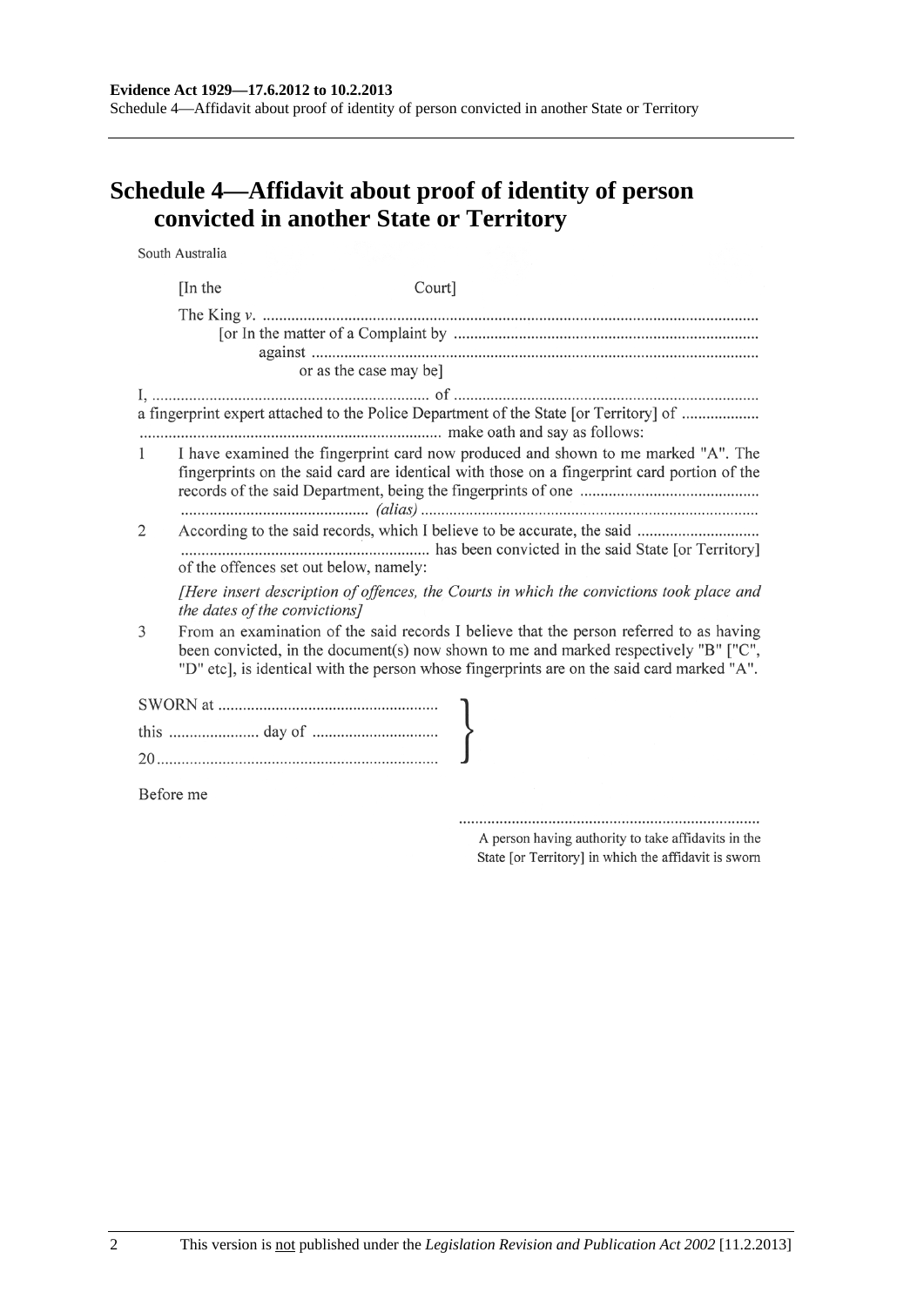# Schedule 4—Affidavit about proof of identity of person convicted in another State or Territory

South Australia

[In the Court]

The King *v.* ..........................................................................................................................

[or In the matter of a Complaint by ...........................................................................

against ..............................................................................................................

or as the case may be]

I, .................................................................... of ..........................................................................

a fingerprint expert attached to the Police Department of the State [or Territory] of ...................

.......................................................................... make oath and say as follows:

1 I have examined the fingerprint card now produced and shown to me marked "A". The fingerprints on the said card are identical with those on a fingerprint card portion of the records of the said Department, being the fingerprints of one ...........................................

.............................................. *(alias)* ...................................................................................

2 According to the said records, which I believe to be accurate, the said ..............................

............................................................ has been convicted in the said State [or Territory] of the offences set out below, namely:

*[Here insert description of offences, the Courts in which the convictions took place and the dates of the convictions]*

3 From an examination of the said records I believe that the person referred to as having been convicted, in the document(s) now shown to me and marked respectively "B" ["C", "D" etc], is identical with the person whose fingerprints are on the said card marked "A".

SWORN at ......................................................

this ...................... day of ..............................

20....................................................................

Before me

..........................................................................

A person having authority to take affidavits in the State [or Territory] in which the affidavit is sworn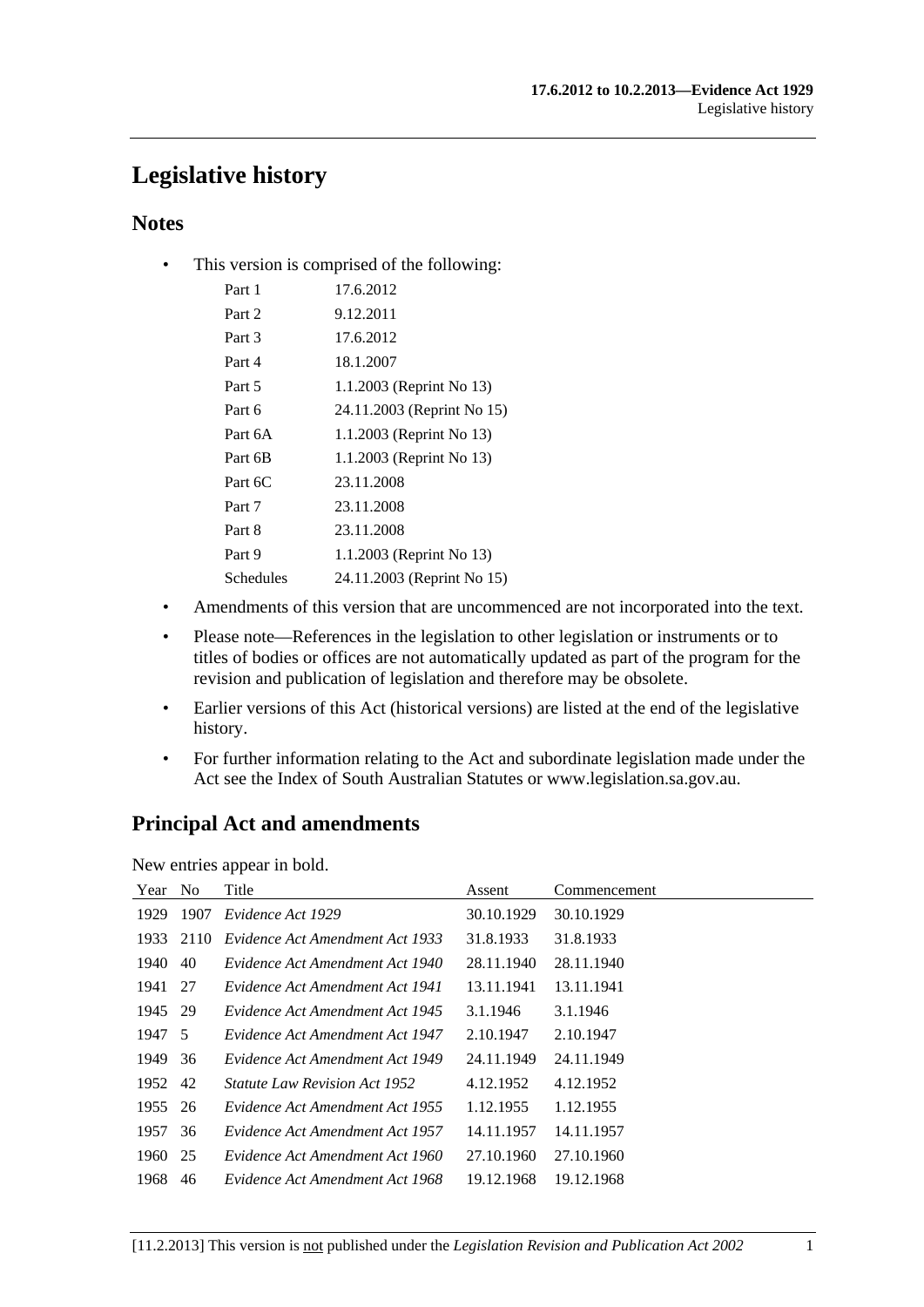# Legislative history

## Notes

- This version is comprised of the following:

| | |
|---|---|
| Part 1 | 17.6.2012 |
| Part 2 | 9.12.2011 |
| Part 3 | 17.6.2012 |
| Part 4 | 18.1.2007 |
| Part 5 | 1.1.2003 (Reprint No 13) |
| Part 6 | 24.11.2003 (Reprint No 15) |
| Part 6A | 1.1.2003 (Reprint No 13) |
| Part 6B | 1.1.2003 (Reprint No 13) |
| Part 6C | 23.11.2008 |
| Part 7 | 23.11.2008 |
| Part 8 | 23.11.2008 |
| Part 9 | 1.1.2003 (Reprint No 13) |
| Schedules | 24.11.2003 (Reprint No 15) |

- Amendments of this version that are uncommenced are not incorporated into the text.
- Please note—References in the legislation to other legislation or instruments or to titles of bodies or offices are not automatically updated as part of the program for the revision and publication of legislation and therefore may be obsolete.
- Earlier versions of this Act (historical versions) are listed at the end of the legislative history.
- For further information relating to the Act and subordinate legislation made under the Act see the Index of South Australian Statutes or www.legislation.sa.gov.au.

## Principal Act and amendments

New entries appear in bold.

| Year | No | Title | Assent | Commencement |
|---|---|---|---|---|
| 1929 | 1907 | *Evidence Act 1929* | 30.10.1929 | 30.10.1929 |
| 1933 | 2110 | *Evidence Act Amendment Act 1933* | 31.8.1933 | 31.8.1933 |
| 1940 | 40 | *Evidence Act Amendment Act 1940* | 28.11.1940 | 28.11.1940 |
| 1941 | 27 | *Evidence Act Amendment Act 1941* | 13.11.1941 | 13.11.1941 |
| 1945 | 29 | *Evidence Act Amendment Act 1945* | 3.1.1946 | 3.1.1946 |
| 1947 | 5 | *Evidence Act Amendment Act 1947* | 2.10.1947 | 2.10.1947 |
| 1949 | 36 | *Evidence Act Amendment Act 1949* | 24.11.1949 | 24.11.1949 |
| 1952 | 42 | *Statute Law Revision Act 1952* | 4.12.1952 | 4.12.1952 |
| 1955 | 26 | *Evidence Act Amendment Act 1955* | 1.12.1955 | 1.12.1955 |
| 1957 | 36 | *Evidence Act Amendment Act 1957* | 14.11.1957 | 14.11.1957 |
| 1960 | 25 | *Evidence Act Amendment Act 1960* | 27.10.1960 | 27.10.1960 |
| 1968 | 46 | *Evidence Act Amendment Act 1968* | 19.12.1968 | 19.12.1968 |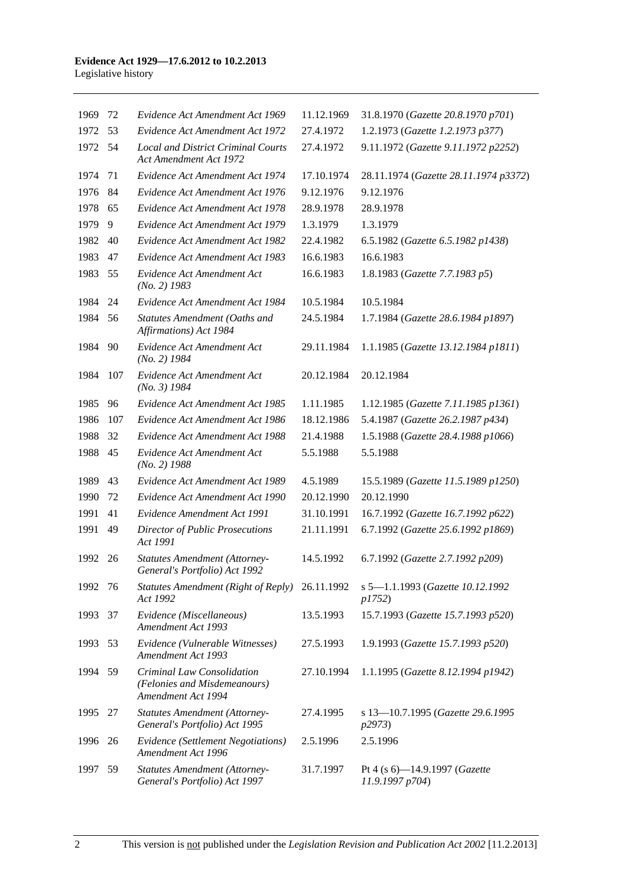| | | | | |
|---|---|---|---|---|
| 1969 | 72 | *Evidence Act Amendment Act 1969* | 11.12.1969 | 31.8.1970 (*Gazette 20.8.1970 p701*) |
| 1972 | 53 | *Evidence Act Amendment Act 1972* | 27.4.1972 | 1.2.1973 (*Gazette 1.2.1973 p377*) |
| 1972 | 54 | *Local and District Criminal Courts Act Amendment Act 1972* | 27.4.1972 | 9.11.1972 (*Gazette 9.11.1972 p2252*) |
| 1974 | 71 | *Evidence Act Amendment Act 1974* | 17.10.1974 | 28.11.1974 (*Gazette 28.11.1974 p3372*) |
| 1976 | 84 | *Evidence Act Amendment Act 1976* | 9.12.1976 | 9.12.1976 |
| 1978 | 65 | *Evidence Act Amendment Act 1978* | 28.9.1978 | 28.9.1978 |
| 1979 | 9 | *Evidence Act Amendment Act 1979* | 1.3.1979 | 1.3.1979 |
| 1982 | 40 | *Evidence Act Amendment Act 1982* | 22.4.1982 | 6.5.1982 (*Gazette 6.5.1982 p1438*) |
| 1983 | 47 | *Evidence Act Amendment Act 1983* | 16.6.1983 | 16.6.1983 |
| 1983 | 55 | *Evidence Act Amendment Act (No. 2) 1983* | 16.6.1983 | 1.8.1983 (*Gazette 7.7.1983 p5*) |
| 1984 | 24 | *Evidence Act Amendment Act 1984* | 10.5.1984 | 10.5.1984 |
| 1984 | 56 | *Statutes Amendment (Oaths and Affirmations) Act 1984* | 24.5.1984 | 1.7.1984 (*Gazette 28.6.1984 p1897*) |
| 1984 | 90 | *Evidence Act Amendment Act (No. 2) 1984* | 29.11.1984 | 1.1.1985 (*Gazette 13.12.1984 p1811*) |
| 1984 | 107 | *Evidence Act Amendment Act (No. 3) 1984* | 20.12.1984 | 20.12.1984 |
| 1985 | 96 | *Evidence Act Amendment Act 1985* | 1.11.1985 | 1.12.1985 (*Gazette 7.11.1985 p1361*) |
| 1986 | 107 | *Evidence Act Amendment Act 1986* | 18.12.1986 | 5.4.1987 (*Gazette 26.2.1987 p434*) |
| 1988 | 32 | *Evidence Act Amendment Act 1988* | 21.4.1988 | 1.5.1988 (*Gazette 28.4.1988 p1066*) |
| 1988 | 45 | *Evidence Act Amendment Act (No. 2) 1988* | 5.5.1988 | 5.5.1988 |
| 1989 | 43 | *Evidence Act Amendment Act 1989* | 4.5.1989 | 15.5.1989 (*Gazette 11.5.1989 p1250*) |
| 1990 | 72 | *Evidence Act Amendment Act 1990* | 20.12.1990 | 20.12.1990 |
| 1991 | 41 | *Evidence Amendment Act 1991* | 31.10.1991 | 16.7.1992 (*Gazette 16.7.1992 p622*) |
| 1991 | 49 | *Director of Public Prosecutions Act 1991* | 21.11.1991 | 6.7.1992 (*Gazette 25.6.1992 p1869*) |
| 1992 | 26 | *Statutes Amendment (Attorney-General's Portfolio) Act 1992* | 14.5.1992 | 6.7.1992 (*Gazette 2.7.1992 p209*) |
| 1992 | 76 | *Statutes Amendment (Right of Reply) Act 1992* | 26.11.1992 | s 5—1.1.1993 (*Gazette 10.12.1992 p1752*) |
| 1993 | 37 | *Evidence (Miscellaneous) Amendment Act 1993* | 13.5.1993 | 15.7.1993 (*Gazette 15.7.1993 p520*) |
| 1993 | 53 | *Evidence (Vulnerable Witnesses) Amendment Act 1993* | 27.5.1993 | 1.9.1993 (*Gazette 15.7.1993 p520*) |
| 1994 | 59 | *Criminal Law Consolidation (Felonies and Misdemeanours) Amendment Act 1994* | 27.10.1994 | 1.1.1995 (*Gazette 8.12.1994 p1942*) |
| 1995 | 27 | *Statutes Amendment (Attorney-General's Portfolio) Act 1995* | 27.4.1995 | s 13—10.7.1995 (*Gazette 29.6.1995 p2973*) |
| 1996 | 26 | *Evidence (Settlement Negotiations) Amendment Act 1996* | 2.5.1996 | 2.5.1996 |
| 1997 | 59 | *Statutes Amendment (Attorney-General's Portfolio) Act 1997* | 31.7.1997 | Pt 4 (s 6)—14.9.1997 (*Gazette 11.9.1997 p704*) |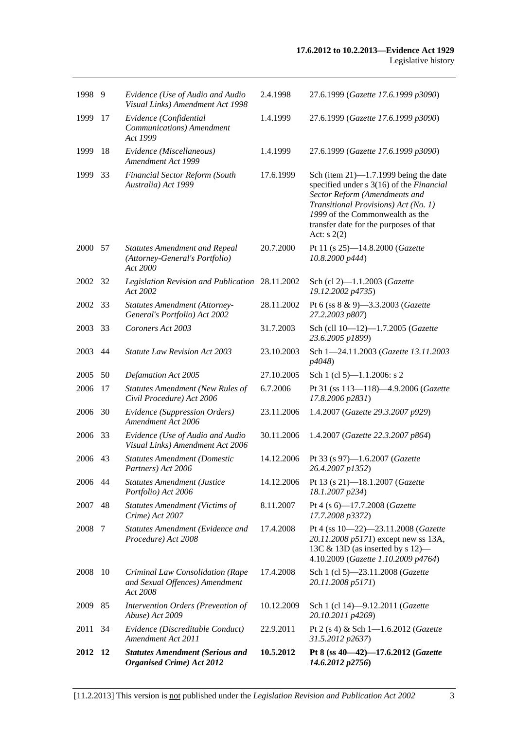| | | | | |
|---|---|---|---|---|
| 1998 | 9 | *Evidence (Use of Audio and Audio Visual Links) Amendment Act 1998* | 2.4.1998 | 27.6.1999 (*Gazette 17.6.1999 p3090*) |
| 1999 | 17 | *Evidence (Confidential Communications) Amendment Act 1999* | 1.4.1999 | 27.6.1999 (*Gazette 17.6.1999 p3090*) |
| 1999 | 18 | *Evidence (Miscellaneous) Amendment Act 1999* | 1.4.1999 | 27.6.1999 (*Gazette 17.6.1999 p3090*) |
| 1999 | 33 | *Financial Sector Reform (South Australia) Act 1999* | 17.6.1999 | Sch (item 21)—1.7.1999 being the date specified under s 3(16) of the *Financial Sector Reform (Amendments and Transitional Provisions) Act (No. 1) 1999* of the Commonwealth as the transfer date for the purposes of that Act: s 2(2) |
| 2000 | 57 | *Statutes Amendment and Repeal (Attorney-General's Portfolio) Act 2000* | 20.7.2000 | Pt 11 (s 25)—14.8.2000 (*Gazette 10.8.2000 p444*) |
| 2002 | 32 | *Legislation Revision and Publication Act 2002* | 28.11.2002 | Sch (cl 2)—1.1.2003 (*Gazette 19.12.2002 p4735*) |
| 2002 | 33 | *Statutes Amendment (Attorney-General's Portfolio) Act 2002* | 28.11.2002 | Pt 6 (ss 8 & 9)—3.3.2003 (*Gazette 27.2.2003 p807*) |
| 2003 | 33 | *Coroners Act 2003* | 31.7.2003 | Sch (cll 10—12)—1.7.2005 (*Gazette 23.6.2005 p1899*) |
| 2003 | 44 | *Statute Law Revision Act 2003* | 23.10.2003 | Sch 1—24.11.2003 (*Gazette 13.11.2003 p4048*) |
| 2005 | 50 | *Defamation Act 2005* | 27.10.2005 | Sch 1 (cl 5)—1.1.2006: s 2 |
| 2006 | 17 | *Statutes Amendment (New Rules of Civil Procedure) Act 2006* | 6.7.2006 | Pt 31 (ss 113—118)—4.9.2006 (*Gazette 17.8.2006 p2831*) |
| 2006 | 30 | *Evidence (Suppression Orders) Amendment Act 2006* | 23.11.2006 | 1.4.2007 (*Gazette 29.3.2007 p929*) |
| 2006 | 33 | *Evidence (Use of Audio and Audio Visual Links) Amendment Act 2006* | 30.11.2006 | 1.4.2007 (*Gazette 22.3.2007 p864*) |
| 2006 | 43 | *Statutes Amendment (Domestic Partners) Act 2006* | 14.12.2006 | Pt 33 (s 97)—1.6.2007 (*Gazette 26.4.2007 p1352*) |
| 2006 | 44 | *Statutes Amendment (Justice Portfolio) Act 2006* | 14.12.2006 | Pt 13 (s 21)—18.1.2007 (*Gazette 18.1.2007 p234*) |
| 2007 | 48 | *Statutes Amendment (Victims of Crime) Act 2007* | 8.11.2007 | Pt 4 (s 6)—17.7.2008 (*Gazette 17.7.2008 p3372*) |
| 2008 | 7 | *Statutes Amendment (Evidence and Procedure) Act 2008* | 17.4.2008 | Pt 4 (ss 10—22)—23.11.2008 (*Gazette 20.11.2008 p5171*) except new ss 13A, 13C & 13D (as inserted by s 12)—4.10.2009 (*Gazette 1.10.2009 p4764*) |
| 2008 | 10 | *Criminal Law Consolidation (Rape and Sexual Offences) Amendment Act 2008* | 17.4.2008 | Sch 1 (cl 5)—23.11.2008 (*Gazette 20.11.2008 p5171*) |
| 2009 | 85 | *Intervention Orders (Prevention of Abuse) Act 2009* | 10.12.2009 | Sch 1 (cl 14)—9.12.2011 (*Gazette 20.10.2011 p4269*) |
| 2011 | 34 | *Evidence (Discreditable Conduct) Amendment Act 2011* | 22.9.2011 | Pt 2 (s 4) & Sch 1—1.6.2012 (*Gazette 31.5.2012 p2637*) |
| **2012** | **12** | ***Statutes Amendment (Serious and Organised Crime) Act 2012*** | **10.5.2012** | **Pt 8 (ss 40—42)—17.6.2012 (*Gazette 14.6.2012 p2756*)** |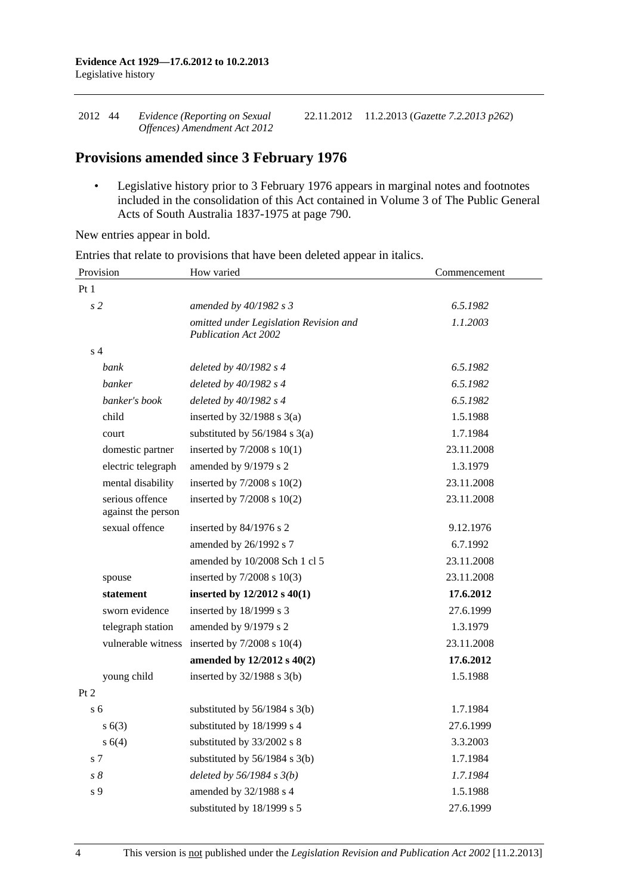| 2012 | 44 | *Evidence (Reporting on Sexual Offences) Amendment Act 2012* | 22.11.2012 | 11.2.2013 (*Gazette 7.2.2013 p262*) |
|---|---|---|---|---|

## Provisions amended since 3 February 1976

- Legislative history prior to 3 February 1976 appears in marginal notes and footnotes included in the consolidation of this Act contained in Volume 3 of The Public General Acts of South Australia 1837-1975 at page 790.

New entries appear in bold.

Entries that relate to provisions that have been deleted appear in italics.

| Provision | How varied | Commencement |
|---|---|---|
| Pt 1 | | |
| *s 2* | *amended by 40/1982 s 3* | *6.5.1982* |
| | *omitted under Legislation Revision and Publication Act 2002* | *1.1.2003* |
| s 4 | | |
| *bank* | *deleted by 40/1982 s 4* | *6.5.1982* |
| *banker* | *deleted by 40/1982 s 4* | *6.5.1982* |
| *banker's book* | *deleted by 40/1982 s 4* | *6.5.1982* |
| child | inserted by 32/1988 s 3(a) | 1.5.1988 |
| court | substituted by 56/1984 s 3(a) | 1.7.1984 |
| domestic partner | inserted by 7/2008 s 10(1) | 23.11.2008 |
| electric telegraph | amended by 9/1979 s 2 | 1.3.1979 |
| mental disability | inserted by 7/2008 s 10(2) | 23.11.2008 |
| serious offence against the person | inserted by 7/2008 s 10(2) | 23.11.2008 |
| sexual offence | inserted by 84/1976 s 2 | 9.12.1976 |
| | amended by 26/1992 s 7 | 6.7.1992 |
| | amended by 10/2008 Sch 1 cl 5 | 23.11.2008 |
| spouse | inserted by 7/2008 s 10(3) | 23.11.2008 |
| **statement** | **inserted by 12/2012 s 40(1)** | **17.6.2012** |
| sworn evidence | inserted by 18/1999 s 3 | 27.6.1999 |
| telegraph station | amended by 9/1979 s 2 | 1.3.1979 |
| vulnerable witness | inserted by 7/2008 s 10(4) | 23.11.2008 |
| | **amended by 12/2012 s 40(2)** | **17.6.2012** |
| young child | inserted by 32/1988 s 3(b) | 1.5.1988 |
| Pt 2 | | |
| s 6 | substituted by 56/1984 s 3(b) | 1.7.1984 |
| s 6(3) | substituted by 18/1999 s 4 | 27.6.1999 |
| s 6(4) | substituted by 33/2002 s 8 | 3.3.2003 |
| s 7 | substituted by 56/1984 s 3(b) | 1.7.1984 |
| *s 8* | *deleted by 56/1984 s 3(b)* | *1.7.1984* |
| s 9 | amended by 32/1988 s 4 | 1.5.1988 |
| | substituted by 18/1999 s 5 | 27.6.1999 |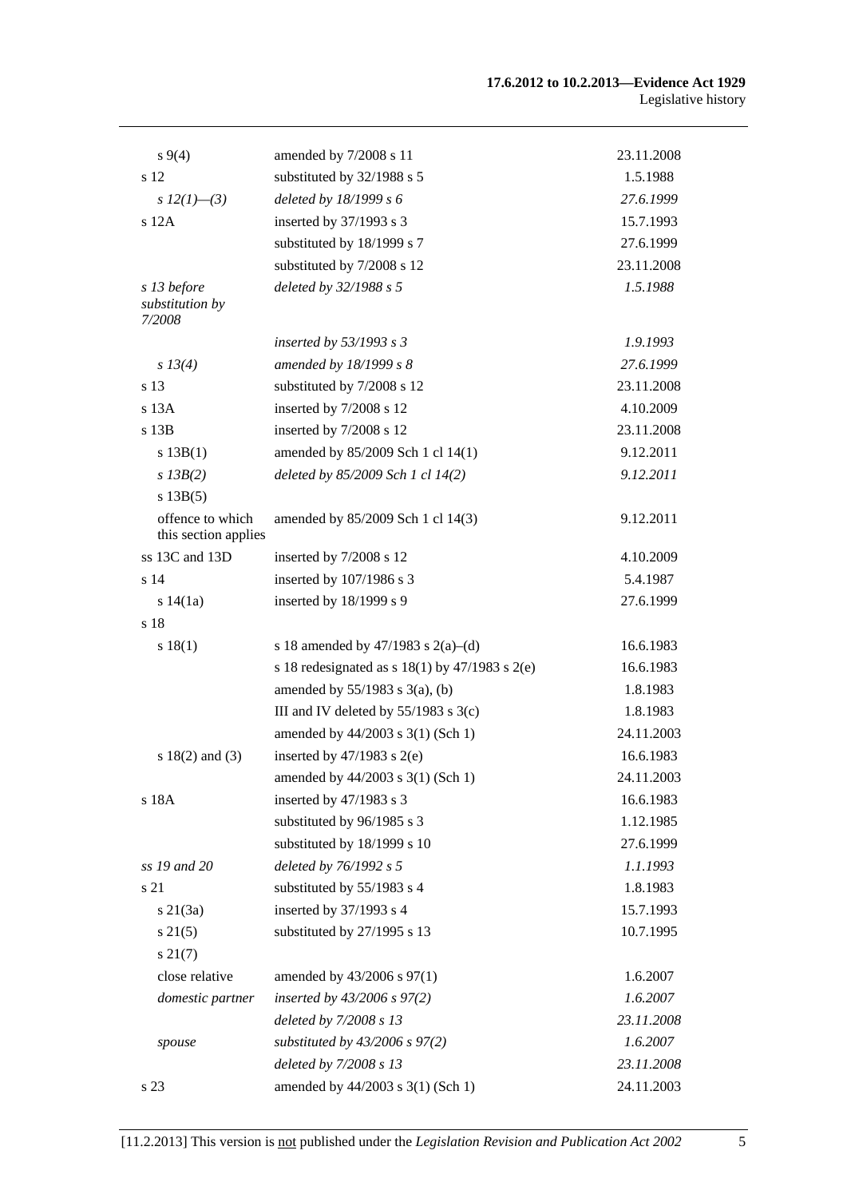| | | |
|---|---|---|
| s 9(4) | amended by 7/2008 s 11 | 23.11.2008 |
| s 12 | substituted by 32/1988 s 5 | 1.5.1988 |
| *s 12(1)—(3)* | *deleted by 18/1999 s 6* | *27.6.1999* |
| s 12A | inserted by 37/1993 s 3 | 15.7.1993 |
| | substituted by 18/1999 s 7 | 27.6.1999 |
| | substituted by 7/2008 s 12 | 23.11.2008 |
| *s 13 before substitution by 7/2008* | *deleted by 32/1988 s 5* | *1.5.1988* |
| | *inserted by 53/1993 s 3* | *1.9.1993* |
| *s 13(4)* | *amended by 18/1999 s 8* | *27.6.1999* |
| s 13 | substituted by 7/2008 s 12 | 23.11.2008 |
| s 13A | inserted by 7/2008 s 12 | 4.10.2009 |
| s 13B | inserted by 7/2008 s 12 | 23.11.2008 |
| s 13B(1) | amended by 85/2009 Sch 1 cl 14(1) | 9.12.2011 |
| *s 13B(2)* | *deleted by 85/2009 Sch 1 cl 14(2)* | *9.12.2011* |
| s 13B(5) | | |
| offence to which this section applies | amended by 85/2009 Sch 1 cl 14(3) | 9.12.2011 |
| ss 13C and 13D | inserted by 7/2008 s 12 | 4.10.2009 |
| s 14 | inserted by 107/1986 s 3 | 5.4.1987 |
| s 14(1a) | inserted by 18/1999 s 9 | 27.6.1999 |
| s 18 | | |
| s 18(1) | s 18 amended by 47/1983 s 2(a)–(d) | 16.6.1983 |
| | s 18 redesignated as s 18(1) by 47/1983 s 2(e) | 16.6.1983 |
| | amended by 55/1983 s 3(a), (b) | 1.8.1983 |
| | III and IV deleted by 55/1983 s 3(c) | 1.8.1983 |
| | amended by 44/2003 s 3(1) (Sch 1) | 24.11.2003 |
| s 18(2) and (3) | inserted by 47/1983 s 2(e) | 16.6.1983 |
| | amended by 44/2003 s 3(1) (Sch 1) | 24.11.2003 |
| s 18A | inserted by 47/1983 s 3 | 16.6.1983 |
| | substituted by 96/1985 s 3 | 1.12.1985 |
| | substituted by 18/1999 s 10 | 27.6.1999 |
| *ss 19 and 20* | *deleted by 76/1992 s 5* | *1.1.1993* |
| s 21 | substituted by 55/1983 s 4 | 1.8.1983 |
| s 21(3a) | inserted by 37/1993 s 4 | 15.7.1993 |
| s 21(5) | substituted by 27/1995 s 13 | 10.7.1995 |
| s 21(7) | | |
| close relative | amended by 43/2006 s 97(1) | 1.6.2007 |
| *domestic partner* | *inserted by 43/2006 s 97(2)* | *1.6.2007* |
| | *deleted by 7/2008 s 13* | *23.11.2008* |
| *spouse* | *substituted by 43/2006 s 97(2)* | *1.6.2007* |
| | *deleted by 7/2008 s 13* | *23.11.2008* |
| s 23 | amended by 44/2003 s 3(1) (Sch 1) | 24.11.2003 |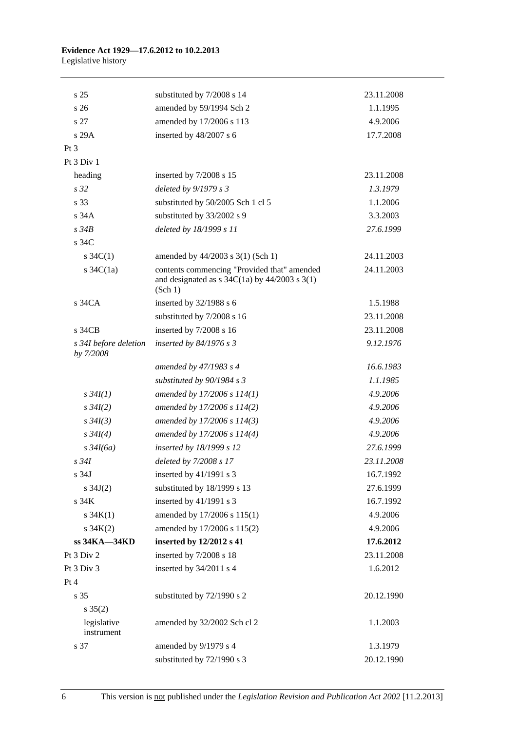| | | |
|---|---|---|
| s 25 | substituted by 7/2008 s 14 | 23.11.2008 |
| s 26 | amended by 59/1994 Sch 2 | 1.1.1995 |
| s 27 | amended by 17/2006 s 113 | 4.9.2006 |
| s 29A | inserted by 48/2007 s 6 | 17.7.2008 |
| Pt 3 | | |
| Pt 3 Div 1 | | |
| heading | inserted by 7/2008 s 15 | 23.11.2008 |
| *s 32* | *deleted by 9/1979 s 3* | *1.3.1979* |
| s 33 | substituted by 50/2005 Sch 1 cl 5 | 1.1.2006 |
| s 34A | substituted by 33/2002 s 9 | 3.3.2003 |
| *s 34B* | *deleted by 18/1999 s 11* | *27.6.1999* |
| s 34C | | |
| s 34C(1) | amended by 44/2003 s 3(1) (Sch 1) | 24.11.2003 |
| s 34C(1a) | contents commencing "Provided that" amended and designated as s 34C(1a) by 44/2003 s 3(1) (Sch 1) | 24.11.2003 |
| s 34CA | inserted by 32/1988 s 6 | 1.5.1988 |
| | substituted by 7/2008 s 16 | 23.11.2008 |
| s 34CB | inserted by 7/2008 s 16 | 23.11.2008 |
| *s 34I before deletion by 7/2008* | *inserted by 84/1976 s 3* | *9.12.1976* |
| | *amended by 47/1983 s 4* | *16.6.1983* |
| | *substituted by 90/1984 s 3* | *1.1.1985* |
| *s 34I(1)* | *amended by 17/2006 s 114(1)* | *4.9.2006* |
| *s 34I(2)* | *amended by 17/2006 s 114(2)* | *4.9.2006* |
| *s 34I(3)* | *amended by 17/2006 s 114(3)* | *4.9.2006* |
| *s 34I(4)* | *amended by 17/2006 s 114(4)* | *4.9.2006* |
| *s 34I(6a)* | *inserted by 18/1999 s 12* | *27.6.1999* |
| *s 34I* | *deleted by 7/2008 s 17* | *23.11.2008* |
| s 34J | inserted by 41/1991 s 3 | 16.7.1992 |
| s 34J(2) | substituted by 18/1999 s 13 | 27.6.1999 |
| s 34K | inserted by 41/1991 s 3 | 16.7.1992 |
| s 34K(1) | amended by 17/2006 s 115(1) | 4.9.2006 |
| s 34K(2) | amended by 17/2006 s 115(2) | 4.9.2006 |
| **ss 34KA—34KD** | **inserted by 12/2012 s 41** | **17.6.2012** |
| Pt 3 Div 2 | inserted by 7/2008 s 18 | 23.11.2008 |
| Pt 3 Div 3 | inserted by 34/2011 s 4 | 1.6.2012 |
| Pt 4 | | |
| s 35 | substituted by 72/1990 s 2 | 20.12.1990 |
| s 35(2) | | |
| legislative instrument | amended by 32/2002 Sch cl 2 | 1.1.2003 |
| s 37 | amended by 9/1979 s 4 | 1.3.1979 |
| | substituted by 72/1990 s 3 | 20.12.1990 |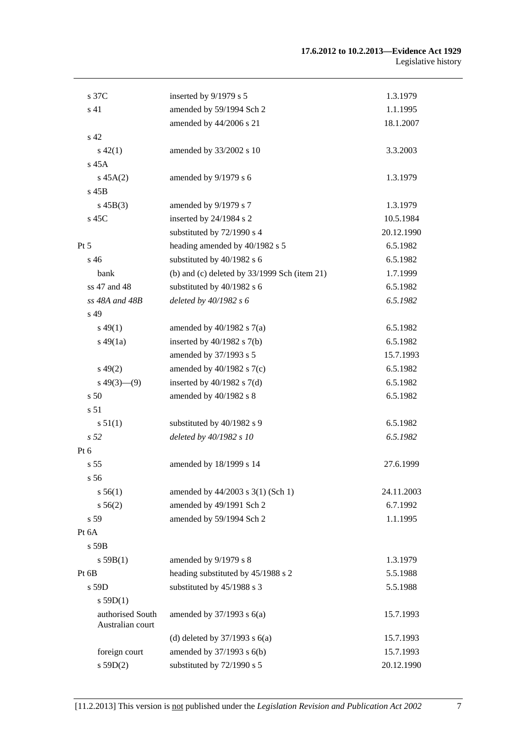| | | |
|---|---|---|
| s 37C | inserted by 9/1979 s 5 | 1.3.1979 |
| s 41 | amended by 59/1994 Sch 2 | 1.1.1995 |
| | amended by 44/2006 s 21 | 18.1.2007 |
| s 42 | | |
| s 42(1) | amended by 33/2002 s 10 | 3.3.2003 |
| s 45A | | |
| s 45A(2) | amended by 9/1979 s 6 | 1.3.1979 |
| s 45B | | |
| s 45B(3) | amended by 9/1979 s 7 | 1.3.1979 |
| s 45C | inserted by 24/1984 s 2 | 10.5.1984 |
| | substituted by 72/1990 s 4 | 20.12.1990 |
| Pt 5 | heading amended by 40/1982 s 5 | 6.5.1982 |
| s 46 | substituted by 40/1982 s 6 | 6.5.1982 |
| bank | (b) and (c) deleted by 33/1999 Sch (item 21) | 1.7.1999 |
| ss 47 and 48 | substituted by 40/1982 s 6 | 6.5.1982 |
| *ss 48A and 48B* | *deleted by 40/1982 s 6* | *6.5.1982* |
| s 49 | | |
| s 49(1) | amended by 40/1982 s 7(a) | 6.5.1982 |
| s 49(1a) | inserted by 40/1982 s 7(b) | 6.5.1982 |
| | amended by 37/1993 s 5 | 15.7.1993 |
| s 49(2) | amended by 40/1982 s 7(c) | 6.5.1982 |
| s 49(3)—(9) | inserted by 40/1982 s 7(d) | 6.5.1982 |
| s 50 | amended by 40/1982 s 8 | 6.5.1982 |
| s 51 | | |
| s 51(1) | substituted by 40/1982 s 9 | 6.5.1982 |
| *s 52* | *deleted by 40/1982 s 10* | *6.5.1982* |
| Pt 6 | | |
| s 55 | amended by 18/1999 s 14 | 27.6.1999 |
| s 56 | | |
| s 56(1) | amended by 44/2003 s 3(1) (Sch 1) | 24.11.2003 |
| s 56(2) | amended by 49/1991 Sch 2 | 6.7.1992 |
| s 59 | amended by 59/1994 Sch 2 | 1.1.1995 |
| Pt 6A | | |
| s 59B | | |
| s 59B(1) | amended by 9/1979 s 8 | 1.3.1979 |
| Pt 6B | heading substituted by 45/1988 s 2 | 5.5.1988 |
| s 59D | substituted by 45/1988 s 3 | 5.5.1988 |
| s 59D(1) | | |
| authorised South Australian court | amended by 37/1993 s 6(a) | 15.7.1993 |
| | (d) deleted by 37/1993 s 6(a) | 15.7.1993 |
| foreign court | amended by 37/1993 s 6(b) | 15.7.1993 |
| s 59D(2) | substituted by 72/1990 s 5 | 20.12.1990 |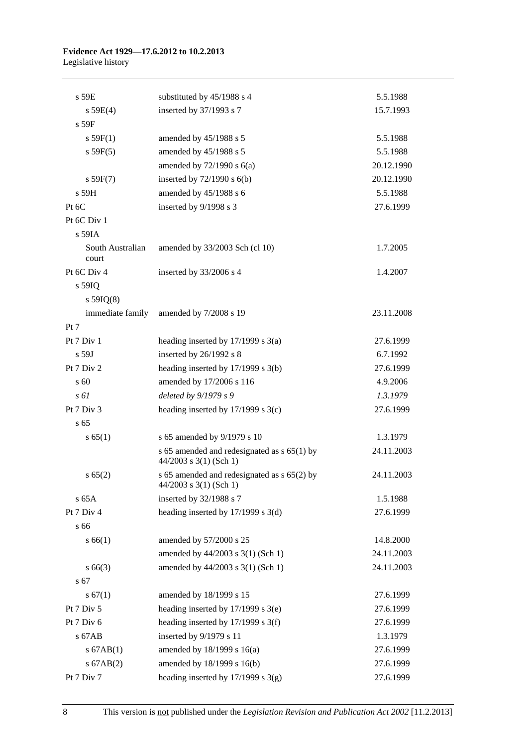| | | |
|---|---|---|
| s 59E | substituted by 45/1988 s 4 | 5.5.1988 |
| s 59E(4) | inserted by 37/1993 s 7 | 15.7.1993 |
| s 59F | | |
| s 59F(1) | amended by 45/1988 s 5 | 5.5.1988 |
| s 59F(5) | amended by 45/1988 s 5 | 5.5.1988 |
| | amended by 72/1990 s 6(a) | 20.12.1990 |
| s 59F(7) | inserted by 72/1990 s 6(b) | 20.12.1990 |
| s 59H | amended by 45/1988 s 6 | 5.5.1988 |
| Pt 6C | inserted by 9/1998 s 3 | 27.6.1999 |
| Pt 6C Div 1 | | |
| s 59IA | | |
| South Australian court | amended by 33/2003 Sch (cl 10) | 1.7.2005 |
| Pt 6C Div 4 | inserted by 33/2006 s 4 | 1.4.2007 |
| s 59IQ | | |
| s 59IQ(8) | | |
| immediate family | amended by 7/2008 s 19 | 23.11.2008 |
| Pt 7 | | |
| Pt 7 Div 1 | heading inserted by 17/1999 s 3(a) | 27.6.1999 |
| s 59J | inserted by 26/1992 s 8 | 6.7.1992 |
| Pt 7 Div 2 | heading inserted by 17/1999 s 3(b) | 27.6.1999 |
| s 60 | amended by 17/2006 s 116 | 4.9.2006 |
| *s 61* | *deleted by 9/1979 s 9* | *1.3.1979* |
| Pt 7 Div 3 | heading inserted by 17/1999 s 3(c) | 27.6.1999 |
| s 65 | | |
| s 65(1) | s 65 amended by 9/1979 s 10 | 1.3.1979 |
| | s 65 amended and redesignated as s 65(1) by 44/2003 s 3(1) (Sch 1) | 24.11.2003 |
| s 65(2) | s 65 amended and redesignated as s 65(2) by 44/2003 s 3(1) (Sch 1) | 24.11.2003 |
| s 65A | inserted by 32/1988 s 7 | 1.5.1988 |
| Pt 7 Div 4 | heading inserted by 17/1999 s 3(d) | 27.6.1999 |
| s 66 | | |
| s 66(1) | amended by 57/2000 s 25 | 14.8.2000 |
| | amended by 44/2003 s 3(1) (Sch 1) | 24.11.2003 |
| s 66(3) | amended by 44/2003 s 3(1) (Sch 1) | 24.11.2003 |
| s 67 | | |
| s 67(1) | amended by 18/1999 s 15 | 27.6.1999 |
| Pt 7 Div 5 | heading inserted by 17/1999 s 3(e) | 27.6.1999 |
| Pt 7 Div 6 | heading inserted by 17/1999 s 3(f) | 27.6.1999 |
| s 67AB | inserted by 9/1979 s 11 | 1.3.1979 |
| s 67AB(1) | amended by 18/1999 s 16(a) | 27.6.1999 |
| s 67AB(2) | amended by 18/1999 s 16(b) | 27.6.1999 |
| Pt 7 Div 7 | heading inserted by 17/1999 s 3(g) | 27.6.1999 |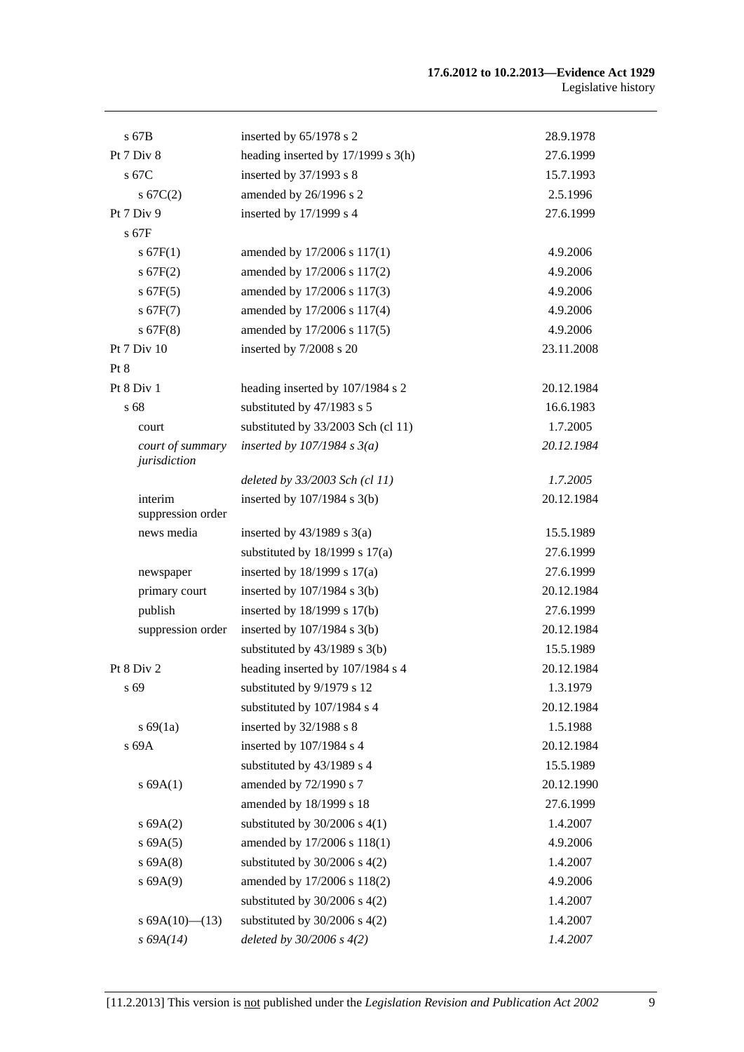| | | |
|---|---|---|
| s 67B | inserted by 65/1978 s 2 | 28.9.1978 |
| Pt 7 Div 8 | heading inserted by 17/1999 s 3(h) | 27.6.1999 |
| s 67C | inserted by 37/1993 s 8 | 15.7.1993 |
| s 67C(2) | amended by 26/1996 s 2 | 2.5.1996 |
| Pt 7 Div 9 | inserted by 17/1999 s 4 | 27.6.1999 |
| s 67F | | |
| s 67F(1) | amended by 17/2006 s 117(1) | 4.9.2006 |
| s 67F(2) | amended by 17/2006 s 117(2) | 4.9.2006 |
| s 67F(5) | amended by 17/2006 s 117(3) | 4.9.2006 |
| s 67F(7) | amended by 17/2006 s 117(4) | 4.9.2006 |
| s 67F(8) | amended by 17/2006 s 117(5) | 4.9.2006 |
| Pt 7 Div 10 | inserted by 7/2008 s 20 | 23.11.2008 |
| Pt 8 | | |
| Pt 8 Div 1 | heading inserted by 107/1984 s 2 | 20.12.1984 |
| s 68 | substituted by 47/1983 s 5 | 16.6.1983 |
| court | substituted by 33/2003 Sch (cl 11) | 1.7.2005 |
| *court of summary jurisdiction* | *inserted by 107/1984 s 3(a)* | *20.12.1984* |
| | *deleted by 33/2003 Sch (cl 11)* | *1.7.2005* |
| interim suppression order | inserted by 107/1984 s 3(b) | 20.12.1984 |
| news media | inserted by 43/1989 s 3(a) | 15.5.1989 |
| | substituted by 18/1999 s 17(a) | 27.6.1999 |
| newspaper | inserted by 18/1999 s 17(a) | 27.6.1999 |
| primary court | inserted by 107/1984 s 3(b) | 20.12.1984 |
| publish | inserted by 18/1999 s 17(b) | 27.6.1999 |
| suppression order | inserted by 107/1984 s 3(b) | 20.12.1984 |
| | substituted by 43/1989 s 3(b) | 15.5.1989 |
| Pt 8 Div 2 | heading inserted by 107/1984 s 4 | 20.12.1984 |
| s 69 | substituted by 9/1979 s 12 | 1.3.1979 |
| | substituted by 107/1984 s 4 | 20.12.1984 |
| s 69(1a) | inserted by 32/1988 s 8 | 1.5.1988 |
| s 69A | inserted by 107/1984 s 4 | 20.12.1984 |
| | substituted by 43/1989 s 4 | 15.5.1989 |
| s 69A(1) | amended by 72/1990 s 7 | 20.12.1990 |
| | amended by 18/1999 s 18 | 27.6.1999 |
| s 69A(2) | substituted by 30/2006 s 4(1) | 1.4.2007 |
| s 69A(5) | amended by 17/2006 s 118(1) | 4.9.2006 |
| s 69A(8) | substituted by 30/2006 s 4(2) | 1.4.2007 |
| s 69A(9) | amended by 17/2006 s 118(2) | 4.9.2006 |
| | substituted by 30/2006 s 4(2) | 1.4.2007 |
| s 69A(10)—(13) | substituted by 30/2006 s 4(2) | 1.4.2007 |
| *s 69A(14)* | *deleted by 30/2006 s 4(2)* | *1.4.2007* |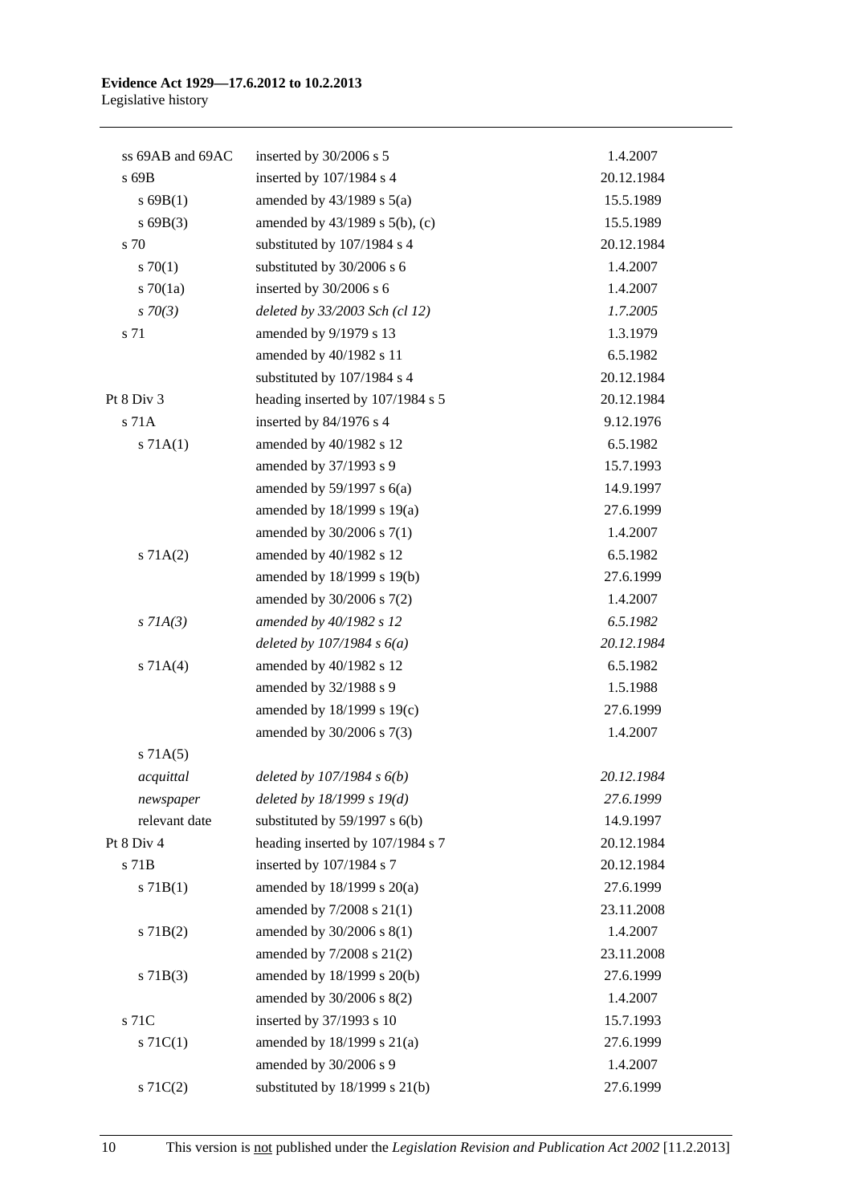| | | |
|---|---|---|
| ss 69AB and 69AC | inserted by 30/2006 s 5 | 1.4.2007 |
| s 69B | inserted by 107/1984 s 4 | 20.12.1984 |
| s 69B(1) | amended by 43/1989 s 5(a) | 15.5.1989 |
| s 69B(3) | amended by 43/1989 s 5(b), (c) | 15.5.1989 |
| s 70 | substituted by 107/1984 s 4 | 20.12.1984 |
| s 70(1) | substituted by 30/2006 s 6 | 1.4.2007 |
| s 70(1a) | inserted by 30/2006 s 6 | 1.4.2007 |
| *s 70(3)* | *deleted by 33/2003 Sch (cl 12)* | *1.7.2005* |
| s 71 | amended by 9/1979 s 13 | 1.3.1979 |
| | amended by 40/1982 s 11 | 6.5.1982 |
| | substituted by 107/1984 s 4 | 20.12.1984 |
| Pt 8 Div 3 | heading inserted by 107/1984 s 5 | 20.12.1984 |
| s 71A | inserted by 84/1976 s 4 | 9.12.1976 |
| s 71A(1) | amended by 40/1982 s 12 | 6.5.1982 |
| | amended by 37/1993 s 9 | 15.7.1993 |
| | amended by 59/1997 s 6(a) | 14.9.1997 |
| | amended by 18/1999 s 19(a) | 27.6.1999 |
| | amended by 30/2006 s 7(1) | 1.4.2007 |
| s 71A(2) | amended by 40/1982 s 12 | 6.5.1982 |
| | amended by 18/1999 s 19(b) | 27.6.1999 |
| | amended by 30/2006 s 7(2) | 1.4.2007 |
| *s 71A(3)* | *amended by 40/1982 s 12* | *6.5.1982* |
| | *deleted by 107/1984 s 6(a)* | *20.12.1984* |
| s 71A(4) | amended by 40/1982 s 12 | 6.5.1982 |
| | amended by 32/1988 s 9 | 1.5.1988 |
| | amended by 18/1999 s 19(c) | 27.6.1999 |
| | amended by 30/2006 s 7(3) | 1.4.2007 |
| s 71A(5) | | |
| *acquittal* | *deleted by 107/1984 s 6(b)* | *20.12.1984* |
| *newspaper* | *deleted by 18/1999 s 19(d)* | *27.6.1999* |
| relevant date | substituted by 59/1997 s 6(b) | 14.9.1997 |
| Pt 8 Div 4 | heading inserted by 107/1984 s 7 | 20.12.1984 |
| s 71B | inserted by 107/1984 s 7 | 20.12.1984 |
| s 71B(1) | amended by 18/1999 s 20(a) | 27.6.1999 |
| | amended by 7/2008 s 21(1) | 23.11.2008 |
| s 71B(2) | amended by 30/2006 s 8(1) | 1.4.2007 |
| | amended by 7/2008 s 21(2) | 23.11.2008 |
| s 71B(3) | amended by 18/1999 s 20(b) | 27.6.1999 |
| | amended by 30/2006 s 8(2) | 1.4.2007 |
| s 71C | inserted by 37/1993 s 10 | 15.7.1993 |
| s 71C(1) | amended by 18/1999 s 21(a) | 27.6.1999 |
| | amended by 30/2006 s 9 | 1.4.2007 |
| s 71C(2) | substituted by 18/1999 s 21(b) | 27.6.1999 |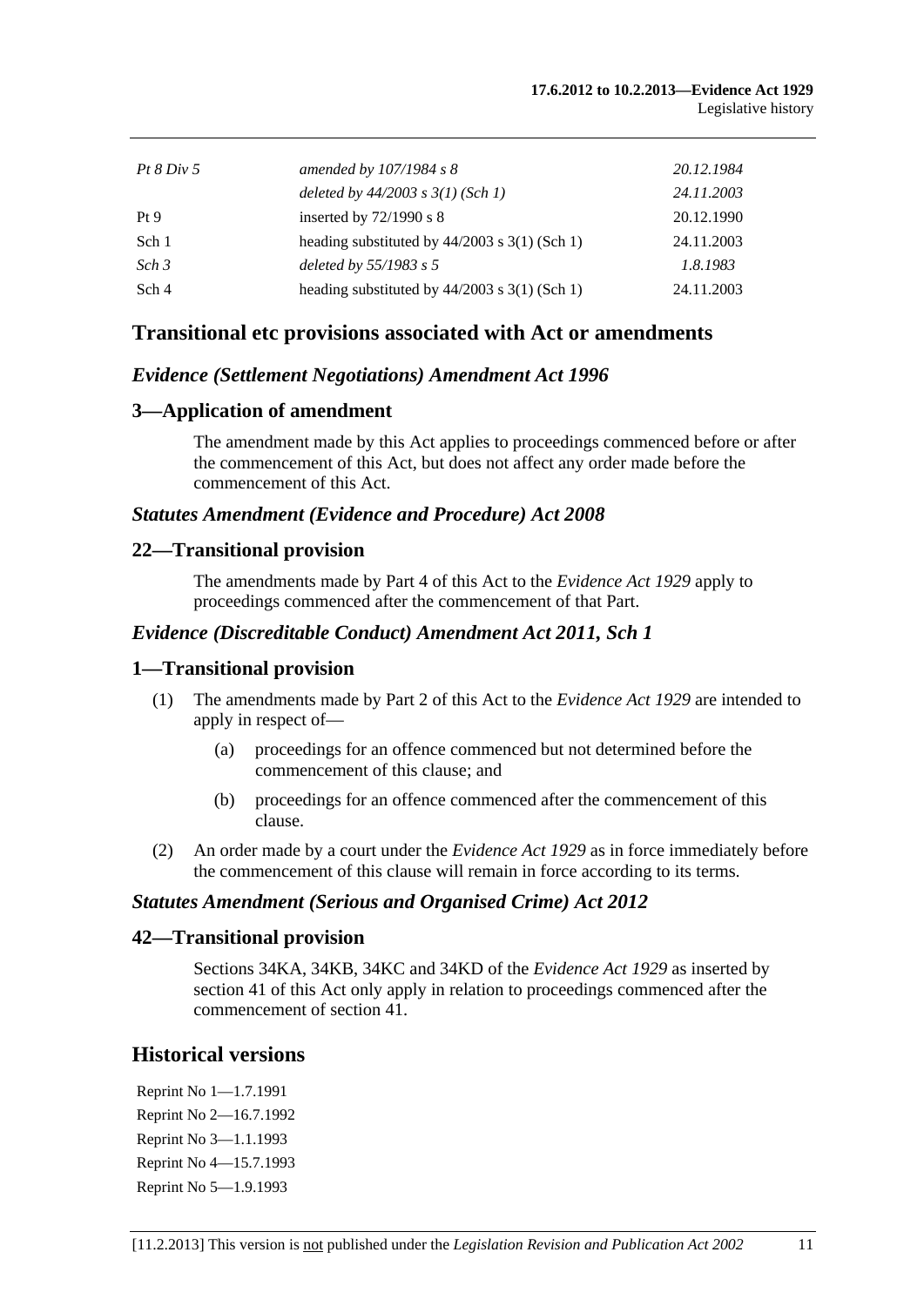| | | |
|---|---|---|
| *Pt 8 Div 5* | *amended by 107/1984 s 8* | *20.12.1984* |
| | *deleted by 44/2003 s 3(1) (Sch 1)* | *24.11.2003* |
| Pt 9 | inserted by 72/1990 s 8 | 20.12.1990 |
| Sch 1 | heading substituted by 44/2003 s 3(1) (Sch 1) | 24.11.2003 |
| *Sch 3* | *deleted by 55/1983 s 5* | *1.8.1983* |
| Sch 4 | heading substituted by 44/2003 s 3(1) (Sch 1) | 24.11.2003 |

## Transitional etc provisions associated with Act or amendments

### *Evidence (Settlement Negotiations) Amendment Act 1996*

### 3—Application of amendment

The amendment made by this Act applies to proceedings commenced before or after the commencement of this Act, but does not affect any order made before the commencement of this Act.

### *Statutes Amendment (Evidence and Procedure) Act 2008*

### 22—Transitional provision

The amendments made by Part 4 of this Act to the *Evidence Act 1929* apply to proceedings commenced after the commencement of that Part.

### *Evidence (Discreditable Conduct) Amendment Act 2011, Sch 1*

### 1—Transitional provision

(1) The amendments made by Part 2 of this Act to the *Evidence Act 1929* are intended to apply in respect of—

(a) proceedings for an offence commenced but not determined before the commencement of this clause; and

(b) proceedings for an offence commenced after the commencement of this clause.

(2) An order made by a court under the *Evidence Act 1929* as in force immediately before the commencement of this clause will remain in force according to its terms.

### *Statutes Amendment (Serious and Organised Crime) Act 2012*

### 42—Transitional provision

Sections 34KA, 34KB, 34KC and 34KD of the *Evidence Act 1929* as inserted by section 41 of this Act only apply in relation to proceedings commenced after the commencement of section 41.

## Historical versions

Reprint No 1—1.7.1991
Reprint No 2—16.7.1992
Reprint No 3—1.1.1993
Reprint No 4—15.7.1993
Reprint No 5—1.9.1993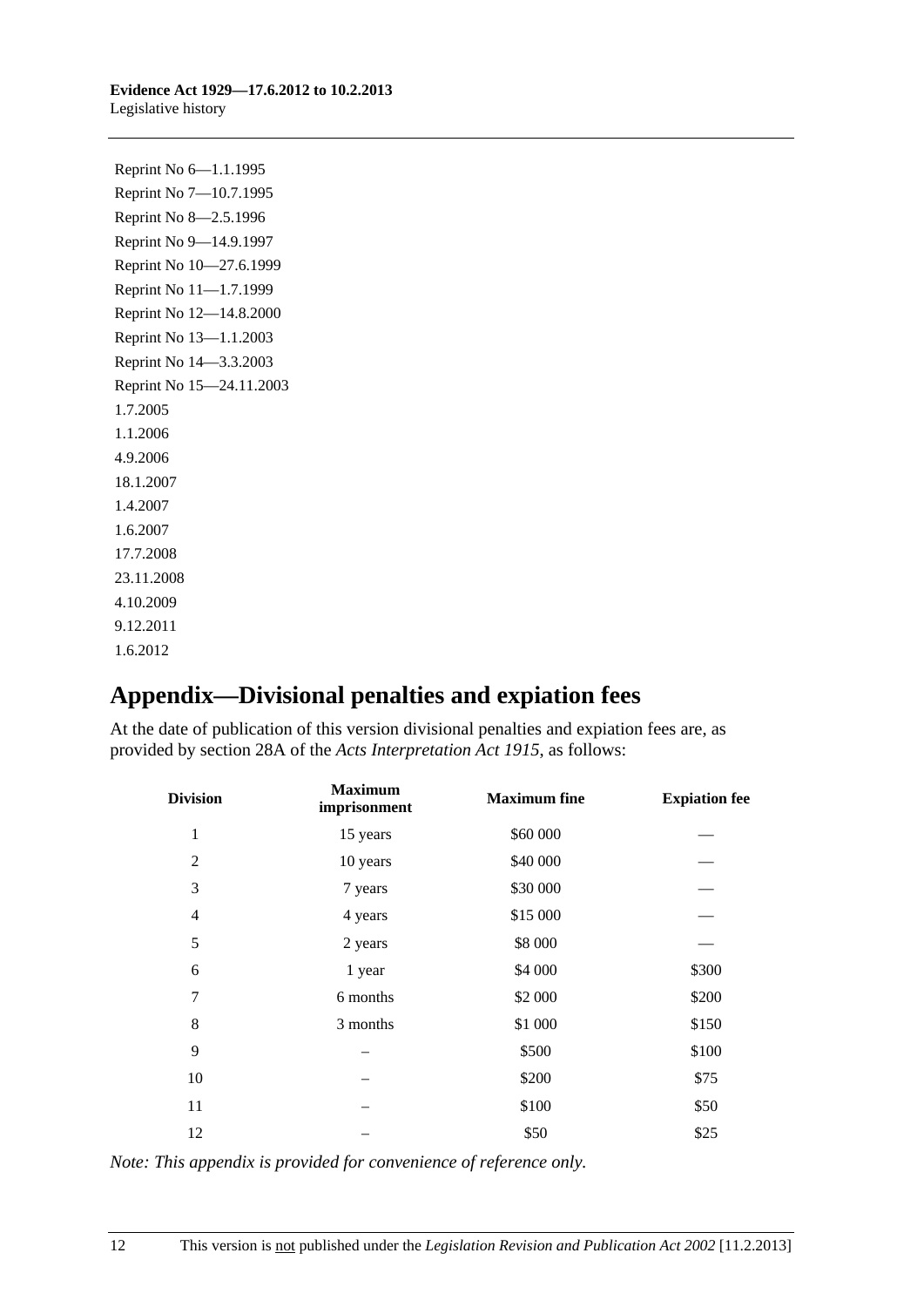Reprint No 6—1.1.1995
Reprint No 7—10.7.1995
Reprint No 8—2.5.1996
Reprint No 9—14.9.1997
Reprint No 10—27.6.1999
Reprint No 11—1.7.1999
Reprint No 12—14.8.2000
Reprint No 13—1.1.2003
Reprint No 14—3.3.2003
Reprint No 15—24.11.2003
1.7.2005
1.1.2006
4.9.2006
18.1.2007
1.4.2007
1.6.2007
17.7.2008
23.11.2008
4.10.2009
9.12.2011
1.6.2012

# Appendix—Divisional penalties and expiation fees

At the date of publication of this version divisional penalties and expiation fees are, as provided by section 28A of the *Acts Interpretation Act 1915*, as follows:

| Division | Maximum imprisonment | Maximum fine | Expiation fee |
|---|---|---|---|
| 1 | 15 years | $60 000 | — |
| 2 | 10 years | $40 000 | — |
| 3 | 7 years | $30 000 | — |
| 4 | 4 years | $15 000 | — |
| 5 | 2 years | $8 000 | — |
| 6 | 1 year | $4 000 | $300 |
| 7 | 6 months | $2 000 | $200 |
| 8 | 3 months | $1 000 | $150 |
| 9 | – | $500 | $100 |
| 10 | – | $200 | $75 |
| 11 | – | $100 | $50 |
| 12 | – | $50 | $25 |

*Note: This appendix is provided for convenience of reference only.*